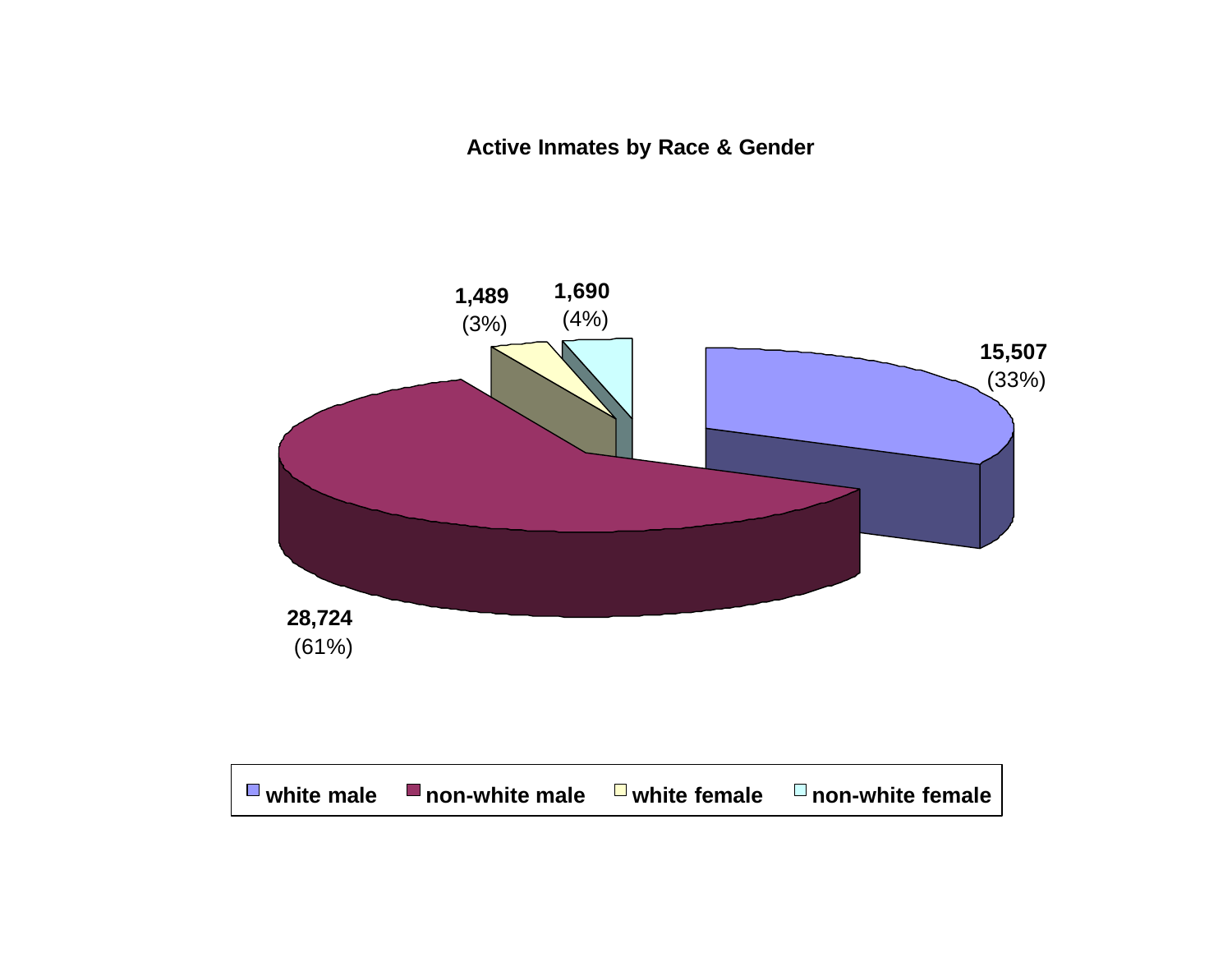**Active Inmates by Race & Gender**

| Category | Count | Percent |
| --- | --- | --- |
| white male | 15,507 | (33%) |
| non-white male | 28,724 | (61%) |
| white female | 1,489 | (3%) |
| non-white female | 1,690 | (4%) |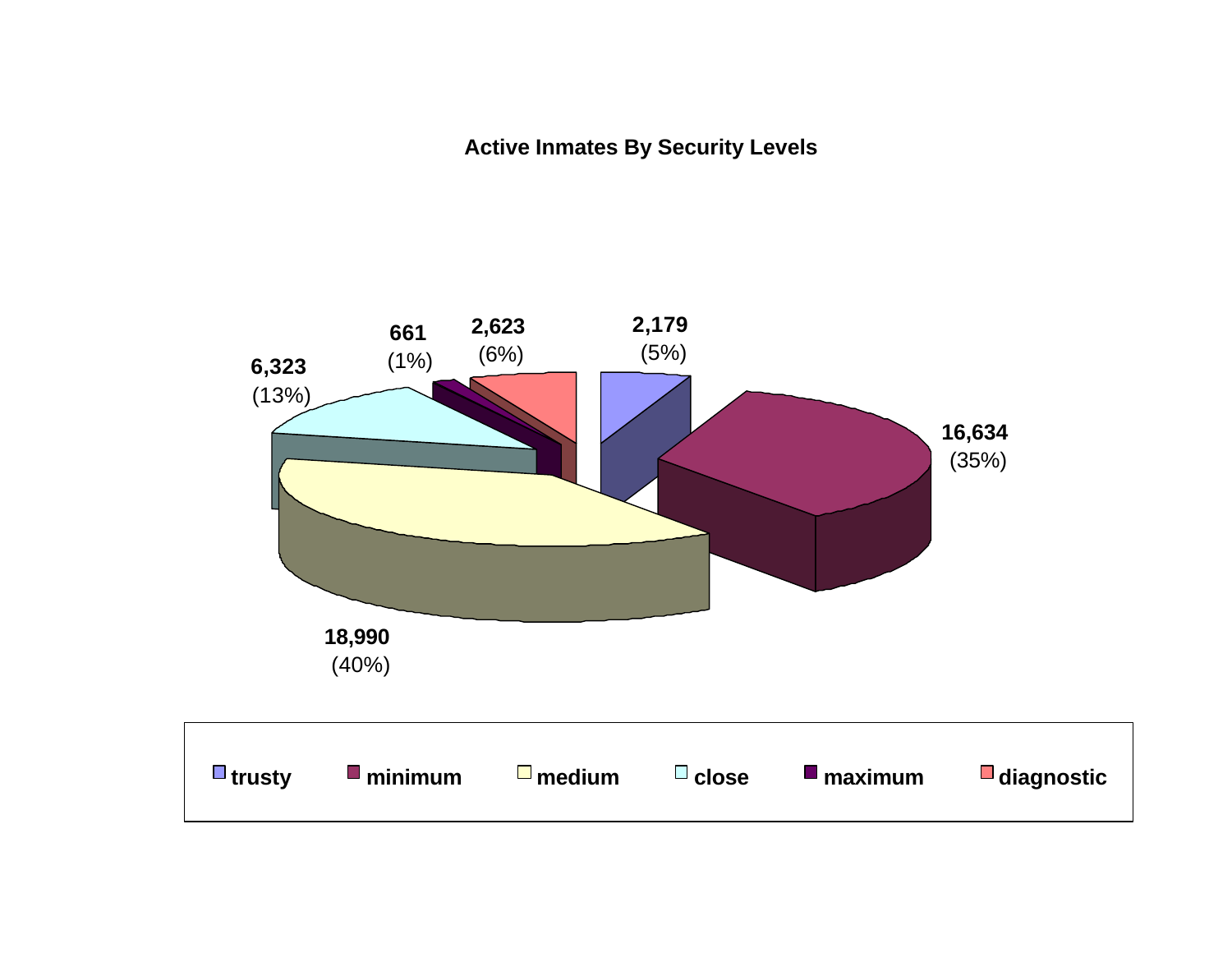## Active Inmates By Security Levels

| Security Level | Inmates | Percent |
|---|---|---|
| trusty | 2,179 | (5%) |
| minimum | 16,634 | (35%) |
| medium | 18,990 | (40%) |
| close | 6,323 | (13%) |
| maximum | 661 | (1%) |
| diagnostic | 2,623 | (6%) |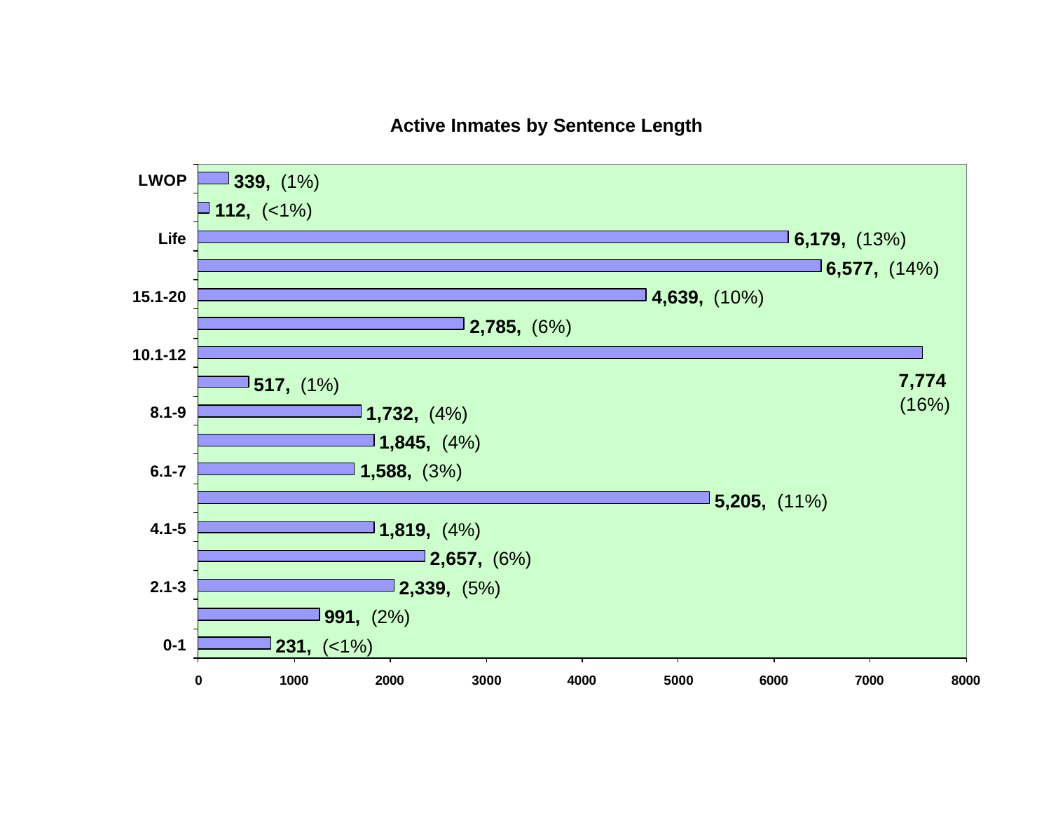## Active Inmates by Sentence Length

| Sentence Length | Inmates | Percent |
|---|---|---|
| LWOP | 339 | (1%) |
| | 112 | (<1%) |
| Life | 6,179 | (13%) |
| | 6,577 | (14%) |
| 15.1-20 | 4,639 | (10%) |
| | 2,785 | (6%) |
| 10.1-12 | 7,774 | (16%) |
| | 517 | (1%) |
| 8.1-9 | 1,732 | (4%) |
| | 1,845 | (4%) |
| 6.1-7 | 1,588 | (3%) |
| | 5,205 | (11%) |
| 4.1-5 | 1,819 | (4%) |
| | 2,657 | (6%) |
| 2.1-3 | 2,339 | (5%) |
| | 991 | (2%) |
| 0-1 | 231 | (<1%) |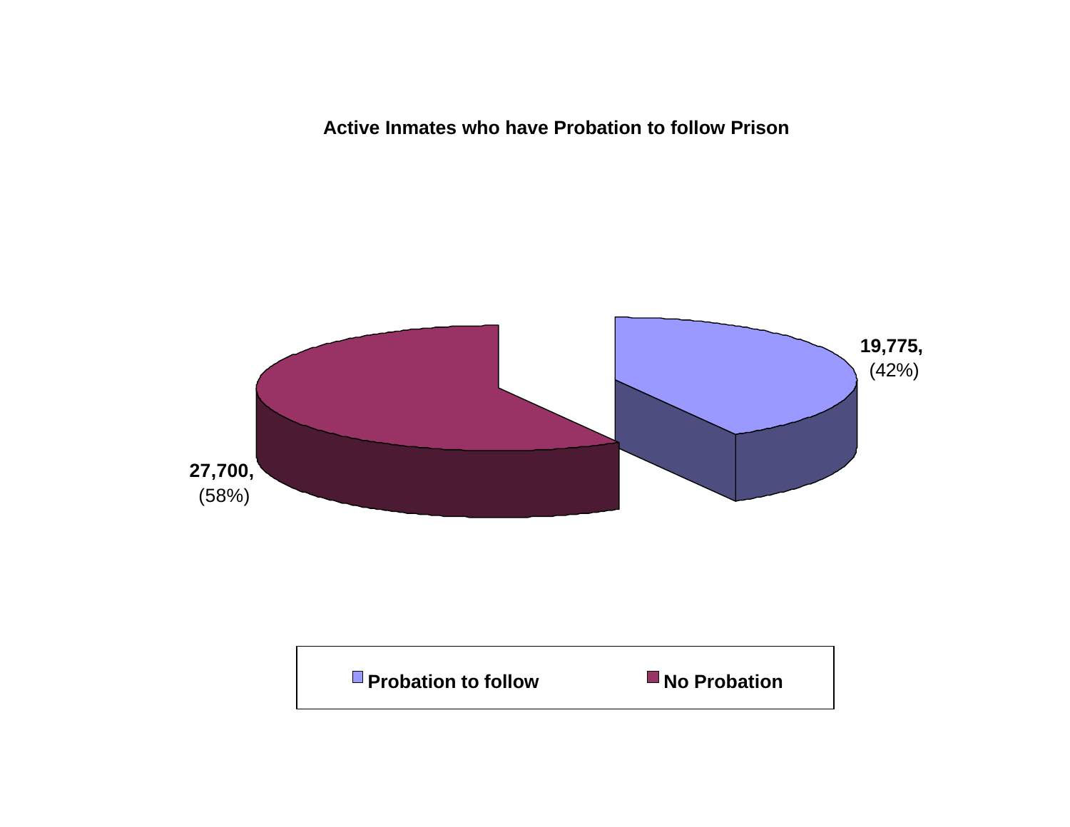**Active Inmates who have Probation to follow Prison**

| Category | Count | Percent |
|---|---|---|
| Probation to follow | 19,775 | 42% |
| No Probation | 27,700 | 58% |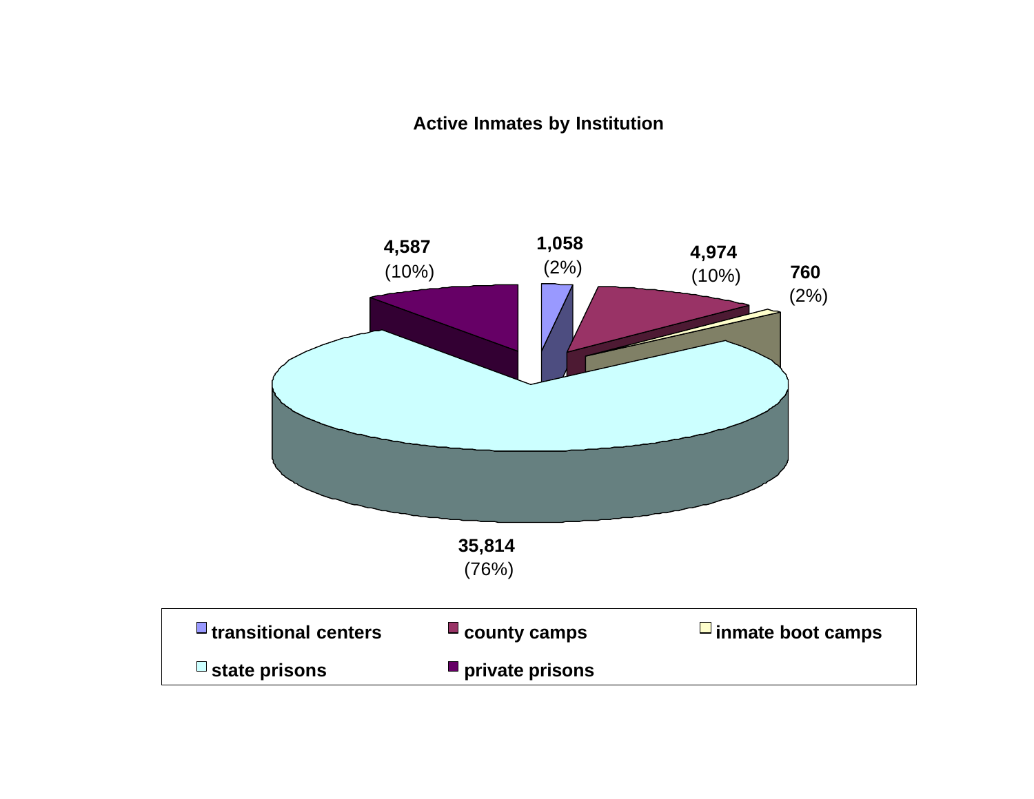## Active Inmates by Institution

| Institution | Active Inmates | Percent |
|---|---|---|
| transitional centers | 1,058 | (2%) |
| county camps | 4,974 | (10%) |
| inmate boot camps | 760 | (2%) |
| state prisons | 35,814 | (76%) |
| private prisons | 4,587 | (10%) |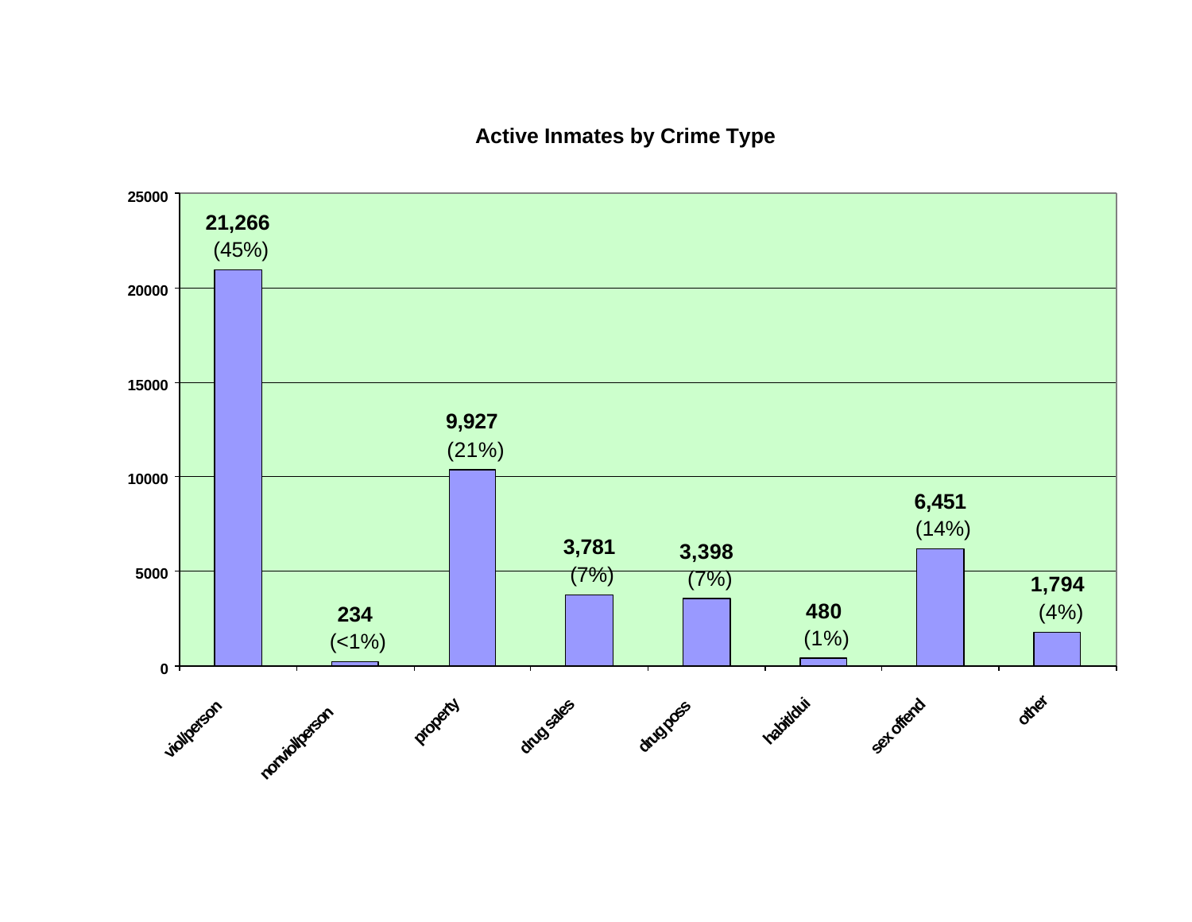## Active Inmates by Crime Type

| Crime Type | Active Inmates | Percent |
| --- | --- | --- |
| viol/person | 21,266 | (45%) |
| nonviol/person | 234 | (<1%) |
| property | 9,927 | (21%) |
| drug sales | 3,781 | (7%) |
| drug poss | 3,398 | (7%) |
| habit/dui | 480 | (1%) |
| sex offend | 6,451 | (14%) |
| other | 1,794 | (4%) |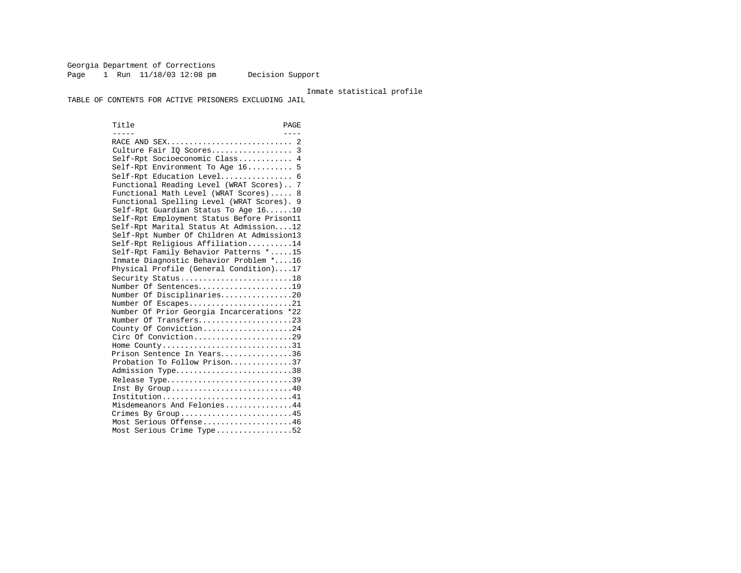Georgia Department of Corrections
Page 1 Run 11/18/03 12:08 pm Decision Support

Inmate statistical profile

TABLE OF CONTENTS FOR ACTIVE PRISONERS EXCLUDING JAIL

| Title | PAGE |
| --- | --- |
| RACE AND SEX | 2 |
| Culture Fair IQ Scores | 3 |
| Self-Rpt Socioeconomic Class | 4 |
| Self-Rpt Environment To Age 16 | 5 |
| Self-Rpt Education Level | 6 |
| Functional Reading Level (WRAT Scores) | 7 |
| Functional Math Level (WRAT Scores) | 8 |
| Functional Spelling Level (WRAT Scores) | 9 |
| Self-Rpt Guardian Status To Age 16 | 10 |
| Self-Rpt Employment Status Before Prison | 11 |
| Self-Rpt Marital Status At Admission | 12 |
| Self-Rpt Number Of Children At Admission | 13 |
| Self-Rpt Religious Affiliation | 14 |
| Self-Rpt Family Behavior Patterns * | 15 |
| Inmate Diagnostic Behavior Problem * | 16 |
| Physical Profile (General Condition) | 17 |
| Security Status | 18 |
| Number Of Sentences | 19 |
| Number Of Disciplinaries | 20 |
| Number Of Escapes | 21 |
| Number Of Prior Georgia Incarcerations * | 22 |
| Number Of Transfers | 23 |
| County Of Conviction | 24 |
| Circ Of Conviction | 29 |
| Home County | 31 |
| Prison Sentence In Years | 36 |
| Probation To Follow Prison | 37 |
| Admission Type | 38 |
| Release Type | 39 |
| Inst By Group | 40 |
| Institution | 41 |
| Misdemeanors And Felonies | 44 |
| Crimes By Group | 45 |
| Most Serious Offense | 46 |
| Most Serious Crime Type | 52 |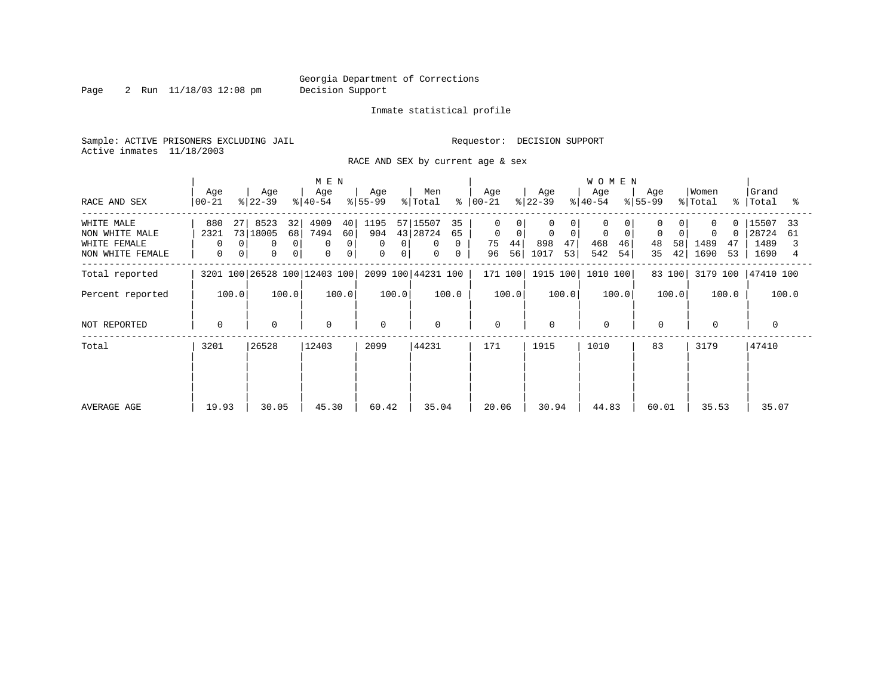Georgia Department of Corrections
Decision Support

Inmate statistical profile

Sample: ACTIVE PRISONERS EXCLUDING JAIL

Requestor: DECISION SUPPORT

Active inmates 11/18/2003

RACE AND SEX by current age & sex

| RACE AND SEX | MEN Age 00-21 | % | Age 22-39 | % | Age 40-54 | % | Age 55-99 | % | Men Total | % | WOMEN Age 00-21 | % | Age 22-39 | % | Age 40-54 | % | Age 55-99 | % | Women Total | % | Grand Total | % |
|---|---|---|---|---|---|---|---|---|---|---|---|---|---|---|---|---|---|---|---|---|---|---|
| WHITE MALE | 880 | 27 | 8523 | 32 | 4909 | 40 | 1195 | 57 | 15507 | 35 | 0 | 0 | 0 | 0 | 0 | 0 | 0 | 0 | 0 | 0 | 15507 | 33 |
| NON WHITE MALE | 2321 | 73 | 18005 | 68 | 7494 | 60 | 904 | 43 | 28724 | 65 | 0 | 0 | 0 | 0 | 0 | 0 | 0 | 0 | 0 | 0 | 28724 | 61 |
| WHITE FEMALE | 0 | 0 | 0 | 0 | 0 | 0 | 0 | 0 | 0 | 0 | 75 | 44 | 898 | 47 | 468 | 46 | 48 | 58 | 1489 | 47 | 1489 | 3 |
| NON WHITE FEMALE | 0 | 0 | 0 | 0 | 0 | 0 | 0 | 0 | 0 | 0 | 96 | 56 | 1017 | 53 | 542 | 54 | 35 | 42 | 1690 | 53 | 1690 | 4 |
| Total reported | 3201 | 100 | 26528 | 100 | 12403 | 100 | 2099 | 100 | 44231 | 100 | 171 | 100 | 1915 | 100 | 1010 | 100 | 83 | 100 | 3179 | 100 | 47410 | 100 |
| Percent reported | | 100.0 | | 100.0 | | 100.0 | | 100.0 | | 100.0 | | 100.0 | | 100.0 | | 100.0 | | 100.0 | | 100.0 | | 100.0 |
| NOT REPORTED | 0 | | 0 | | 0 | | 0 | | 0 | | 0 | | 0 | | 0 | | 0 | | 0 | | 0 | |
| Total | 3201 | | 26528 | | 12403 | | 2099 | | 44231 | | 171 | | 1915 | | 1010 | | 83 | | 3179 | | 47410 | |
| AVERAGE AGE | 19.93 | | 30.05 | | 45.30 | | 60.42 | | 35.04 | | 20.06 | | 30.94 | | 44.83 | | 60.01 | | 35.53 | | 35.07 | |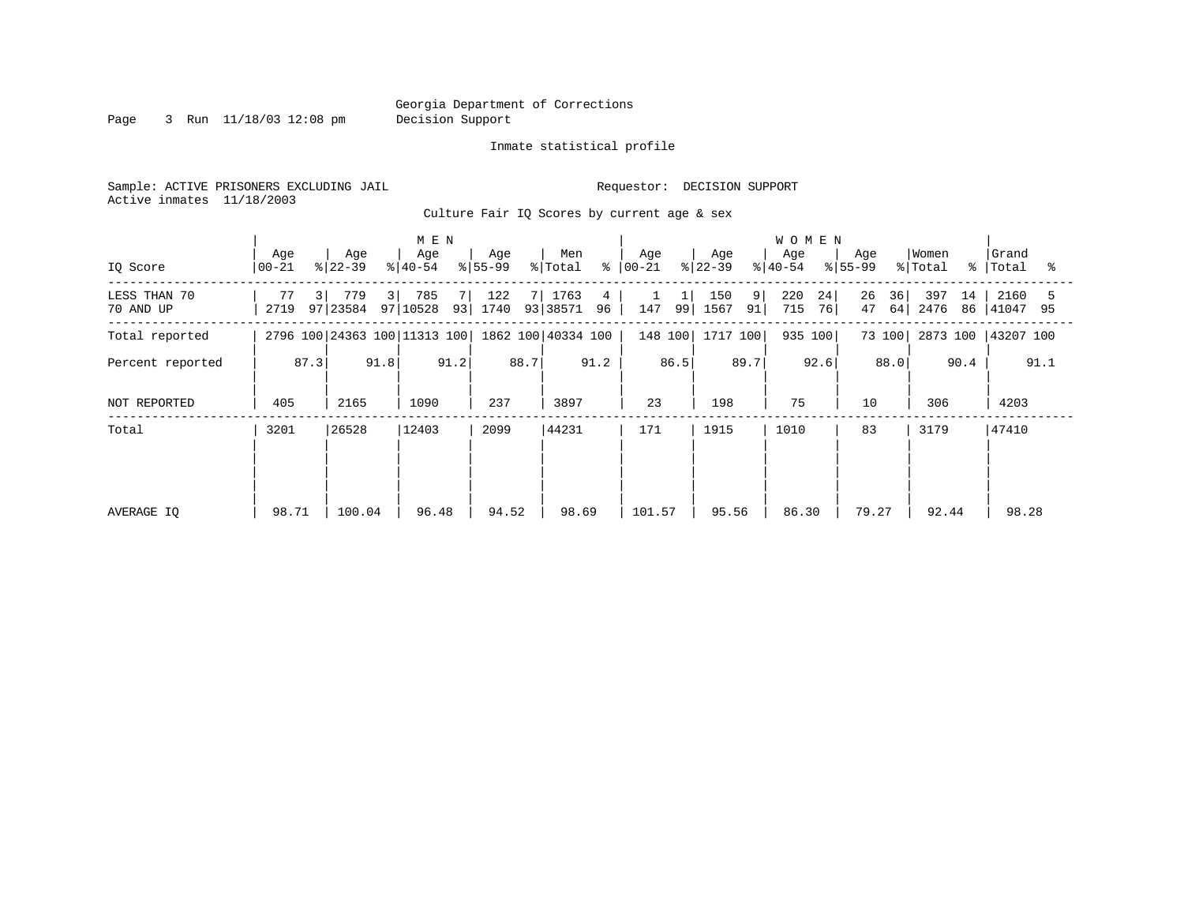Georgia Department of Corrections
Decision Support

Inmate statistical profile

Sample: ACTIVE PRISONERS EXCLUDING JAIL  Requestor: DECISION SUPPORT
Active inmates 11/18/2003

Culture Fair IQ Scores by current age & sex

| IQ Score | MEN Age 00-21 | % | Age 22-39 | % | Age 40-54 | % | Age 55-99 | % | Men Total | % | WOMEN Age 00-21 | % | Age 22-39 | % | Age 40-54 | % | Age 55-99 | % | Women Total | % | Grand Total | % |
|---|---|---|---|---|---|---|---|---|---|---|---|---|---|---|---|---|---|---|---|---|---|---|
| LESS THAN 70 | 77 | 3 | 779 | 3 | 785 | 7 | 122 | 7 | 1763 | 4 | 1 | 1 | 150 | 9 | 220 | 24 | 26 | 36 | 397 | 14 | 2160 | 5 |
| 70 AND UP | 2719 | 97 | 23584 | 97 | 10528 | 93 | 1740 | 93 | 38571 | 96 | 147 | 99 | 1567 | 91 | 715 | 76 | 47 | 64 | 2476 | 86 | 41047 | 95 |
| Total reported | 2796 | 100 | 24363 | 100 | 11313 | 100 | 1862 | 100 | 40334 | 100 | 148 | 100 | 1717 | 100 | 935 | 100 | 73 | 100 | 2873 | 100 | 43207 | 100 |
| Percent reported | | 87.3 | | 91.8 | | 91.2 | | 88.7 | | 91.2 | | 86.5 | | 89.7 | | 92.6 | | 88.0 | | 90.4 | | 91.1 |
| NOT REPORTED | 405 | | 2165 | | 1090 | | 237 | | 3897 | | 23 | | 198 | | 75 | | 10 | | 306 | | 4203 | |
| Total | 3201 | | 26528 | | 12403 | | 2099 | | 44231 | | 171 | | 1915 | | 1010 | | 83 | | 3179 | | 47410 | |
| AVERAGE IQ | 98.71 | | 100.04 | | 96.48 | | 94.52 | | 98.69 | | 101.57 | | 95.56 | | 86.30 | | 79.27 | | 92.44 | | 98.28 | |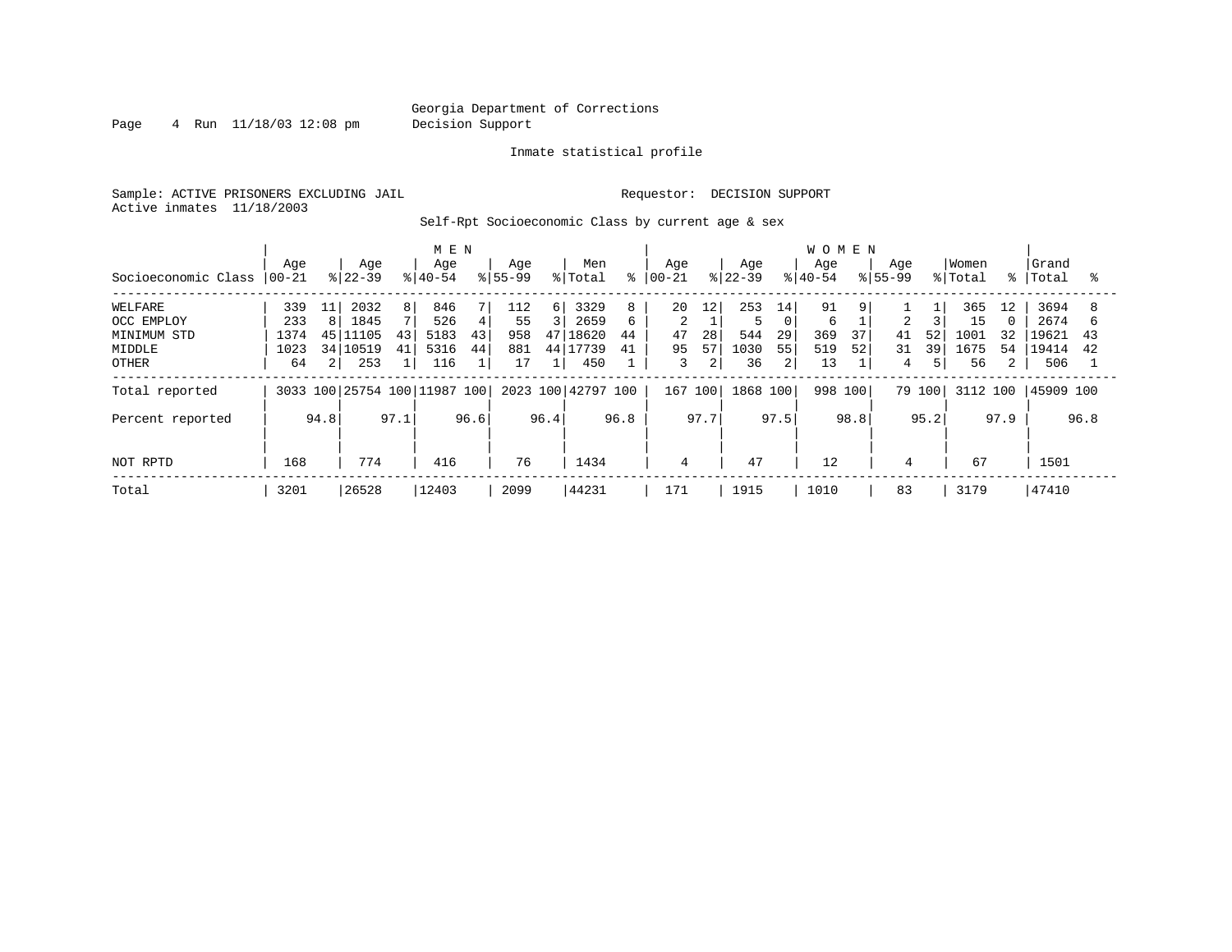Georgia Department of Corrections
Decision Support

Inmate statistical profile

Sample: ACTIVE PRISONERS EXCLUDING JAIL

Requestor: DECISION SUPPORT

Active inmates 11/18/2003

Self-Rpt Socioeconomic Class by current age & sex

| | MEN | | | | | | | | | | WOMEN | | | | | | | | | | | |
|---|---|---|---|---|---|---|---|---|---|---|---|---|---|---|---|---|---|---|---|---|---|---|
| Socioeconomic Class | Age 00-21 | % | Age 22-39 | % | Age 40-54 | % | Age 55-99 | % | Men Total | % | Age 00-21 | % | Age 22-39 | % | Age 40-54 | % | Age 55-99 | % | Women Total | % | Grand Total | % |
| WELFARE | 339 | 11 | 2032 | 8 | 846 | 7 | 112 | 6 | 3329 | 8 | 20 | 12 | 253 | 14 | 91 | 9 | 1 | 1 | 365 | 12 | 3694 | 8 |
| OCC EMPLOY | 233 | 8 | 1845 | 7 | 526 | 4 | 55 | 3 | 2659 | 6 | 2 | 1 | 5 | 0 | 6 | 1 | 2 | 3 | 15 | 0 | 2674 | 6 |
| MINIMUM STD | 1374 | 45 | 11105 | 43 | 5183 | 43 | 958 | 47 | 18620 | 44 | 47 | 28 | 544 | 29 | 369 | 37 | 41 | 52 | 1001 | 32 | 19621 | 43 |
| MIDDLE | 1023 | 34 | 10519 | 41 | 5316 | 44 | 881 | 44 | 17739 | 41 | 95 | 57 | 1030 | 55 | 519 | 52 | 31 | 39 | 1675 | 54 | 19414 | 42 |
| OTHER | 64 | 2 | 253 | 1 | 116 | 1 | 17 | 1 | 450 | 1 | 3 | 2 | 36 | 2 | 13 | 1 | 4 | 5 | 56 | 2 | 506 | 1 |
| Total reported | 3033 | 100 | 25754 | 100 | 11987 | 100 | 2023 | 100 | 42797 | 100 | 167 | 100 | 1868 | 100 | 998 | 100 | 79 | 100 | 3112 | 100 | 45909 | 100 |
| Percent reported | | 94.8 | | 97.1 | | 96.6 | | 96.4 | | 96.8 | | 97.7 | | 97.5 | | 98.8 | | 95.2 | | 97.9 | | 96.8 |
| NOT RPTD | 168 | | 774 | | 416 | | 76 | | 1434 | | 4 | | 47 | | 12 | | 4 | | 67 | | 1501 | |
| Total | 3201 | | 26528 | | 12403 | | 2099 | | 44231 | | 171 | | 1915 | | 1010 | | 83 | | 3179 | | 47410 | |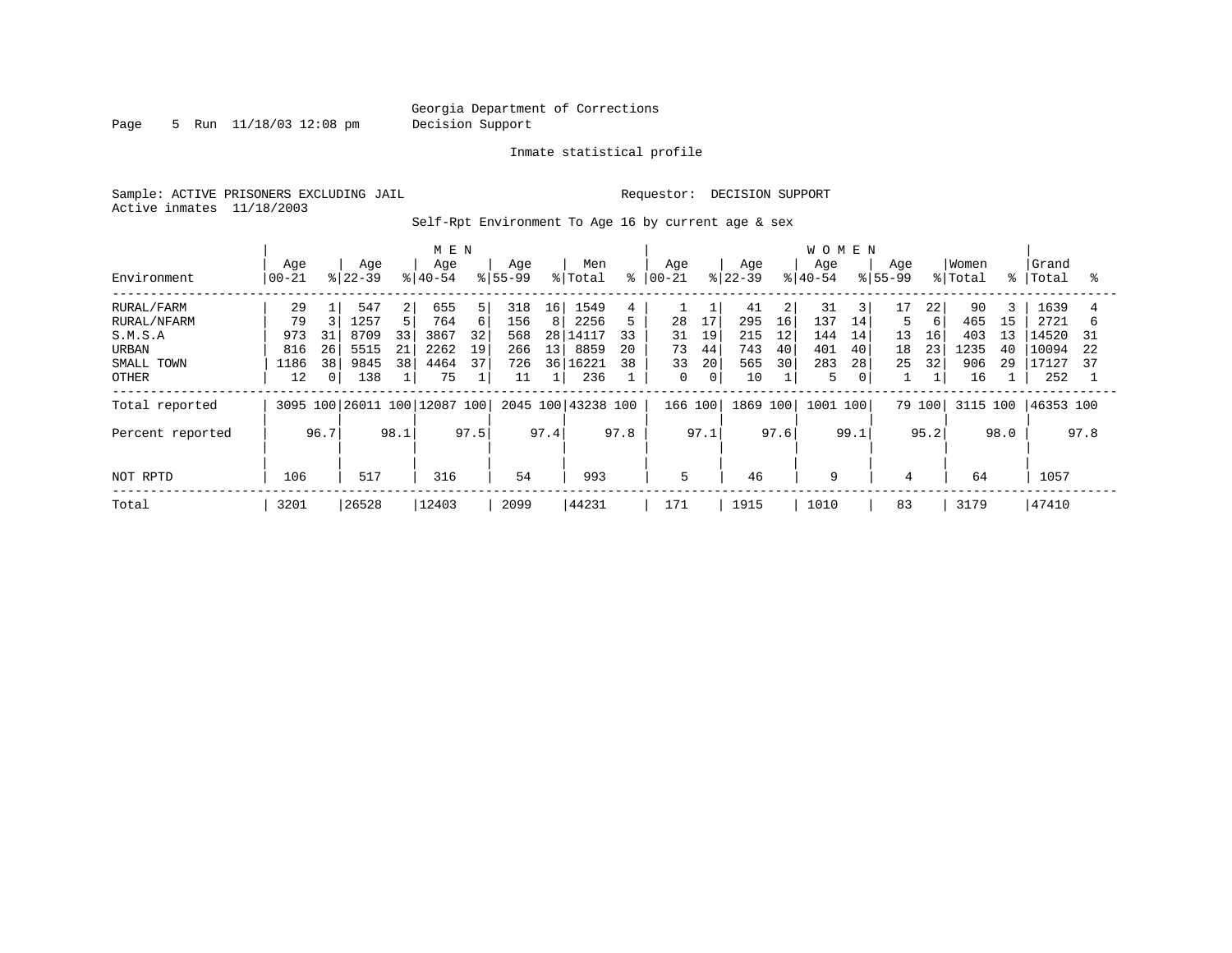Georgia Department of Corrections
Decision Support

Inmate statistical profile

Sample: ACTIVE PRISONERS EXCLUDING JAIL
Active inmates 11/18/2003

Requestor: DECISION SUPPORT

Self-Rpt Environment To Age 16 by current age & sex

| Environment | MEN Age 00-21 | % | Age 22-39 | % | Age 40-54 | % | Age 55-99 | % | Men Total | % | WOMEN Age 00-21 | % | Age 22-39 | % | Age 40-54 | % | Age 55-99 | % | Women Total | % | Grand Total | % |
|---|---|---|---|---|---|---|---|---|---|---|---|---|---|---|---|---|---|---|---|---|---|---|
| RURAL/FARM | 29 | 1 | 547 | 2 | 655 | 5 | 318 | 16 | 1549 | 4 | 1 | 1 | 41 | 2 | 31 | 3 | 17 | 22 | 90 | 3 | 1639 | 4 |
| RURAL/NFARM | 79 | 3 | 1257 | 5 | 764 | 6 | 156 | 8 | 2256 | 5 | 28 | 17 | 295 | 16 | 137 | 14 | 5 | 6 | 465 | 15 | 2721 | 6 |
| S.M.S.A | 973 | 31 | 8709 | 33 | 3867 | 32 | 568 | 28 | 14117 | 33 | 31 | 19 | 215 | 12 | 144 | 14 | 13 | 16 | 403 | 13 | 14520 | 31 |
| URBAN | 816 | 26 | 5515 | 21 | 2262 | 19 | 266 | 13 | 8859 | 20 | 73 | 44 | 743 | 40 | 401 | 40 | 18 | 23 | 1235 | 40 | 10094 | 22 |
| SMALL TOWN | 1186 | 38 | 9845 | 38 | 4464 | 37 | 726 | 36 | 16221 | 38 | 33 | 20 | 565 | 30 | 283 | 28 | 25 | 32 | 906 | 29 | 17127 | 37 |
| OTHER | 12 | 0 | 138 | 1 | 75 | 1 | 11 | 1 | 236 | 1 | 0 | 0 | 10 | 1 | 5 | 0 | 1 | 1 | 16 | 1 | 252 | 1 |
| Total reported | 3095 | 100 | 26011 | 100 | 12087 | 100 | 2045 | 100 | 43238 | 100 | 166 | 100 | 1869 | 100 | 1001 | 100 | 79 | 100 | 3115 | 100 | 46353 | 100 |
| Percent reported | | 96.7 | | 98.1 | | 97.5 | | 97.4 | | 97.8 | | 97.1 | | 97.6 | | 99.1 | | 95.2 | | 98.0 | | 97.8 |
| NOT RPTD | 106 | | 517 | | 316 | | 54 | | 993 | | 5 | | 46 | | 9 | | 4 | | 64 | | 1057 | |
| Total | 3201 | | 26528 | | 12403 | | 2099 | | 44231 | | 171 | | 1915 | | 1010 | | 83 | | 3179 | | 47410 | |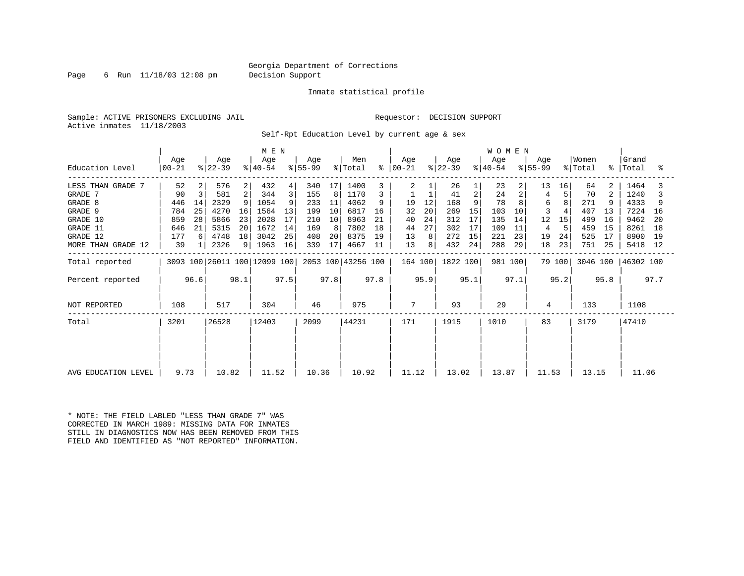Georgia Department of Corrections
Decision Support

Inmate statistical profile

Sample: ACTIVE PRISONERS EXCLUDING JAIL

Requestor: DECISION SUPPORT

Active inmates 11/18/2003

Self-Rpt Education Level by current age & sex

| | MEN | | | | | | | | | | WOMEN | | | | | | | | | | Grand | |
|---|---|---|---|---|---|---|---|---|---|---|---|---|---|---|---|---|---|---|---|---|---|---|
| Education Level | Age 00-21 | % | Age 22-39 | % | Age 40-54 | % | Age 55-99 | % | Men Total | % | Age 00-21 | % | Age 22-39 | % | Age 40-54 | % | Age 55-99 | % | Women Total | % | Total | % |
| LESS THAN GRADE 7 | 52 | 2 | 576 | 2 | 432 | 4 | 340 | 17 | 1400 | 3 | 2 | 1 | 26 | 1 | 23 | 2 | 13 | 16 | 64 | 2 | 1464 | 3 |
| GRADE 7 | 90 | 3 | 581 | 2 | 344 | 3 | 155 | 8 | 1170 | 3 | 1 | 1 | 41 | 2 | 24 | 2 | 4 | 5 | 70 | 2 | 1240 | 3 |
| GRADE 8 | 446 | 14 | 2329 | 9 | 1054 | 9 | 233 | 11 | 4062 | 9 | 19 | 12 | 168 | 9 | 78 | 8 | 6 | 8 | 271 | 9 | 4333 | 9 |
| GRADE 9 | 784 | 25 | 4270 | 16 | 1564 | 13 | 199 | 10 | 6817 | 16 | 32 | 20 | 269 | 15 | 103 | 10 | 3 | 4 | 407 | 13 | 7224 | 16 |
| GRADE 10 | 859 | 28 | 5866 | 23 | 2028 | 17 | 210 | 10 | 8963 | 21 | 40 | 24 | 312 | 17 | 135 | 14 | 12 | 15 | 499 | 16 | 9462 | 20 |
| GRADE 11 | 646 | 21 | 5315 | 20 | 1672 | 14 | 169 | 8 | 7802 | 18 | 44 | 27 | 302 | 17 | 109 | 11 | 4 | 5 | 459 | 15 | 8261 | 18 |
| GRADE 12 | 177 | 6 | 4748 | 18 | 3042 | 25 | 408 | 20 | 8375 | 19 | 13 | 8 | 272 | 15 | 221 | 23 | 19 | 24 | 525 | 17 | 8900 | 19 |
| MORE THAN GRADE 12 | 39 | 1 | 2326 | 9 | 1963 | 16 | 339 | 17 | 4667 | 11 | 13 | 8 | 432 | 24 | 288 | 29 | 18 | 23 | 751 | 25 | 5418 | 12 |
| Total reported | 3093 | 100 | 26011 | 100 | 12099 | 100 | 2053 | 100 | 43256 | 100 | 164 | 100 | 1822 | 100 | 981 | 100 | 79 | 100 | 3046 | 100 | 46302 | 100 |
| Percent reported | | 96.6 | | 98.1 | | 97.5 | | 97.8 | | 97.8 | | 95.9 | | 95.1 | | 97.1 | | 95.2 | | 95.8 | | 97.7 |
| NOT REPORTED | 108 | | 517 | | 304 | | 46 | | 975 | | 7 | | 93 | | 29 | | 4 | | 133 | | 1108 | |
| Total | 3201 | | 26528 | | 12403 | | 2099 | | 44231 | | 171 | | 1915 | | 1010 | | 83 | | 3179 | | 47410 | |
| AVG EDUCATION LEVEL | 9.73 | | 10.82 | | 11.52 | | 10.36 | | 10.92 | | 11.12 | | 13.02 | | 13.87 | | 11.53 | | 13.15 | | 11.06 | |

* NOTE: THE FIELD LABLED "LESS THAN GRADE 7" WAS CORRECTED IN MARCH 1989: MISSING DATA FOR INMATES STILL IN DIAGNOSTICS NOW HAS BEEN REMOVED FROM THIS FIELD AND IDENTIFIED AS "NOT REPORTED" INFORMATION.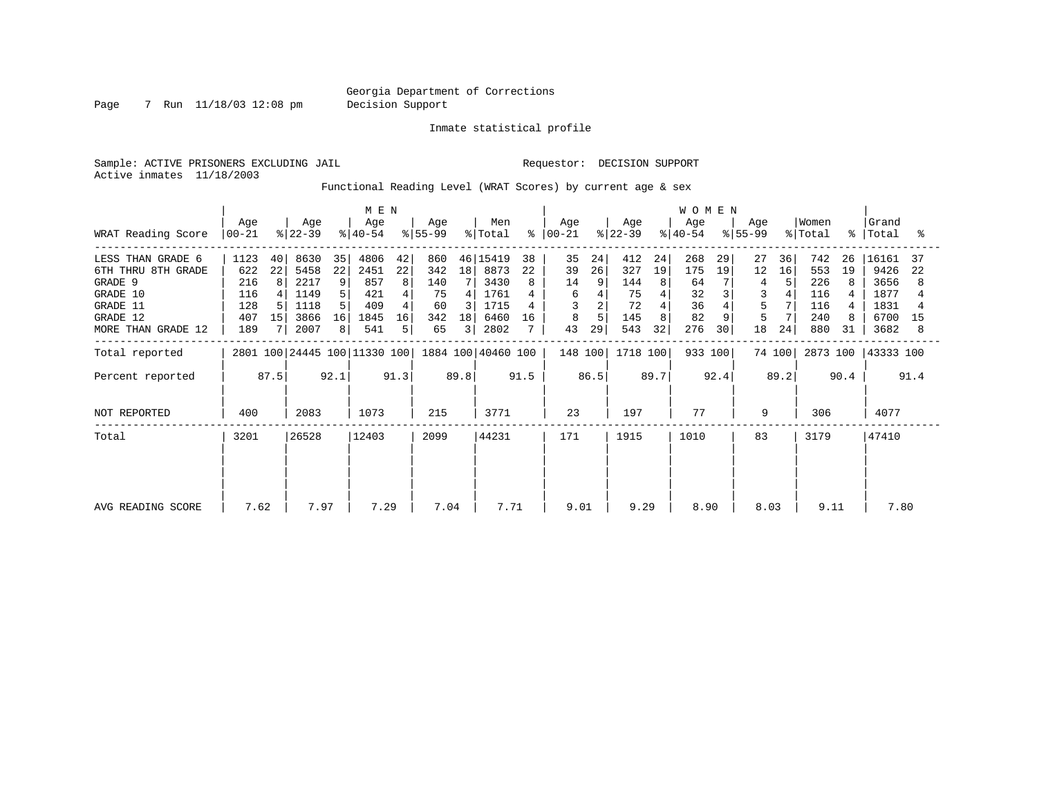Georgia Department of Corrections
Decision Support

Inmate statistical profile

Sample: ACTIVE PRISONERS EXCLUDING JAIL

Requestor: DECISION SUPPORT

Active inmates 11/18/2003

Functional Reading Level (WRAT Scores) by current age & sex

| WRAT Reading Score | MEN Age 00-21 | % | MEN Age 22-39 | % | MEN Age 40-54 | % | MEN Age 55-99 | % | Men Total | % | WOMEN Age 00-21 | % | WOMEN Age 22-39 | % | WOMEN Age 40-54 | % | WOMEN Age 55-99 | % | Women Total | % | Grand Total | % |
|---|---|---|---|---|---|---|---|---|---|---|---|---|---|---|---|---|---|---|---|---|---|---|
| LESS THAN GRADE 6 | 1123 | 40 | 8630 | 35 | 4806 | 42 | 860 | 46 | 15419 | 38 | 35 | 24 | 412 | 24 | 268 | 29 | 27 | 36 | 742 | 26 | 16161 | 37 |
| 6TH THRU 8TH GRADE | 622 | 22 | 5458 | 22 | 2451 | 22 | 342 | 18 | 8873 | 22 | 39 | 26 | 327 | 19 | 175 | 19 | 12 | 16 | 553 | 19 | 9426 | 22 |
| GRADE 9 | 216 | 8 | 2217 | 9 | 857 | 8 | 140 | 7 | 3430 | 8 | 14 | 9 | 144 | 8 | 64 | 7 | 4 | 5 | 226 | 8 | 3656 | 8 |
| GRADE 10 | 116 | 4 | 1149 | 5 | 421 | 4 | 75 | 4 | 1761 | 4 | 6 | 4 | 75 | 4 | 32 | 3 | 3 | 4 | 116 | 4 | 1877 | 4 |
| GRADE 11 | 128 | 5 | 1118 | 5 | 409 | 4 | 60 | 3 | 1715 | 4 | 3 | 2 | 72 | 4 | 36 | 4 | 5 | 7 | 116 | 4 | 1831 | 4 |
| GRADE 12 | 407 | 15 | 3866 | 16 | 1845 | 16 | 342 | 18 | 6460 | 16 | 8 | 5 | 145 | 8 | 82 | 9 | 5 | 7 | 240 | 8 | 6700 | 15 |
| MORE THAN GRADE 12 | 189 | 7 | 2007 | 8 | 541 | 5 | 65 | 3 | 2802 | 7 | 43 | 29 | 543 | 32 | 276 | 30 | 18 | 24 | 880 | 31 | 3682 | 8 |
| Total reported | 2801 | 100 | 24445 | 100 | 11330 | 100 | 1884 | 100 | 40460 | 100 | 148 | 100 | 1718 | 100 | 933 | 100 | 74 | 100 | 2873 | 100 | 43333 | 100 |
| Percent reported | | 87.5 | | 92.1 | | 91.3 | | 89.8 | | 91.5 | | 86.5 | | 89.7 | | 92.4 | | 89.2 | | 90.4 | | 91.4 |
| NOT REPORTED | 400 | | 2083 | | 1073 | | 215 | | 3771 | | 23 | | 197 | | 77 | | 9 | | 306 | | 4077 | |
| Total | 3201 | | 26528 | | 12403 | | 2099 | | 44231 | | 171 | | 1915 | | 1010 | | 83 | | 3179 | | 47410 | |
| AVG READING SCORE | 7.62 | | 7.97 | | 7.29 | | 7.04 | | 7.71 | | 9.01 | | 9.29 | | 8.90 | | 8.03 | | 9.11 | | 7.80 | |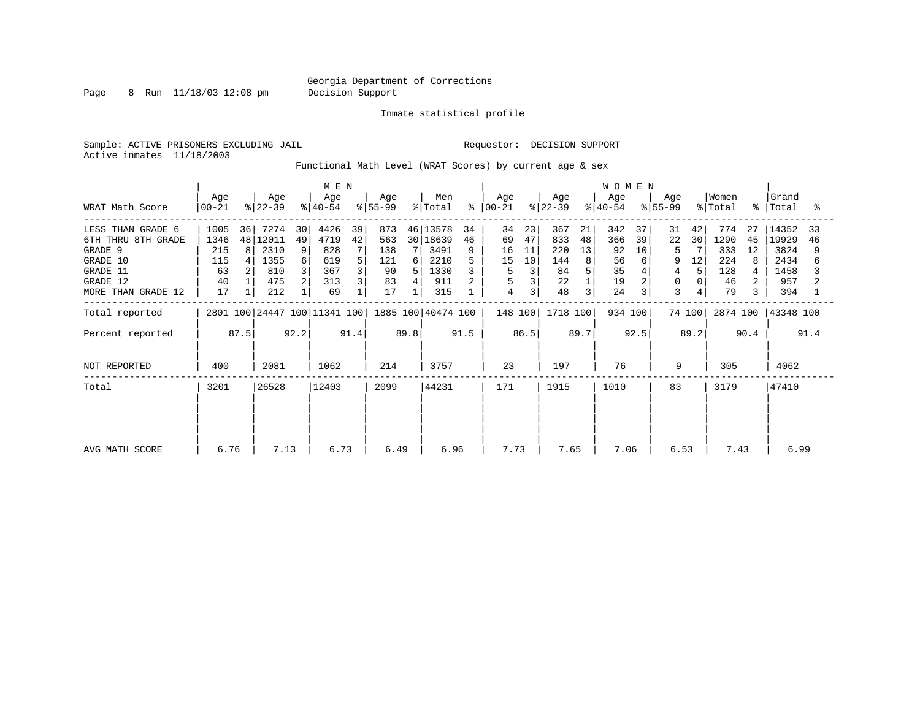Georgia Department of Corrections
Decision Support

Page 8 Run 11/18/03 12:08 pm

Inmate statistical profile

Sample: ACTIVE PRISONERS EXCLUDING JAIL

Requestor: DECISION SUPPORT

Active inmates 11/18/2003

Functional Math Level (WRAT Scores) by current age & sex

| WRAT Math Score | MEN Age 00-21 | % | Age 22-39 | % | Age 40-54 | % | Age 55-99 | % | Men Total | % | WOMEN Age 00-21 | % | Age 22-39 | % | Age 40-54 | % | Age 55-99 | % | Women Total | % | Grand Total | % |
|---|---|---|---|---|---|---|---|---|---|---|---|---|---|---|---|---|---|---|---|---|---|---|
| LESS THAN GRADE 6 | 1005 | 36 | 7274 | 30 | 4426 | 39 | 873 | 46 | 13578 | 34 | 34 | 23 | 367 | 21 | 342 | 37 | 31 | 42 | 774 | 27 | 14352 | 33 |
| 6TH THRU 8TH GRADE | 1346 | 48 | 12011 | 49 | 4719 | 42 | 563 | 30 | 18639 | 46 | 69 | 47 | 833 | 48 | 366 | 39 | 22 | 30 | 1290 | 45 | 19929 | 46 |
| GRADE 9 | 215 | 8 | 2310 | 9 | 828 | 7 | 138 | 7 | 3491 | 9 | 16 | 11 | 220 | 13 | 92 | 10 | 5 | 7 | 333 | 12 | 3824 | 9 |
| GRADE 10 | 115 | 4 | 1355 | 6 | 619 | 5 | 121 | 6 | 2210 | 5 | 15 | 10 | 144 | 8 | 56 | 6 | 9 | 12 | 224 | 8 | 2434 | 6 |
| GRADE 11 | 63 | 2 | 810 | 3 | 367 | 3 | 90 | 5 | 1330 | 3 | 5 | 3 | 84 | 5 | 35 | 4 | 4 | 5 | 128 | 4 | 1458 | 3 |
| GRADE 12 | 40 | 1 | 475 | 2 | 313 | 3 | 83 | 4 | 911 | 2 | 5 | 3 | 22 | 1 | 19 | 2 | 0 | 0 | 46 | 2 | 957 | 2 |
| MORE THAN GRADE 12 | 17 | 1 | 212 | 1 | 69 | 1 | 17 | 1 | 315 | 1 | 4 | 3 | 48 | 3 | 24 | 3 | 3 | 4 | 79 | 3 | 394 | 1 |
| Total reported | 2801 | 100 | 24447 | 100 | 11341 | 100 | 1885 | 100 | 40474 | 100 | 148 | 100 | 1718 | 100 | 934 | 100 | 74 | 100 | 2874 | 100 | 43348 | 100 |
| Percent reported | | 87.5 | | 92.2 | | 91.4 | | 89.8 | | 91.5 | | 86.5 | | 89.7 | | 92.5 | | 89.2 | | 90.4 | | 91.4 |
| NOT REPORTED | 400 | | 2081 | | 1062 | | 214 | | 3757 | | 23 | | 197 | | 76 | | 9 | | 305 | | 4062 | |
| Total | 3201 | | 26528 | | 12403 | | 2099 | | 44231 | | 171 | | 1915 | | 1010 | | 83 | | 3179 | | 47410 | |
| AVG MATH SCORE | 6.76 | | 7.13 | | 6.73 | | 6.49 | | 6.96 | | 7.73 | | 7.65 | | 7.06 | | 6.53 | | 7.43 | | 6.99 | |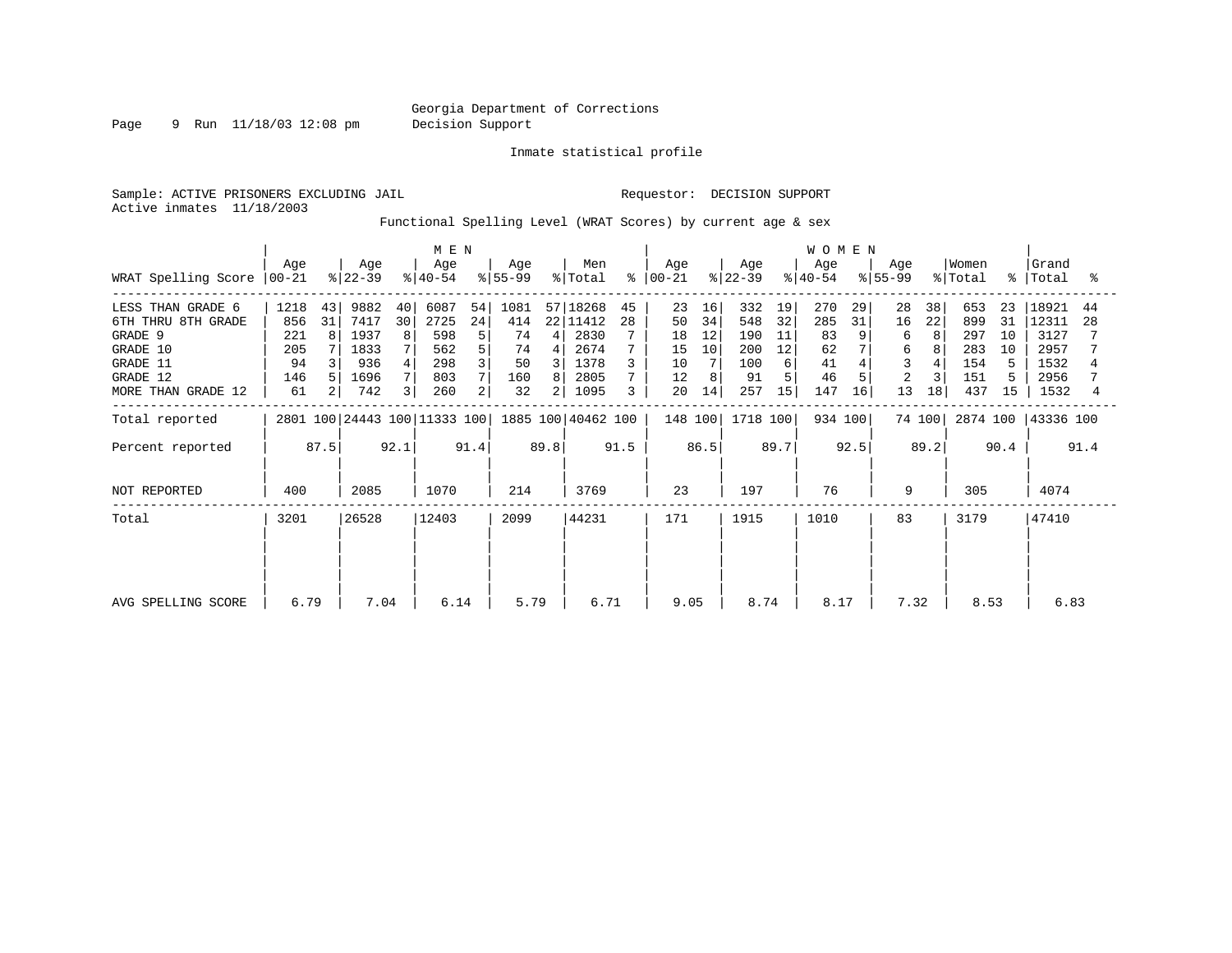Georgia Department of Corrections
Decision Support

Inmate statistical profile

Sample: ACTIVE PRISONERS EXCLUDING JAIL

Requestor: DECISION SUPPORT

Active inmates 11/18/2003

Functional Spelling Level (WRAT Scores) by current age & sex

| WRAT Spelling Score | MEN Age 00-21 | % | MEN Age 22-39 | % | MEN Age 40-54 | % | MEN Age 55-99 | % | Men Total | % | WOMEN Age 00-21 | % | WOMEN Age 22-39 | % | WOMEN Age 40-54 | % | WOMEN Age 55-99 | % | Women Total | % | Grand Total | % |
|---|---|---|---|---|---|---|---|---|---|---|---|---|---|---|---|---|---|---|---|---|---|---|
| LESS THAN GRADE 6 | 1218 | 43 | 9882 | 40 | 6087 | 54 | 1081 | 57 | 18268 | 45 | 23 | 16 | 332 | 19 | 270 | 29 | 28 | 38 | 653 | 23 | 18921 | 44 |
| 6TH THRU 8TH GRADE | 856 | 31 | 7417 | 30 | 2725 | 24 | 414 | 22 | 11412 | 28 | 50 | 34 | 548 | 32 | 285 | 31 | 16 | 22 | 899 | 31 | 12311 | 28 |
| GRADE 9 | 221 | 8 | 1937 | 8 | 598 | 5 | 74 | 4 | 2830 | 7 | 18 | 12 | 190 | 11 | 83 | 9 | 6 | 8 | 297 | 10 | 3127 | 7 |
| GRADE 10 | 205 | 7 | 1833 | 7 | 562 | 5 | 74 | 4 | 2674 | 7 | 15 | 10 | 200 | 12 | 62 | 7 | 6 | 8 | 283 | 10 | 2957 | 7 |
| GRADE 11 | 94 | 3 | 936 | 4 | 298 | 3 | 50 | 3 | 1378 | 3 | 10 | 7 | 100 | 6 | 41 | 4 | 3 | 4 | 154 | 5 | 1532 | 4 |
| GRADE 12 | 146 | 5 | 1696 | 7 | 803 | 7 | 160 | 8 | 2805 | 7 | 12 | 8 | 91 | 5 | 46 | 5 | 2 | 3 | 151 | 5 | 2956 | 7 |
| MORE THAN GRADE 12 | 61 | 2 | 742 | 3 | 260 | 2 | 32 | 2 | 1095 | 3 | 20 | 14 | 257 | 15 | 147 | 16 | 13 | 18 | 437 | 15 | 1532 | 4 |
| Total reported | 2801 | 100 | 24443 | 100 | 11333 | 100 | 1885 | 100 | 40462 | 100 | 148 | 100 | 1718 | 100 | 934 | 100 | 74 | 100 | 2874 | 100 | 43336 | 100 |
| Percent reported | | 87.5 | | 92.1 | | 91.4 | | 89.8 | | 91.5 | | 86.5 | | 89.7 | | 92.5 | | 89.2 | | 90.4 | | 91.4 |
| NOT REPORTED | 400 | | 2085 | | 1070 | | 214 | | 3769 | | 23 | | 197 | | 76 | | 9 | | 305 | | 4074 | |
| Total | 3201 | | 26528 | | 12403 | | 2099 | | 44231 | | 171 | | 1915 | | 1010 | | 83 | | 3179 | | 47410 | |
| AVG SPELLING SCORE | 6.79 | | 7.04 | | 6.14 | | 5.79 | | 6.71 | | 9.05 | | 8.74 | | 8.17 | | 7.32 | | 8.53 | | 6.83 | |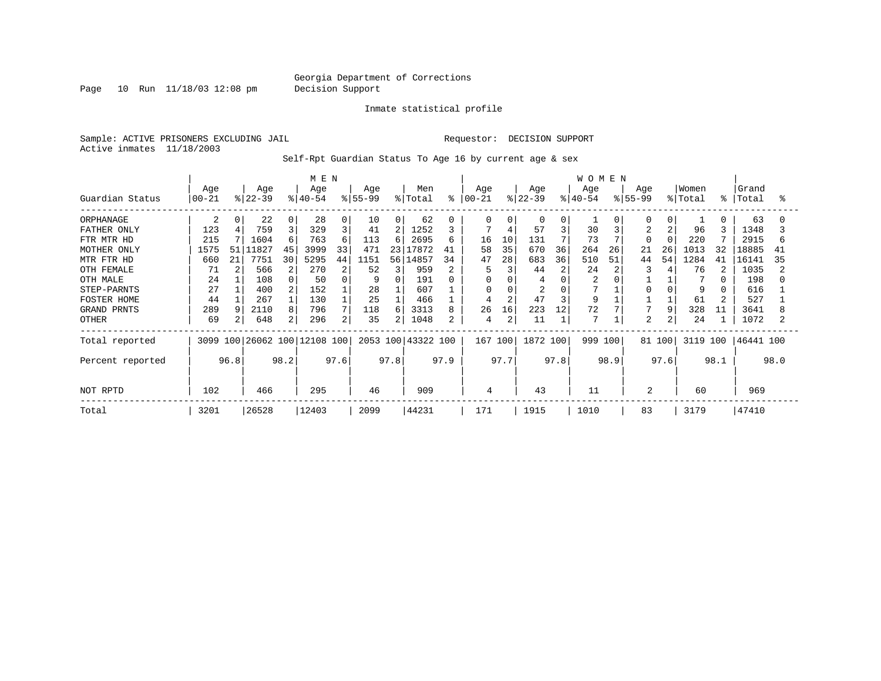Georgia Department of Corrections
Decision Support

Inmate statistical profile

Sample: ACTIVE PRISONERS EXCLUDING JAIL

Requestor: DECISION SUPPORT

Active inmates 11/18/2003

Self-Rpt Guardian Status To Age 16 by current age & sex

| | MEN | | | | | | | | | | WOMEN | | | | | | | | | | | |
|---|---|---|---|---|---|---|---|---|---|---|---|---|---|---|---|---|---|---|---|---|---|---|
| Guardian Status | Age 00-21 | % | Age 22-39 | % | Age 40-54 | % | Age 55-99 | % | Men Total | % | Age 00-21 | % | Age 22-39 | % | Age 40-54 | % | Age 55-99 | % | Women Total | % | Grand Total | % |
| ORPHANAGE | 2 | 0 | 22 | 0 | 28 | 0 | 10 | 0 | 62 | 0 | 0 | 0 | 0 | 0 | 1 | 0 | 0 | 0 | 1 | 0 | 63 | 0 |
| FATHER ONLY | 123 | 4 | 759 | 3 | 329 | 3 | 41 | 2 | 1252 | 3 | 7 | 4 | 57 | 3 | 30 | 3 | 2 | 2 | 96 | 3 | 1348 | 3 |
| FTR MTR HD | 215 | 7 | 1604 | 6 | 763 | 6 | 113 | 6 | 2695 | 6 | 16 | 10 | 131 | 7 | 73 | 7 | 0 | 0 | 220 | 7 | 2915 | 6 |
| MOTHER ONLY | 1575 | 51 | 11827 | 45 | 3999 | 33 | 471 | 23 | 17872 | 41 | 58 | 35 | 670 | 36 | 264 | 26 | 21 | 26 | 1013 | 32 | 18885 | 41 |
| MTR FTR HD | 660 | 21 | 7751 | 30 | 5295 | 44 | 1151 | 56 | 14857 | 34 | 47 | 28 | 683 | 36 | 510 | 51 | 44 | 54 | 1284 | 41 | 16141 | 35 |
| OTH FEMALE | 71 | 2 | 566 | 2 | 270 | 2 | 52 | 3 | 959 | 2 | 5 | 3 | 44 | 2 | 24 | 2 | 3 | 4 | 76 | 2 | 1035 | 2 |
| OTH MALE | 24 | 1 | 108 | 0 | 50 | 0 | 9 | 0 | 191 | 0 | 0 | 0 | 4 | 0 | 2 | 0 | 1 | 1 | 7 | 0 | 198 | 0 |
| STEP-PARNTS | 27 | 1 | 400 | 2 | 152 | 1 | 28 | 1 | 607 | 1 | 0 | 0 | 2 | 0 | 7 | 1 | 0 | 0 | 9 | 0 | 616 | 1 |
| FOSTER HOME | 44 | 1 | 267 | 1 | 130 | 1 | 25 | 1 | 466 | 1 | 4 | 2 | 47 | 3 | 9 | 1 | 1 | 1 | 61 | 2 | 527 | 1 |
| GRAND PRNTS | 289 | 9 | 2110 | 8 | 796 | 7 | 118 | 6 | 3313 | 8 | 26 | 16 | 223 | 12 | 72 | 7 | 7 | 9 | 328 | 11 | 3641 | 8 |
| OTHER | 69 | 2 | 648 | 2 | 296 | 2 | 35 | 2 | 1048 | 2 | 4 | 2 | 11 | 1 | 7 | 1 | 2 | 2 | 24 | 1 | 1072 | 2 |
| Total reported | 3099 | 100 | 26062 | 100 | 12108 | 100 | 2053 | 100 | 43322 | 100 | 167 | 100 | 1872 | 100 | 999 | 100 | 81 | 100 | 3119 | 100 | 46441 | 100 |
| Percent reported | | 96.8 | | 98.2 | | 97.6 | | 97.8 | | 97.9 | | 97.7 | | 97.8 | | 98.9 | | 97.6 | | 98.1 | | 98.0 |
| NOT RPTD | 102 | | 466 | | 295 | | 46 | | 909 | | 4 | | 43 | | 11 | | 2 | | 60 | | 969 | |
| Total | 3201 | | 26528 | | 12403 | | 2099 | | 44231 | | 171 | | 1915 | | 1010 | | 83 | | 3179 | | 47410 | |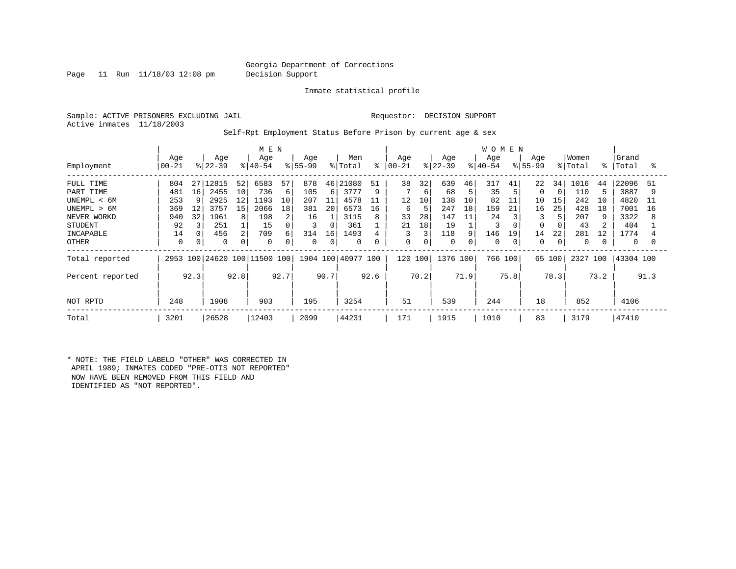Georgia Department of Corrections
Decision Support

Page 11 Run 11/18/03 12:08 pm

Inmate statistical profile

Sample: ACTIVE PRISONERS EXCLUDING JAIL
Active inmates 11/18/2003

Requestor: DECISION SUPPORT

Self-Rpt Employment Status Before Prison by current age & sex

| Employment | MEN Age 00-21 | % | Age 22-39 | % | Age 40-54 | % | Age 55-99 | % | Men Total | % | WOMEN Age 00-21 | % | Age 22-39 | % | Age 40-54 | % | Age 55-99 | % | Women Total | % | Grand Total | % |
|---|---|---|---|---|---|---|---|---|---|---|---|---|---|---|---|---|---|---|---|---|---|---|
| FULL TIME | 804 | 27 | 12815 | 52 | 6583 | 57 | 878 | 46 | 21080 | 51 | 38 | 32 | 639 | 46 | 317 | 41 | 22 | 34 | 1016 | 44 | 22096 | 51 |
| PART TIME | 481 | 16 | 2455 | 10 | 736 | 6 | 105 | 6 | 3777 | 9 | 7 | 6 | 68 | 5 | 35 | 5 | 0 | 0 | 110 | 5 | 3887 | 9 |
| UNEMPL < 6M | 253 | 9 | 2925 | 12 | 1193 | 10 | 207 | 11 | 4578 | 11 | 12 | 10 | 138 | 10 | 82 | 11 | 10 | 15 | 242 | 10 | 4820 | 11 |
| UNEMPL > 6M | 369 | 12 | 3757 | 15 | 2066 | 18 | 381 | 20 | 6573 | 16 | 6 | 5 | 247 | 18 | 159 | 21 | 16 | 25 | 428 | 18 | 7001 | 16 |
| NEVER WORKD | 940 | 32 | 1961 | 8 | 198 | 2 | 16 | 1 | 3115 | 8 | 33 | 28 | 147 | 11 | 24 | 3 | 3 | 5 | 207 | 9 | 3322 | 8 |
| STUDENT | 92 | 3 | 251 | 1 | 15 | 0 | 3 | 0 | 361 | 1 | 21 | 18 | 19 | 1 | 3 | 0 | 0 | 0 | 43 | 2 | 404 | 1 |
| INCAPABLE | 14 | 0 | 456 | 2 | 709 | 6 | 314 | 16 | 1493 | 4 | 3 | 3 | 118 | 9 | 146 | 19 | 14 | 22 | 281 | 12 | 1774 | 4 |
| OTHER | 0 | 0 | 0 | 0 | 0 | 0 | 0 | 0 | 0 | 0 | 0 | 0 | 0 | 0 | 0 | 0 | 0 | 0 | 0 | 0 | 0 | 0 |
| Total reported | 2953 | 100 | 24620 | 100 | 11500 | 100 | 1904 | 100 | 40977 | 100 | 120 | 100 | 1376 | 100 | 766 | 100 | 65 | 100 | 2327 | 100 | 43304 | 100 |
| Percent reported | | 92.3 | | 92.8 | | 92.7 | | 90.7 | | 92.6 | | 70.2 | | 71.9 | | 75.8 | | 78.3 | | 73.2 | | 91.3 |
| NOT RPTD | 248 | | 1908 | | 903 | | 195 | | 3254 | | 51 | | 539 | | 244 | | 18 | | 852 | | 4106 | |
| Total | 3201 | | 26528 | | 12403 | | 2099 | | 44231 | | 171 | | 1915 | | 1010 | | 83 | | 3179 | | 47410 | |

* NOTE: THE FIELD LABELD "OTHER" WAS CORRECTED IN APRIL 1989; INMATES CODED "PRE-OTIS NOT REPORTED" NOW HAVE BEEN REMOVED FROM THIS FIELD AND IDENTIFIED AS "NOT REPORTED".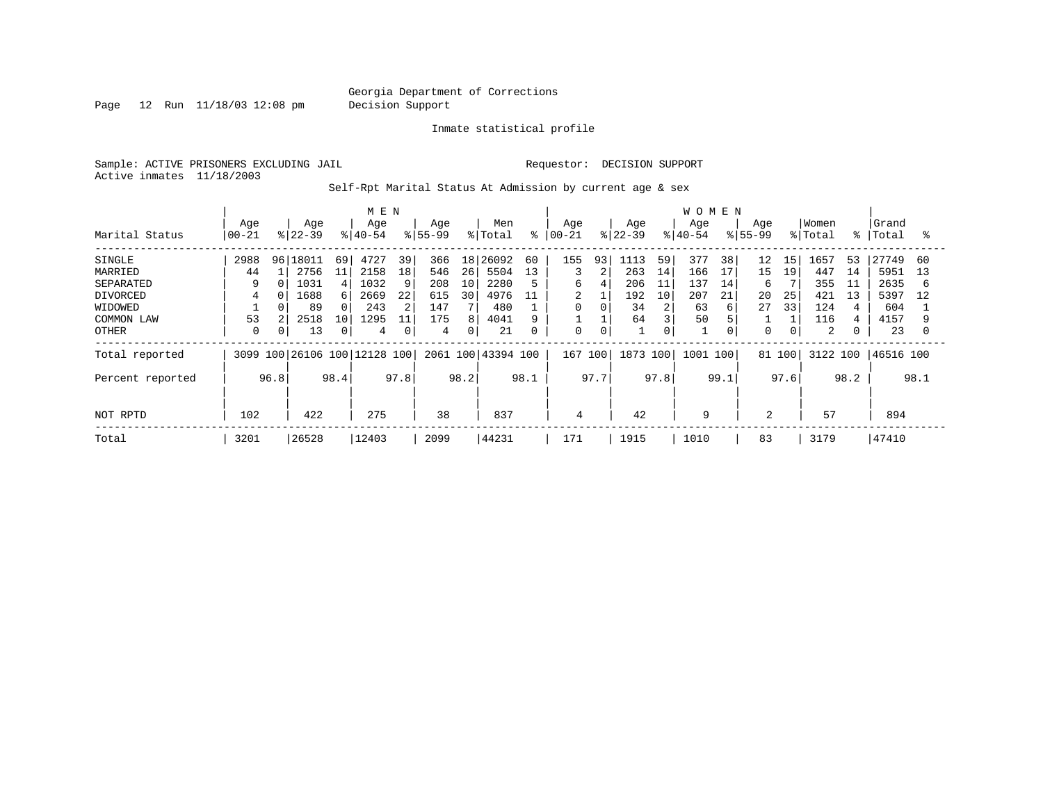Georgia Department of Corrections
Decision Support

Inmate statistical profile

Sample: ACTIVE PRISONERS EXCLUDING JAIL

Requestor: DECISION SUPPORT

Active inmates 11/18/2003

Self-Rpt Marital Status At Admission by current age & sex

| Marital Status | MEN Age 00-21 | % | Age 22-39 | % | Age 40-54 | % | Age 55-99 | % | Men Total | % | WOMEN Age 00-21 | % | Age 22-39 | % | Age 40-54 | % | Age 55-99 | % | Women Total | % | Grand Total | % |
|---|---|---|---|---|---|---|---|---|---|---|---|---|---|---|---|---|---|---|---|---|---|---|
| SINGLE | 2988 | 96 | 18011 | 69 | 4727 | 39 | 366 | 18 | 26092 | 60 | 155 | 93 | 1113 | 59 | 377 | 38 | 12 | 15 | 1657 | 53 | 27749 | 60 |
| MARRIED | 44 | 1 | 2756 | 11 | 2158 | 18 | 546 | 26 | 5504 | 13 | 3 | 2 | 263 | 14 | 166 | 17 | 15 | 19 | 447 | 14 | 5951 | 13 |
| SEPARATED | 9 | 0 | 1031 | 4 | 1032 | 9 | 208 | 10 | 2280 | 5 | 6 | 4 | 206 | 11 | 137 | 14 | 6 | 7 | 355 | 11 | 2635 | 6 |
| DIVORCED | 4 | 0 | 1688 | 6 | 2669 | 22 | 615 | 30 | 4976 | 11 | 2 | 1 | 192 | 10 | 207 | 21 | 20 | 25 | 421 | 13 | 5397 | 12 |
| WIDOWED | 1 | 0 | 89 | 0 | 243 | 2 | 147 | 7 | 480 | 1 | 0 | 0 | 34 | 2 | 63 | 6 | 27 | 33 | 124 | 4 | 604 | 1 |
| COMMON LAW | 53 | 2 | 2518 | 10 | 1295 | 11 | 175 | 8 | 4041 | 9 | 1 | 1 | 64 | 3 | 50 | 5 | 1 | 1 | 116 | 4 | 4157 | 9 |
| OTHER | 0 | 0 | 13 | 0 | 4 | 0 | 4 | 0 | 21 | 0 | 0 | 0 | 1 | 0 | 1 | 0 | 0 | 0 | 2 | 0 | 23 | 0 |
| Total reported | 3099 | 100 | 26106 | 100 | 12128 | 100 | 2061 | 100 | 43394 | 100 | 167 | 100 | 1873 | 100 | 1001 | 100 | 81 | 100 | 3122 | 100 | 46516 | 100 |
| Percent reported | | 96.8 | | 98.4 | | 97.8 | | 98.2 | | 98.1 | | 97.7 | | 97.8 | | 99.1 | | 97.6 | | 98.2 | | 98.1 |
| NOT RPTD | 102 | | 422 | | 275 | | 38 | | 837 | | 4 | | 42 | | 9 | | 2 | | 57 | | 894 | |
| Total | 3201 | | 26528 | | 12403 | | 2099 | | 44231 | | 171 | | 1915 | | 1010 | | 83 | | 3179 | | 47410 | |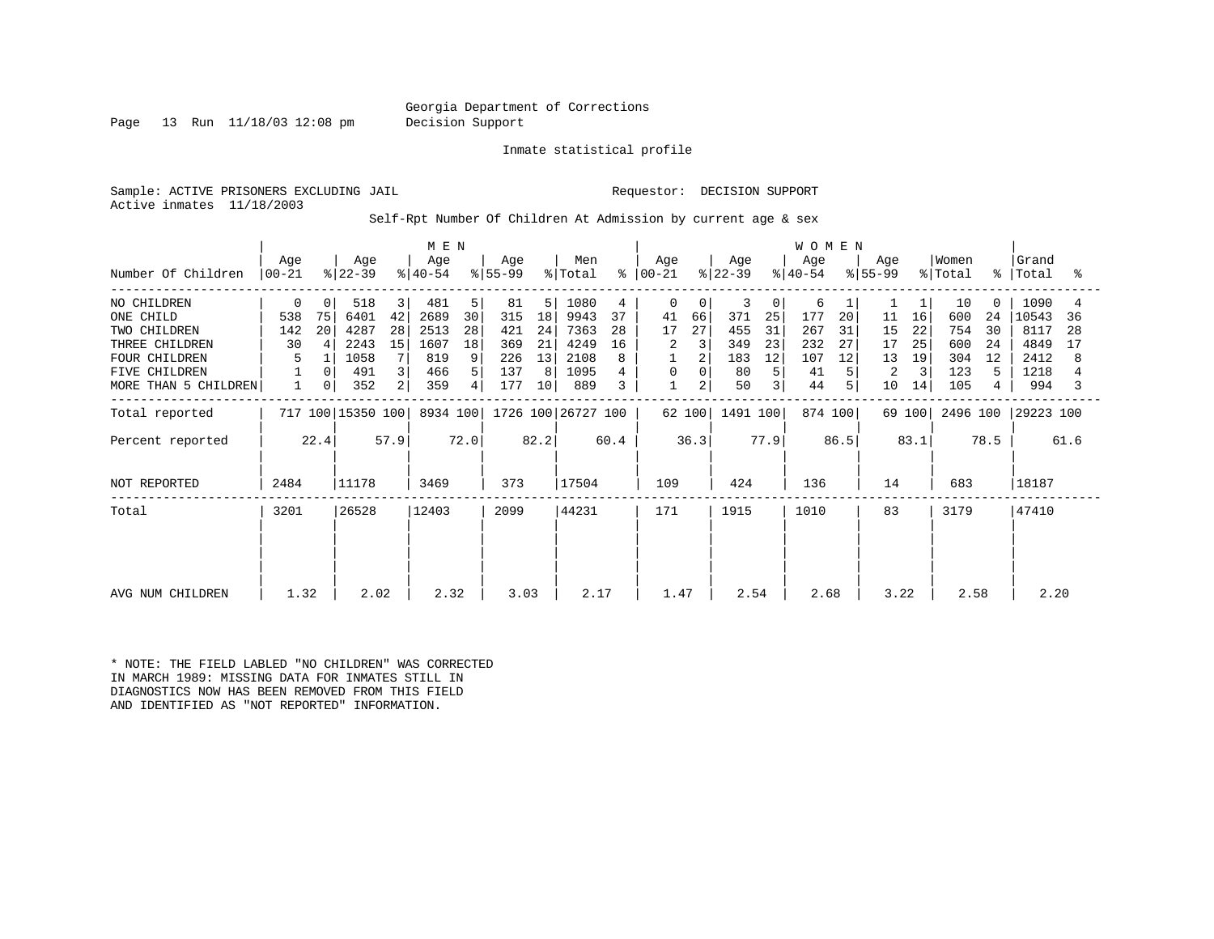Georgia Department of Corrections
Decision Support

Inmate statistical profile

Sample: ACTIVE PRISONERS EXCLUDING JAIL

Requestor: DECISION SUPPORT

Active inmates 11/18/2003

Self-Rpt Number Of Children At Admission by current age & sex

| Number Of Children | MEN Age 00-21 | % | MEN Age 22-39 | % | MEN Age 40-54 | % | MEN Age 55-99 | % | Men Total | % | WOMEN Age 00-21 | % | WOMEN Age 22-39 | % | WOMEN Age 40-54 | % | WOMEN Age 55-99 | % | Women Total | % | Grand Total | % |
|---|---|---|---|---|---|---|---|---|---|---|---|---|---|---|---|---|---|---|---|---|---|---|
| NO CHILDREN | 0 | 0 | 518 | 3 | 481 | 5 | 81 | 5 | 1080 | 4 | 0 | 0 | 3 | 0 | 6 | 1 | 1 | 1 | 10 | 0 | 1090 | 4 |
| ONE CHILD | 538 | 75 | 6401 | 42 | 2689 | 30 | 315 | 18 | 9943 | 37 | 41 | 66 | 371 | 25 | 177 | 20 | 11 | 16 | 600 | 24 | 10543 | 36 |
| TWO CHILDREN | 142 | 20 | 4287 | 28 | 2513 | 28 | 421 | 24 | 7363 | 28 | 17 | 27 | 455 | 31 | 267 | 31 | 15 | 22 | 754 | 30 | 8117 | 28 |
| THREE CHILDREN | 30 | 4 | 2243 | 15 | 1607 | 18 | 369 | 21 | 4249 | 16 | 2 | 3 | 349 | 23 | 232 | 27 | 17 | 25 | 600 | 24 | 4849 | 17 |
| FOUR CHILDREN | 5 | 1 | 1058 | 7 | 819 | 9 | 226 | 13 | 2108 | 8 | 1 | 2 | 183 | 12 | 107 | 12 | 13 | 19 | 304 | 12 | 2412 | 8 |
| FIVE CHILDREN | 1 | 0 | 491 | 3 | 466 | 5 | 137 | 8 | 1095 | 4 | 0 | 0 | 80 | 5 | 41 | 5 | 2 | 3 | 123 | 5 | 1218 | 4 |
| MORE THAN 5 CHILDREN | 1 | 0 | 352 | 2 | 359 | 4 | 177 | 10 | 889 | 3 | 1 | 2 | 50 | 3 | 44 | 5 | 10 | 14 | 105 | 4 | 994 | 3 |
| Total reported | 717 | 100 | 15350 | 100 | 8934 | 100 | 1726 | 100 | 26727 | 100 | 62 | 100 | 1491 | 100 | 874 | 100 | 69 | 100 | 2496 | 100 | 29223 | 100 |
| Percent reported | | 22.4 | | 57.9 | | 72.0 | | 82.2 | | 60.4 | | 36.3 | | 77.9 | | 86.5 | | 83.1 | | 78.5 | | 61.6 |
| NOT REPORTED | 2484 | | 11178 | | 3469 | | 373 | | 17504 | | 109 | | 424 | | 136 | | 14 | | 683 | | 18187 | |
| Total | 3201 | | 26528 | | 12403 | | 2099 | | 44231 | | 171 | | 1915 | | 1010 | | 83 | | 3179 | | 47410 | |
| AVG NUM CHILDREN | 1.32 | | 2.02 | | 2.32 | | 3.03 | | 2.17 | | 1.47 | | 2.54 | | 2.68 | | 3.22 | | 2.58 | | 2.20 | |

* NOTE: THE FIELD LABLED "NO CHILDREN" WAS CORRECTED IN MARCH 1989: MISSING DATA FOR INMATES STILL IN DIAGNOSTICS NOW HAS BEEN REMOVED FROM THIS FIELD AND IDENTIFIED AS "NOT REPORTED" INFORMATION.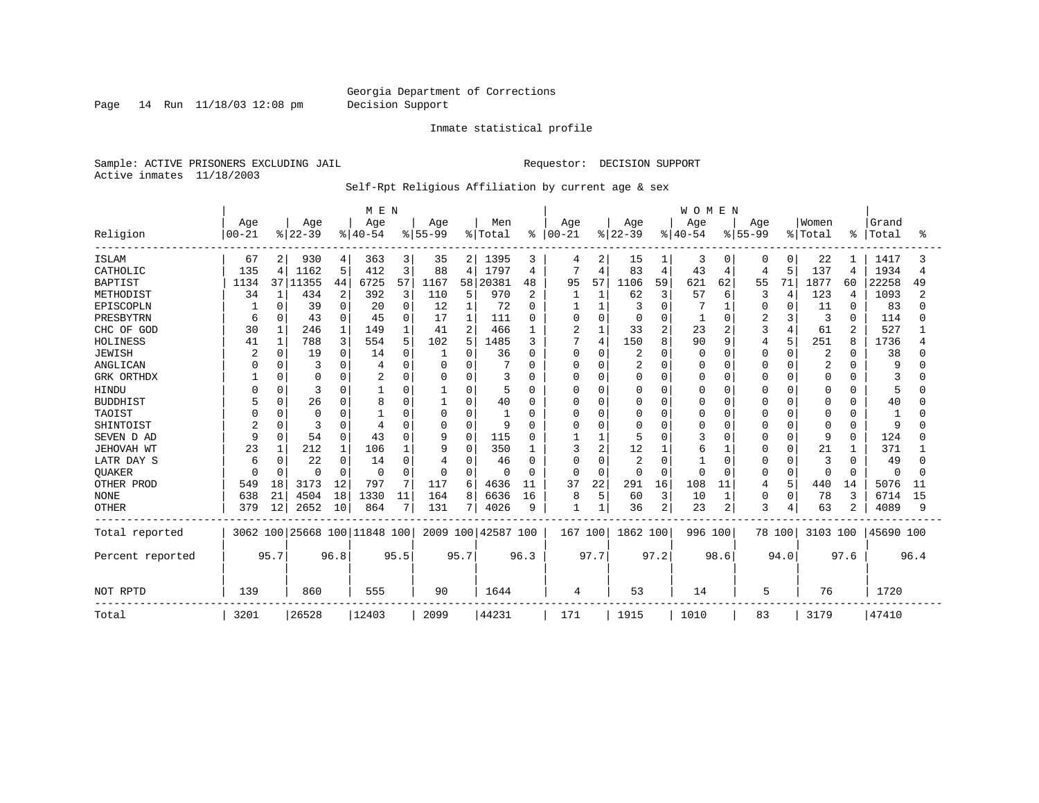Georgia Department of Corrections
Decision Support

Inmate statistical profile

Sample: ACTIVE PRISONERS EXCLUDING JAIL
Active inmates 11/18/2003

Requestor: DECISION SUPPORT

Self-Rpt Religious Affiliation by current age & sex

| Religion | MEN Age 00-21 | % | Age 22-39 | % | Age 40-54 | % | Age 55-99 | % | Men Total | % | WOMEN Age 00-21 | % | Age 22-39 | % | Age 40-54 | % | Age 55-99 | % | Women Total | % | Grand Total | % |
|---|---|---|---|---|---|---|---|---|---|---|---|---|---|---|---|---|---|---|---|---|---|---|
| ISLAM | 67 | 2 | 930 | 4 | 363 | 3 | 35 | 2 | 1395 | 3 | 4 | 2 | 15 | 1 | 3 | 0 | 0 | 0 | 22 | 1 | 1417 | 3 |
| CATHOLIC | 135 | 4 | 1162 | 5 | 412 | 3 | 88 | 4 | 1797 | 4 | 7 | 4 | 83 | 4 | 43 | 4 | 4 | 5 | 137 | 4 | 1934 | 4 |
| BAPTIST | 1134 | 37 | 11355 | 44 | 6725 | 57 | 1167 | 58 | 20381 | 48 | 95 | 57 | 1106 | 59 | 621 | 62 | 55 | 71 | 1877 | 60 | 22258 | 49 |
| METHODIST | 34 | 1 | 434 | 2 | 392 | 3 | 110 | 5 | 970 | 2 | 1 | 1 | 62 | 3 | 57 | 6 | 3 | 4 | 123 | 4 | 1093 | 2 |
| EPISCOPLN | 1 | 0 | 39 | 0 | 20 | 0 | 12 | 1 | 72 | 0 | 1 | 1 | 3 | 0 | 7 | 1 | 0 | 0 | 11 | 0 | 83 | 0 |
| PRESBYTRN | 6 | 0 | 43 | 0 | 45 | 0 | 17 | 1 | 111 | 0 | 0 | 0 | 0 | 0 | 1 | 0 | 2 | 3 | 3 | 0 | 114 | 0 |
| CHC OF GOD | 30 | 1 | 246 | 1 | 149 | 1 | 41 | 2 | 466 | 1 | 2 | 1 | 33 | 2 | 23 | 2 | 3 | 4 | 61 | 2 | 527 | 1 |
| HOLINESS | 41 | 1 | 788 | 3 | 554 | 5 | 102 | 5 | 1485 | 3 | 7 | 4 | 150 | 8 | 90 | 9 | 4 | 5 | 251 | 8 | 1736 | 4 |
| JEWISH | 2 | 0 | 19 | 0 | 14 | 0 | 1 | 0 | 36 | 0 | 0 | 0 | 2 | 0 | 0 | 0 | 0 | 0 | 2 | 0 | 38 | 0 |
| ANGLICAN | 0 | 0 | 3 | 0 | 4 | 0 | 0 | 0 | 7 | 0 | 0 | 0 | 2 | 0 | 0 | 0 | 0 | 0 | 2 | 0 | 9 | 0 |
| GRK ORTHDX | 1 | 0 | 0 | 0 | 2 | 0 | 0 | 0 | 3 | 0 | 0 | 0 | 0 | 0 | 0 | 0 | 0 | 0 | 0 | 0 | 3 | 0 |
| HINDU | 0 | 0 | 3 | 0 | 1 | 0 | 1 | 0 | 5 | 0 | 0 | 0 | 0 | 0 | 0 | 0 | 0 | 0 | 0 | 0 | 5 | 0 |
| BUDDHIST | 5 | 0 | 26 | 0 | 8 | 0 | 1 | 0 | 40 | 0 | 0 | 0 | 0 | 0 | 0 | 0 | 0 | 0 | 0 | 0 | 40 | 0 |
| TAOIST | 0 | 0 | 0 | 0 | 1 | 0 | 0 | 0 | 1 | 0 | 0 | 0 | 0 | 0 | 0 | 0 | 0 | 0 | 0 | 0 | 1 | 0 |
| SHINTOIST | 2 | 0 | 3 | 0 | 4 | 0 | 0 | 0 | 9 | 0 | 0 | 0 | 0 | 0 | 0 | 0 | 0 | 0 | 0 | 0 | 9 | 0 |
| SEVEN D AD | 9 | 0 | 54 | 0 | 43 | 0 | 9 | 0 | 115 | 0 | 1 | 1 | 5 | 0 | 3 | 0 | 0 | 0 | 9 | 0 | 124 | 0 |
| JEHOVAH WT | 23 | 1 | 212 | 1 | 106 | 1 | 9 | 0 | 350 | 1 | 3 | 2 | 12 | 1 | 6 | 1 | 0 | 0 | 21 | 1 | 371 | 1 |
| LATR DAY S | 6 | 0 | 22 | 0 | 14 | 0 | 4 | 0 | 46 | 0 | 0 | 0 | 2 | 0 | 1 | 0 | 0 | 0 | 3 | 0 | 49 | 0 |
| QUAKER | 0 | 0 | 0 | 0 | 0 | 0 | 0 | 0 | 0 | 0 | 0 | 0 | 0 | 0 | 0 | 0 | 0 | 0 | 0 | 0 | 0 | 0 |
| OTHER PROD | 549 | 18 | 3173 | 12 | 797 | 7 | 117 | 6 | 4636 | 11 | 37 | 22 | 291 | 16 | 108 | 11 | 4 | 5 | 440 | 14 | 5076 | 11 |
| NONE | 638 | 21 | 4504 | 18 | 1330 | 11 | 164 | 8 | 6636 | 16 | 8 | 5 | 60 | 3 | 10 | 1 | 0 | 0 | 78 | 3 | 6714 | 15 |
| OTHER | 379 | 12 | 2652 | 10 | 864 | 7 | 131 | 7 | 4026 | 9 | 1 | 1 | 36 | 2 | 23 | 2 | 3 | 4 | 63 | 2 | 4089 | 9 |
| Total reported | 3062 | 100 | 25668 | 100 | 11848 | 100 | 2009 | 100 | 42587 | 100 | 167 | 100 | 1862 | 100 | 996 | 100 | 78 | 100 | 3103 | 100 | 45690 | 100 |
| Percent reported | | 95.7 | | 96.8 | | 95.5 | | 95.7 | | 96.3 | | 97.7 | | 97.2 | | 98.6 | | 94.0 | | 97.6 | | 96.4 |
| NOT RPTD | 139 | | 860 | | 555 | | 90 | | 1644 | | 4 | | 53 | | 14 | | 5 | | 76 | | 1720 | |
| Total | 3201 | | 26528 | | 12403 | | 2099 | | 44231 | | 171 | | 1915 | | 1010 | | 83 | | 3179 | | 47410 | |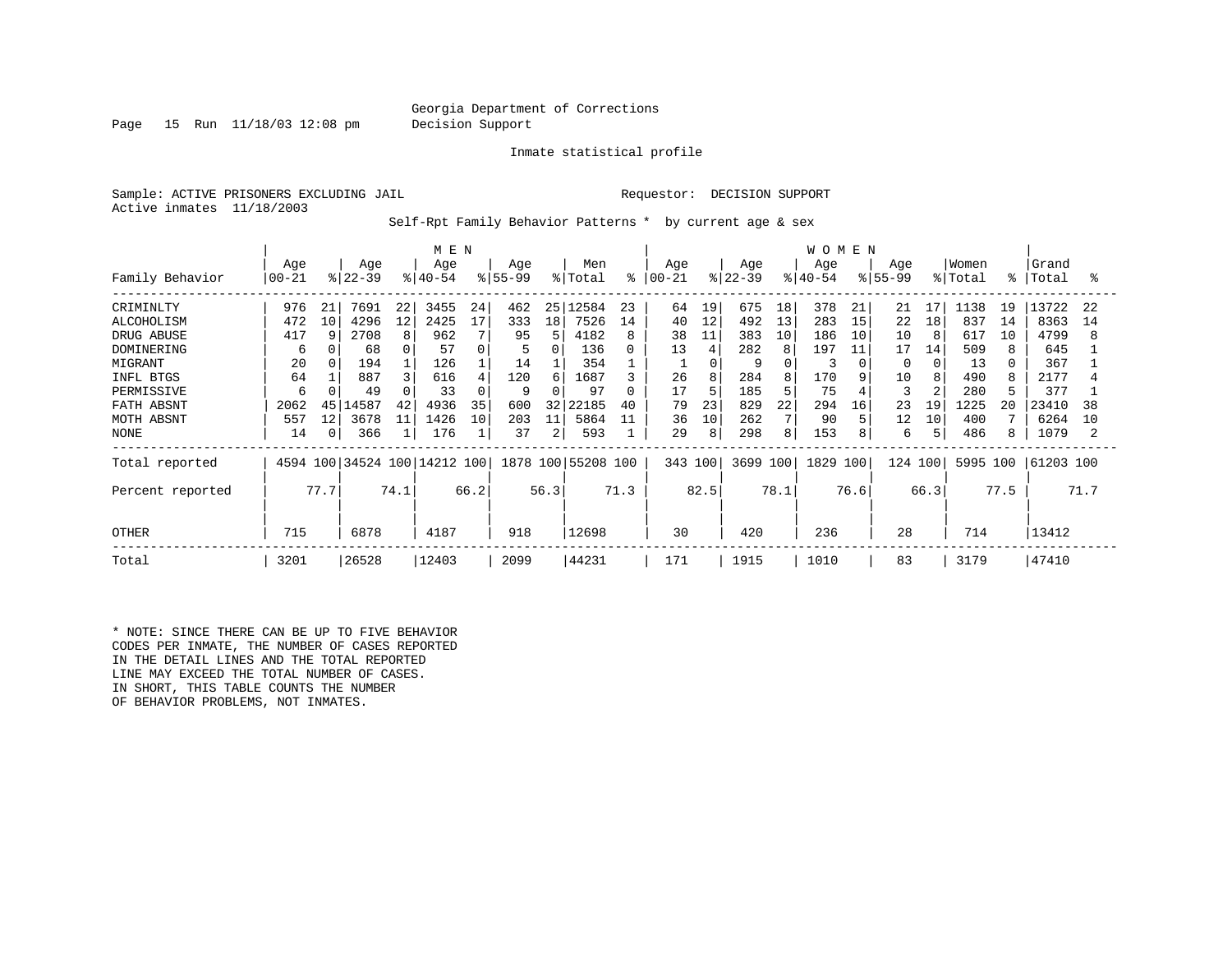Georgia Department of Corrections
Decision Support

Inmate statistical profile

Sample: ACTIVE PRISONERS EXCLUDING JAIL                                    Requestor: DECISION SUPPORT
Active inmates 11/18/2003

Self-Rpt Family Behavior Patterns * by current age & sex

| Family Behavior | MEN Age 00-21 | % | Age 22-39 | % | Age 40-54 | % | Age 55-99 | % | Men Total | % | WOMEN Age 00-21 | % | Age 22-39 | % | Age 40-54 | % | Age 55-99 | % | Women Total | % | Grand Total | % |
|---|---|---|---|---|---|---|---|---|---|---|---|---|---|---|---|---|---|---|---|---|---|---|
| CRIMINLTY | 976 | 21 | 7691 | 22 | 3455 | 24 | 462 | 25 | 12584 | 23 | 64 | 19 | 675 | 18 | 378 | 21 | 21 | 17 | 1138 | 19 | 13722 | 22 |
| ALCOHOLISM | 472 | 10 | 4296 | 12 | 2425 | 17 | 333 | 18 | 7526 | 14 | 40 | 12 | 492 | 13 | 283 | 15 | 22 | 18 | 837 | 14 | 8363 | 14 |
| DRUG ABUSE | 417 | 9 | 2708 | 8 | 962 | 7 | 95 | 5 | 4182 | 8 | 38 | 11 | 383 | 10 | 186 | 10 | 10 | 8 | 617 | 10 | 4799 | 8 |
| DOMINERING | 6 | 0 | 68 | 0 | 57 | 0 | 5 | 0 | 136 | 0 | 13 | 4 | 282 | 8 | 197 | 11 | 17 | 14 | 509 | 8 | 645 | 1 |
| MIGRANT | 20 | 0 | 194 | 1 | 126 | 1 | 14 | 1 | 354 | 1 | 1 | 0 | 9 | 0 | 3 | 0 | 0 | 0 | 13 | 0 | 367 | 1 |
| INFL BTGS | 64 | 1 | 887 | 3 | 616 | 4 | 120 | 6 | 1687 | 3 | 26 | 8 | 284 | 8 | 170 | 9 | 10 | 8 | 490 | 8 | 2177 | 4 |
| PERMISSIVE | 6 | 0 | 49 | 0 | 33 | 0 | 9 | 0 | 97 | 0 | 17 | 5 | 185 | 5 | 75 | 4 | 3 | 2 | 280 | 5 | 377 | 1 |
| FATH ABSNT | 2062 | 45 | 14587 | 42 | 4936 | 35 | 600 | 32 | 22185 | 40 | 79 | 23 | 829 | 22 | 294 | 16 | 23 | 19 | 1225 | 20 | 23410 | 38 |
| MOTH ABSNT | 557 | 12 | 3678 | 11 | 1426 | 10 | 203 | 11 | 5864 | 11 | 36 | 10 | 262 | 7 | 90 | 5 | 12 | 10 | 400 | 7 | 6264 | 10 |
| NONE | 14 | 0 | 366 | 1 | 176 | 1 | 37 | 2 | 593 | 1 | 29 | 8 | 298 | 8 | 153 | 8 | 6 | 5 | 486 | 8 | 1079 | 2 |
| Total reported | 4594 | 100 | 34524 | 100 | 14212 | 100 | 1878 | 100 | 55208 | 100 | 343 | 100 | 3699 | 100 | 1829 | 100 | 124 | 100 | 5995 | 100 | 61203 | 100 |
| Percent reported | | 77.7 | | 74.1 | | 66.2 | | 56.3 | | 71.3 | | 82.5 | | 78.1 | | 76.6 | | 66.3 | | 77.5 | | 71.7 |
| OTHER | 715 | | 6878 | | 4187 | | 918 | | 12698 | | 30 | | 420 | | 236 | | 28 | | 714 | | 13412 | |
| Total | 3201 | | 26528 | | 12403 | | 2099 | | 44231 | | 171 | | 1915 | | 1010 | | 83 | | 3179 | | 47410 | |

\* NOTE: SINCE THERE CAN BE UP TO FIVE BEHAVIOR CODES PER INMATE, THE NUMBER OF CASES REPORTED IN THE DETAIL LINES AND THE TOTAL REPORTED LINE MAY EXCEED THE TOTAL NUMBER OF CASES. IN SHORT, THIS TABLE COUNTS THE NUMBER OF BEHAVIOR PROBLEMS, NOT INMATES.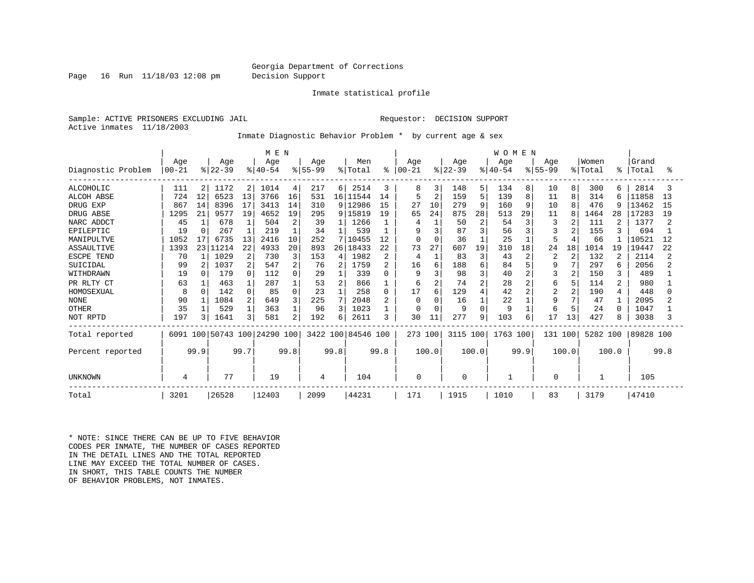Georgia Department of Corrections
Decision Support

Inmate statistical profile

Sample: ACTIVE PRISONERS EXCLUDING JAIL    Requestor: DECISION SUPPORT
Active inmates 11/18/2003

Inmate Diagnostic Behavior Problem * by current age & sex

| Diagnostic Problem | MEN Age 00-21 | % | Age 22-39 | % | Age 40-54 | % | Age 55-99 | % | Men Total | % | WOMEN Age 00-21 | % | Age 22-39 | % | Age 40-54 | % | Age 55-99 | % | Women Total | % | Grand Total | % |
|---|---|---|---|---|---|---|---|---|---|---|---|---|---|---|---|---|---|---|---|---|---|---|
| ALCOHOLIC | 111 | 2 | 1172 | 2 | 1014 | 4 | 217 | 6 | 2514 | 3 | 8 | 3 | 148 | 5 | 134 | 8 | 10 | 8 | 300 | 6 | 2814 | 3 |
| ALCOH ABSE | 724 | 12 | 6523 | 13 | 3766 | 16 | 531 | 16 | 11544 | 14 | 5 | 2 | 159 | 5 | 139 | 8 | 11 | 8 | 314 | 6 | 11858 | 13 |
| DRUG EXP | 867 | 14 | 8396 | 17 | 3413 | 14 | 310 | 9 | 12986 | 15 | 27 | 10 | 279 | 9 | 160 | 9 | 10 | 8 | 476 | 9 | 13462 | 15 |
| DRUG ABSE | 1295 | 21 | 9577 | 19 | 4652 | 19 | 295 | 9 | 15819 | 19 | 65 | 24 | 875 | 28 | 513 | 29 | 11 | 8 | 1464 | 28 | 17283 | 19 |
| NARC ADDCT | 45 | 1 | 678 | 1 | 504 | 2 | 39 | 1 | 1266 | 1 | 4 | 1 | 50 | 2 | 54 | 3 | 3 | 2 | 111 | 2 | 1377 | 2 |
| EPILEPTIC | 19 | 0 | 267 | 1 | 219 | 1 | 34 | 1 | 539 | 1 | 9 | 3 | 87 | 3 | 56 | 3 | 3 | 2 | 155 | 3 | 694 | 1 |
| MANIPULTVE | 1052 | 17 | 6735 | 13 | 2416 | 10 | 252 | 7 | 10455 | 12 | 0 | 0 | 36 | 1 | 25 | 1 | 5 | 4 | 66 | 1 | 10521 | 12 |
| ASSAULTIVE | 1393 | 23 | 11214 | 22 | 4933 | 20 | 893 | 26 | 18433 | 22 | 73 | 27 | 607 | 19 | 310 | 18 | 24 | 18 | 1014 | 19 | 19447 | 22 |
| ESCPE TEND | 70 | 1 | 1029 | 2 | 730 | 3 | 153 | 4 | 1982 | 2 | 4 | 1 | 83 | 3 | 43 | 2 | 2 | 2 | 132 | 2 | 2114 | 2 |
| SUICIDAL | 99 | 2 | 1037 | 2 | 547 | 2 | 76 | 2 | 1759 | 2 | 16 | 6 | 188 | 6 | 84 | 5 | 9 | 7 | 297 | 6 | 2056 | 2 |
| WITHDRAWN | 19 | 0 | 179 | 0 | 112 | 0 | 29 | 1 | 339 | 0 | 9 | 3 | 98 | 3 | 40 | 2 | 3 | 2 | 150 | 3 | 489 | 1 |
| PR RLTY CT | 63 | 1 | 463 | 1 | 287 | 1 | 53 | 2 | 866 | 1 | 6 | 2 | 74 | 2 | 28 | 2 | 6 | 5 | 114 | 2 | 980 | 1 |
| HOMOSEXUAL | 8 | 0 | 142 | 0 | 85 | 0 | 23 | 1 | 258 | 0 | 17 | 6 | 129 | 4 | 42 | 2 | 2 | 2 | 190 | 4 | 448 | 0 |
| NONE | 90 | 1 | 1084 | 2 | 649 | 3 | 225 | 7 | 2048 | 2 | 0 | 0 | 16 | 1 | 22 | 1 | 9 | 7 | 47 | 1 | 2095 | 2 |
| OTHER | 35 | 1 | 529 | 1 | 363 | 1 | 96 | 3 | 1023 | 1 | 0 | 0 | 9 | 0 | 9 | 1 | 6 | 5 | 24 | 0 | 1047 | 1 |
| NOT RPTD | 197 | 3 | 1641 | 3 | 581 | 2 | 192 | 6 | 2611 | 3 | 30 | 11 | 277 | 9 | 103 | 6 | 17 | 13 | 427 | 8 | 3038 | 3 |
| Total reported | 6091 | 100 | 50743 | 100 | 24290 | 100 | 3422 | 100 | 84546 | 100 | 273 | 100 | 3115 | 100 | 1763 | 100 | 131 | 100 | 5282 | 100 | 89828 | 100 |
| Percent reported | | 99.9 | | 99.7 | | 99.8 | | 99.8 | | 99.8 | | 100.0 | | 100.0 | | 99.9 | | 100.0 | | 100.0 | | 99.8 |
| UNKNOWN | 4 | | 77 | | 19 | | 4 | | 104 | | 0 | | 0 | | 1 | | 0 | | 1 | | 105 | |
| Total | 3201 | | 26528 | | 12403 | | 2099 | | 44231 | | 171 | | 1915 | | 1010 | | 83 | | 3179 | | 47410 | |

* NOTE: SINCE THERE CAN BE UP TO FIVE BEHAVIOR CODES PER INMATE, THE NUMBER OF CASES REPORTED IN THE DETAIL LINES AND THE TOTAL REPORTED LINE MAY EXCEED THE TOTAL NUMBER OF CASES. IN SHORT, THIS TABLE COUNTS THE NUMBER OF BEHAVIOR PROBLEMS, NOT INMATES.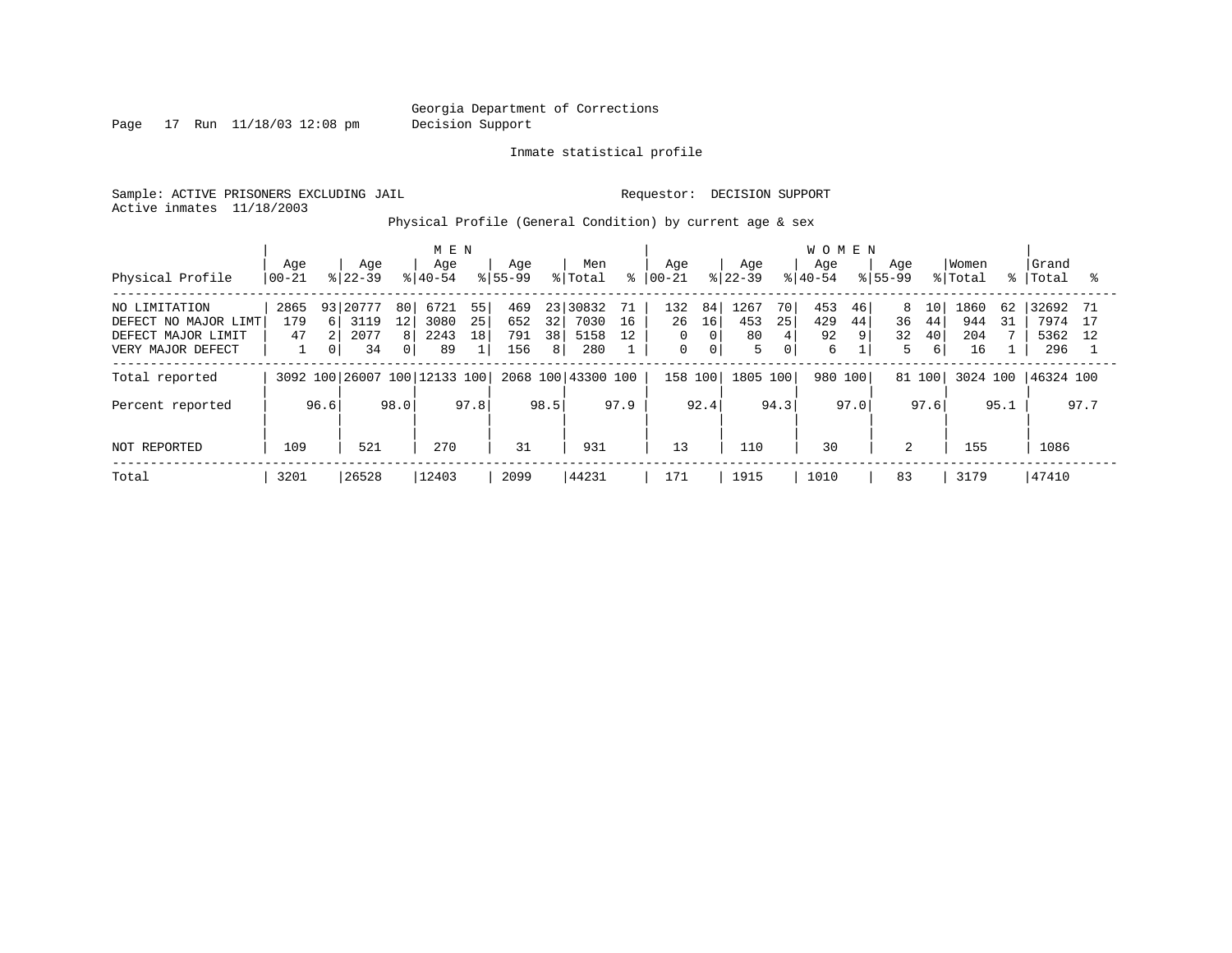Georgia Department of Corrections
Decision Support

Inmate statistical profile

Sample: ACTIVE PRISONERS EXCLUDING JAIL    Requestor: DECISION SUPPORT
Active inmates 11/18/2003

Physical Profile (General Condition) by current age & sex

| Physical Profile | MEN Age 00-21 | % | Age 22-39 | % | Age 40-54 | % | Age 55-99 | % | Men Total | % | WOMEN Age 00-21 | % | Age 22-39 | % | Age 40-54 | % | Age 55-99 | % | Women Total | % | Grand Total | % |
|---|---|---|---|---|---|---|---|---|---|---|---|---|---|---|---|---|---|---|---|---|---|---|
| NO LIMITATION | 2865 | 93 | 20777 | 80 | 6721 | 55 | 469 | 23 | 30832 | 71 | 132 | 84 | 1267 | 70 | 453 | 46 | 8 | 10 | 1860 | 62 | 32692 | 71 |
| DEFECT NO MAJOR LIMT | 179 | 6 | 3119 | 12 | 3080 | 25 | 652 | 32 | 7030 | 16 | 26 | 16 | 453 | 25 | 429 | 44 | 36 | 44 | 944 | 31 | 7974 | 17 |
| DEFECT MAJOR LIMIT | 47 | 2 | 2077 | 8 | 2243 | 18 | 791 | 38 | 5158 | 12 | 0 | 0 | 80 | 4 | 92 | 9 | 32 | 40 | 204 | 7 | 5362 | 12 |
| VERY MAJOR DEFECT | 1 | 0 | 34 | 0 | 89 | 1 | 156 | 8 | 280 | 1 | 0 | 0 | 5 | 0 | 6 | 1 | 5 | 6 | 16 | 1 | 296 | 1 |
| Total reported | 3092 | 100 | 26007 | 100 | 12133 | 100 | 2068 | 100 | 43300 | 100 | 158 | 100 | 1805 | 100 | 980 | 100 | 81 | 100 | 3024 | 100 | 46324 | 100 |
| Percent reported | | 96.6 | | 98.0 | | 97.8 | | 98.5 | | 97.9 | | 92.4 | | 94.3 | | 97.0 | | 97.6 | | 95.1 | | 97.7 |
| NOT REPORTED | 109 | | 521 | | 270 | | 31 | | 931 | | 13 | | 110 | | 30 | | 2 | | 155 | | 1086 | |
| Total | 3201 | | 26528 | | 12403 | | 2099 | | 44231 | | 171 | | 1915 | | 1010 | | 83 | | 3179 | | 47410 | |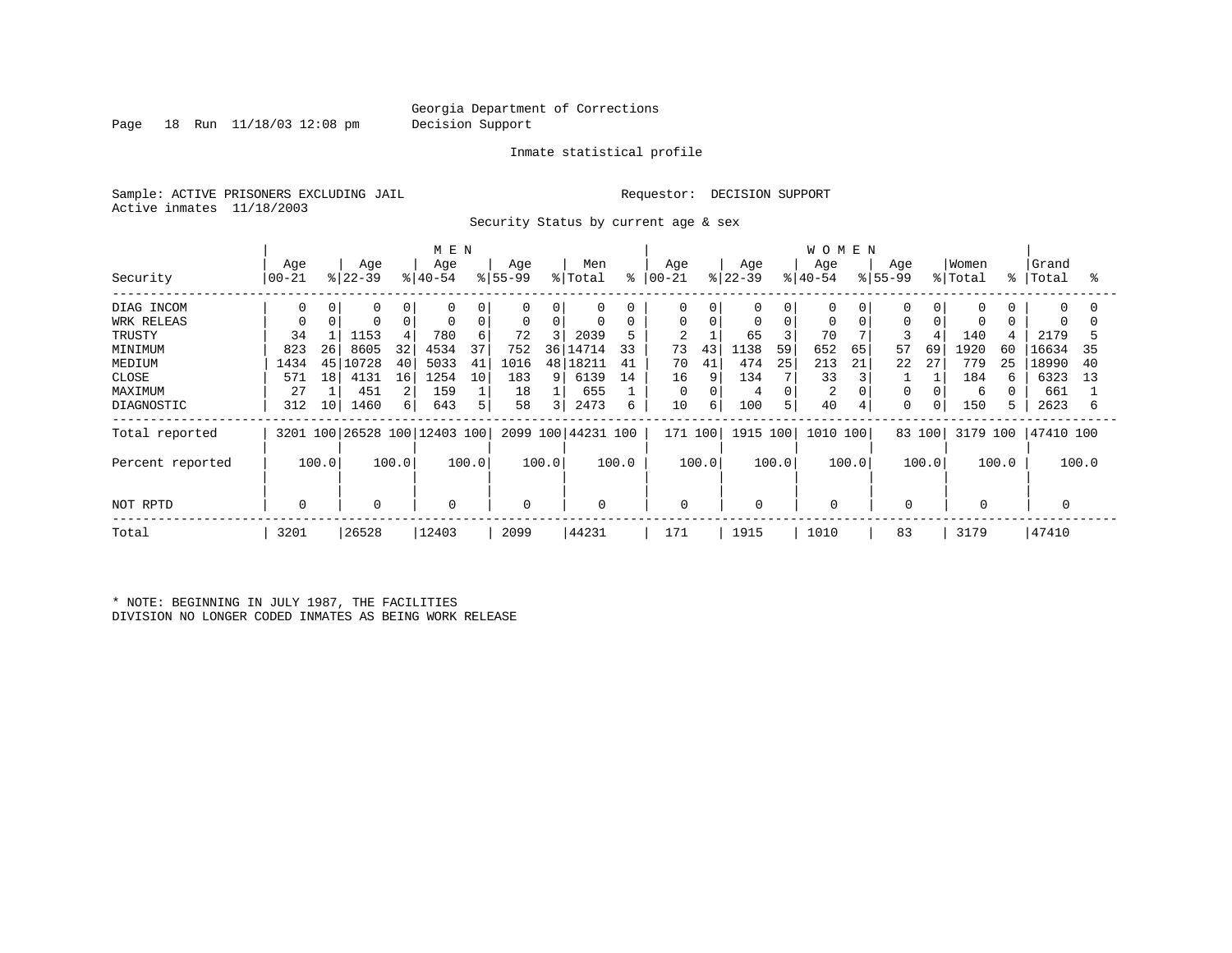Georgia Department of Corrections
Decision Support

Page 18 Run 11/18/03 12:08 pm

Inmate statistical profile

Sample: ACTIVE PRISONERS EXCLUDING JAIL

Requestor: DECISION SUPPORT

Active inmates 11/18/2003

Security Status by current age & sex

| Security | MEN Age 00-21 | % | Age 22-39 | % | Age 40-54 | % | Age 55-99 | % | Men Total | % | WOMEN Age 00-21 | % | Age 22-39 | % | Age 40-54 | % | Age 55-99 | % | Women Total | % | Grand Total | % |
|---|---|---|---|---|---|---|---|---|---|---|---|---|---|---|---|---|---|---|---|---|---|---|
| DIAG INCOM | 0 | 0 | 0 | 0 | 0 | 0 | 0 | 0 | 0 | 0 | 0 | 0 | 0 | 0 | 0 | 0 | 0 | 0 | 0 | 0 | 0 | 0 |
| WRK RELEAS | 0 | 0 | 0 | 0 | 0 | 0 | 0 | 0 | 0 | 0 | 0 | 0 | 0 | 0 | 0 | 0 | 0 | 0 | 0 | 0 | 0 | 0 |
| TRUSTY | 34 | 1 | 1153 | 4 | 780 | 6 | 72 | 3 | 2039 | 5 | 2 | 1 | 65 | 3 | 70 | 7 | 3 | 4 | 140 | 4 | 2179 | 5 |
| MINIMUM | 823 | 26 | 8605 | 32 | 4534 | 37 | 752 | 36 | 14714 | 33 | 73 | 43 | 1138 | 59 | 652 | 65 | 57 | 69 | 1920 | 60 | 16634 | 35 |
| MEDIUM | 1434 | 45 | 10728 | 40 | 5033 | 41 | 1016 | 48 | 18211 | 41 | 70 | 41 | 474 | 25 | 213 | 21 | 22 | 27 | 779 | 25 | 18990 | 40 |
| CLOSE | 571 | 18 | 4131 | 16 | 1254 | 10 | 183 | 9 | 6139 | 14 | 16 | 9 | 134 | 7 | 33 | 3 | 1 | 1 | 184 | 6 | 6323 | 13 |
| MAXIMUM | 27 | 1 | 451 | 2 | 159 | 1 | 18 | 1 | 655 | 1 | 0 | 0 | 4 | 0 | 2 | 0 | 0 | 0 | 6 | 0 | 661 | 1 |
| DIAGNOSTIC | 312 | 10 | 1460 | 6 | 643 | 5 | 58 | 3 | 2473 | 6 | 10 | 6 | 100 | 5 | 40 | 4 | 0 | 0 | 150 | 5 | 2623 | 6 |
| Total reported | 3201 | 100 | 26528 | 100 | 12403 | 100 | 2099 | 100 | 44231 | 100 | 171 | 100 | 1915 | 100 | 1010 | 100 | 83 | 100 | 3179 | 100 | 47410 | 100 |
| Percent reported | | 100.0 | | 100.0 | | 100.0 | | 100.0 | | 100.0 | | 100.0 | | 100.0 | | 100.0 | | 100.0 | | 100.0 | | 100.0 |
| NOT RPTD | 0 | | 0 | | 0 | | 0 | | 0 | | 0 | | 0 | | 0 | | 0 | | 0 | | 0 | |
| Total | 3201 | | 26528 | | 12403 | | 2099 | | 44231 | | 171 | | 1915 | | 1010 | | 83 | | 3179 | | 47410 | |

* NOTE: BEGINNING IN JULY 1987, THE FACILITIES DIVISION NO LONGER CODED INMATES AS BEING WORK RELEASE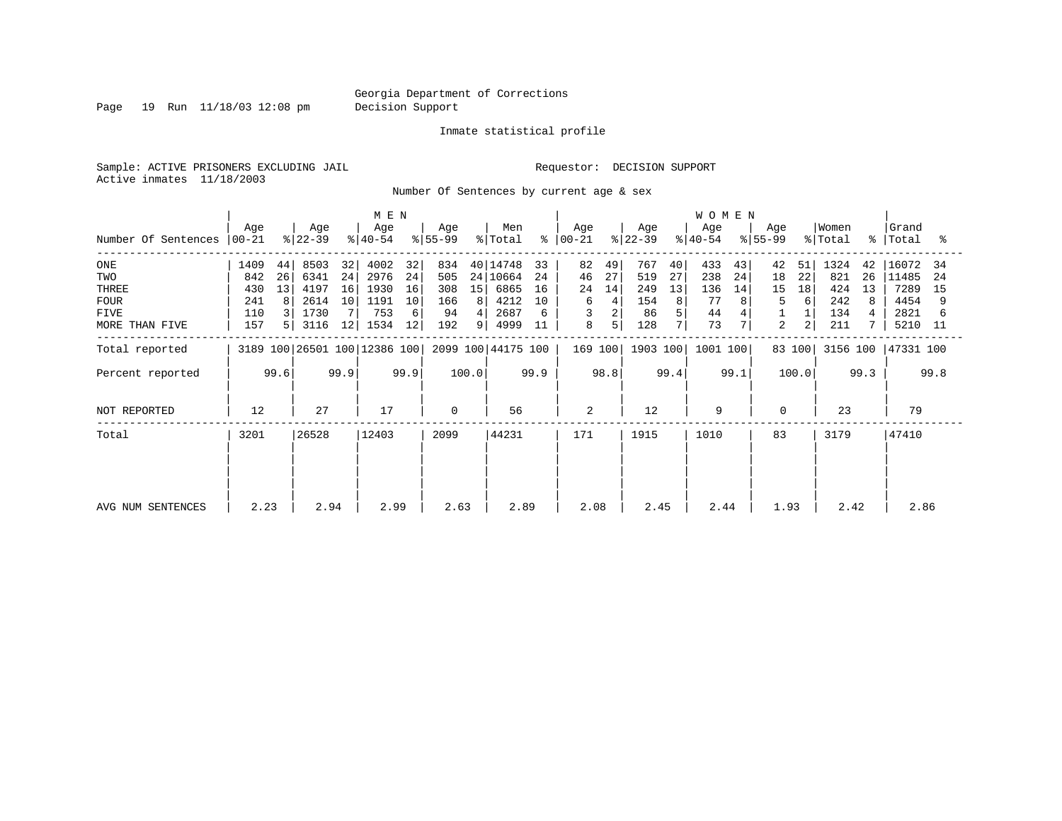Georgia Department of Corrections
Decision Support

Inmate statistical profile

Sample: ACTIVE PRISONERS EXCLUDING JAIL
Active inmates 11/18/2003

Requestor: DECISION SUPPORT

Number Of Sentences by current age & sex

| Number Of Sentences | MEN Age 00-21 | % | Age 22-39 | % | Age 40-54 | % | Age 55-99 | % | Men Total | % | WOMEN Age 00-21 | % | Age 22-39 | % | Age 40-54 | % | Age 55-99 | % | Women Total | % | Grand Total | % |
|---|---|---|---|---|---|---|---|---|---|---|---|---|---|---|---|---|---|---|---|---|---|---|
| ONE | 1409 | 44 | 8503 | 32 | 4002 | 32 | 834 | 40 | 14748 | 33 | 82 | 49 | 767 | 40 | 433 | 43 | 42 | 51 | 1324 | 42 | 16072 | 34 |
| TWO | 842 | 26 | 6341 | 24 | 2976 | 24 | 505 | 24 | 10664 | 24 | 46 | 27 | 519 | 27 | 238 | 24 | 18 | 22 | 821 | 26 | 11485 | 24 |
| THREE | 430 | 13 | 4197 | 16 | 1930 | 16 | 308 | 15 | 6865 | 16 | 24 | 14 | 249 | 13 | 136 | 14 | 15 | 18 | 424 | 13 | 7289 | 15 |
| FOUR | 241 | 8 | 2614 | 10 | 1191 | 10 | 166 | 8 | 4212 | 10 | 6 | 4 | 154 | 8 | 77 | 8 | 5 | 6 | 242 | 8 | 4454 | 9 |
| FIVE | 110 | 3 | 1730 | 7 | 753 | 6 | 94 | 4 | 2687 | 6 | 3 | 2 | 86 | 5 | 44 | 4 | 1 | 1 | 134 | 4 | 2821 | 6 |
| MORE THAN FIVE | 157 | 5 | 3116 | 12 | 1534 | 12 | 192 | 9 | 4999 | 11 | 8 | 5 | 128 | 7 | 73 | 7 | 2 | 2 | 211 | 7 | 5210 | 11 |
| Total reported | 3189 | 100 | 26501 | 100 | 12386 | 100 | 2099 | 100 | 44175 | 100 | 169 | 100 | 1903 | 100 | 1001 | 100 | 83 | 100 | 3156 | 100 | 47331 | 100 |
| Percent reported | | 99.6 | | 99.9 | | 99.9 | | 100.0 | | 99.9 | | 98.8 | | 99.4 | | 99.1 | | 100.0 | | 99.3 | | 99.8 |
| NOT REPORTED | 12 | | 27 | | 17 | | 0 | | 56 | | 2 | | 12 | | 9 | | 0 | | 23 | | 79 | |
| Total | 3201 | | 26528 | | 12403 | | 2099 | | 44231 | | 171 | | 1915 | | 1010 | | 83 | | 3179 | | 47410 | |
| AVG NUM SENTENCES | 2.23 | | 2.94 | | 2.99 | | 2.63 | | 2.89 | | 2.08 | | 2.45 | | 2.44 | | 1.93 | | 2.42 | | 2.86 | |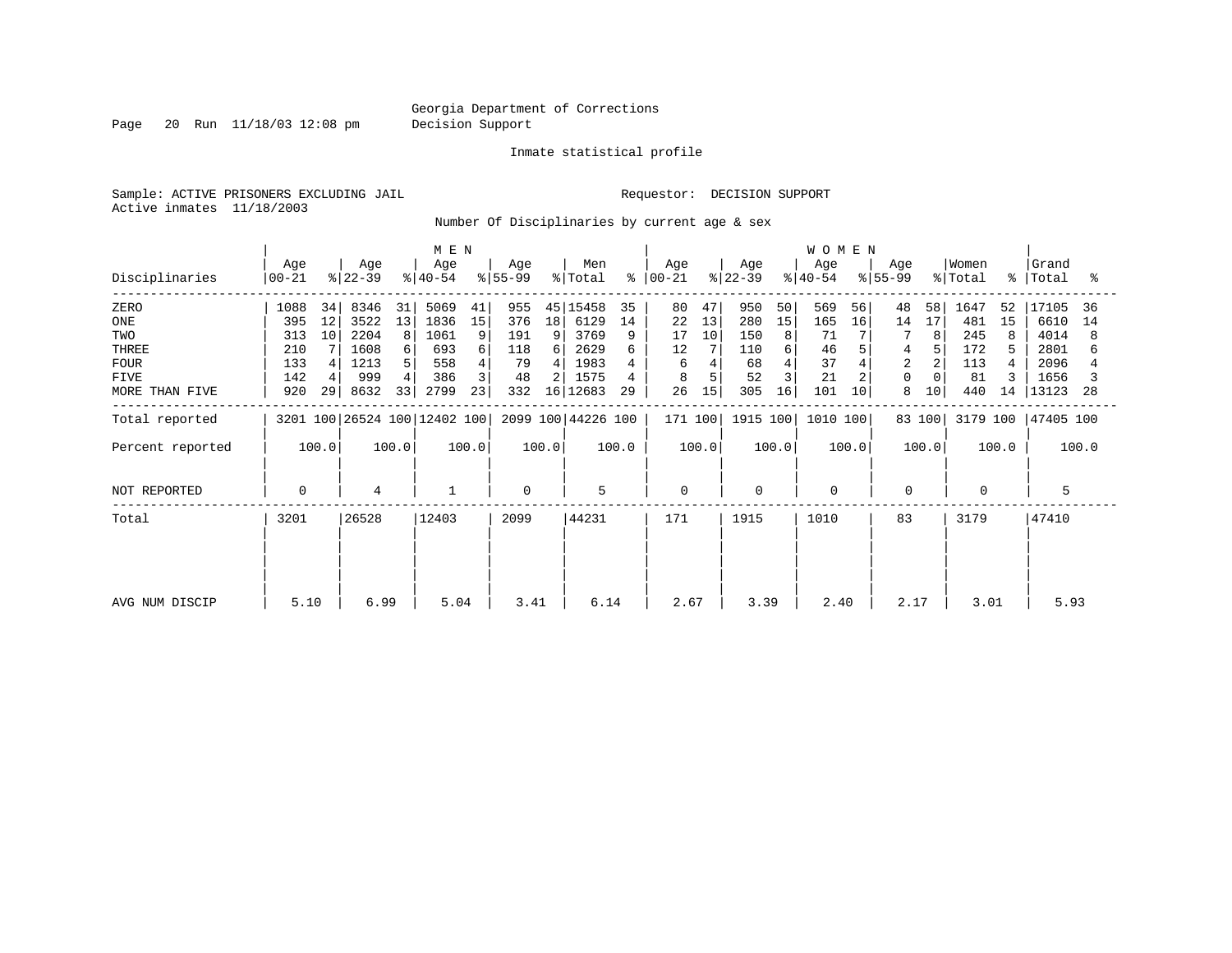Georgia Department of Corrections
Decision Support

Inmate statistical profile

Sample: ACTIVE PRISONERS EXCLUDING JAIL

Requestor: DECISION SUPPORT

Active inmates 11/18/2003

Number Of Disciplinaries by current age & sex

| Disciplinaries | MEN Age 00-21 | % | Age 22-39 | % | Age 40-54 | % | Age 55-99 | % | Men Total | % | WOMEN Age 00-21 | % | Age 22-39 | % | Age 40-54 | % | Age 55-99 | % | Women Total | % | Grand Total | % |
|---|---|---|---|---|---|---|---|---|---|---|---|---|---|---|---|---|---|---|---|---|---|---|
| ZERO | 1088 | 34 | 8346 | 31 | 5069 | 41 | 955 | 45 | 15458 | 35 | 80 | 47 | 950 | 50 | 569 | 56 | 48 | 58 | 1647 | 52 | 17105 | 36 |
| ONE | 395 | 12 | 3522 | 13 | 1836 | 15 | 376 | 18 | 6129 | 14 | 22 | 13 | 280 | 15 | 165 | 16 | 14 | 17 | 481 | 15 | 6610 | 14 |
| TWO | 313 | 10 | 2204 | 8 | 1061 | 9 | 191 | 9 | 3769 | 9 | 17 | 10 | 150 | 8 | 71 | 7 | 7 | 8 | 245 | 8 | 4014 | 8 |
| THREE | 210 | 7 | 1608 | 6 | 693 | 6 | 118 | 6 | 2629 | 6 | 12 | 7 | 110 | 6 | 46 | 5 | 4 | 5 | 172 | 5 | 2801 | 6 |
| FOUR | 133 | 4 | 1213 | 5 | 558 | 4 | 79 | 4 | 1983 | 4 | 6 | 4 | 68 | 4 | 37 | 4 | 2 | 2 | 113 | 4 | 2096 | 4 |
| FIVE | 142 | 4 | 999 | 4 | 386 | 3 | 48 | 2 | 1575 | 4 | 8 | 5 | 52 | 3 | 21 | 2 | 0 | 0 | 81 | 3 | 1656 | 3 |
| MORE THAN FIVE | 920 | 29 | 8632 | 33 | 2799 | 23 | 332 | 16 | 12683 | 29 | 26 | 15 | 305 | 16 | 101 | 10 | 8 | 10 | 440 | 14 | 13123 | 28 |
| Total reported | 3201 | 100 | 26524 | 100 | 12402 | 100 | 2099 | 100 | 44226 | 100 | 171 | 100 | 1915 | 100 | 1010 | 100 | 83 | 100 | 3179 | 100 | 47405 | 100 |
| Percent reported | 100.0 | | 100.0 | | 100.0 | | 100.0 | | 100.0 | | 100.0 | | 100.0 | | 100.0 | | 100.0 | | 100.0 | | 100.0 | |
| NOT REPORTED | 0 | | 4 | | 1 | | 0 | | 5 | | 0 | | 0 | | 0 | | 0 | | 0 | | 5 | |
| Total | 3201 | | 26528 | | 12403 | | 2099 | | 44231 | | 171 | | 1915 | | 1010 | | 83 | | 3179 | | 47410 | |
| AVG NUM DISCIP | 5.10 | | 6.99 | | 5.04 | | 3.41 | | 6.14 | | 2.67 | | 3.39 | | 2.40 | | 2.17 | | 3.01 | | 5.93 | |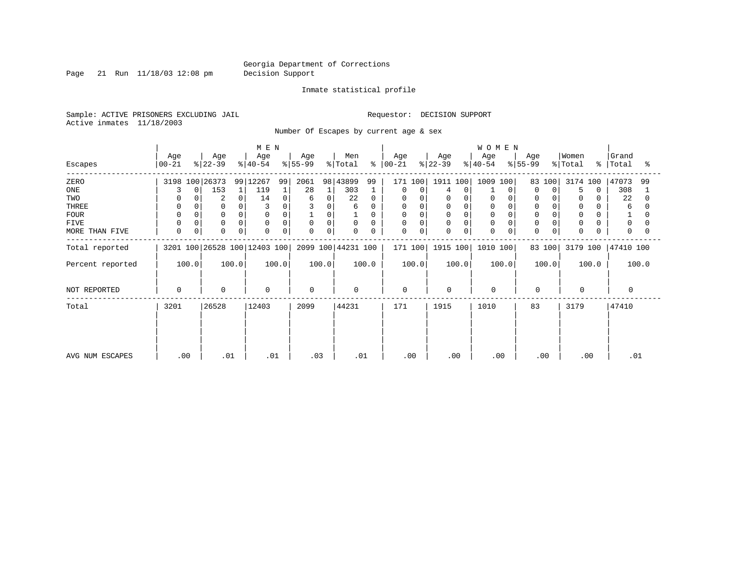Georgia Department of Corrections
Decision Support

Inmate statistical profile

Sample: ACTIVE PRISONERS EXCLUDING JAIL

Requestor: DECISION SUPPORT

Active inmates 11/18/2003

Number Of Escapes by current age & sex

| Escapes | MEN Age 00-21 | % | MEN Age 22-39 | % | MEN Age 40-54 | % | MEN Age 55-99 | % | Men Total | % | WOMEN Age 00-21 | % | WOMEN Age 22-39 | % | WOMEN Age 40-54 | % | WOMEN Age 55-99 | % | Women Total | % | Grand Total | % |
|---|---|---|---|---|---|---|---|---|---|---|---|---|---|---|---|---|---|---|---|---|---|---|
| ZERO | 3198 | 100 | 26373 | 99 | 12267 | 99 | 2061 | 98 | 43899 | 99 | 171 | 100 | 1911 | 100 | 1009 | 100 | 83 | 100 | 3174 | 100 | 47073 | 99 |
| ONE | 3 | 0 | 153 | 1 | 119 | 1 | 28 | 1 | 303 | 1 | 0 | 0 | 4 | 0 | 1 | 0 | 0 | 0 | 5 | 0 | 308 | 1 |
| TWO | 0 | 0 | 2 | 0 | 14 | 0 | 6 | 0 | 22 | 0 | 0 | 0 | 0 | 0 | 0 | 0 | 0 | 0 | 0 | 0 | 22 | 0 |
| THREE | 0 | 0 | 0 | 0 | 3 | 0 | 3 | 0 | 6 | 0 | 0 | 0 | 0 | 0 | 0 | 0 | 0 | 0 | 0 | 0 | 6 | 0 |
| FOUR | 0 | 0 | 0 | 0 | 0 | 0 | 1 | 0 | 1 | 0 | 0 | 0 | 0 | 0 | 0 | 0 | 0 | 0 | 0 | 0 | 1 | 0 |
| FIVE | 0 | 0 | 0 | 0 | 0 | 0 | 0 | 0 | 0 | 0 | 0 | 0 | 0 | 0 | 0 | 0 | 0 | 0 | 0 | 0 | 0 | 0 |
| MORE THAN FIVE | 0 | 0 | 0 | 0 | 0 | 0 | 0 | 0 | 0 | 0 | 0 | 0 | 0 | 0 | 0 | 0 | 0 | 0 | 0 | 0 | 0 | 0 |
| Total reported | 3201 | 100 | 26528 | 100 | 12403 | 100 | 2099 | 100 | 44231 | 100 | 171 | 100 | 1915 | 100 | 1010 | 100 | 83 | 100 | 3179 | 100 | 47410 | 100 |
| Percent reported | 100.0 | | 100.0 | | 100.0 | | 100.0 | | 100.0 | | 100.0 | | 100.0 | | 100.0 | | 100.0 | | 100.0 | | 100.0 | |
| NOT REPORTED | 0 | | 0 | | 0 | | 0 | | 0 | | 0 | | 0 | | 0 | | 0 | | 0 | | 0 | |
| Total | 3201 | | 26528 | | 12403 | | 2099 | | 44231 | | 171 | | 1915 | | 1010 | | 83 | | 3179 | | 47410 | |
| AVG NUM ESCAPES | .00 | | .01 | | .01 | | .03 | | .01 | | .00 | | .00 | | .00 | | .00 | | .00 | | .01 | |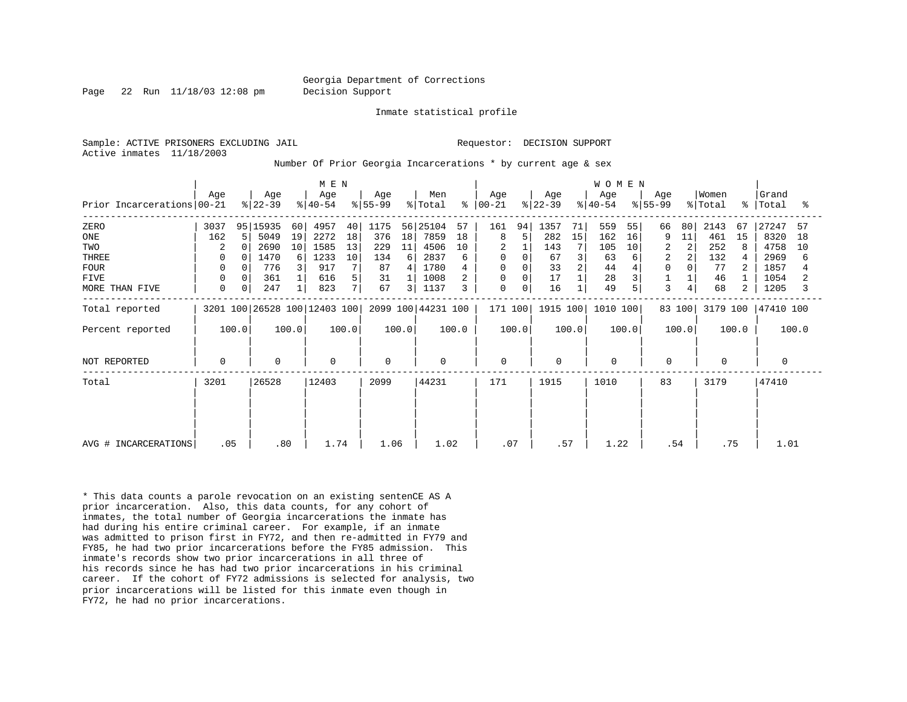Georgia Department of Corrections
Decision Support

Inmate statistical profile

Sample: ACTIVE PRISONERS EXCLUDING JAIL                    Requestor: DECISION SUPPORT
Active inmates 11/18/2003

Number Of Prior Georgia Incarcerations * by current age & sex

| Prior Incarcerations | MEN Age 00-21 | % | Age 22-39 | % | Age 40-54 | % | Age 55-99 | % | Men Total | % | WOMEN Age 00-21 | % | Age 22-39 | % | Age 40-54 | % | Age 55-99 | % | Women Total | % | Grand Total | % |
|---|---|---|---|---|---|---|---|---|---|---|---|---|---|---|---|---|---|---|---|---|---|---|
| ZERO | 3037 | 95 | 15935 | 60 | 4957 | 40 | 1175 | 56 | 25104 | 57 | 161 | 94 | 1357 | 71 | 559 | 55 | 66 | 80 | 2143 | 67 | 27247 | 57 |
| ONE | 162 | 5 | 5049 | 19 | 2272 | 18 | 376 | 18 | 7859 | 18 | 8 | 5 | 282 | 15 | 162 | 16 | 9 | 11 | 461 | 15 | 8320 | 18 |
| TWO | 2 | 0 | 2690 | 10 | 1585 | 13 | 229 | 11 | 4506 | 10 | 2 | 1 | 143 | 7 | 105 | 10 | 2 | 2 | 252 | 8 | 4758 | 10 |
| THREE | 0 | 0 | 1470 | 6 | 1233 | 10 | 134 | 6 | 2837 | 6 | 0 | 0 | 67 | 3 | 63 | 6 | 2 | 2 | 132 | 4 | 2969 | 6 |
| FOUR | 0 | 0 | 776 | 3 | 917 | 7 | 87 | 4 | 1780 | 4 | 0 | 0 | 33 | 2 | 44 | 4 | 0 | 0 | 77 | 2 | 1857 | 4 |
| FIVE | 0 | 0 | 361 | 1 | 616 | 5 | 31 | 1 | 1008 | 2 | 0 | 0 | 17 | 1 | 28 | 3 | 1 | 1 | 46 | 1 | 1054 | 2 |
| MORE THAN FIVE | 0 | 0 | 247 | 1 | 823 | 7 | 67 | 3 | 1137 | 3 | 0 | 0 | 16 | 1 | 49 | 5 | 3 | 4 | 68 | 2 | 1205 | 3 |
| Total reported | 3201 | 100 | 26528 | 100 | 12403 | 100 | 2099 | 100 | 44231 | 100 | 171 | 100 | 1915 | 100 | 1010 | 100 | 83 | 100 | 3179 | 100 | 47410 | 100 |
| Percent reported | | 100.0 | | 100.0 | | 100.0 | | 100.0 | | 100.0 | | 100.0 | | 100.0 | | 100.0 | | 100.0 | | 100.0 | | 100.0 |
| NOT REPORTED | 0 | | 0 | | 0 | | 0 | | 0 | | 0 | | 0 | | 0 | | 0 | | 0 | | 0 | |
| Total | 3201 | | 26528 | | 12403 | | 2099 | | 44231 | | 171 | | 1915 | | 1010 | | 83 | | 3179 | | 47410 | |
| AVG # INCARCERATIONS | .05 | | .80 | | 1.74 | | 1.06 | | 1.02 | | .07 | | .57 | | 1.22 | | .54 | | .75 | | 1.01 | |

* This data counts a parole revocation on an existing sentenCE AS A prior incarceration. Also, this data counts, for any cohort of inmates, the total number of Georgia incarcerations the inmate has had during his entire criminal career. For example, if an inmate was admitted to prison first in FY72, and then re-admitted in FY79 and FY85, he had two prior incarcerations before the FY85 admission. This inmate's records show two prior incarcerations in all three of his records since he has had two prior incarcerations in his criminal career. If the cohort of FY72 admissions is selected for analysis, two prior incarcerations will be listed for this inmate even though in FY72, he had no prior incarcerations.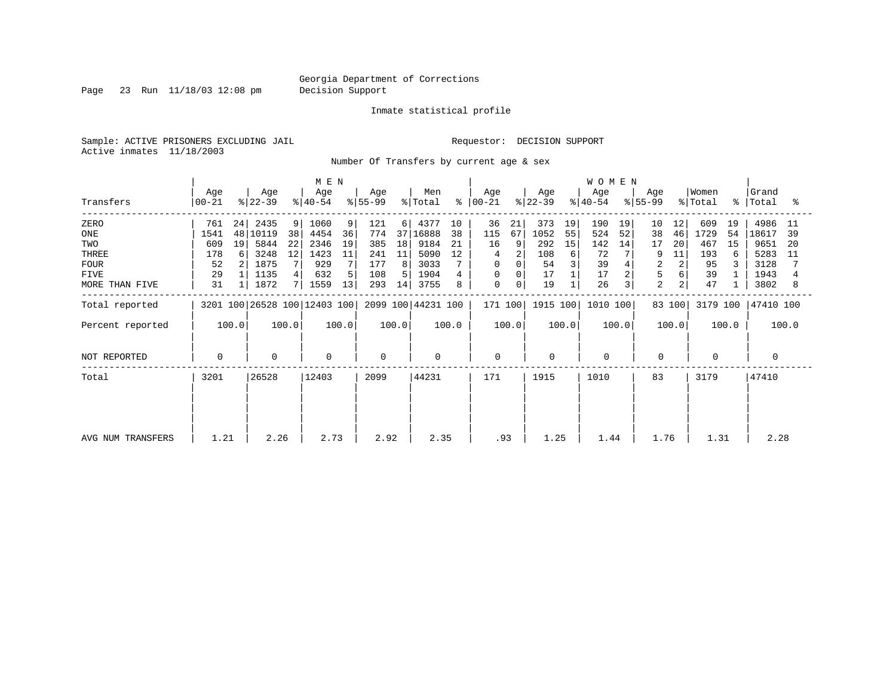Georgia Department of Corrections
Decision Support

Inmate statistical profile

Sample: ACTIVE PRISONERS EXCLUDING JAIL
Active inmates 11/18/2003

Requestor: DECISION SUPPORT

Number Of Transfers by current age & sex

| Transfers | MEN Age 00-21 | % | Age 22-39 | % | Age 40-54 | % | Age 55-99 | % | Men Total | % | WOMEN Age 00-21 | % | Age 22-39 | % | Age 40-54 | % | Age 55-99 | % | Women Total | % | Grand Total | % |
|---|---|---|---|---|---|---|---|---|---|---|---|---|---|---|---|---|---|---|---|---|---|---|
| ZERO | 761 | 24 | 2435 | 9 | 1060 | 9 | 121 | 6 | 4377 | 10 | 36 | 21 | 373 | 19 | 190 | 19 | 10 | 12 | 609 | 19 | 4986 | 11 |
| ONE | 1541 | 48 | 10119 | 38 | 4454 | 36 | 774 | 37 | 16888 | 38 | 115 | 67 | 1052 | 55 | 524 | 52 | 38 | 46 | 1729 | 54 | 18617 | 39 |
| TWO | 609 | 19 | 5844 | 22 | 2346 | 19 | 385 | 18 | 9184 | 21 | 16 | 9 | 292 | 15 | 142 | 14 | 17 | 20 | 467 | 15 | 9651 | 20 |
| THREE | 178 | 6 | 3248 | 12 | 1423 | 11 | 241 | 11 | 5090 | 12 | 4 | 2 | 108 | 6 | 72 | 7 | 9 | 11 | 193 | 6 | 5283 | 11 |
| FOUR | 52 | 2 | 1875 | 7 | 929 | 7 | 177 | 8 | 3033 | 7 | 0 | 0 | 54 | 3 | 39 | 4 | 2 | 2 | 95 | 3 | 3128 | 7 |
| FIVE | 29 | 1 | 1135 | 4 | 632 | 5 | 108 | 5 | 1904 | 4 | 0 | 0 | 17 | 1 | 17 | 2 | 5 | 6 | 39 | 1 | 1943 | 4 |
| MORE THAN FIVE | 31 | 1 | 1872 | 7 | 1559 | 13 | 293 | 14 | 3755 | 8 | 0 | 0 | 19 | 1 | 26 | 3 | 2 | 2 | 47 | 1 | 3802 | 8 |
| Total reported | 3201 | 100 | 26528 | 100 | 12403 | 100 | 2099 | 100 | 44231 | 100 | 171 | 100 | 1915 | 100 | 1010 | 100 | 83 | 100 | 3179 | 100 | 47410 | 100 |
| Percent reported | 100.0 | | 100.0 | | 100.0 | | 100.0 | | 100.0 | | 100.0 | | 100.0 | | 100.0 | | 100.0 | | 100.0 | | 100.0 | |
| NOT REPORTED | 0 | | 0 | | 0 | | 0 | | 0 | | 0 | | 0 | | 0 | | 0 | | 0 | | 0 | |
| Total | 3201 | | 26528 | | 12403 | | 2099 | | 44231 | | 171 | | 1915 | | 1010 | | 83 | | 3179 | | 47410 | |
| AVG NUM TRANSFERS | 1.21 | | 2.26 | | 2.73 | | 2.92 | | 2.35 | | .93 | | 1.25 | | 1.44 | | 1.76 | | 1.31 | | 2.28 | |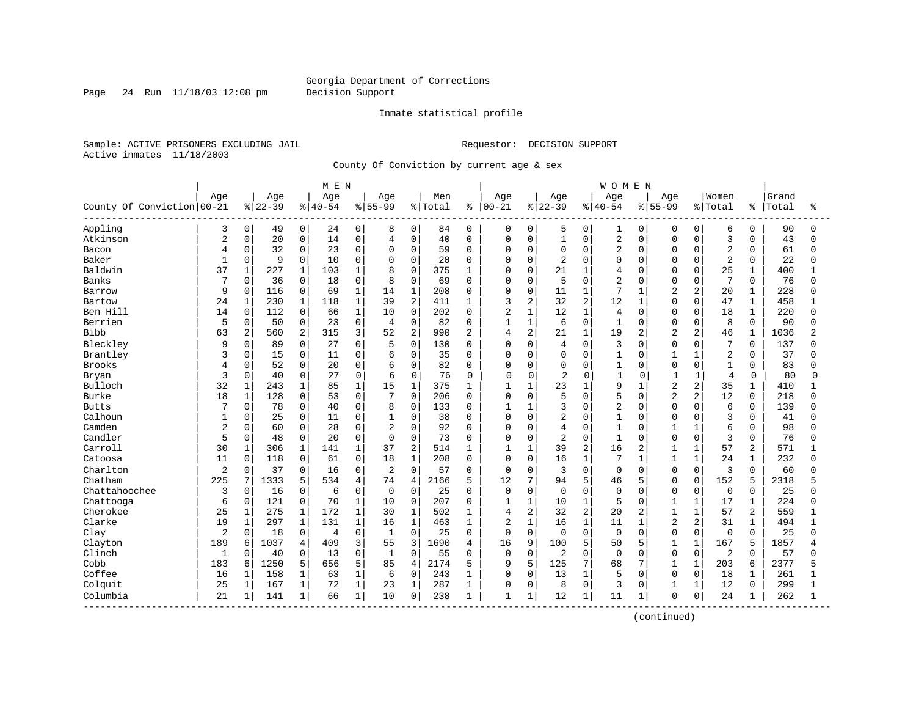Georgia Department of Corrections
Decision Support

Inmate statistical profile

Sample: ACTIVE PRISONERS EXCLUDING JAIL    Requestor: DECISION SUPPORT
Active inmates 11/18/2003

County Of Conviction by current age & sex

| County Of Conviction | MEN Age 00-21 | % | Age 22-39 | % | Age 40-54 | % | Age 55-99 | % | Men Total | % | WOMEN Age 00-21 | % | Age 22-39 | % | Age 40-54 | % | Age 55-99 | % | Women Total | % | Grand Total | % |
|---|---|---|---|---|---|---|---|---|---|---|---|---|---|---|---|---|---|---|---|---|---|---|
| Appling | 3 | 0 | 49 | 0 | 24 | 0 | 8 | 0 | 84 | 0 | 0 | 0 | 5 | 0 | 1 | 0 | 0 | 0 | 6 | 0 | 90 | 0 |
| Atkinson | 2 | 0 | 20 | 0 | 14 | 0 | 4 | 0 | 40 | 0 | 0 | 0 | 1 | 0 | 2 | 0 | 0 | 0 | 3 | 0 | 43 | 0 |
| Bacon | 4 | 0 | 32 | 0 | 23 | 0 | 0 | 0 | 59 | 0 | 0 | 0 | 0 | 0 | 2 | 0 | 0 | 0 | 2 | 0 | 61 | 0 |
| Baker | 1 | 0 | 9 | 0 | 10 | 0 | 0 | 0 | 20 | 0 | 0 | 0 | 2 | 0 | 0 | 0 | 0 | 0 | 2 | 0 | 22 | 0 |
| Baldwin | 37 | 1 | 227 | 1 | 103 | 1 | 8 | 0 | 375 | 1 | 0 | 0 | 21 | 1 | 4 | 0 | 0 | 0 | 25 | 1 | 400 | 1 |
| Banks | 7 | 0 | 36 | 0 | 18 | 0 | 8 | 0 | 69 | 0 | 0 | 0 | 5 | 0 | 2 | 0 | 0 | 0 | 7 | 0 | 76 | 0 |
| Barrow | 9 | 0 | 116 | 0 | 69 | 1 | 14 | 1 | 208 | 0 | 0 | 0 | 11 | 1 | 7 | 1 | 2 | 2 | 20 | 1 | 228 | 0 |
| Bartow | 24 | 1 | 230 | 1 | 118 | 1 | 39 | 2 | 411 | 1 | 3 | 2 | 32 | 2 | 12 | 1 | 0 | 0 | 47 | 1 | 458 | 1 |
| Ben Hill | 14 | 0 | 112 | 0 | 66 | 1 | 10 | 0 | 202 | 0 | 2 | 1 | 12 | 1 | 4 | 0 | 0 | 0 | 18 | 1 | 220 | 0 |
| Berrien | 5 | 0 | 50 | 0 | 23 | 0 | 4 | 0 | 82 | 0 | 1 | 1 | 6 | 0 | 1 | 0 | 0 | 0 | 8 | 0 | 90 | 0 |
| Bibb | 63 | 2 | 560 | 2 | 315 | 3 | 52 | 2 | 990 | 2 | 4 | 2 | 21 | 1 | 19 | 2 | 2 | 2 | 46 | 1 | 1036 | 2 |
| Bleckley | 9 | 0 | 89 | 0 | 27 | 0 | 5 | 0 | 130 | 0 | 0 | 0 | 4 | 0 | 3 | 0 | 0 | 0 | 7 | 0 | 137 | 0 |
| Brantley | 3 | 0 | 15 | 0 | 11 | 0 | 6 | 0 | 35 | 0 | 0 | 0 | 0 | 0 | 1 | 0 | 1 | 1 | 2 | 0 | 37 | 0 |
| Brooks | 4 | 0 | 52 | 0 | 20 | 0 | 6 | 0 | 82 | 0 | 0 | 0 | 0 | 0 | 1 | 0 | 0 | 0 | 1 | 0 | 83 | 0 |
| Bryan | 3 | 0 | 40 | 0 | 27 | 0 | 6 | 0 | 76 | 0 | 0 | 0 | 2 | 0 | 1 | 0 | 1 | 1 | 4 | 0 | 80 | 0 |
| Bulloch | 32 | 1 | 243 | 1 | 85 | 1 | 15 | 1 | 375 | 1 | 1 | 1 | 23 | 1 | 9 | 1 | 2 | 2 | 35 | 1 | 410 | 1 |
| Burke | 18 | 1 | 128 | 0 | 53 | 0 | 7 | 0 | 206 | 0 | 0 | 0 | 5 | 0 | 5 | 0 | 2 | 2 | 12 | 0 | 218 | 0 |
| Butts | 7 | 0 | 78 | 0 | 40 | 0 | 8 | 0 | 133 | 0 | 1 | 1 | 3 | 0 | 2 | 0 | 0 | 0 | 6 | 0 | 139 | 0 |
| Calhoun | 1 | 0 | 25 | 0 | 11 | 0 | 1 | 0 | 38 | 0 | 0 | 0 | 2 | 0 | 1 | 0 | 0 | 0 | 3 | 0 | 41 | 0 |
| Camden | 2 | 0 | 60 | 0 | 28 | 0 | 2 | 0 | 92 | 0 | 0 | 0 | 4 | 0 | 1 | 0 | 1 | 1 | 6 | 0 | 98 | 0 |
| Candler | 5 | 0 | 48 | 0 | 20 | 0 | 0 | 0 | 73 | 0 | 0 | 0 | 2 | 0 | 1 | 0 | 0 | 0 | 3 | 0 | 76 | 0 |
| Carroll | 30 | 1 | 306 | 1 | 141 | 1 | 37 | 2 | 514 | 1 | 1 | 1 | 39 | 2 | 16 | 2 | 1 | 1 | 57 | 2 | 571 | 1 |
| Catoosa | 11 | 0 | 118 | 0 | 61 | 0 | 18 | 1 | 208 | 0 | 0 | 0 | 16 | 1 | 7 | 1 | 1 | 1 | 24 | 1 | 232 | 0 |
| Charlton | 2 | 0 | 37 | 0 | 16 | 0 | 2 | 0 | 57 | 0 | 0 | 0 | 3 | 0 | 0 | 0 | 0 | 0 | 3 | 0 | 60 | 0 |
| Chatham | 225 | 7 | 1333 | 5 | 534 | 4 | 74 | 4 | 2166 | 5 | 12 | 7 | 94 | 5 | 46 | 5 | 0 | 0 | 152 | 5 | 2318 | 5 |
| Chattahoochee | 3 | 0 | 16 | 0 | 6 | 0 | 0 | 0 | 25 | 0 | 0 | 0 | 0 | 0 | 0 | 0 | 0 | 0 | 0 | 0 | 25 | 0 |
| Chattooga | 6 | 0 | 121 | 0 | 70 | 1 | 10 | 0 | 207 | 0 | 1 | 1 | 10 | 1 | 5 | 0 | 1 | 1 | 17 | 1 | 224 | 0 |
| Cherokee | 25 | 1 | 275 | 1 | 172 | 1 | 30 | 1 | 502 | 1 | 4 | 2 | 32 | 2 | 20 | 2 | 1 | 1 | 57 | 2 | 559 | 1 |
| Clarke | 19 | 1 | 297 | 1 | 131 | 1 | 16 | 1 | 463 | 1 | 2 | 1 | 16 | 1 | 11 | 1 | 2 | 2 | 31 | 1 | 494 | 1 |
| Clay | 2 | 0 | 18 | 0 | 4 | 0 | 1 | 0 | 25 | 0 | 0 | 0 | 0 | 0 | 0 | 0 | 0 | 0 | 0 | 0 | 25 | 0 |
| Clayton | 189 | 6 | 1037 | 4 | 409 | 3 | 55 | 3 | 1690 | 4 | 16 | 9 | 100 | 5 | 50 | 5 | 1 | 1 | 167 | 5 | 1857 | 4 |
| Clinch | 1 | 0 | 40 | 0 | 13 | 0 | 1 | 0 | 55 | 0 | 0 | 0 | 2 | 0 | 0 | 0 | 0 | 0 | 2 | 0 | 57 | 0 |
| Cobb | 183 | 6 | 1250 | 5 | 656 | 5 | 85 | 4 | 2174 | 5 | 9 | 5 | 125 | 7 | 68 | 7 | 1 | 1 | 203 | 6 | 2377 | 5 |
| Coffee | 16 | 1 | 158 | 1 | 63 | 1 | 6 | 0 | 243 | 1 | 0 | 0 | 13 | 1 | 5 | 0 | 0 | 0 | 18 | 1 | 261 | 1 |
| Colquit | 25 | 1 | 167 | 1 | 72 | 1 | 23 | 1 | 287 | 1 | 0 | 0 | 8 | 0 | 3 | 0 | 1 | 1 | 12 | 0 | 299 | 1 |
| Columbia | 21 | 1 | 141 | 1 | 66 | 1 | 10 | 0 | 238 | 1 | 1 | 1 | 12 | 1 | 11 | 1 | 0 | 0 | 24 | 1 | 262 | 1 |

(continued)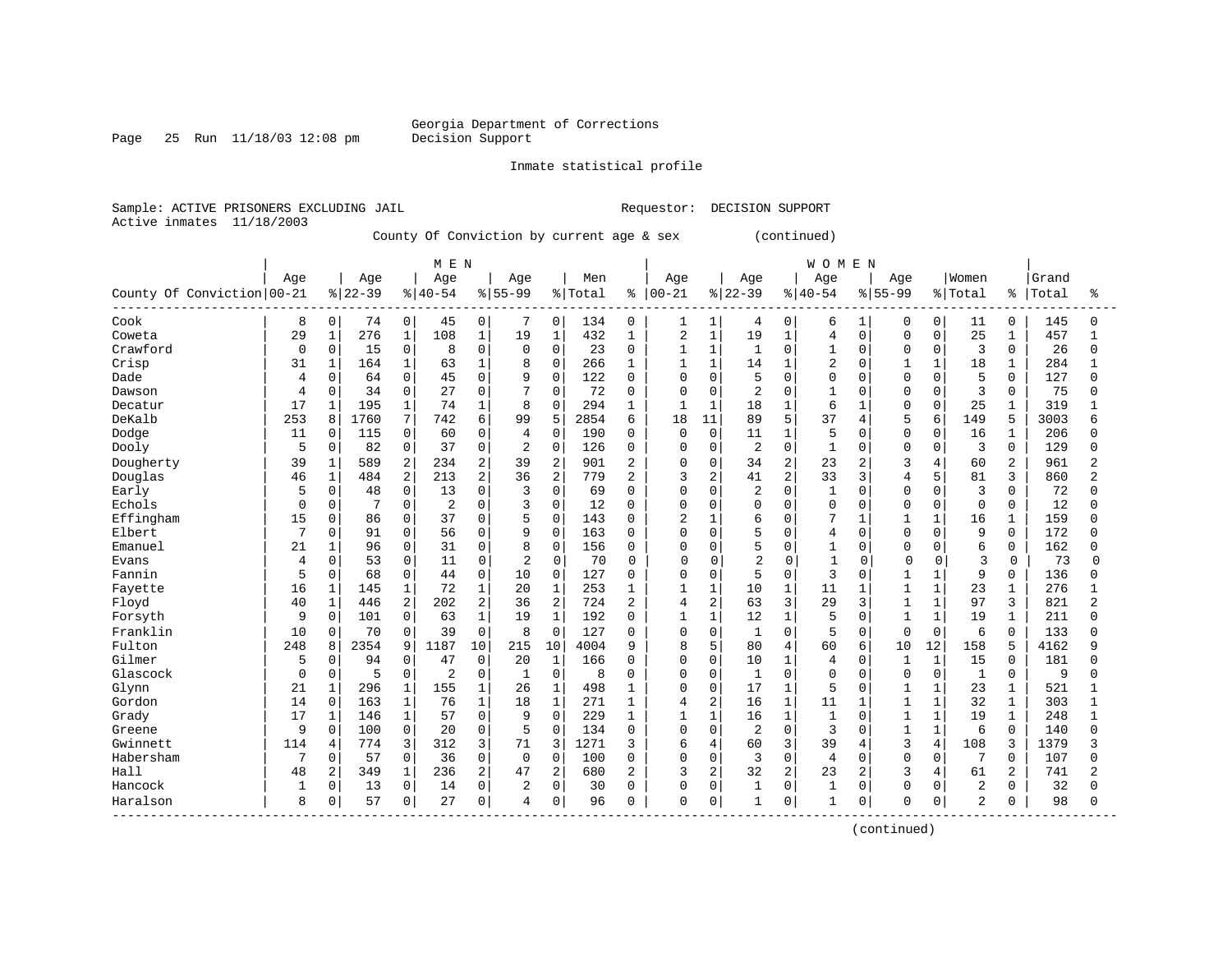Georgia Department of Corrections
Decision Support

Inmate statistical profile

Sample: ACTIVE PRISONERS EXCLUDING JAIL　　　　Requestor: DECISION SUPPORT
Active inmates 11/18/2003

County Of Conviction by current age & sex (continued)

| County Of Conviction | MEN Age 00-21 | % | Age 22-39 | % | Age 40-54 | % | Age 55-99 | % | Men Total | % | WOMEN Age 00-21 | % | Age 22-39 | % | Age 40-54 | % | Age 55-99 | % | Women Total | % | Grand Total | % |
|---|---|---|---|---|---|---|---|---|---|---|---|---|---|---|---|---|---|---|---|---|---|---|
| Cook | 8 | 0 | 74 | 0 | 45 | 0 | 7 | 0 | 134 | 0 | 1 | 1 | 4 | 0 | 6 | 1 | 0 | 0 | 11 | 0 | 145 | 0 |
| Coweta | 29 | 1 | 276 | 1 | 108 | 1 | 19 | 1 | 432 | 1 | 2 | 1 | 19 | 1 | 4 | 0 | 0 | 0 | 25 | 1 | 457 | 1 |
| Crawford | 0 | 0 | 15 | 0 | 8 | 0 | 0 | 0 | 23 | 0 | 1 | 1 | 1 | 0 | 1 | 0 | 0 | 0 | 3 | 0 | 26 | 0 |
| Crisp | 31 | 1 | 164 | 1 | 63 | 1 | 8 | 0 | 266 | 1 | 1 | 1 | 14 | 1 | 2 | 0 | 1 | 1 | 18 | 1 | 284 | 1 |
| Dade | 4 | 0 | 64 | 0 | 45 | 0 | 9 | 0 | 122 | 0 | 0 | 0 | 5 | 0 | 0 | 0 | 0 | 0 | 5 | 0 | 127 | 0 |
| Dawson | 4 | 0 | 34 | 0 | 27 | 0 | 7 | 0 | 72 | 0 | 0 | 0 | 2 | 0 | 1 | 0 | 0 | 0 | 3 | 0 | 75 | 0 |
| Decatur | 17 | 1 | 195 | 1 | 74 | 1 | 8 | 0 | 294 | 1 | 1 | 1 | 18 | 1 | 6 | 1 | 0 | 0 | 25 | 1 | 319 | 1 |
| DeKalb | 253 | 8 | 1760 | 7 | 742 | 6 | 99 | 5 | 2854 | 6 | 18 | 11 | 89 | 5 | 37 | 4 | 5 | 6 | 149 | 5 | 3003 | 6 |
| Dodge | 11 | 0 | 115 | 0 | 60 | 0 | 4 | 0 | 190 | 0 | 0 | 0 | 11 | 1 | 5 | 0 | 0 | 0 | 16 | 1 | 206 | 0 |
| Dooly | 5 | 0 | 82 | 0 | 37 | 0 | 2 | 0 | 126 | 0 | 0 | 0 | 2 | 0 | 1 | 0 | 0 | 0 | 3 | 0 | 129 | 0 |
| Dougherty | 39 | 1 | 589 | 2 | 234 | 2 | 39 | 2 | 901 | 2 | 0 | 0 | 34 | 2 | 23 | 2 | 3 | 4 | 60 | 2 | 961 | 2 |
| Douglas | 46 | 1 | 484 | 2 | 213 | 2 | 36 | 2 | 779 | 2 | 3 | 2 | 41 | 2 | 33 | 3 | 4 | 5 | 81 | 3 | 860 | 2 |
| Early | 5 | 0 | 48 | 0 | 13 | 0 | 3 | 0 | 69 | 0 | 0 | 0 | 2 | 0 | 1 | 0 | 0 | 0 | 3 | 0 | 72 | 0 |
| Echols | 0 | 0 | 7 | 0 | 2 | 0 | 3 | 0 | 12 | 0 | 0 | 0 | 0 | 0 | 0 | 0 | 0 | 0 | 0 | 0 | 12 | 0 |
| Effingham | 15 | 0 | 86 | 0 | 37 | 0 | 5 | 0 | 143 | 0 | 2 | 1 | 6 | 0 | 7 | 1 | 1 | 1 | 16 | 1 | 159 | 0 |
| Elbert | 7 | 0 | 91 | 0 | 56 | 0 | 9 | 0 | 163 | 0 | 0 | 0 | 5 | 0 | 4 | 0 | 0 | 0 | 9 | 0 | 172 | 0 |
| Emanuel | 21 | 1 | 96 | 0 | 31 | 0 | 8 | 0 | 156 | 0 | 0 | 0 | 5 | 0 | 1 | 0 | 0 | 0 | 6 | 0 | 162 | 0 |
| Evans | 4 | 0 | 53 | 0 | 11 | 0 | 2 | 0 | 70 | 0 | 0 | 0 | 2 | 0 | 1 | 0 | 0 | 0 | 3 | 0 | 73 | 0 |
| Fannin | 5 | 0 | 68 | 0 | 44 | 0 | 10 | 0 | 127 | 0 | 0 | 0 | 5 | 0 | 3 | 0 | 1 | 1 | 9 | 0 | 136 | 0 |
| Fayette | 16 | 1 | 145 | 1 | 72 | 1 | 20 | 1 | 253 | 1 | 1 | 1 | 10 | 1 | 11 | 1 | 1 | 1 | 23 | 1 | 276 | 1 |
| Floyd | 40 | 1 | 446 | 2 | 202 | 2 | 36 | 2 | 724 | 2 | 4 | 2 | 63 | 3 | 29 | 3 | 1 | 1 | 97 | 3 | 821 | 2 |
| Forsyth | 9 | 0 | 101 | 0 | 63 | 1 | 19 | 1 | 192 | 0 | 1 | 1 | 12 | 1 | 5 | 0 | 1 | 1 | 19 | 1 | 211 | 0 |
| Franklin | 10 | 0 | 70 | 0 | 39 | 0 | 8 | 0 | 127 | 0 | 0 | 0 | 1 | 0 | 5 | 0 | 0 | 0 | 6 | 0 | 133 | 0 |
| Fulton | 248 | 8 | 2354 | 9 | 1187 | 10 | 215 | 10 | 4004 | 9 | 8 | 5 | 80 | 4 | 60 | 6 | 10 | 12 | 158 | 5 | 4162 | 9 |
| Gilmer | 5 | 0 | 94 | 0 | 47 | 0 | 20 | 1 | 166 | 0 | 0 | 0 | 10 | 1 | 4 | 0 | 1 | 1 | 15 | 0 | 181 | 0 |
| Glascock | 0 | 0 | 5 | 0 | 2 | 0 | 1 | 0 | 8 | 0 | 0 | 0 | 1 | 0 | 0 | 0 | 0 | 0 | 1 | 0 | 9 | 0 |
| Glynn | 21 | 1 | 296 | 1 | 155 | 1 | 26 | 1 | 498 | 1 | 0 | 0 | 17 | 1 | 5 | 0 | 1 | 1 | 23 | 1 | 521 | 1 |
| Gordon | 14 | 0 | 163 | 1 | 76 | 1 | 18 | 1 | 271 | 1 | 4 | 2 | 16 | 1 | 11 | 1 | 1 | 1 | 32 | 1 | 303 | 1 |
| Grady | 17 | 1 | 146 | 1 | 57 | 0 | 9 | 0 | 229 | 1 | 1 | 1 | 16 | 1 | 1 | 0 | 1 | 1 | 19 | 1 | 248 | 1 |
| Greene | 9 | 0 | 100 | 0 | 20 | 0 | 5 | 0 | 134 | 0 | 0 | 0 | 2 | 0 | 3 | 0 | 1 | 1 | 6 | 0 | 140 | 0 |
| Gwinnett | 114 | 4 | 774 | 3 | 312 | 3 | 71 | 3 | 1271 | 3 | 6 | 4 | 60 | 3 | 39 | 4 | 3 | 4 | 108 | 3 | 1379 | 3 |
| Habersham | 7 | 0 | 57 | 0 | 36 | 0 | 0 | 0 | 100 | 0 | 0 | 0 | 3 | 0 | 4 | 0 | 0 | 0 | 7 | 0 | 107 | 0 |
| Hall | 48 | 2 | 349 | 1 | 236 | 2 | 47 | 2 | 680 | 2 | 3 | 2 | 32 | 2 | 23 | 2 | 3 | 4 | 61 | 2 | 741 | 2 |
| Hancock | 1 | 0 | 13 | 0 | 14 | 0 | 2 | 0 | 30 | 0 | 0 | 0 | 1 | 0 | 1 | 0 | 0 | 0 | 2 | 0 | 32 | 0 |
| Haralson | 8 | 0 | 57 | 0 | 27 | 0 | 4 | 0 | 96 | 0 | 0 | 0 | 1 | 0 | 1 | 0 | 0 | 0 | 2 | 0 | 98 | 0 |

(continued)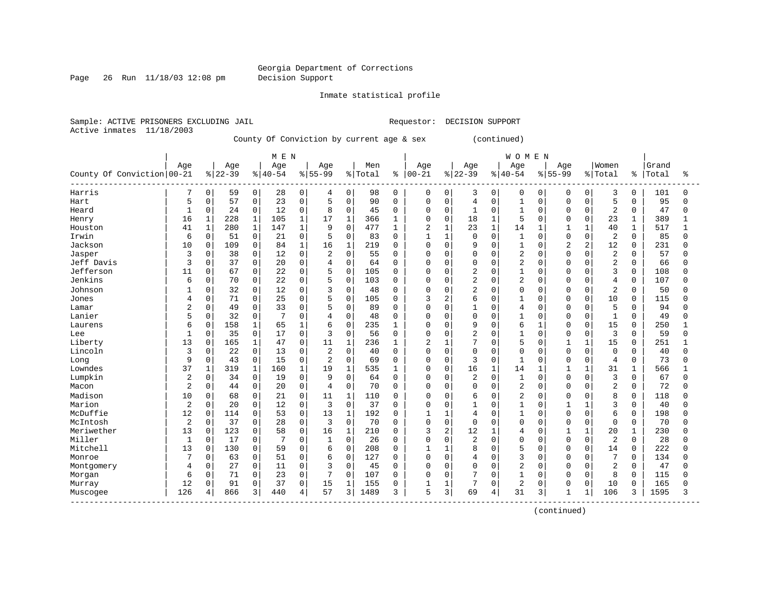Georgia Department of Corrections
Decision Support

Inmate statistical profile

Sample: ACTIVE PRISONERS EXCLUDING JAIL

Requestor: DECISION SUPPORT

Active inmates 11/18/2003

County Of Conviction by current age & sex (continued)

| County Of Conviction | MEN Age 00-21 | % | Age 22-39 | % | Age 40-54 | % | Age 55-99 | % | Men Total | % | WOMEN Age 00-21 | % | Age 22-39 | % | Age 40-54 | % | Age 55-99 | % | Women Total | % | Grand Total | % |
|---|---|---|---|---|---|---|---|---|---|---|---|---|---|---|---|---|---|---|---|---|---|---|
| Harris | 7 | 0 | 59 | 0 | 28 | 0 | 4 | 0 | 98 | 0 | 0 | 0 | 3 | 0 | 0 | 0 | 0 | 0 | 3 | 0 | 101 | 0 |
| Hart | 5 | 0 | 57 | 0 | 23 | 0 | 5 | 0 | 90 | 0 | 0 | 0 | 4 | 0 | 1 | 0 | 0 | 0 | 5 | 0 | 95 | 0 |
| Heard | 1 | 0 | 24 | 0 | 12 | 0 | 8 | 0 | 45 | 0 | 0 | 0 | 1 | 0 | 1 | 0 | 0 | 0 | 2 | 0 | 47 | 0 |
| Henry | 16 | 1 | 228 | 1 | 105 | 1 | 17 | 1 | 366 | 1 | 0 | 0 | 18 | 1 | 5 | 0 | 0 | 0 | 23 | 1 | 389 | 1 |
| Houston | 41 | 1 | 280 | 1 | 147 | 1 | 9 | 0 | 477 | 1 | 2 | 1 | 23 | 1 | 14 | 1 | 1 | 1 | 40 | 1 | 517 | 1 |
| Irwin | 6 | 0 | 51 | 0 | 21 | 0 | 5 | 0 | 83 | 0 | 1 | 1 | 0 | 0 | 1 | 0 | 0 | 0 | 2 | 0 | 85 | 0 |
| Jackson | 10 | 0 | 109 | 0 | 84 | 1 | 16 | 1 | 219 | 0 | 0 | 0 | 9 | 0 | 1 | 0 | 2 | 2 | 12 | 0 | 231 | 0 |
| Jasper | 3 | 0 | 38 | 0 | 12 | 0 | 2 | 0 | 55 | 0 | 0 | 0 | 0 | 0 | 2 | 0 | 0 | 0 | 2 | 0 | 57 | 0 |
| Jeff Davis | 3 | 0 | 37 | 0 | 20 | 0 | 4 | 0 | 64 | 0 | 0 | 0 | 0 | 0 | 2 | 0 | 0 | 0 | 2 | 0 | 66 | 0 |
| Jefferson | 11 | 0 | 67 | 0 | 22 | 0 | 5 | 0 | 105 | 0 | 0 | 0 | 2 | 0 | 1 | 0 | 0 | 0 | 3 | 0 | 108 | 0 |
| Jenkins | 6 | 0 | 70 | 0 | 22 | 0 | 5 | 0 | 103 | 0 | 0 | 0 | 2 | 0 | 2 | 0 | 0 | 0 | 4 | 0 | 107 | 0 |
| Johnson | 1 | 0 | 32 | 0 | 12 | 0 | 3 | 0 | 48 | 0 | 0 | 0 | 2 | 0 | 0 | 0 | 0 | 0 | 2 | 0 | 50 | 0 |
| Jones | 4 | 0 | 71 | 0 | 25 | 0 | 5 | 0 | 105 | 0 | 3 | 2 | 6 | 0 | 1 | 0 | 0 | 0 | 10 | 0 | 115 | 0 |
| Lamar | 2 | 0 | 49 | 0 | 33 | 0 | 5 | 0 | 89 | 0 | 0 | 0 | 1 | 0 | 4 | 0 | 0 | 0 | 5 | 0 | 94 | 0 |
| Lanier | 5 | 0 | 32 | 0 | 7 | 0 | 4 | 0 | 48 | 0 | 0 | 0 | 0 | 0 | 1 | 0 | 0 | 0 | 1 | 0 | 49 | 0 |
| Laurens | 6 | 0 | 158 | 1 | 65 | 1 | 6 | 0 | 235 | 1 | 0 | 0 | 9 | 0 | 6 | 1 | 0 | 0 | 15 | 0 | 250 | 1 |
| Lee | 1 | 0 | 35 | 0 | 17 | 0 | 3 | 0 | 56 | 0 | 0 | 0 | 2 | 0 | 1 | 0 | 0 | 0 | 3 | 0 | 59 | 0 |
| Liberty | 13 | 0 | 165 | 1 | 47 | 0 | 11 | 1 | 236 | 1 | 2 | 1 | 7 | 0 | 5 | 0 | 1 | 1 | 15 | 0 | 251 | 1 |
| Lincoln | 3 | 0 | 22 | 0 | 13 | 0 | 2 | 0 | 40 | 0 | 0 | 0 | 0 | 0 | 0 | 0 | 0 | 0 | 0 | 0 | 40 | 0 |
| Long | 9 | 0 | 43 | 0 | 15 | 0 | 2 | 0 | 69 | 0 | 0 | 0 | 3 | 0 | 1 | 0 | 0 | 0 | 4 | 0 | 73 | 0 |
| Lowndes | 37 | 1 | 319 | 1 | 160 | 1 | 19 | 1 | 535 | 1 | 0 | 0 | 16 | 1 | 14 | 1 | 1 | 1 | 31 | 1 | 566 | 1 |
| Lumpkin | 2 | 0 | 34 | 0 | 19 | 0 | 9 | 0 | 64 | 0 | 0 | 0 | 2 | 0 | 1 | 0 | 0 | 0 | 3 | 0 | 67 | 0 |
| Macon | 2 | 0 | 44 | 0 | 20 | 0 | 4 | 0 | 70 | 0 | 0 | 0 | 0 | 0 | 2 | 0 | 0 | 0 | 2 | 0 | 72 | 0 |
| Madison | 10 | 0 | 68 | 0 | 21 | 0 | 11 | 1 | 110 | 0 | 0 | 0 | 6 | 0 | 2 | 0 | 0 | 0 | 8 | 0 | 118 | 0 |
| Marion | 2 | 0 | 20 | 0 | 12 | 0 | 3 | 0 | 37 | 0 | 0 | 0 | 1 | 0 | 1 | 0 | 1 | 1 | 3 | 0 | 40 | 0 |
| McDuffie | 12 | 0 | 114 | 0 | 53 | 0 | 13 | 1 | 192 | 0 | 1 | 1 | 4 | 0 | 1 | 0 | 0 | 0 | 6 | 0 | 198 | 0 |
| McIntosh | 2 | 0 | 37 | 0 | 28 | 0 | 3 | 0 | 70 | 0 | 0 | 0 | 0 | 0 | 0 | 0 | 0 | 0 | 0 | 0 | 70 | 0 |
| Meriwether | 13 | 0 | 123 | 0 | 58 | 0 | 16 | 1 | 210 | 0 | 3 | 2 | 12 | 1 | 4 | 0 | 1 | 1 | 20 | 1 | 230 | 0 |
| Miller | 1 | 0 | 17 | 0 | 7 | 0 | 1 | 0 | 26 | 0 | 0 | 0 | 2 | 0 | 0 | 0 | 0 | 0 | 2 | 0 | 28 | 0 |
| Mitchell | 13 | 0 | 130 | 0 | 59 | 0 | 6 | 0 | 208 | 0 | 1 | 1 | 8 | 0 | 5 | 0 | 0 | 0 | 14 | 0 | 222 | 0 |
| Monroe | 7 | 0 | 63 | 0 | 51 | 0 | 6 | 0 | 127 | 0 | 0 | 0 | 4 | 0 | 3 | 0 | 0 | 0 | 7 | 0 | 134 | 0 |
| Montgomery | 4 | 0 | 27 | 0 | 11 | 0 | 3 | 0 | 45 | 0 | 0 | 0 | 0 | 0 | 2 | 0 | 0 | 0 | 2 | 0 | 47 | 0 |
| Morgan | 6 | 0 | 71 | 0 | 23 | 0 | 7 | 0 | 107 | 0 | 0 | 0 | 7 | 0 | 1 | 0 | 0 | 0 | 8 | 0 | 115 | 0 |
| Murray | 12 | 0 | 91 | 0 | 37 | 0 | 15 | 1 | 155 | 0 | 1 | 1 | 7 | 0 | 2 | 0 | 0 | 0 | 10 | 0 | 165 | 0 |
| Muscogee | 126 | 4 | 866 | 3 | 440 | 4 | 57 | 3 | 1489 | 3 | 5 | 3 | 69 | 4 | 31 | 3 | 1 | 1 | 106 | 3 | 1595 | 3 |

(continued)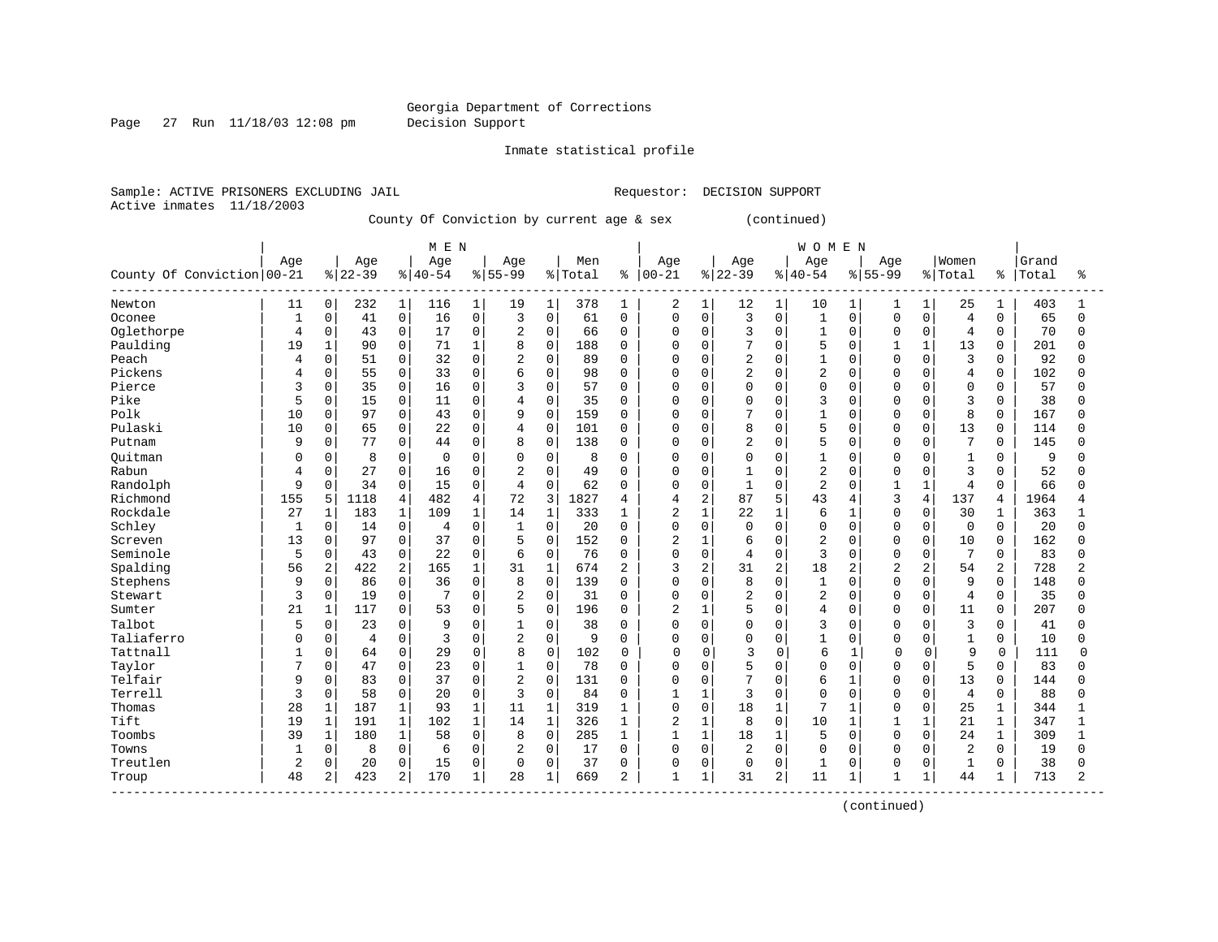Georgia Department of Corrections
Decision Support

Inmate statistical profile

Sample: ACTIVE PRISONERS EXCLUDING JAIL    Requestor: DECISION SUPPORT
Active inmates 11/18/2003

County Of Conviction by current age & sex (continued)

| County Of Conviction | MEN Age 00-21 | % | Age 22-39 | % | Age 40-54 | % | Age 55-99 | % | Men Total | % | WOMEN Age 00-21 | % | Age 22-39 | % | Age 40-54 | % | Age 55-99 | % | Women Total | % | Grand Total | % |
|---|---|---|---|---|---|---|---|---|---|---|---|---|---|---|---|---|---|---|---|---|---|---|
| Newton | 11 | 0 | 232 | 1 | 116 | 1 | 19 | 1 | 378 | 1 | 2 | 1 | 12 | 1 | 10 | 1 | 1 | 1 | 25 | 1 | 403 | 1 |
| Oconee | 1 | 0 | 41 | 0 | 16 | 0 | 3 | 0 | 61 | 0 | 0 | 0 | 3 | 0 | 1 | 0 | 0 | 0 | 4 | 0 | 65 | 0 |
| Oglethorpe | 4 | 0 | 43 | 0 | 17 | 0 | 2 | 0 | 66 | 0 | 0 | 0 | 3 | 0 | 1 | 0 | 0 | 0 | 4 | 0 | 70 | 0 |
| Paulding | 19 | 1 | 90 | 0 | 71 | 1 | 8 | 0 | 188 | 0 | 0 | 0 | 7 | 0 | 5 | 0 | 1 | 1 | 13 | 0 | 201 | 0 |
| Peach | 4 | 0 | 51 | 0 | 32 | 0 | 2 | 0 | 89 | 0 | 0 | 0 | 2 | 0 | 1 | 0 | 0 | 0 | 3 | 0 | 92 | 0 |
| Pickens | 4 | 0 | 55 | 0 | 33 | 0 | 6 | 0 | 98 | 0 | 0 | 0 | 2 | 0 | 2 | 0 | 0 | 0 | 4 | 0 | 102 | 0 |
| Pierce | 3 | 0 | 35 | 0 | 16 | 0 | 3 | 0 | 57 | 0 | 0 | 0 | 0 | 0 | 0 | 0 | 0 | 0 | 0 | 0 | 57 | 0 |
| Pike | 5 | 0 | 15 | 0 | 11 | 0 | 4 | 0 | 35 | 0 | 0 | 0 | 0 | 0 | 3 | 0 | 0 | 0 | 3 | 0 | 38 | 0 |
| Polk | 10 | 0 | 97 | 0 | 43 | 0 | 9 | 0 | 159 | 0 | 0 | 0 | 7 | 0 | 1 | 0 | 0 | 0 | 8 | 0 | 167 | 0 |
| Pulaski | 10 | 0 | 65 | 0 | 22 | 0 | 4 | 0 | 101 | 0 | 0 | 0 | 8 | 0 | 5 | 0 | 0 | 0 | 13 | 0 | 114 | 0 |
| Putnam | 9 | 0 | 77 | 0 | 44 | 0 | 8 | 0 | 138 | 0 | 0 | 0 | 2 | 0 | 5 | 0 | 0 | 0 | 7 | 0 | 145 | 0 |
| Quitman | 0 | 0 | 8 | 0 | 0 | 0 | 0 | 0 | 8 | 0 | 0 | 0 | 0 | 0 | 1 | 0 | 0 | 0 | 1 | 0 | 9 | 0 |
| Rabun | 4 | 0 | 27 | 0 | 16 | 0 | 2 | 0 | 49 | 0 | 0 | 0 | 1 | 0 | 2 | 0 | 0 | 0 | 3 | 0 | 52 | 0 |
| Randolph | 9 | 0 | 34 | 0 | 15 | 0 | 4 | 0 | 62 | 0 | 0 | 0 | 1 | 0 | 2 | 0 | 1 | 1 | 4 | 0 | 66 | 0 |
| Richmond | 155 | 5 | 1118 | 4 | 482 | 4 | 72 | 3 | 1827 | 4 | 4 | 2 | 87 | 5 | 43 | 4 | 3 | 4 | 137 | 4 | 1964 | 4 |
| Rockdale | 27 | 1 | 183 | 1 | 109 | 1 | 14 | 1 | 333 | 1 | 2 | 1 | 22 | 1 | 6 | 1 | 0 | 0 | 30 | 1 | 363 | 1 |
| Schley | 1 | 0 | 14 | 0 | 4 | 0 | 1 | 0 | 20 | 0 | 0 | 0 | 0 | 0 | 0 | 0 | 0 | 0 | 0 | 0 | 20 | 0 |
| Screven | 13 | 0 | 97 | 0 | 37 | 0 | 5 | 0 | 152 | 0 | 2 | 1 | 6 | 0 | 2 | 0 | 0 | 0 | 10 | 0 | 162 | 0 |
| Seminole | 5 | 0 | 43 | 0 | 22 | 0 | 6 | 0 | 76 | 0 | 0 | 0 | 4 | 0 | 3 | 0 | 0 | 0 | 7 | 0 | 83 | 0 |
| Spalding | 56 | 2 | 422 | 2 | 165 | 1 | 31 | 1 | 674 | 2 | 3 | 2 | 31 | 2 | 18 | 2 | 2 | 2 | 54 | 2 | 728 | 2 |
| Stephens | 9 | 0 | 86 | 0 | 36 | 0 | 8 | 0 | 139 | 0 | 0 | 0 | 8 | 0 | 1 | 0 | 0 | 0 | 9 | 0 | 148 | 0 |
| Stewart | 3 | 0 | 19 | 0 | 7 | 0 | 2 | 0 | 31 | 0 | 0 | 0 | 2 | 0 | 2 | 0 | 0 | 0 | 4 | 0 | 35 | 0 |
| Sumter | 21 | 1 | 117 | 0 | 53 | 0 | 5 | 0 | 196 | 0 | 2 | 1 | 5 | 0 | 4 | 0 | 0 | 0 | 11 | 0 | 207 | 0 |
| Talbot | 5 | 0 | 23 | 0 | 9 | 0 | 1 | 0 | 38 | 0 | 0 | 0 | 0 | 0 | 3 | 0 | 0 | 0 | 3 | 0 | 41 | 0 |
| Taliaferro | 0 | 0 | 4 | 0 | 3 | 0 | 2 | 0 | 9 | 0 | 0 | 0 | 0 | 0 | 1 | 0 | 0 | 0 | 1 | 0 | 10 | 0 |
| Tattnall | 1 | 0 | 64 | 0 | 29 | 0 | 8 | 0 | 102 | 0 | 0 | 0 | 3 | 0 | 6 | 1 | 0 | 0 | 9 | 0 | 111 | 0 |
| Taylor | 7 | 0 | 47 | 0 | 23 | 0 | 1 | 0 | 78 | 0 | 0 | 0 | 5 | 0 | 0 | 0 | 0 | 0 | 5 | 0 | 83 | 0 |
| Telfair | 9 | 0 | 83 | 0 | 37 | 0 | 2 | 0 | 131 | 0 | 0 | 0 | 7 | 0 | 6 | 1 | 0 | 0 | 13 | 0 | 144 | 0 |
| Terrell | 3 | 0 | 58 | 0 | 20 | 0 | 3 | 0 | 84 | 0 | 1 | 1 | 3 | 0 | 0 | 0 | 0 | 0 | 4 | 0 | 88 | 0 |
| Thomas | 28 | 1 | 187 | 1 | 93 | 1 | 11 | 1 | 319 | 1 | 0 | 0 | 18 | 1 | 7 | 1 | 0 | 0 | 25 | 1 | 344 | 1 |
| Tift | 19 | 1 | 191 | 1 | 102 | 1 | 14 | 1 | 326 | 1 | 2 | 1 | 8 | 0 | 10 | 1 | 1 | 1 | 21 | 1 | 347 | 1 |
| Toombs | 39 | 1 | 180 | 1 | 58 | 0 | 8 | 0 | 285 | 1 | 1 | 1 | 18 | 1 | 5 | 0 | 0 | 0 | 24 | 1 | 309 | 1 |
| Towns | 1 | 0 | 8 | 0 | 6 | 0 | 2 | 0 | 17 | 0 | 0 | 0 | 2 | 0 | 0 | 0 | 0 | 0 | 2 | 0 | 19 | 0 |
| Treutlen | 2 | 0 | 20 | 0 | 15 | 0 | 0 | 0 | 37 | 0 | 0 | 0 | 0 | 0 | 1 | 0 | 0 | 0 | 1 | 0 | 38 | 0 |
| Troup | 48 | 2 | 423 | 2 | 170 | 1 | 28 | 1 | 669 | 2 | 1 | 1 | 31 | 2 | 11 | 1 | 1 | 1 | 44 | 1 | 713 | 2 |

(continued)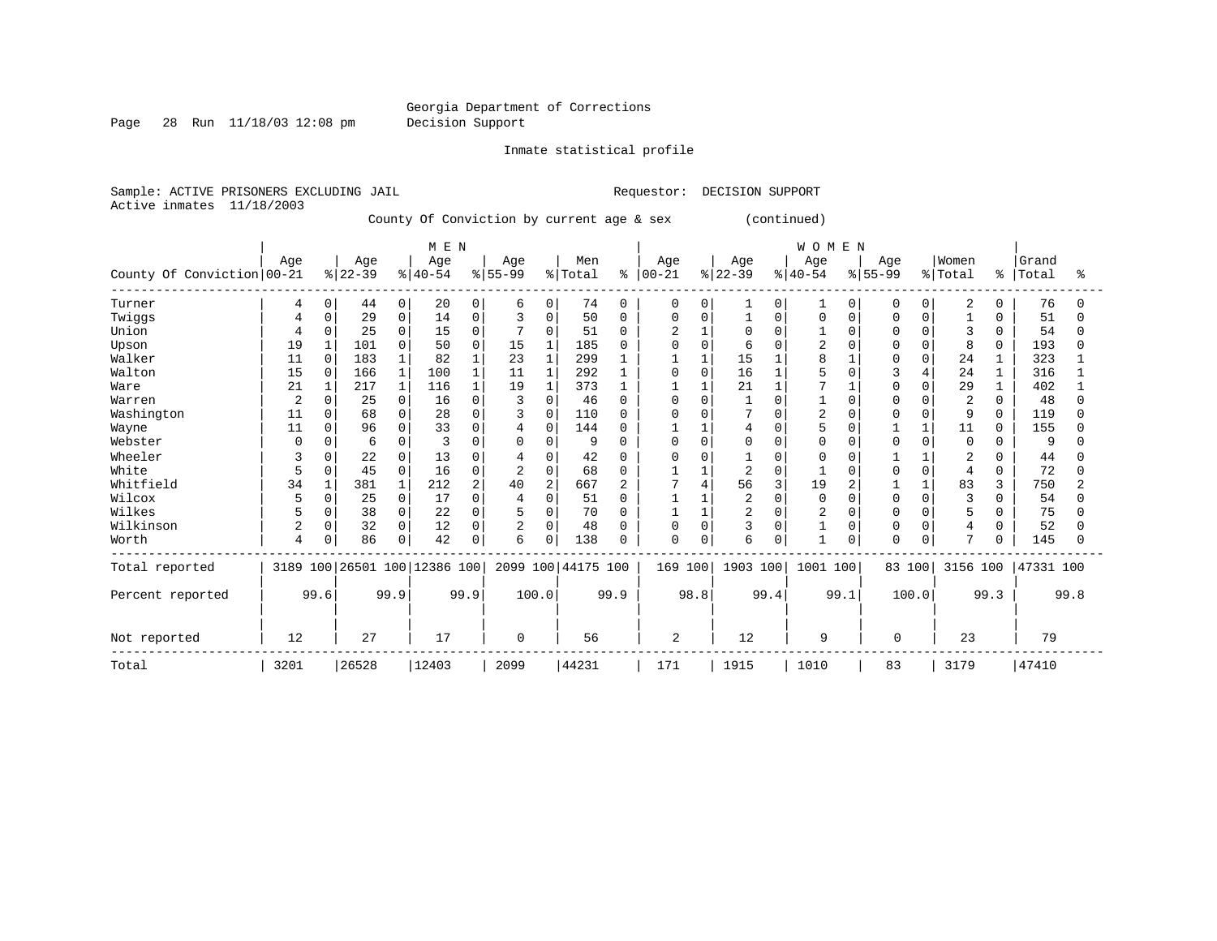Georgia Department of Corrections
Decision Support

Inmate statistical profile

Sample: ACTIVE PRISONERS EXCLUDING JAIL　　　　Requestor: DECISION SUPPORT
Active inmates 11/18/2003

County Of Conviction by current age & sex (continued)

| County Of Conviction | MEN Age 00-21 | % | Age 22-39 | % | Age 40-54 | % | Age 55-99 | % | Men Total | % | WOMEN Age 00-21 | % | Age 22-39 | % | Age 40-54 | % | Age 55-99 | % | Women Total | % | Grand Total | % |
|---|---|---|---|---|---|---|---|---|---|---|---|---|---|---|---|---|---|---|---|---|---|---|
| Turner | 4 | 0 | 44 | 0 | 20 | 0 | 6 | 0 | 74 | 0 | 0 | 0 | 1 | 0 | 1 | 0 | 0 | 0 | 2 | 0 | 76 | 0 |
| Twiggs | 4 | 0 | 29 | 0 | 14 | 0 | 3 | 0 | 50 | 0 | 0 | 0 | 1 | 0 | 0 | 0 | 0 | 0 | 1 | 0 | 51 | 0 |
| Union | 4 | 0 | 25 | 0 | 15 | 0 | 7 | 0 | 51 | 0 | 2 | 1 | 0 | 0 | 1 | 0 | 0 | 0 | 3 | 0 | 54 | 0 |
| Upson | 19 | 1 | 101 | 0 | 50 | 0 | 15 | 1 | 185 | 0 | 0 | 0 | 6 | 0 | 2 | 0 | 0 | 0 | 8 | 0 | 193 | 0 |
| Walker | 11 | 0 | 183 | 1 | 82 | 1 | 23 | 1 | 299 | 1 | 1 | 1 | 15 | 1 | 8 | 1 | 0 | 0 | 24 | 1 | 323 | 1 |
| Walton | 15 | 0 | 166 | 1 | 100 | 1 | 11 | 1 | 292 | 1 | 0 | 0 | 16 | 1 | 5 | 0 | 3 | 4 | 24 | 1 | 316 | 1 |
| Ware | 21 | 1 | 217 | 1 | 116 | 1 | 19 | 1 | 373 | 1 | 1 | 1 | 21 | 1 | 7 | 1 | 0 | 0 | 29 | 1 | 402 | 1 |
| Warren | 2 | 0 | 25 | 0 | 16 | 0 | 3 | 0 | 46 | 0 | 0 | 0 | 1 | 0 | 1 | 0 | 0 | 0 | 2 | 0 | 48 | 0 |
| Washington | 11 | 0 | 68 | 0 | 28 | 0 | 3 | 0 | 110 | 0 | 0 | 0 | 7 | 0 | 2 | 0 | 0 | 0 | 9 | 0 | 119 | 0 |
| Wayne | 11 | 0 | 96 | 0 | 33 | 0 | 4 | 0 | 144 | 0 | 1 | 1 | 4 | 0 | 5 | 0 | 1 | 1 | 11 | 0 | 155 | 0 |
| Webster | 0 | 0 | 6 | 0 | 3 | 0 | 0 | 0 | 9 | 0 | 0 | 0 | 0 | 0 | 0 | 0 | 0 | 0 | 0 | 0 | 9 | 0 |
| Wheeler | 3 | 0 | 22 | 0 | 13 | 0 | 4 | 0 | 42 | 0 | 0 | 0 | 1 | 0 | 0 | 0 | 1 | 1 | 2 | 0 | 44 | 0 |
| White | 5 | 0 | 45 | 0 | 16 | 0 | 2 | 0 | 68 | 0 | 1 | 1 | 2 | 0 | 1 | 0 | 0 | 0 | 4 | 0 | 72 | 0 |
| Whitfield | 34 | 1 | 381 | 1 | 212 | 2 | 40 | 2 | 667 | 2 | 7 | 4 | 56 | 3 | 19 | 2 | 1 | 1 | 83 | 3 | 750 | 2 |
| Wilcox | 5 | 0 | 25 | 0 | 17 | 0 | 4 | 0 | 51 | 0 | 1 | 1 | 2 | 0 | 0 | 0 | 0 | 0 | 3 | 0 | 54 | 0 |
| Wilkes | 5 | 0 | 38 | 0 | 22 | 0 | 5 | 0 | 70 | 0 | 1 | 1 | 2 | 0 | 2 | 0 | 0 | 0 | 5 | 0 | 75 | 0 |
| Wilkinson | 2 | 0 | 32 | 0 | 12 | 0 | 2 | 0 | 48 | 0 | 0 | 0 | 3 | 0 | 1 | 0 | 0 | 0 | 4 | 0 | 52 | 0 |
| Worth | 4 | 0 | 86 | 0 | 42 | 0 | 6 | 0 | 138 | 0 | 0 | 0 | 6 | 0 | 1 | 0 | 0 | 0 | 7 | 0 | 145 | 0 |
| Total reported | 3189 | 100 | 26501 | 100 | 12386 | 100 | 2099 | 100 | 44175 | 100 | 169 | 100 | 1903 | 100 | 1001 | 100 | 83 | 100 | 3156 | 100 | 47331 | 100 |
| Percent reported | | 99.6 | | 99.9 | | 99.9 | | 100.0 | | 99.9 | | 98.8 | | 99.4 | | 99.1 | | 100.0 | | 99.3 | | 99.8 |
| Not reported | 12 | | 27 | | 17 | | 0 | | 56 | | 2 | | 12 | | 9 | | 0 | | 23 | | 79 | |
| Total | 3201 | | 26528 | | 12403 | | 2099 | | 44231 | | 171 | | 1915 | | 1010 | | 83 | | 3179 | | 47410 | |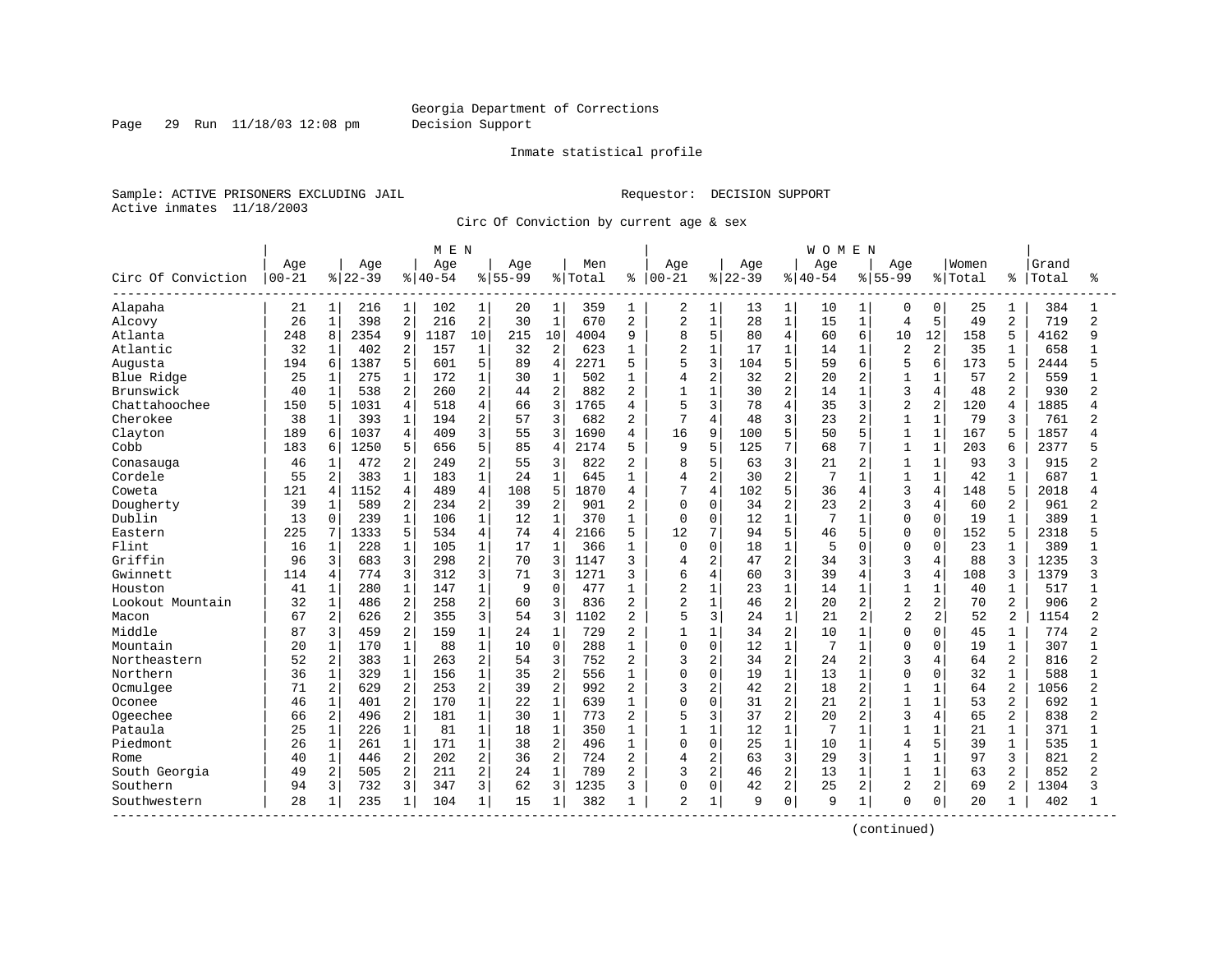Georgia Department of Corrections
Decision Support

Inmate statistical profile

Sample: ACTIVE PRISONERS EXCLUDING JAIL  Requestor: DECISION SUPPORT
Active inmates 11/18/2003

Circ Of Conviction by current age & sex

| Circ Of Conviction | MEN Age 00-21 | % | Age 22-39 | % | Age 40-54 | % | Age 55-99 | % | Men Total | % | WOMEN Age 00-21 | % | Age 22-39 | % | Age 40-54 | % | Age 55-99 | % | Women Total | % | Grand Total | % |
|---|---|---|---|---|---|---|---|---|---|---|---|---|---|---|---|---|---|---|---|---|---|---|
| Alapaha | 21 | 1 | 216 | 1 | 102 | 1 | 20 | 1 | 359 | 1 | 2 | 1 | 13 | 1 | 10 | 1 | 0 | 0 | 25 | 1 | 384 | 1 |
| Alcovy | 26 | 1 | 398 | 2 | 216 | 2 | 30 | 1 | 670 | 2 | 2 | 1 | 28 | 1 | 15 | 1 | 4 | 5 | 49 | 2 | 719 | 2 |
| Atlanta | 248 | 8 | 2354 | 9 | 1187 | 10 | 215 | 10 | 4004 | 9 | 8 | 5 | 80 | 4 | 60 | 6 | 10 | 12 | 158 | 5 | 4162 | 9 |
| Atlantic | 32 | 1 | 402 | 2 | 157 | 1 | 32 | 2 | 623 | 1 | 2 | 1 | 17 | 1 | 14 | 1 | 2 | 2 | 35 | 1 | 658 | 1 |
| Augusta | 194 | 6 | 1387 | 5 | 601 | 5 | 89 | 4 | 2271 | 5 | 5 | 3 | 104 | 5 | 59 | 6 | 5 | 6 | 173 | 5 | 2444 | 5 |
| Blue Ridge | 25 | 1 | 275 | 1 | 172 | 1 | 30 | 1 | 502 | 1 | 4 | 2 | 32 | 2 | 20 | 2 | 1 | 1 | 57 | 2 | 559 | 1 |
| Brunswick | 40 | 1 | 538 | 2 | 260 | 2 | 44 | 2 | 882 | 2 | 1 | 1 | 30 | 2 | 14 | 1 | 3 | 4 | 48 | 2 | 930 | 2 |
| Chattahoochee | 150 | 5 | 1031 | 4 | 518 | 4 | 66 | 3 | 1765 | 4 | 5 | 3 | 78 | 4 | 35 | 3 | 2 | 2 | 120 | 4 | 1885 | 4 |
| Cherokee | 38 | 1 | 393 | 1 | 194 | 2 | 57 | 3 | 682 | 2 | 7 | 4 | 48 | 3 | 23 | 2 | 1 | 1 | 79 | 3 | 761 | 2 |
| Clayton | 189 | 6 | 1037 | 4 | 409 | 3 | 55 | 3 | 1690 | 4 | 16 | 9 | 100 | 5 | 50 | 5 | 1 | 1 | 167 | 5 | 1857 | 4 |
| Cobb | 183 | 6 | 1250 | 5 | 656 | 5 | 85 | 4 | 2174 | 5 | 9 | 5 | 125 | 7 | 68 | 7 | 1 | 1 | 203 | 6 | 2377 | 5 |
| Conasauga | 46 | 1 | 472 | 2 | 249 | 2 | 55 | 3 | 822 | 2 | 8 | 5 | 63 | 3 | 21 | 2 | 1 | 1 | 93 | 3 | 915 | 2 |
| Cordele | 55 | 2 | 383 | 1 | 183 | 1 | 24 | 1 | 645 | 1 | 4 | 2 | 30 | 2 | 7 | 1 | 1 | 1 | 42 | 1 | 687 | 1 |
| Coweta | 121 | 4 | 1152 | 4 | 489 | 4 | 108 | 5 | 1870 | 4 | 7 | 4 | 102 | 5 | 36 | 4 | 3 | 4 | 148 | 5 | 2018 | 4 |
| Dougherty | 39 | 1 | 589 | 2 | 234 | 2 | 39 | 2 | 901 | 2 | 0 | 0 | 34 | 2 | 23 | 2 | 3 | 4 | 60 | 2 | 961 | 2 |
| Dublin | 13 | 0 | 239 | 1 | 106 | 1 | 12 | 1 | 370 | 1 | 0 | 0 | 12 | 1 | 7 | 1 | 0 | 0 | 19 | 1 | 389 | 1 |
| Eastern | 225 | 7 | 1333 | 5 | 534 | 4 | 74 | 4 | 2166 | 5 | 12 | 7 | 94 | 5 | 46 | 5 | 0 | 0 | 152 | 5 | 2318 | 5 |
| Flint | 16 | 1 | 228 | 1 | 105 | 1 | 17 | 1 | 366 | 1 | 0 | 0 | 18 | 1 | 5 | 0 | 0 | 0 | 23 | 1 | 389 | 1 |
| Griffin | 96 | 3 | 683 | 3 | 298 | 2 | 70 | 3 | 1147 | 3 | 4 | 2 | 47 | 2 | 34 | 3 | 3 | 4 | 88 | 3 | 1235 | 3 |
| Gwinnett | 114 | 4 | 774 | 3 | 312 | 3 | 71 | 3 | 1271 | 3 | 6 | 4 | 60 | 3 | 39 | 4 | 3 | 4 | 108 | 3 | 1379 | 3 |
| Houston | 41 | 1 | 280 | 1 | 147 | 1 | 9 | 0 | 477 | 1 | 2 | 1 | 23 | 1 | 14 | 1 | 1 | 1 | 40 | 1 | 517 | 1 |
| Lookout Mountain | 32 | 1 | 486 | 2 | 258 | 2 | 60 | 3 | 836 | 2 | 2 | 1 | 46 | 2 | 20 | 2 | 2 | 2 | 70 | 2 | 906 | 2 |
| Macon | 67 | 2 | 626 | 2 | 355 | 3 | 54 | 3 | 1102 | 2 | 5 | 3 | 24 | 1 | 21 | 2 | 2 | 2 | 52 | 2 | 1154 | 2 |
| Middle | 87 | 3 | 459 | 2 | 159 | 1 | 24 | 1 | 729 | 2 | 1 | 1 | 34 | 2 | 10 | 1 | 0 | 0 | 45 | 1 | 774 | 2 |
| Mountain | 20 | 1 | 170 | 1 | 88 | 1 | 10 | 0 | 288 | 1 | 0 | 0 | 12 | 1 | 7 | 1 | 0 | 0 | 19 | 1 | 307 | 1 |
| Northeastern | 52 | 2 | 383 | 1 | 263 | 2 | 54 | 3 | 752 | 2 | 3 | 2 | 34 | 2 | 24 | 2 | 3 | 4 | 64 | 2 | 816 | 2 |
| Northern | 36 | 1 | 329 | 1 | 156 | 1 | 35 | 2 | 556 | 1 | 0 | 0 | 19 | 1 | 13 | 1 | 0 | 0 | 32 | 1 | 588 | 1 |
| Ocmulgee | 71 | 2 | 629 | 2 | 253 | 2 | 39 | 2 | 992 | 2 | 3 | 2 | 42 | 2 | 18 | 2 | 1 | 1 | 64 | 2 | 1056 | 2 |
| Oconee | 46 | 1 | 401 | 2 | 170 | 1 | 22 | 1 | 639 | 1 | 0 | 0 | 31 | 2 | 21 | 2 | 1 | 1 | 53 | 2 | 692 | 1 |
| Ogeechee | 66 | 2 | 496 | 2 | 181 | 1 | 30 | 1 | 773 | 2 | 5 | 3 | 37 | 2 | 20 | 2 | 3 | 4 | 65 | 2 | 838 | 2 |
| Pataula | 25 | 1 | 226 | 1 | 81 | 1 | 18 | 1 | 350 | 1 | 1 | 1 | 12 | 1 | 7 | 1 | 1 | 1 | 21 | 1 | 371 | 1 |
| Piedmont | 26 | 1 | 261 | 1 | 171 | 1 | 38 | 2 | 496 | 1 | 0 | 0 | 25 | 1 | 10 | 1 | 4 | 5 | 39 | 1 | 535 | 1 |
| Rome | 40 | 1 | 446 | 2 | 202 | 2 | 36 | 2 | 724 | 2 | 4 | 2 | 63 | 3 | 29 | 3 | 1 | 1 | 97 | 3 | 821 | 2 |
| South Georgia | 49 | 2 | 505 | 2 | 211 | 2 | 24 | 1 | 789 | 2 | 3 | 2 | 46 | 2 | 13 | 1 | 1 | 1 | 63 | 2 | 852 | 2 |
| Southern | 94 | 3 | 732 | 3 | 347 | 3 | 62 | 3 | 1235 | 3 | 0 | 0 | 42 | 2 | 25 | 2 | 2 | 2 | 69 | 2 | 1304 | 3 |
| Southwestern | 28 | 1 | 235 | 1 | 104 | 1 | 15 | 1 | 382 | 1 | 2 | 1 | 9 | 0 | 9 | 1 | 0 | 0 | 20 | 1 | 402 | 1 |

(continued)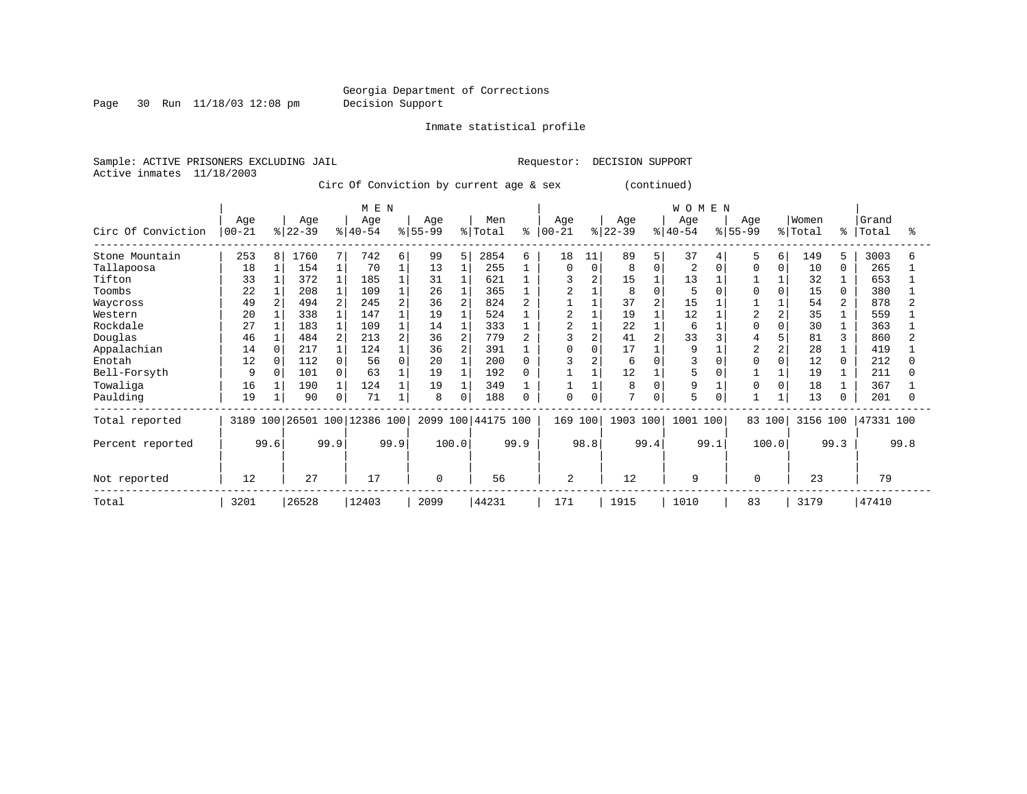Georgia Department of Corrections
Decision Support

Inmate statistical profile

Sample: ACTIVE PRISONERS EXCLUDING JAIL        Requestor: DECISION SUPPORT
Active inmates 11/18/2003

Circ Of Conviction by current age & sex (continued)

| Circ Of Conviction | MEN Age 00-21 | % | Age 22-39 | % | Age 40-54 | % | Age 55-99 | % | Men Total | % | WOMEN Age 00-21 | % | Age 22-39 | % | Age 40-54 | % | Age 55-99 | % | Women Total | % | Grand Total | % |
|---|---|---|---|---|---|---|---|---|---|---|---|---|---|---|---|---|---|---|---|---|---|---|
| Stone Mountain | 253 | 8 | 1760 | 7 | 742 | 6 | 99 | 5 | 2854 | 6 | 18 | 11 | 89 | 5 | 37 | 4 | 5 | 6 | 149 | 5 | 3003 | 6 |
| Tallapoosa | 18 | 1 | 154 | 1 | 70 | 1 | 13 | 1 | 255 | 1 | 0 | 0 | 8 | 0 | 2 | 0 | 0 | 0 | 10 | 0 | 265 | 1 |
| Tifton | 33 | 1 | 372 | 1 | 185 | 1 | 31 | 1 | 621 | 1 | 3 | 2 | 15 | 1 | 13 | 1 | 1 | 1 | 32 | 1 | 653 | 1 |
| Toombs | 22 | 1 | 208 | 1 | 109 | 1 | 26 | 1 | 365 | 1 | 2 | 1 | 8 | 0 | 5 | 0 | 0 | 0 | 15 | 0 | 380 | 1 |
| Waycross | 49 | 2 | 494 | 2 | 245 | 2 | 36 | 2 | 824 | 2 | 1 | 1 | 37 | 2 | 15 | 1 | 1 | 1 | 54 | 2 | 878 | 2 |
| Western | 20 | 1 | 338 | 1 | 147 | 1 | 19 | 1 | 524 | 1 | 2 | 1 | 19 | 1 | 12 | 1 | 2 | 2 | 35 | 1 | 559 | 1 |
| Rockdale | 27 | 1 | 183 | 1 | 109 | 1 | 14 | 1 | 333 | 1 | 2 | 1 | 22 | 1 | 6 | 1 | 0 | 0 | 30 | 1 | 363 | 1 |
| Douglas | 46 | 1 | 484 | 2 | 213 | 2 | 36 | 2 | 779 | 2 | 3 | 2 | 41 | 2 | 33 | 3 | 4 | 5 | 81 | 3 | 860 | 2 |
| Appalachian | 14 | 0 | 217 | 1 | 124 | 1 | 36 | 2 | 391 | 1 | 0 | 0 | 17 | 1 | 9 | 1 | 2 | 2 | 28 | 1 | 419 | 1 |
| Enotah | 12 | 0 | 112 | 0 | 56 | 0 | 20 | 1 | 200 | 0 | 3 | 2 | 6 | 0 | 3 | 0 | 0 | 0 | 12 | 0 | 212 | 0 |
| Bell-Forsyth | 9 | 0 | 101 | 0 | 63 | 1 | 19 | 1 | 192 | 0 | 1 | 1 | 12 | 1 | 5 | 0 | 1 | 1 | 19 | 1 | 211 | 0 |
| Towaliga | 16 | 1 | 190 | 1 | 124 | 1 | 19 | 1 | 349 | 1 | 1 | 1 | 8 | 0 | 9 | 1 | 0 | 0 | 18 | 1 | 367 | 1 |
| Paulding | 19 | 1 | 90 | 0 | 71 | 1 | 8 | 0 | 188 | 0 | 0 | 0 | 7 | 0 | 5 | 0 | 1 | 1 | 13 | 0 | 201 | 0 |
| Total reported | 3189 | 100 | 26501 | 100 | 12386 | 100 | 2099 | 100 | 44175 | 100 | 169 | 100 | 1903 | 100 | 1001 | 100 | 83 | 100 | 3156 | 100 | 47331 | 100 |
| Percent reported | 99.6 | | 99.9 | | 99.9 | | 100.0 | | 99.9 | | 98.8 | | 99.4 | | 99.1 | | 100.0 | | 99.3 | | 99.8 | |
| Not reported | 12 | | 27 | | 17 | | 0 | | 56 | | 2 | | 12 | | 9 | | 0 | | 23 | | 79 | |
| Total | 3201 | | 26528 | | 12403 | | 2099 | | 44231 | | 171 | | 1915 | | 1010 | | 83 | | 3179 | | 47410 | |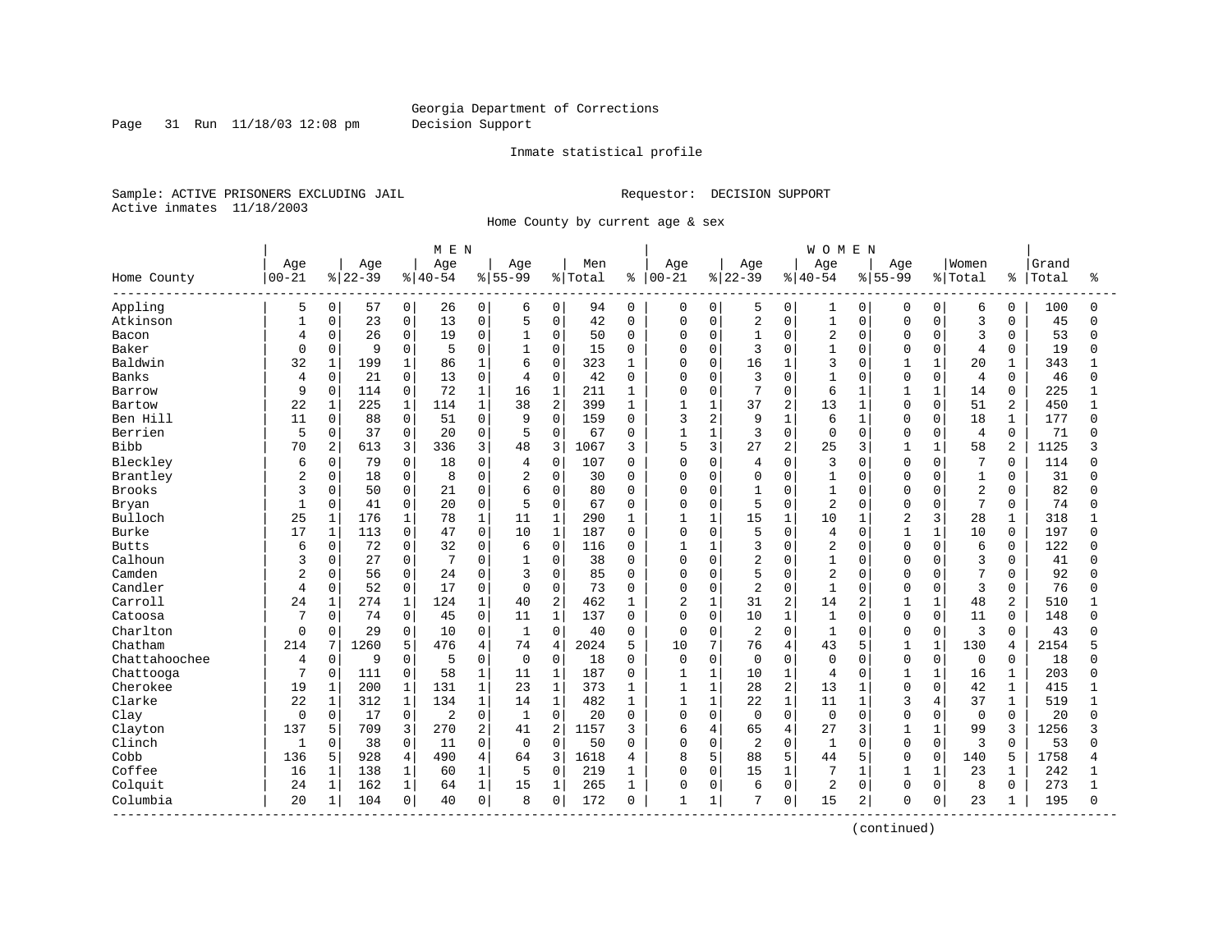Georgia Department of Corrections
Decision Support

Inmate statistical profile

Sample: ACTIVE PRISONERS EXCLUDING JAIL
Active inmates 11/18/2003

Requestor: DECISION SUPPORT

Home County by current age & sex

| Home County | MEN Age 00-21 | % | Age 22-39 | % | Age 40-54 | % | Age 55-99 | % | Men Total | % | WOMEN Age 00-21 | % | Age 22-39 | % | Age 40-54 | % | Age 55-99 | % | Women Total | % | Grand Total | % |
|---|---|---|---|---|---|---|---|---|---|---|---|---|---|---|---|---|---|---|---|---|---|---|
| Appling | 5 | 0 | 57 | 0 | 26 | 0 | 6 | 0 | 94 | 0 | 0 | 0 | 5 | 0 | 1 | 0 | 0 | 0 | 6 | 0 | 100 | 0 |
| Atkinson | 1 | 0 | 23 | 0 | 13 | 0 | 5 | 0 | 42 | 0 | 0 | 0 | 2 | 0 | 1 | 0 | 0 | 0 | 3 | 0 | 45 | 0 |
| Bacon | 4 | 0 | 26 | 0 | 19 | 0 | 1 | 0 | 50 | 0 | 0 | 0 | 1 | 0 | 2 | 0 | 0 | 0 | 3 | 0 | 53 | 0 |
| Baker | 0 | 0 | 9 | 0 | 5 | 0 | 1 | 0 | 15 | 0 | 0 | 0 | 3 | 0 | 1 | 0 | 0 | 0 | 4 | 0 | 19 | 0 |
| Baldwin | 32 | 1 | 199 | 1 | 86 | 1 | 6 | 0 | 323 | 1 | 0 | 0 | 16 | 1 | 3 | 0 | 1 | 1 | 20 | 1 | 343 | 1 |
| Banks | 4 | 0 | 21 | 0 | 13 | 0 | 4 | 0 | 42 | 0 | 0 | 0 | 3 | 0 | 1 | 0 | 0 | 0 | 4 | 0 | 46 | 0 |
| Barrow | 9 | 0 | 114 | 0 | 72 | 1 | 16 | 1 | 211 | 1 | 0 | 0 | 7 | 0 | 6 | 1 | 1 | 1 | 14 | 0 | 225 | 1 |
| Bartow | 22 | 1 | 225 | 1 | 114 | 1 | 38 | 2 | 399 | 1 | 1 | 1 | 37 | 2 | 13 | 1 | 0 | 0 | 51 | 2 | 450 | 1 |
| Ben Hill | 11 | 0 | 88 | 0 | 51 | 0 | 9 | 0 | 159 | 0 | 3 | 2 | 9 | 1 | 6 | 1 | 0 | 0 | 18 | 1 | 177 | 0 |
| Berrien | 5 | 0 | 37 | 0 | 20 | 0 | 5 | 0 | 67 | 0 | 1 | 1 | 3 | 0 | 0 | 0 | 0 | 0 | 4 | 0 | 71 | 0 |
| Bibb | 70 | 2 | 613 | 3 | 336 | 3 | 48 | 3 | 1067 | 3 | 5 | 3 | 27 | 2 | 25 | 3 | 1 | 1 | 58 | 2 | 1125 | 3 |
| Bleckley | 6 | 0 | 79 | 0 | 18 | 0 | 4 | 0 | 107 | 0 | 0 | 0 | 4 | 0 | 3 | 0 | 0 | 0 | 7 | 0 | 114 | 0 |
| Brantley | 2 | 0 | 18 | 0 | 8 | 0 | 2 | 0 | 30 | 0 | 0 | 0 | 0 | 0 | 1 | 0 | 0 | 0 | 1 | 0 | 31 | 0 |
| Brooks | 3 | 0 | 50 | 0 | 21 | 0 | 6 | 0 | 80 | 0 | 0 | 0 | 1 | 0 | 1 | 0 | 0 | 0 | 2 | 0 | 82 | 0 |
| Bryan | 1 | 0 | 41 | 0 | 20 | 0 | 5 | 0 | 67 | 0 | 0 | 0 | 5 | 0 | 2 | 0 | 0 | 0 | 7 | 0 | 74 | 0 |
| Bulloch | 25 | 1 | 176 | 1 | 78 | 1 | 11 | 1 | 290 | 1 | 1 | 1 | 15 | 1 | 10 | 1 | 2 | 3 | 28 | 1 | 318 | 1 |
| Burke | 17 | 1 | 113 | 0 | 47 | 0 | 10 | 1 | 187 | 0 | 0 | 0 | 5 | 0 | 4 | 0 | 1 | 1 | 10 | 0 | 197 | 0 |
| Butts | 6 | 0 | 72 | 0 | 32 | 0 | 6 | 0 | 116 | 0 | 1 | 1 | 3 | 0 | 2 | 0 | 0 | 0 | 6 | 0 | 122 | 0 |
| Calhoun | 3 | 0 | 27 | 0 | 7 | 0 | 1 | 0 | 38 | 0 | 0 | 0 | 2 | 0 | 1 | 0 | 0 | 0 | 3 | 0 | 41 | 0 |
| Camden | 2 | 0 | 56 | 0 | 24 | 0 | 3 | 0 | 85 | 0 | 0 | 0 | 5 | 0 | 2 | 0 | 0 | 0 | 7 | 0 | 92 | 0 |
| Candler | 4 | 0 | 52 | 0 | 17 | 0 | 0 | 0 | 73 | 0 | 0 | 0 | 2 | 0 | 1 | 0 | 0 | 0 | 3 | 0 | 76 | 0 |
| Carroll | 24 | 1 | 274 | 1 | 124 | 1 | 40 | 2 | 462 | 1 | 2 | 1 | 31 | 2 | 14 | 2 | 1 | 1 | 48 | 2 | 510 | 1 |
| Catoosa | 7 | 0 | 74 | 0 | 45 | 0 | 11 | 1 | 137 | 0 | 0 | 0 | 10 | 1 | 1 | 0 | 0 | 0 | 11 | 0 | 148 | 0 |
| Charlton | 0 | 0 | 29 | 0 | 10 | 0 | 1 | 0 | 40 | 0 | 0 | 0 | 2 | 0 | 1 | 0 | 0 | 0 | 3 | 0 | 43 | 0 |
| Chatham | 214 | 7 | 1260 | 5 | 476 | 4 | 74 | 4 | 2024 | 5 | 10 | 7 | 76 | 4 | 43 | 5 | 1 | 1 | 130 | 4 | 2154 | 5 |
| Chattahoochee | 4 | 0 | 9 | 0 | 5 | 0 | 0 | 0 | 18 | 0 | 0 | 0 | 0 | 0 | 0 | 0 | 0 | 0 | 0 | 0 | 18 | 0 |
| Chattooga | 7 | 0 | 111 | 0 | 58 | 1 | 11 | 1 | 187 | 0 | 1 | 1 | 10 | 1 | 4 | 0 | 1 | 1 | 16 | 1 | 203 | 0 |
| Cherokee | 19 | 1 | 200 | 1 | 131 | 1 | 23 | 1 | 373 | 1 | 1 | 1 | 28 | 2 | 13 | 1 | 0 | 0 | 42 | 1 | 415 | 1 |
| Clarke | 22 | 1 | 312 | 1 | 134 | 1 | 14 | 1 | 482 | 1 | 1 | 1 | 22 | 1 | 11 | 1 | 3 | 4 | 37 | 1 | 519 | 1 |
| Clay | 0 | 0 | 17 | 0 | 2 | 0 | 1 | 0 | 20 | 0 | 0 | 0 | 0 | 0 | 0 | 0 | 0 | 0 | 0 | 0 | 20 | 0 |
| Clayton | 137 | 5 | 709 | 3 | 270 | 2 | 41 | 2 | 1157 | 3 | 6 | 4 | 65 | 4 | 27 | 3 | 1 | 1 | 99 | 3 | 1256 | 3 |
| Clinch | 1 | 0 | 38 | 0 | 11 | 0 | 0 | 0 | 50 | 0 | 0 | 0 | 2 | 0 | 1 | 0 | 0 | 0 | 3 | 0 | 53 | 0 |
| Cobb | 136 | 5 | 928 | 4 | 490 | 4 | 64 | 3 | 1618 | 4 | 8 | 5 | 88 | 5 | 44 | 5 | 0 | 0 | 140 | 5 | 1758 | 4 |
| Coffee | 16 | 1 | 138 | 1 | 60 | 1 | 5 | 0 | 219 | 1 | 0 | 0 | 15 | 1 | 7 | 1 | 1 | 1 | 23 | 1 | 242 | 1 |
| Colquit | 24 | 1 | 162 | 1 | 64 | 1 | 15 | 1 | 265 | 1 | 0 | 0 | 6 | 0 | 2 | 0 | 0 | 0 | 8 | 0 | 273 | 1 |
| Columbia | 20 | 1 | 104 | 0 | 40 | 0 | 8 | 0 | 172 | 0 | 1 | 1 | 7 | 0 | 15 | 2 | 0 | 0 | 23 | 1 | 195 | 0 |

(continued)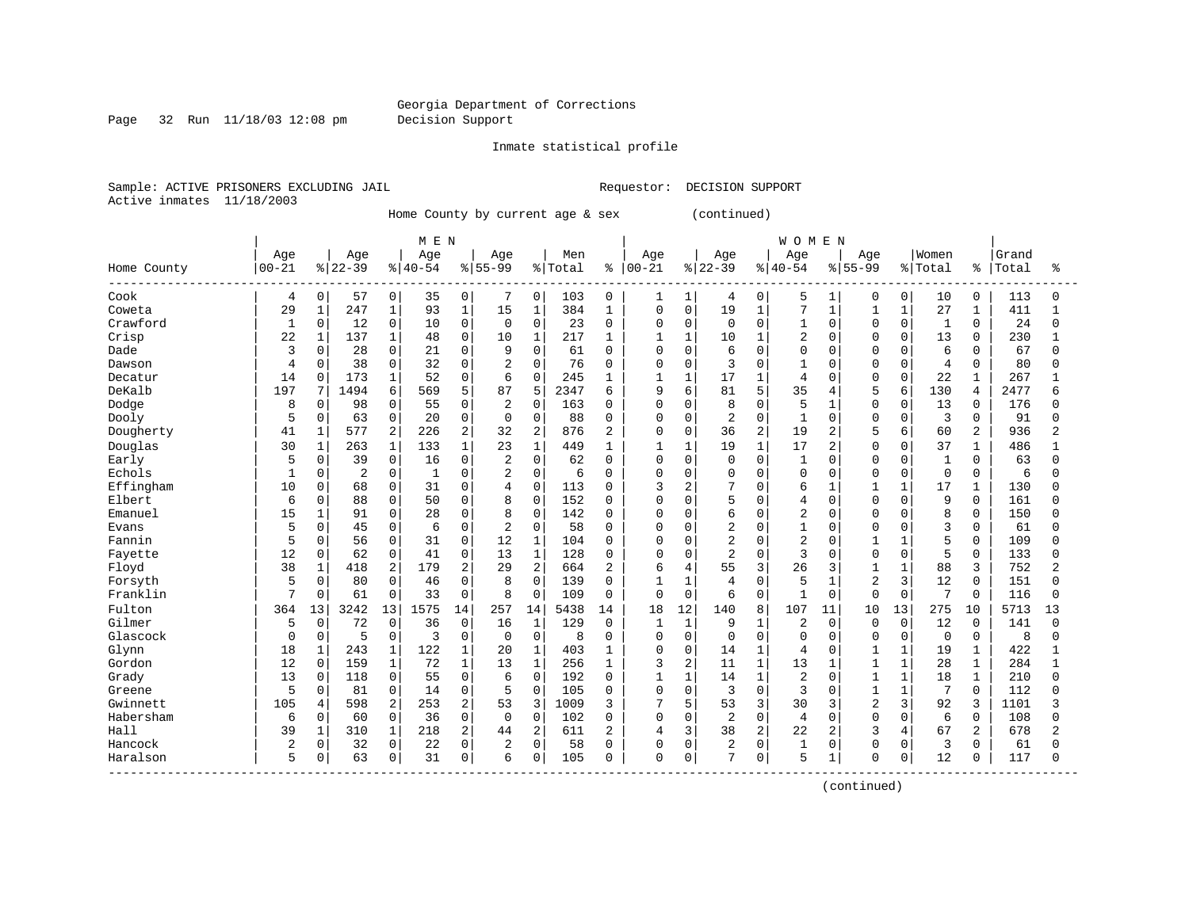Georgia Department of Corrections
Decision Support

Inmate statistical profile

Sample: ACTIVE PRISONERS EXCLUDING JAIL
Active inmates 11/18/2003

Requestor: DECISION SUPPORT

Home County by current age & sex (continued)

| Home County | MEN Age 00-21 | % | Age 22-39 | % | Age 40-54 | % | Age 55-99 | % | Men Total | % | WOMEN Age 00-21 | % | Age 22-39 | % | Age 40-54 | % | Age 55-99 | % | Women Total | % | Grand Total | % |
|---|---|---|---|---|---|---|---|---|---|---|---|---|---|---|---|---|---|---|---|---|---|---|
| Cook | 4 | 0 | 57 | 0 | 35 | 0 | 7 | 0 | 103 | 0 | 1 | 1 | 4 | 0 | 5 | 1 | 0 | 0 | 10 | 0 | 113 | 0 |
| Coweta | 29 | 1 | 247 | 1 | 93 | 1 | 15 | 1 | 384 | 1 | 0 | 0 | 19 | 1 | 7 | 1 | 1 | 1 | 27 | 1 | 411 | 1 |
| Crawford | 1 | 0 | 12 | 0 | 10 | 0 | 0 | 0 | 23 | 0 | 0 | 0 | 0 | 0 | 1 | 0 | 0 | 0 | 1 | 0 | 24 | 0 |
| Crisp | 22 | 1 | 137 | 1 | 48 | 0 | 10 | 1 | 217 | 1 | 1 | 1 | 10 | 1 | 2 | 0 | 0 | 0 | 13 | 0 | 230 | 1 |
| Dade | 3 | 0 | 28 | 0 | 21 | 0 | 9 | 0 | 61 | 0 | 0 | 0 | 6 | 0 | 0 | 0 | 0 | 0 | 6 | 0 | 67 | 0 |
| Dawson | 4 | 0 | 38 | 0 | 32 | 0 | 2 | 0 | 76 | 0 | 0 | 0 | 3 | 0 | 1 | 0 | 0 | 0 | 4 | 0 | 80 | 0 |
| Decatur | 14 | 0 | 173 | 1 | 52 | 0 | 6 | 0 | 245 | 1 | 1 | 1 | 17 | 1 | 4 | 0 | 0 | 0 | 22 | 1 | 267 | 1 |
| DeKalb | 197 | 7 | 1494 | 6 | 569 | 5 | 87 | 5 | 2347 | 6 | 9 | 6 | 81 | 5 | 35 | 4 | 5 | 6 | 130 | 4 | 2477 | 6 |
| Dodge | 8 | 0 | 98 | 0 | 55 | 0 | 2 | 0 | 163 | 0 | 0 | 0 | 8 | 0 | 5 | 1 | 0 | 0 | 13 | 0 | 176 | 0 |
| Dooly | 5 | 0 | 63 | 0 | 20 | 0 | 0 | 0 | 88 | 0 | 0 | 0 | 2 | 0 | 1 | 0 | 0 | 0 | 3 | 0 | 91 | 0 |
| Dougherty | 41 | 1 | 577 | 2 | 226 | 2 | 32 | 2 | 876 | 2 | 0 | 0 | 36 | 2 | 19 | 2 | 5 | 6 | 60 | 2 | 936 | 2 |
| Douglas | 30 | 1 | 263 | 1 | 133 | 1 | 23 | 1 | 449 | 1 | 1 | 1 | 19 | 1 | 17 | 2 | 0 | 0 | 37 | 1 | 486 | 1 |
| Early | 5 | 0 | 39 | 0 | 16 | 0 | 2 | 0 | 62 | 0 | 0 | 0 | 0 | 0 | 1 | 0 | 0 | 0 | 1 | 0 | 63 | 0 |
| Echols | 1 | 0 | 2 | 0 | 1 | 0 | 2 | 0 | 6 | 0 | 0 | 0 | 0 | 0 | 0 | 0 | 0 | 0 | 0 | 0 | 6 | 0 |
| Effingham | 10 | 0 | 68 | 0 | 31 | 0 | 4 | 0 | 113 | 0 | 3 | 2 | 7 | 0 | 6 | 1 | 1 | 1 | 17 | 1 | 130 | 0 |
| Elbert | 6 | 0 | 88 | 0 | 50 | 0 | 8 | 0 | 152 | 0 | 0 | 0 | 5 | 0 | 4 | 0 | 0 | 0 | 9 | 0 | 161 | 0 |
| Emanuel | 15 | 1 | 91 | 0 | 28 | 0 | 8 | 0 | 142 | 0 | 0 | 0 | 6 | 0 | 2 | 0 | 0 | 0 | 8 | 0 | 150 | 0 |
| Evans | 5 | 0 | 45 | 0 | 6 | 0 | 2 | 0 | 58 | 0 | 0 | 0 | 2 | 0 | 1 | 0 | 0 | 0 | 3 | 0 | 61 | 0 |
| Fannin | 5 | 0 | 56 | 0 | 31 | 0 | 12 | 1 | 104 | 0 | 0 | 0 | 2 | 0 | 2 | 0 | 1 | 1 | 5 | 0 | 109 | 0 |
| Fayette | 12 | 0 | 62 | 0 | 41 | 0 | 13 | 1 | 128 | 0 | 0 | 0 | 2 | 0 | 3 | 0 | 0 | 0 | 5 | 0 | 133 | 0 |
| Floyd | 38 | 1 | 418 | 2 | 179 | 2 | 29 | 2 | 664 | 2 | 6 | 4 | 55 | 3 | 26 | 3 | 1 | 1 | 88 | 3 | 752 | 2 |
| Forsyth | 5 | 0 | 80 | 0 | 46 | 0 | 8 | 0 | 139 | 0 | 1 | 1 | 4 | 0 | 5 | 1 | 2 | 3 | 12 | 0 | 151 | 0 |
| Franklin | 7 | 0 | 61 | 0 | 33 | 0 | 8 | 0 | 109 | 0 | 0 | 0 | 6 | 0 | 1 | 0 | 0 | 0 | 7 | 0 | 116 | 0 |
| Fulton | 364 | 13 | 3242 | 13 | 1575 | 14 | 257 | 14 | 5438 | 14 | 18 | 12 | 140 | 8 | 107 | 11 | 10 | 13 | 275 | 10 | 5713 | 13 |
| Gilmer | 5 | 0 | 72 | 0 | 36 | 0 | 16 | 1 | 129 | 0 | 1 | 1 | 9 | 1 | 2 | 0 | 0 | 0 | 12 | 0 | 141 | 0 |
| Glascock | 0 | 0 | 5 | 0 | 3 | 0 | 0 | 0 | 8 | 0 | 0 | 0 | 0 | 0 | 0 | 0 | 0 | 0 | 0 | 0 | 8 | 0 |
| Glynn | 18 | 1 | 243 | 1 | 122 | 1 | 20 | 1 | 403 | 1 | 0 | 0 | 14 | 1 | 4 | 0 | 1 | 1 | 19 | 1 | 422 | 1 |
| Gordon | 12 | 0 | 159 | 1 | 72 | 1 | 13 | 1 | 256 | 1 | 3 | 2 | 11 | 1 | 13 | 1 | 1 | 1 | 28 | 1 | 284 | 1 |
| Grady | 13 | 0 | 118 | 0 | 55 | 0 | 6 | 0 | 192 | 0 | 1 | 1 | 14 | 1 | 2 | 0 | 1 | 1 | 18 | 1 | 210 | 0 |
| Greene | 5 | 0 | 81 | 0 | 14 | 0 | 5 | 0 | 105 | 0 | 0 | 0 | 3 | 0 | 3 | 0 | 1 | 1 | 7 | 0 | 112 | 0 |
| Gwinnett | 105 | 4 | 598 | 2 | 253 | 2 | 53 | 3 | 1009 | 3 | 7 | 5 | 53 | 3 | 30 | 3 | 2 | 3 | 92 | 3 | 1101 | 3 |
| Habersham | 6 | 0 | 60 | 0 | 36 | 0 | 0 | 0 | 102 | 0 | 0 | 0 | 2 | 0 | 4 | 0 | 0 | 0 | 6 | 0 | 108 | 0 |
| Hall | 39 | 1 | 310 | 1 | 218 | 2 | 44 | 2 | 611 | 2 | 4 | 3 | 38 | 2 | 22 | 2 | 3 | 4 | 67 | 2 | 678 | 2 |
| Hancock | 2 | 0 | 32 | 0 | 22 | 0 | 2 | 0 | 58 | 0 | 0 | 0 | 2 | 0 | 1 | 0 | 0 | 0 | 3 | 0 | 61 | 0 |
| Haralson | 5 | 0 | 63 | 0 | 31 | 0 | 6 | 0 | 105 | 0 | 0 | 0 | 7 | 0 | 5 | 1 | 0 | 0 | 12 | 0 | 117 | 0 |

(continued)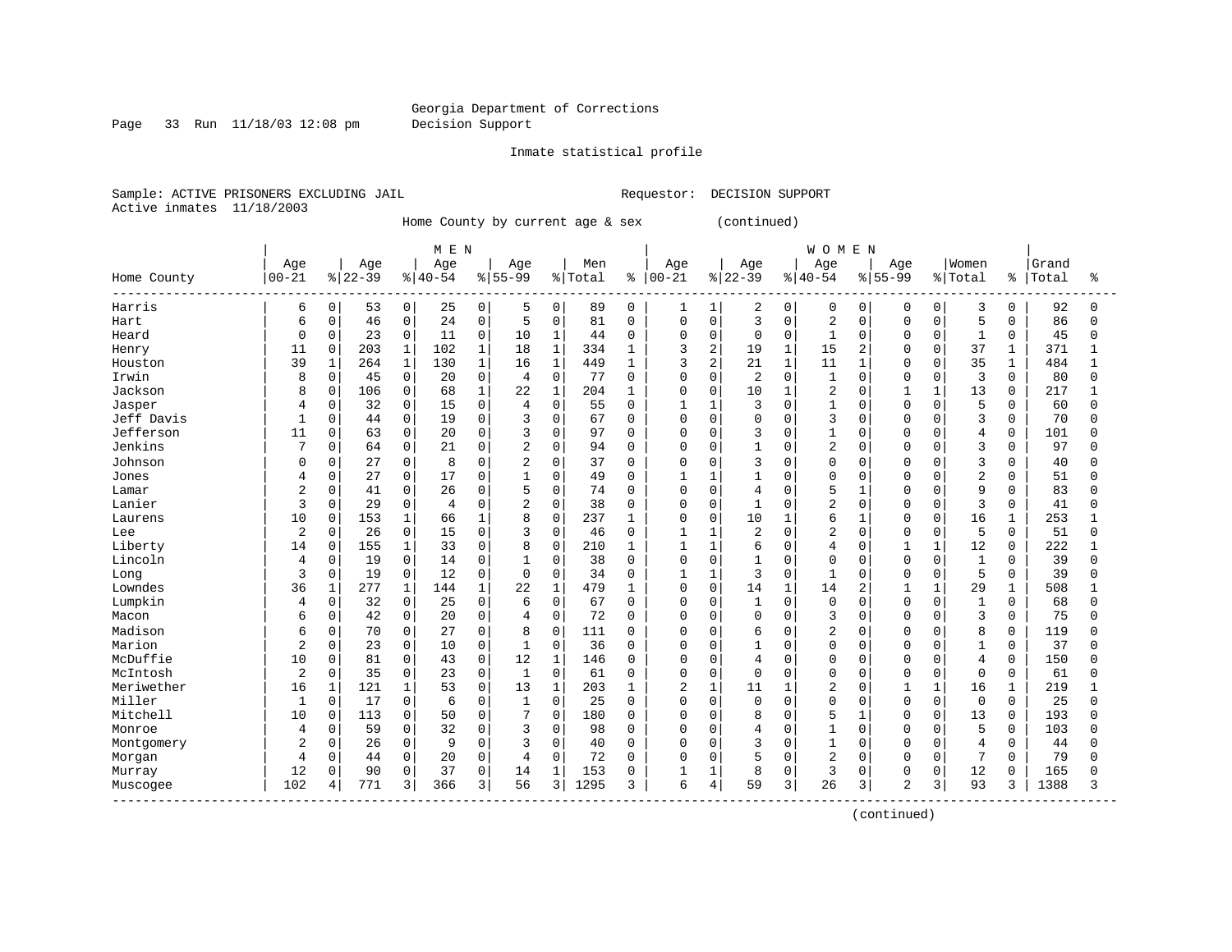Georgia Department of Corrections
Decision Support

Inmate statistical profile

Sample: ACTIVE PRISONERS EXCLUDING JAIL  Requestor: DECISION SUPPORT
Active inmates 11/18/2003

Home County by current age & sex (continued)

| Home County | MEN Age 00-21 | % | Age 22-39 | % | Age 40-54 | % | Age 55-99 | % | Men Total | % | WOMEN Age 00-21 | % | Age 22-39 | % | Age 40-54 | % | Age 55-99 | % | Women Total | % | Grand Total | % |
|---|---|---|---|---|---|---|---|---|---|---|---|---|---|---|---|---|---|---|---|---|---|---|
| Harris | 6 | 0 | 53 | 0 | 25 | 0 | 5 | 0 | 89 | 0 | 1 | 1 | 2 | 0 | 0 | 0 | 0 | 0 | 3 | 0 | 92 | 0 |
| Hart | 6 | 0 | 46 | 0 | 24 | 0 | 5 | 0 | 81 | 0 | 0 | 0 | 3 | 0 | 2 | 0 | 0 | 0 | 5 | 0 | 86 | 0 |
| Heard | 0 | 0 | 23 | 0 | 11 | 0 | 10 | 1 | 44 | 0 | 0 | 0 | 0 | 0 | 1 | 0 | 0 | 0 | 1 | 0 | 45 | 0 |
| Henry | 11 | 0 | 203 | 1 | 102 | 1 | 18 | 1 | 334 | 1 | 3 | 2 | 19 | 1 | 15 | 2 | 0 | 0 | 37 | 1 | 371 | 1 |
| Houston | 39 | 1 | 264 | 1 | 130 | 1 | 16 | 1 | 449 | 1 | 3 | 2 | 21 | 1 | 11 | 1 | 0 | 0 | 35 | 1 | 484 | 1 |
| Irwin | 8 | 0 | 45 | 0 | 20 | 0 | 4 | 0 | 77 | 0 | 0 | 0 | 2 | 0 | 1 | 0 | 0 | 0 | 3 | 0 | 80 | 0 |
| Jackson | 8 | 0 | 106 | 0 | 68 | 1 | 22 | 1 | 204 | 1 | 0 | 0 | 10 | 1 | 2 | 0 | 1 | 1 | 13 | 0 | 217 | 1 |
| Jasper | 4 | 0 | 32 | 0 | 15 | 0 | 4 | 0 | 55 | 0 | 1 | 1 | 3 | 0 | 1 | 0 | 0 | 0 | 5 | 0 | 60 | 0 |
| Jeff Davis | 1 | 0 | 44 | 0 | 19 | 0 | 3 | 0 | 67 | 0 | 0 | 0 | 0 | 0 | 3 | 0 | 0 | 0 | 3 | 0 | 70 | 0 |
| Jefferson | 11 | 0 | 63 | 0 | 20 | 0 | 3 | 0 | 97 | 0 | 0 | 0 | 3 | 0 | 1 | 0 | 0 | 0 | 4 | 0 | 101 | 0 |
| Jenkins | 7 | 0 | 64 | 0 | 21 | 0 | 2 | 0 | 94 | 0 | 0 | 0 | 1 | 0 | 2 | 0 | 0 | 0 | 3 | 0 | 97 | 0 |
| Johnson | 0 | 0 | 27 | 0 | 8 | 0 | 2 | 0 | 37 | 0 | 0 | 0 | 3 | 0 | 0 | 0 | 0 | 0 | 3 | 0 | 40 | 0 |
| Jones | 4 | 0 | 27 | 0 | 17 | 0 | 1 | 0 | 49 | 0 | 1 | 1 | 1 | 0 | 0 | 0 | 0 | 0 | 2 | 0 | 51 | 0 |
| Lamar | 2 | 0 | 41 | 0 | 26 | 0 | 5 | 0 | 74 | 0 | 0 | 0 | 4 | 0 | 5 | 1 | 0 | 0 | 9 | 0 | 83 | 0 |
| Lanier | 3 | 0 | 29 | 0 | 4 | 0 | 2 | 0 | 38 | 0 | 0 | 0 | 1 | 0 | 2 | 0 | 0 | 0 | 3 | 0 | 41 | 0 |
| Laurens | 10 | 0 | 153 | 1 | 66 | 1 | 8 | 0 | 237 | 1 | 0 | 0 | 10 | 1 | 6 | 1 | 0 | 0 | 16 | 1 | 253 | 1 |
| Lee | 2 | 0 | 26 | 0 | 15 | 0 | 3 | 0 | 46 | 0 | 1 | 1 | 2 | 0 | 2 | 0 | 0 | 0 | 5 | 0 | 51 | 0 |
| Liberty | 14 | 0 | 155 | 1 | 33 | 0 | 8 | 0 | 210 | 1 | 1 | 1 | 6 | 0 | 4 | 0 | 1 | 1 | 12 | 0 | 222 | 1 |
| Lincoln | 4 | 0 | 19 | 0 | 14 | 0 | 1 | 0 | 38 | 0 | 0 | 0 | 1 | 0 | 0 | 0 | 0 | 0 | 1 | 0 | 39 | 0 |
| Long | 3 | 0 | 19 | 0 | 12 | 0 | 0 | 0 | 34 | 0 | 1 | 1 | 3 | 0 | 1 | 0 | 0 | 0 | 5 | 0 | 39 | 0 |
| Lowndes | 36 | 1 | 277 | 1 | 144 | 1 | 22 | 1 | 479 | 1 | 0 | 0 | 14 | 1 | 14 | 2 | 1 | 1 | 29 | 1 | 508 | 1 |
| Lumpkin | 4 | 0 | 32 | 0 | 25 | 0 | 6 | 0 | 67 | 0 | 0 | 0 | 1 | 0 | 0 | 0 | 0 | 0 | 1 | 0 | 68 | 0 |
| Macon | 6 | 0 | 42 | 0 | 20 | 0 | 4 | 0 | 72 | 0 | 0 | 0 | 0 | 0 | 3 | 0 | 0 | 0 | 3 | 0 | 75 | 0 |
| Madison | 6 | 0 | 70 | 0 | 27 | 0 | 8 | 0 | 111 | 0 | 0 | 0 | 6 | 0 | 2 | 0 | 0 | 0 | 8 | 0 | 119 | 0 |
| Marion | 2 | 0 | 23 | 0 | 10 | 0 | 1 | 0 | 36 | 0 | 0 | 0 | 1 | 0 | 0 | 0 | 0 | 0 | 1 | 0 | 37 | 0 |
| McDuffie | 10 | 0 | 81 | 0 | 43 | 0 | 12 | 1 | 146 | 0 | 0 | 0 | 4 | 0 | 0 | 0 | 0 | 0 | 4 | 0 | 150 | 0 |
| McIntosh | 2 | 0 | 35 | 0 | 23 | 0 | 1 | 0 | 61 | 0 | 0 | 0 | 0 | 0 | 0 | 0 | 0 | 0 | 0 | 0 | 61 | 0 |
| Meriwether | 16 | 1 | 121 | 1 | 53 | 0 | 13 | 1 | 203 | 1 | 2 | 1 | 11 | 1 | 2 | 0 | 1 | 1 | 16 | 1 | 219 | 1 |
| Miller | 1 | 0 | 17 | 0 | 6 | 0 | 1 | 0 | 25 | 0 | 0 | 0 | 0 | 0 | 0 | 0 | 0 | 0 | 0 | 0 | 25 | 0 |
| Mitchell | 10 | 0 | 113 | 0 | 50 | 0 | 7 | 0 | 180 | 0 | 0 | 0 | 8 | 0 | 5 | 1 | 0 | 0 | 13 | 0 | 193 | 0 |
| Monroe | 4 | 0 | 59 | 0 | 32 | 0 | 3 | 0 | 98 | 0 | 0 | 0 | 4 | 0 | 1 | 0 | 0 | 0 | 5 | 0 | 103 | 0 |
| Montgomery | 2 | 0 | 26 | 0 | 9 | 0 | 3 | 0 | 40 | 0 | 0 | 0 | 3 | 0 | 1 | 0 | 0 | 0 | 4 | 0 | 44 | 0 |
| Morgan | 4 | 0 | 44 | 0 | 20 | 0 | 4 | 0 | 72 | 0 | 0 | 0 | 5 | 0 | 2 | 0 | 0 | 0 | 7 | 0 | 79 | 0 |
| Murray | 12 | 0 | 90 | 0 | 37 | 0 | 14 | 1 | 153 | 0 | 1 | 1 | 8 | 0 | 3 | 0 | 0 | 0 | 12 | 0 | 165 | 0 |
| Muscogee | 102 | 4 | 771 | 3 | 366 | 3 | 56 | 3 | 1295 | 3 | 6 | 4 | 59 | 3 | 26 | 3 | 2 | 3 | 93 | 3 | 1388 | 3 |

(continued)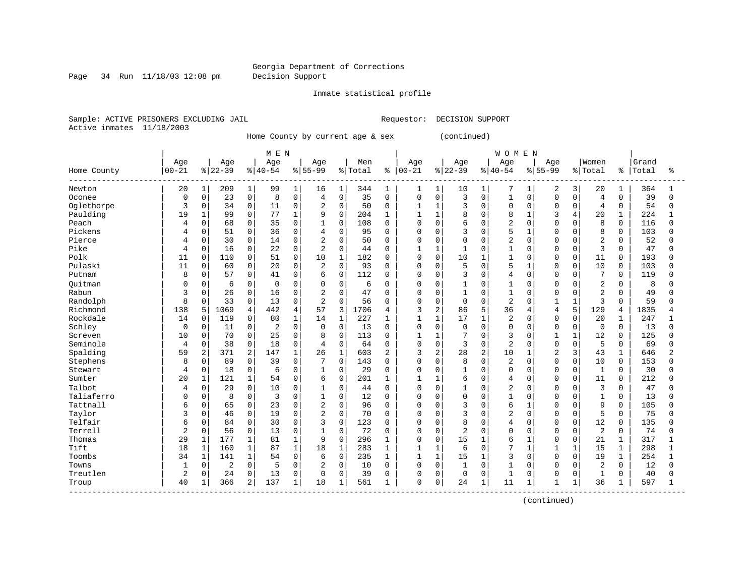Georgia Department of Corrections
Decision Support

Inmate statistical profile

Sample: ACTIVE PRISONERS EXCLUDING JAIL    Requestor: DECISION SUPPORT
Active inmates 11/18/2003

Home County by current age & sex (continued)

| | MEN | | | | | | | | | | WOMEN | | | | | | | | | | | |
|---|---|---|---|---|---|---|---|---|---|---|---|---|---|---|---|---|---|---|---|---|---|---|
| Home County | Age 00-21 | % | Age 22-39 | % | Age 40-54 | % | Age 55-99 | % | Men Total | % | Age 00-21 | % | Age 22-39 | % | Age 40-54 | % | Age 55-99 | % | Women Total | % | Grand Total | % |
| Newton | 20 | 1 | 209 | 1 | 99 | 1 | 16 | 1 | 344 | 1 | 1 | 1 | 10 | 1 | 7 | 1 | 2 | 3 | 20 | 1 | 364 | 1 |
| Oconee | 0 | 0 | 23 | 0 | 8 | 0 | 4 | 0 | 35 | 0 | 0 | 0 | 3 | 0 | 1 | 0 | 0 | 0 | 4 | 0 | 39 | 0 |
| Oglethorpe | 3 | 0 | 34 | 0 | 11 | 0 | 2 | 0 | 50 | 0 | 1 | 1 | 3 | 0 | 0 | 0 | 0 | 0 | 4 | 0 | 54 | 0 |
| Paulding | 19 | 1 | 99 | 0 | 77 | 1 | 9 | 0 | 204 | 1 | 1 | 1 | 8 | 0 | 8 | 1 | 3 | 4 | 20 | 1 | 224 | 1 |
| Peach | 4 | 0 | 68 | 0 | 35 | 0 | 1 | 0 | 108 | 0 | 0 | 0 | 6 | 0 | 2 | 0 | 0 | 0 | 8 | 0 | 116 | 0 |
| Pickens | 4 | 0 | 51 | 0 | 36 | 0 | 4 | 0 | 95 | 0 | 0 | 0 | 3 | 0 | 5 | 1 | 0 | 0 | 8 | 0 | 103 | 0 |
| Pierce | 4 | 0 | 30 | 0 | 14 | 0 | 2 | 0 | 50 | 0 | 0 | 0 | 0 | 0 | 2 | 0 | 0 | 0 | 2 | 0 | 52 | 0 |
| Pike | 4 | 0 | 16 | 0 | 22 | 0 | 2 | 0 | 44 | 0 | 1 | 1 | 1 | 0 | 1 | 0 | 0 | 0 | 3 | 0 | 47 | 0 |
| Polk | 11 | 0 | 110 | 0 | 51 | 0 | 10 | 1 | 182 | 0 | 0 | 0 | 10 | 1 | 1 | 0 | 0 | 0 | 11 | 0 | 193 | 0 |
| Pulaski | 11 | 0 | 60 | 0 | 20 | 0 | 2 | 0 | 93 | 0 | 0 | 0 | 5 | 0 | 5 | 1 | 0 | 0 | 10 | 0 | 103 | 0 |
| Putnam | 8 | 0 | 57 | 0 | 41 | 0 | 6 | 0 | 112 | 0 | 0 | 0 | 3 | 0 | 4 | 0 | 0 | 0 | 7 | 0 | 119 | 0 |
| Quitman | 0 | 0 | 6 | 0 | 0 | 0 | 0 | 0 | 6 | 0 | 0 | 0 | 1 | 0 | 1 | 0 | 0 | 0 | 2 | 0 | 8 | 0 |
| Rabun | 3 | 0 | 26 | 0 | 16 | 0 | 2 | 0 | 47 | 0 | 0 | 0 | 1 | 0 | 1 | 0 | 0 | 0 | 2 | 0 | 49 | 0 |
| Randolph | 8 | 0 | 33 | 0 | 13 | 0 | 2 | 0 | 56 | 0 | 0 | 0 | 0 | 0 | 2 | 0 | 1 | 1 | 3 | 0 | 59 | 0 |
| Richmond | 138 | 5 | 1069 | 4 | 442 | 4 | 57 | 3 | 1706 | 4 | 3 | 2 | 86 | 5 | 36 | 4 | 4 | 5 | 129 | 4 | 1835 | 4 |
| Rockdale | 14 | 0 | 119 | 0 | 80 | 1 | 14 | 1 | 227 | 1 | 1 | 1 | 17 | 1 | 2 | 0 | 0 | 0 | 20 | 1 | 247 | 1 |
| Schley | 0 | 0 | 11 | 0 | 2 | 0 | 0 | 0 | 13 | 0 | 0 | 0 | 0 | 0 | 0 | 0 | 0 | 0 | 0 | 0 | 13 | 0 |
| Screven | 10 | 0 | 70 | 0 | 25 | 0 | 8 | 0 | 113 | 0 | 1 | 1 | 7 | 0 | 3 | 0 | 1 | 1 | 12 | 0 | 125 | 0 |
| Seminole | 4 | 0 | 38 | 0 | 18 | 0 | 4 | 0 | 64 | 0 | 0 | 0 | 3 | 0 | 2 | 0 | 0 | 0 | 5 | 0 | 69 | 0 |
| Spalding | 59 | 2 | 371 | 2 | 147 | 1 | 26 | 1 | 603 | 2 | 3 | 2 | 28 | 2 | 10 | 1 | 2 | 3 | 43 | 1 | 646 | 2 |
| Stephens | 8 | 0 | 89 | 0 | 39 | 0 | 7 | 0 | 143 | 0 | 0 | 0 | 8 | 0 | 2 | 0 | 0 | 0 | 10 | 0 | 153 | 0 |
| Stewart | 4 | 0 | 18 | 0 | 6 | 0 | 1 | 0 | 29 | 0 | 0 | 0 | 1 | 0 | 0 | 0 | 0 | 0 | 1 | 0 | 30 | 0 |
| Sumter | 20 | 1 | 121 | 1 | 54 | 0 | 6 | 0 | 201 | 1 | 1 | 1 | 6 | 0 | 4 | 0 | 0 | 0 | 11 | 0 | 212 | 0 |
| Talbot | 4 | 0 | 29 | 0 | 10 | 0 | 1 | 0 | 44 | 0 | 0 | 0 | 1 | 0 | 2 | 0 | 0 | 0 | 3 | 0 | 47 | 0 |
| Taliaferro | 0 | 0 | 8 | 0 | 3 | 0 | 1 | 0 | 12 | 0 | 0 | 0 | 0 | 0 | 1 | 0 | 0 | 0 | 1 | 0 | 13 | 0 |
| Tattnall | 6 | 0 | 65 | 0 | 23 | 0 | 2 | 0 | 96 | 0 | 0 | 0 | 3 | 0 | 6 | 1 | 0 | 0 | 9 | 0 | 105 | 0 |
| Taylor | 3 | 0 | 46 | 0 | 19 | 0 | 2 | 0 | 70 | 0 | 0 | 0 | 3 | 0 | 2 | 0 | 0 | 0 | 5 | 0 | 75 | 0 |
| Telfair | 6 | 0 | 84 | 0 | 30 | 0 | 3 | 0 | 123 | 0 | 0 | 0 | 8 | 0 | 4 | 0 | 0 | 0 | 12 | 0 | 135 | 0 |
| Terrell | 2 | 0 | 56 | 0 | 13 | 0 | 1 | 0 | 72 | 0 | 0 | 0 | 2 | 0 | 0 | 0 | 0 | 0 | 2 | 0 | 74 | 0 |
| Thomas | 29 | 1 | 177 | 1 | 81 | 1 | 9 | 0 | 296 | 1 | 0 | 0 | 15 | 1 | 6 | 1 | 0 | 0 | 21 | 1 | 317 | 1 |
| Tift | 18 | 1 | 160 | 1 | 87 | 1 | 18 | 1 | 283 | 1 | 1 | 1 | 6 | 0 | 7 | 1 | 1 | 1 | 15 | 1 | 298 | 1 |
| Toombs | 34 | 1 | 141 | 1 | 54 | 0 | 6 | 0 | 235 | 1 | 1 | 1 | 15 | 1 | 3 | 0 | 0 | 0 | 19 | 1 | 254 | 1 |
| Towns | 1 | 0 | 2 | 0 | 5 | 0 | 2 | 0 | 10 | 0 | 0 | 0 | 1 | 0 | 1 | 0 | 0 | 0 | 2 | 0 | 12 | 0 |
| Treutlen | 2 | 0 | 24 | 0 | 13 | 0 | 0 | 0 | 39 | 0 | 0 | 0 | 0 | 0 | 1 | 0 | 0 | 0 | 1 | 0 | 40 | 0 |
| Troup | 40 | 1 | 366 | 2 | 137 | 1 | 18 | 1 | 561 | 1 | 0 | 0 | 24 | 1 | 11 | 1 | 1 | 1 | 36 | 1 | 597 | 1 |

(continued)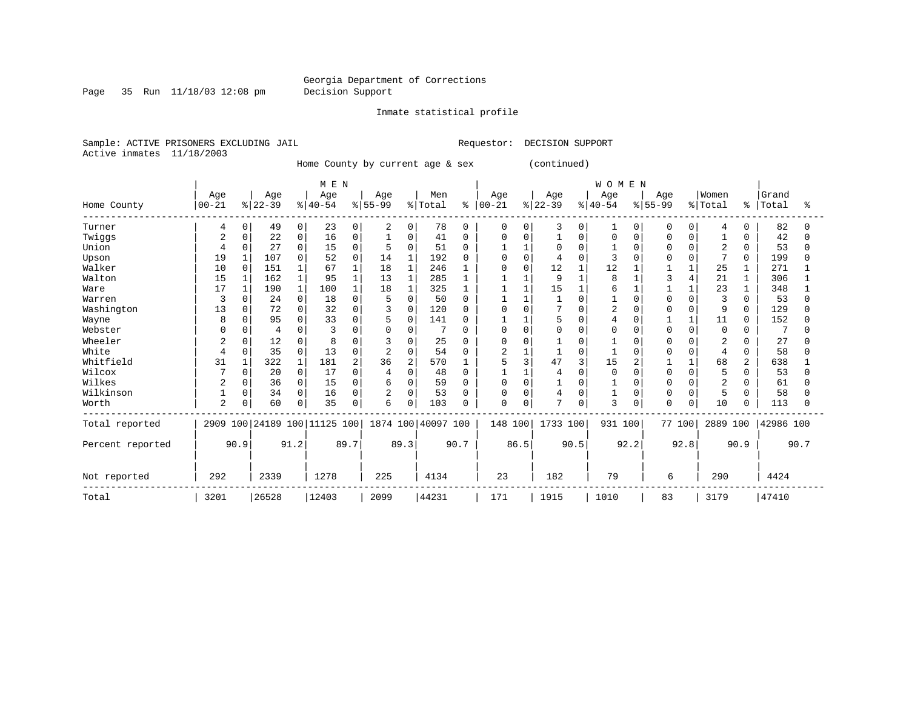Georgia Department of Corrections
Decision Support

Inmate statistical profile

Sample: ACTIVE PRISONERS EXCLUDING JAIL                Requestor: DECISION SUPPORT
Active inmates 11/18/2003

Home County by current age & sex (continued)

| | MEN | | | | | | | | | | | WOMEN | | | | | | | | | | | | |
|---|---|---|---|---|---|---|---|---|---|---|---|---|---|---|---|---|---|---|---|---|---|---|---|---|
| Home County | Age 00-21 | % | Age 22-39 | % | Age 40-54 | % | Age 55-99 | % | Men Total | % | Age 00-21 | % | Age 22-39 | % | Age 40-54 | % | Age 55-99 | % | Women Total | % | Grand Total | % |
| Turner | 4 | 0 | 49 | 0 | 23 | 0 | 2 | 0 | 78 | 0 | 0 | 0 | 3 | 0 | 1 | 0 | 0 | 0 | 4 | 0 | 82 | 0 |
| Twiggs | 2 | 0 | 22 | 0 | 16 | 0 | 1 | 0 | 41 | 0 | 0 | 0 | 1 | 0 | 0 | 0 | 0 | 0 | 1 | 0 | 42 | 0 |
| Union | 4 | 0 | 27 | 0 | 15 | 0 | 5 | 0 | 51 | 0 | 1 | 1 | 0 | 0 | 1 | 0 | 0 | 0 | 2 | 0 | 53 | 0 |
| Upson | 19 | 1 | 107 | 0 | 52 | 0 | 14 | 1 | 192 | 0 | 0 | 0 | 4 | 0 | 3 | 0 | 0 | 0 | 7 | 0 | 199 | 0 |
| Walker | 10 | 0 | 151 | 1 | 67 | 1 | 18 | 1 | 246 | 1 | 0 | 0 | 12 | 1 | 12 | 1 | 1 | 1 | 25 | 1 | 271 | 1 |
| Walton | 15 | 1 | 162 | 1 | 95 | 1 | 13 | 1 | 285 | 1 | 1 | 1 | 9 | 1 | 8 | 1 | 3 | 4 | 21 | 1 | 306 | 1 |
| Ware | 17 | 1 | 190 | 1 | 100 | 1 | 18 | 1 | 325 | 1 | 1 | 1 | 15 | 1 | 6 | 1 | 1 | 1 | 23 | 1 | 348 | 1 |
| Warren | 3 | 0 | 24 | 0 | 18 | 0 | 5 | 0 | 50 | 0 | 1 | 1 | 1 | 0 | 1 | 0 | 0 | 0 | 3 | 0 | 53 | 0 |
| Washington | 13 | 0 | 72 | 0 | 32 | 0 | 3 | 0 | 120 | 0 | 0 | 0 | 7 | 0 | 2 | 0 | 0 | 0 | 9 | 0 | 129 | 0 |
| Wayne | 8 | 0 | 95 | 0 | 33 | 0 | 5 | 0 | 141 | 0 | 1 | 1 | 5 | 0 | 4 | 0 | 1 | 1 | 11 | 0 | 152 | 0 |
| Webster | 0 | 0 | 4 | 0 | 3 | 0 | 0 | 0 | 7 | 0 | 0 | 0 | 0 | 0 | 0 | 0 | 0 | 0 | 0 | 0 | 7 | 0 |
| Wheeler | 2 | 0 | 12 | 0 | 8 | 0 | 3 | 0 | 25 | 0 | 0 | 0 | 1 | 0 | 1 | 0 | 0 | 0 | 2 | 0 | 27 | 0 |
| White | 4 | 0 | 35 | 0 | 13 | 0 | 2 | 0 | 54 | 0 | 2 | 1 | 1 | 0 | 1 | 0 | 0 | 0 | 4 | 0 | 58 | 0 |
| Whitfield | 31 | 1 | 322 | 1 | 181 | 2 | 36 | 2 | 570 | 1 | 5 | 3 | 47 | 3 | 15 | 2 | 1 | 1 | 68 | 2 | 638 | 1 |
| Wilcox | 7 | 0 | 20 | 0 | 17 | 0 | 4 | 0 | 48 | 0 | 1 | 1 | 4 | 0 | 0 | 0 | 0 | 0 | 5 | 0 | 53 | 0 |
| Wilkes | 2 | 0 | 36 | 0 | 15 | 0 | 6 | 0 | 59 | 0 | 0 | 0 | 1 | 0 | 1 | 0 | 0 | 0 | 2 | 0 | 61 | 0 |
| Wilkinson | 1 | 0 | 34 | 0 | 16 | 0 | 2 | 0 | 53 | 0 | 0 | 0 | 4 | 0 | 1 | 0 | 0 | 0 | 5 | 0 | 58 | 0 |
| Worth | 2 | 0 | 60 | 0 | 35 | 0 | 6 | 0 | 103 | 0 | 0 | 0 | 7 | 0 | 3 | 0 | 0 | 0 | 10 | 0 | 113 | 0 |
| Total reported | 2909 | 100 | 24189 | 100 | 11125 | 100 | 1874 | 100 | 40097 | 100 | 148 | 100 | 1733 | 100 | 931 | 100 | 77 | 100 | 2889 | 100 | 42986 | 100 |
| Percent reported | | 90.9 | | 91.2 | | 89.7 | | 89.3 | | 90.7 | | 86.5 | | 90.5 | | 92.2 | | 92.8 | | 90.9 | | 90.7 |
| Not reported | 292 | | 2339 | | 1278 | | 225 | | 4134 | | 23 | | 182 | | 79 | | 6 | | 290 | | 4424 | |
| Total | 3201 | | 26528 | | 12403 | | 2099 | | 44231 | | 171 | | 1915 | | 1010 | | 83 | | 3179 | | 47410 | |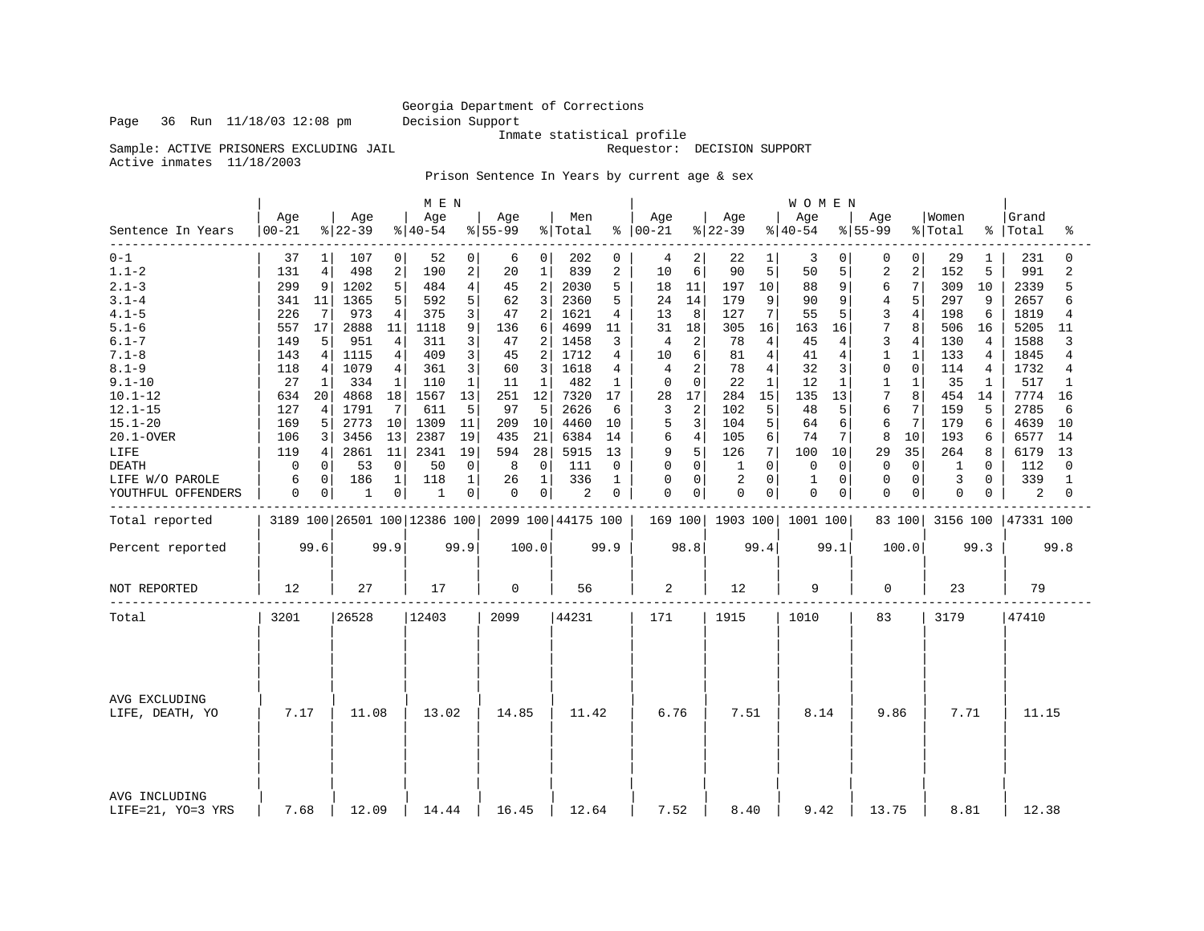Georgia Department of Corrections
Decision Support
Inmate statistical profile

Sample: ACTIVE PRISONERS EXCLUDING JAIL    Requestor: DECISION SUPPORT
Active inmates 11/18/2003

Prison Sentence In Years by current age & sex

| Sentence In Years | MEN Age 00-21 | % | Age 22-39 | % | Age 40-54 | % | Age 55-99 | % | Men Total | % | WOMEN Age 00-21 | % | Age 22-39 | % | Age 40-54 | % | Age 55-99 | % | Women Total | % | Grand Total | % |
|---|---|---|---|---|---|---|---|---|---|---|---|---|---|---|---|---|---|---|---|---|---|---|
| 0-1 | 37 | 1 | 107 | 0 | 52 | 0 | 6 | 0 | 202 | 0 | 4 | 2 | 22 | 1 | 3 | 0 | 0 | 0 | 29 | 1 | 231 | 0 |
| 1.1-2 | 131 | 4 | 498 | 2 | 190 | 2 | 20 | 1 | 839 | 2 | 10 | 6 | 90 | 5 | 50 | 5 | 2 | 2 | 152 | 5 | 991 | 2 |
| 2.1-3 | 299 | 9 | 1202 | 5 | 484 | 4 | 45 | 2 | 2030 | 5 | 18 | 11 | 197 | 10 | 88 | 9 | 6 | 7 | 309 | 10 | 2339 | 5 |
| 3.1-4 | 341 | 11 | 1365 | 5 | 592 | 5 | 62 | 3 | 2360 | 5 | 24 | 14 | 179 | 9 | 90 | 9 | 4 | 5 | 297 | 9 | 2657 | 6 |
| 4.1-5 | 226 | 7 | 973 | 4 | 375 | 3 | 47 | 2 | 1621 | 4 | 13 | 8 | 127 | 7 | 55 | 5 | 3 | 4 | 198 | 6 | 1819 | 4 |
| 5.1-6 | 557 | 17 | 2888 | 11 | 1118 | 9 | 136 | 6 | 4699 | 11 | 31 | 18 | 305 | 16 | 163 | 16 | 7 | 8 | 506 | 16 | 5205 | 11 |
| 6.1-7 | 149 | 5 | 951 | 4 | 311 | 3 | 47 | 2 | 1458 | 3 | 4 | 2 | 78 | 4 | 45 | 4 | 3 | 4 | 130 | 4 | 1588 | 3 |
| 7.1-8 | 143 | 4 | 1115 | 4 | 409 | 3 | 45 | 2 | 1712 | 4 | 10 | 6 | 81 | 4 | 41 | 4 | 1 | 1 | 133 | 4 | 1845 | 4 |
| 8.1-9 | 118 | 4 | 1079 | 4 | 361 | 3 | 60 | 3 | 1618 | 4 | 4 | 2 | 78 | 4 | 32 | 3 | 0 | 0 | 114 | 4 | 1732 | 4 |
| 9.1-10 | 27 | 1 | 334 | 1 | 110 | 1 | 11 | 1 | 482 | 1 | 0 | 0 | 22 | 1 | 12 | 1 | 1 | 1 | 35 | 1 | 517 | 1 |
| 10.1-12 | 634 | 20 | 4868 | 18 | 1567 | 13 | 251 | 12 | 7320 | 17 | 28 | 17 | 284 | 15 | 135 | 13 | 7 | 8 | 454 | 14 | 7774 | 16 |
| 12.1-15 | 127 | 4 | 1791 | 7 | 611 | 5 | 97 | 5 | 2626 | 6 | 3 | 2 | 102 | 5 | 48 | 5 | 6 | 7 | 159 | 5 | 2785 | 6 |
| 15.1-20 | 169 | 5 | 2773 | 10 | 1309 | 11 | 209 | 10 | 4460 | 10 | 5 | 3 | 104 | 5 | 64 | 6 | 6 | 7 | 179 | 6 | 4639 | 10 |
| 20.1-OVER | 106 | 3 | 3456 | 13 | 2387 | 19 | 435 | 21 | 6384 | 14 | 6 | 4 | 105 | 6 | 74 | 7 | 8 | 10 | 193 | 6 | 6577 | 14 |
| LIFE | 119 | 4 | 2861 | 11 | 2341 | 19 | 594 | 28 | 5915 | 13 | 9 | 5 | 126 | 7 | 100 | 10 | 29 | 35 | 264 | 8 | 6179 | 13 |
| DEATH | 0 | 0 | 53 | 0 | 50 | 0 | 8 | 0 | 111 | 0 | 0 | 0 | 1 | 0 | 0 | 0 | 0 | 0 | 1 | 0 | 112 | 0 |
| LIFE W/O PAROLE | 6 | 0 | 186 | 1 | 118 | 1 | 26 | 1 | 336 | 1 | 0 | 0 | 2 | 0 | 1 | 0 | 0 | 0 | 3 | 0 | 339 | 1 |
| YOUTHFUL OFFENDERS | 0 | 0 | 1 | 0 | 1 | 0 | 0 | 0 | 2 | 0 | 0 | 0 | 0 | 0 | 0 | 0 | 0 | 0 | 0 | 0 | 2 | 0 |
| Total reported | 3189 | 100 | 26501 | 100 | 12386 | 100 | 2099 | 100 | 44175 | 100 | 169 | 100 | 1903 | 100 | 1001 | 100 | 83 | 100 | 3156 | 100 | 47331 | 100 |
| Percent reported | | 99.6 | | 99.9 | | 99.9 | | 100.0 | | 99.9 | | 98.8 | | 99.4 | | 99.1 | | 100.0 | | 99.3 | | 99.8 |
| NOT REPORTED | 12 | | 27 | | 17 | | 0 | | 56 | | 2 | | 12 | | 9 | | 0 | | 23 | | 79 | |
| Total | 3201 | | 26528 | | 12403 | | 2099 | | 44231 | | 171 | | 1915 | | 1010 | | 83 | | 3179 | | 47410 | |
| AVG EXCLUDING LIFE, DEATH, YO | 7.17 | | 11.08 | | 13.02 | | 14.85 | | 11.42 | | 6.76 | | 7.51 | | 8.14 | | 9.86 | | 7.71 | | 11.15 | |
| AVG INCLUDING LIFE=21, YO=3 YRS | 7.68 | | 12.09 | | 14.44 | | 16.45 | | 12.64 | | 7.52 | | 8.40 | | 9.42 | | 13.75 | | 8.81 | | 12.38 | |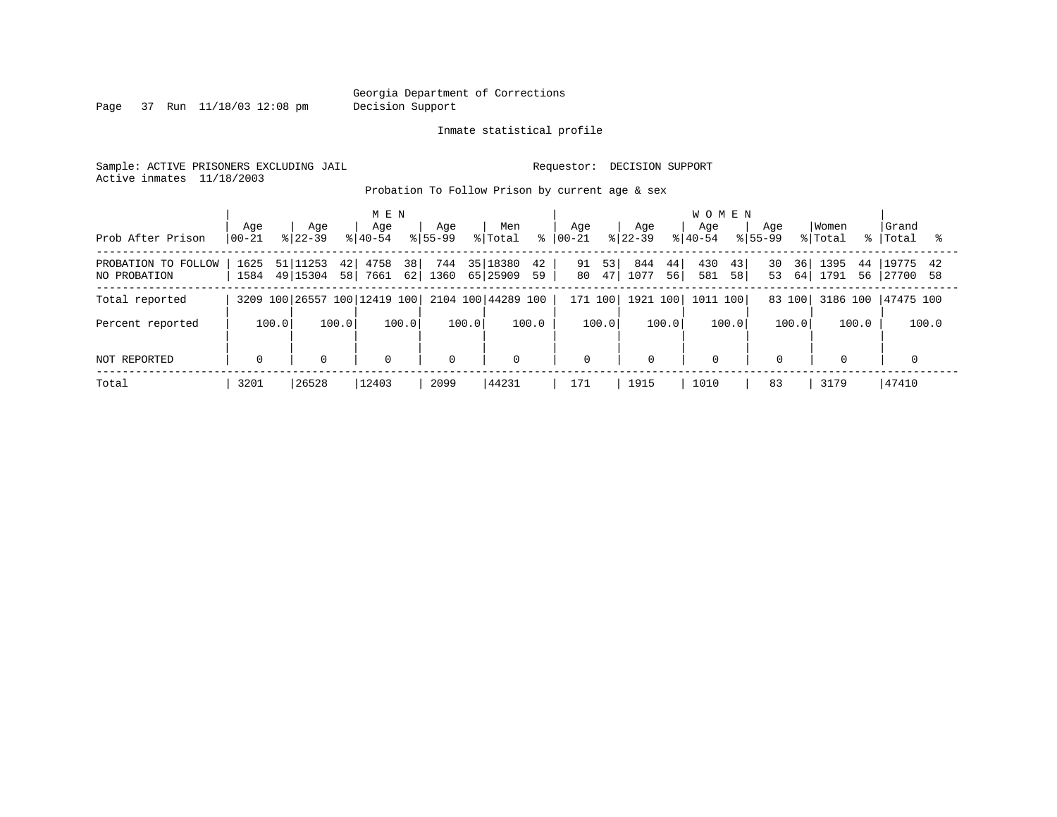Georgia Department of Corrections
Decision Support

Inmate statistical profile

Sample: ACTIVE PRISONERS EXCLUDING JAIL

Requestor: DECISION SUPPORT

Active inmates 11/18/2003

Probation To Follow Prison by current age & sex

| Prob After Prison | MEN Age 00-21 | % | Age 22-39 | % | Age 40-54 | % | Age 55-99 | % | Men Total | % | WOMEN Age 00-21 | % | Age 22-39 | % | Age 40-54 | % | Age 55-99 | % | Women Total | % | Grand Total | % |
|---|---|---|---|---|---|---|---|---|---|---|---|---|---|---|---|---|---|---|---|---|---|---|
| PROBATION TO FOLLOW | 1625 | 51 | 11253 | 42 | 4758 | 38 | 744 | 35 | 18380 | 42 | 91 | 53 | 844 | 44 | 430 | 43 | 30 | 36 | 1395 | 44 | 19775 | 42 |
| NO PROBATION | 1584 | 49 | 15304 | 58 | 7661 | 62 | 1360 | 65 | 25909 | 59 | 80 | 47 | 1077 | 56 | 581 | 58 | 53 | 64 | 1791 | 56 | 27700 | 58 |
| Total reported | 3209 | 100 | 26557 | 100 | 12419 | 100 | 2104 | 100 | 44289 | 100 | 171 | 100 | 1921 | 100 | 1011 | 100 | 83 | 100 | 3186 | 100 | 47475 | 100 |
| Percent reported | | 100.0 | | 100.0 | | 100.0 | | 100.0 | | 100.0 | | 100.0 | | 100.0 | | 100.0 | | 100.0 | | 100.0 | | 100.0 |
| NOT REPORTED | 0 | | 0 | | 0 | | 0 | | 0 | | 0 | | 0 | | 0 | | 0 | | 0 | | 0 | |
| Total | 3201 | | 26528 | | 12403 | | 2099 | | 44231 | | 171 | | 1915 | | 1010 | | 83 | | 3179 | | 47410 | |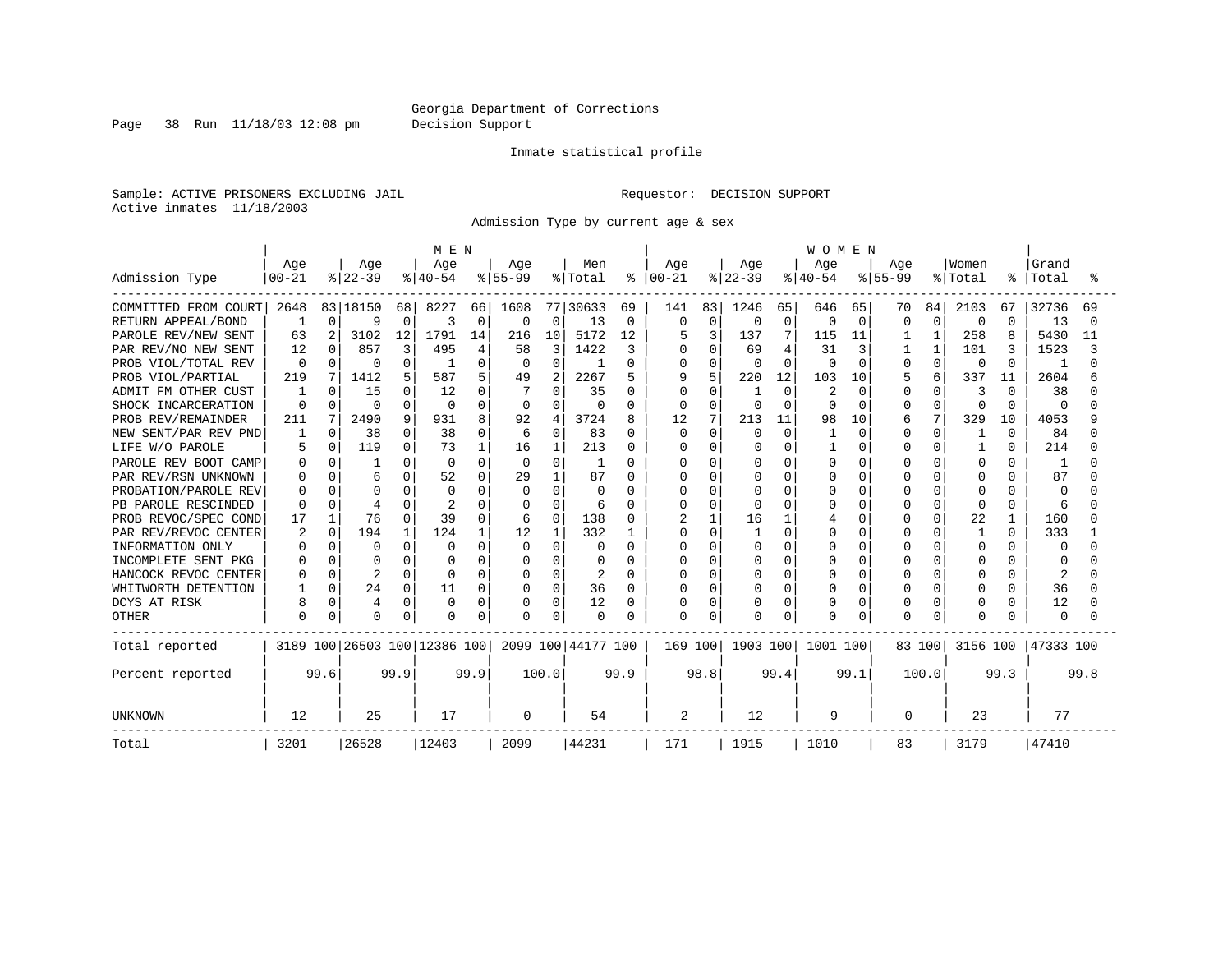Georgia Department of Corrections
Decision Support

Inmate statistical profile

Sample: ACTIVE PRISONERS EXCLUDING JAIL                Requestor: DECISION SUPPORT
Active inmates 11/18/2003

Admission Type by current age & sex

| Admission Type | MEN Age 00-21 | % | Age 22-39 | % | Age 40-54 | % | Age 55-99 | % | Men Total | % | WOMEN Age 00-21 | % | Age 22-39 | % | Age 40-54 | % | Age 55-99 | % | Women Total | % | Grand Total | % |
|---|---|---|---|---|---|---|---|---|---|---|---|---|---|---|---|---|---|---|---|---|---|---|
| COMMITTED FROM COURT | 2648 | 83 | 18150 | 68 | 8227 | 66 | 1608 | 77 | 30633 | 69 | 141 | 83 | 1246 | 65 | 646 | 65 | 70 | 84 | 2103 | 67 | 32736 | 69 |
| RETURN APPEAL/BOND | 1 | 0 | 9 | 0 | 3 | 0 | 0 | 0 | 13 | 0 | 0 | 0 | 0 | 0 | 0 | 0 | 0 | 0 | 0 | 0 | 13 | 0 |
| PAROLE REV/NEW SENT | 63 | 2 | 3102 | 12 | 1791 | 14 | 216 | 10 | 5172 | 12 | 5 | 3 | 137 | 7 | 115 | 11 | 1 | 1 | 258 | 8 | 5430 | 11 |
| PAR REV/NO NEW SENT | 12 | 0 | 857 | 3 | 495 | 4 | 58 | 3 | 1422 | 3 | 0 | 0 | 69 | 4 | 31 | 3 | 1 | 1 | 101 | 3 | 1523 | 3 |
| PROB VIOL/TOTAL REV | 0 | 0 | 0 | 0 | 1 | 0 | 0 | 0 | 1 | 0 | 0 | 0 | 0 | 0 | 0 | 0 | 0 | 0 | 0 | 0 | 1 | 0 |
| PROB VIOL/PARTIAL | 219 | 7 | 1412 | 5 | 587 | 5 | 49 | 2 | 2267 | 5 | 9 | 5 | 220 | 12 | 103 | 10 | 5 | 6 | 337 | 11 | 2604 | 6 |
| ADMIT FM OTHER CUST | 1 | 0 | 15 | 0 | 12 | 0 | 7 | 0 | 35 | 0 | 0 | 0 | 1 | 0 | 2 | 0 | 0 | 0 | 3 | 0 | 38 | 0 |
| SHOCK INCARCERATION | 0 | 0 | 0 | 0 | 0 | 0 | 0 | 0 | 0 | 0 | 0 | 0 | 0 | 0 | 0 | 0 | 0 | 0 | 0 | 0 | 0 | 0 |
| PROB REV/REMAINDER | 211 | 7 | 2490 | 9 | 931 | 8 | 92 | 4 | 3724 | 8 | 12 | 7 | 213 | 11 | 98 | 10 | 6 | 7 | 329 | 10 | 4053 | 9 |
| NEW SENT/PAR REV PND | 1 | 0 | 38 | 0 | 38 | 0 | 6 | 0 | 83 | 0 | 0 | 0 | 0 | 0 | 1 | 0 | 0 | 0 | 1 | 0 | 84 | 0 |
| LIFE W/O PAROLE | 5 | 0 | 119 | 0 | 73 | 1 | 16 | 1 | 213 | 0 | 0 | 0 | 0 | 0 | 1 | 0 | 0 | 0 | 1 | 0 | 214 | 0 |
| PAROLE REV BOOT CAMP | 0 | 0 | 1 | 0 | 0 | 0 | 0 | 0 | 1 | 0 | 0 | 0 | 0 | 0 | 0 | 0 | 0 | 0 | 0 | 0 | 1 | 0 |
| PAR REV/RSN UNKNOWN | 0 | 0 | 6 | 0 | 52 | 0 | 29 | 1 | 87 | 0 | 0 | 0 | 0 | 0 | 0 | 0 | 0 | 0 | 0 | 0 | 87 | 0 |
| PROBATION/PAROLE REV | 0 | 0 | 0 | 0 | 0 | 0 | 0 | 0 | 0 | 0 | 0 | 0 | 0 | 0 | 0 | 0 | 0 | 0 | 0 | 0 | 0 | 0 |
| PB PAROLE RESCINDED | 0 | 0 | 4 | 0 | 2 | 0 | 0 | 0 | 6 | 0 | 0 | 0 | 0 | 0 | 0 | 0 | 0 | 0 | 0 | 0 | 6 | 0 |
| PROB REVOC/SPEC COND | 17 | 1 | 76 | 0 | 39 | 0 | 6 | 0 | 138 | 0 | 2 | 1 | 16 | 1 | 4 | 0 | 0 | 0 | 22 | 1 | 160 | 0 |
| PAR REV/REVOC CENTER | 2 | 0 | 194 | 1 | 124 | 1 | 12 | 1 | 332 | 1 | 0 | 0 | 1 | 0 | 0 | 0 | 0 | 0 | 1 | 0 | 333 | 1 |
| INFORMATION ONLY | 0 | 0 | 0 | 0 | 0 | 0 | 0 | 0 | 0 | 0 | 0 | 0 | 0 | 0 | 0 | 0 | 0 | 0 | 0 | 0 | 0 | 0 |
| INCOMPLETE SENT PKG | 0 | 0 | 0 | 0 | 0 | 0 | 0 | 0 | 0 | 0 | 0 | 0 | 0 | 0 | 0 | 0 | 0 | 0 | 0 | 0 | 0 | 0 |
| HANCOCK REVOC CENTER | 0 | 0 | 2 | 0 | 0 | 0 | 0 | 0 | 2 | 0 | 0 | 0 | 0 | 0 | 0 | 0 | 0 | 0 | 0 | 0 | 2 | 0 |
| WHITWORTH DETENTION | 1 | 0 | 24 | 0 | 11 | 0 | 0 | 0 | 36 | 0 | 0 | 0 | 0 | 0 | 0 | 0 | 0 | 0 | 0 | 0 | 36 | 0 |
| DCYS AT RISK | 8 | 0 | 4 | 0 | 0 | 0 | 0 | 0 | 12 | 0 | 0 | 0 | 0 | 0 | 0 | 0 | 0 | 0 | 0 | 0 | 12 | 0 |
| OTHER | 0 | 0 | 0 | 0 | 0 | 0 | 0 | 0 | 0 | 0 | 0 | 0 | 0 | 0 | 0 | 0 | 0 | 0 | 0 | 0 | 0 | 0 |
| Total reported | 3189 | 100 | 26503 | 100 | 12386 | 100 | 2099 | 100 | 44177 | 100 | 169 | 100 | 1903 | 100 | 1001 | 100 | 83 | 100 | 3156 | 100 | 47333 | 100 |
| Percent reported | | 99.6 | | 99.9 | | 99.9 | | 100.0 | | 99.9 | | 98.8 | | 99.4 | | 99.1 | | 100.0 | | 99.3 | | 99.8 |
| UNKNOWN | 12 | | 25 | | 17 | | 0 | | 54 | | 2 | | 12 | | 9 | | 0 | | 23 | | 77 | |
| Total | 3201 | | 26528 | | 12403 | | 2099 | | 44231 | | 171 | | 1915 | | 1010 | | 83 | | 3179 | | 47410 | |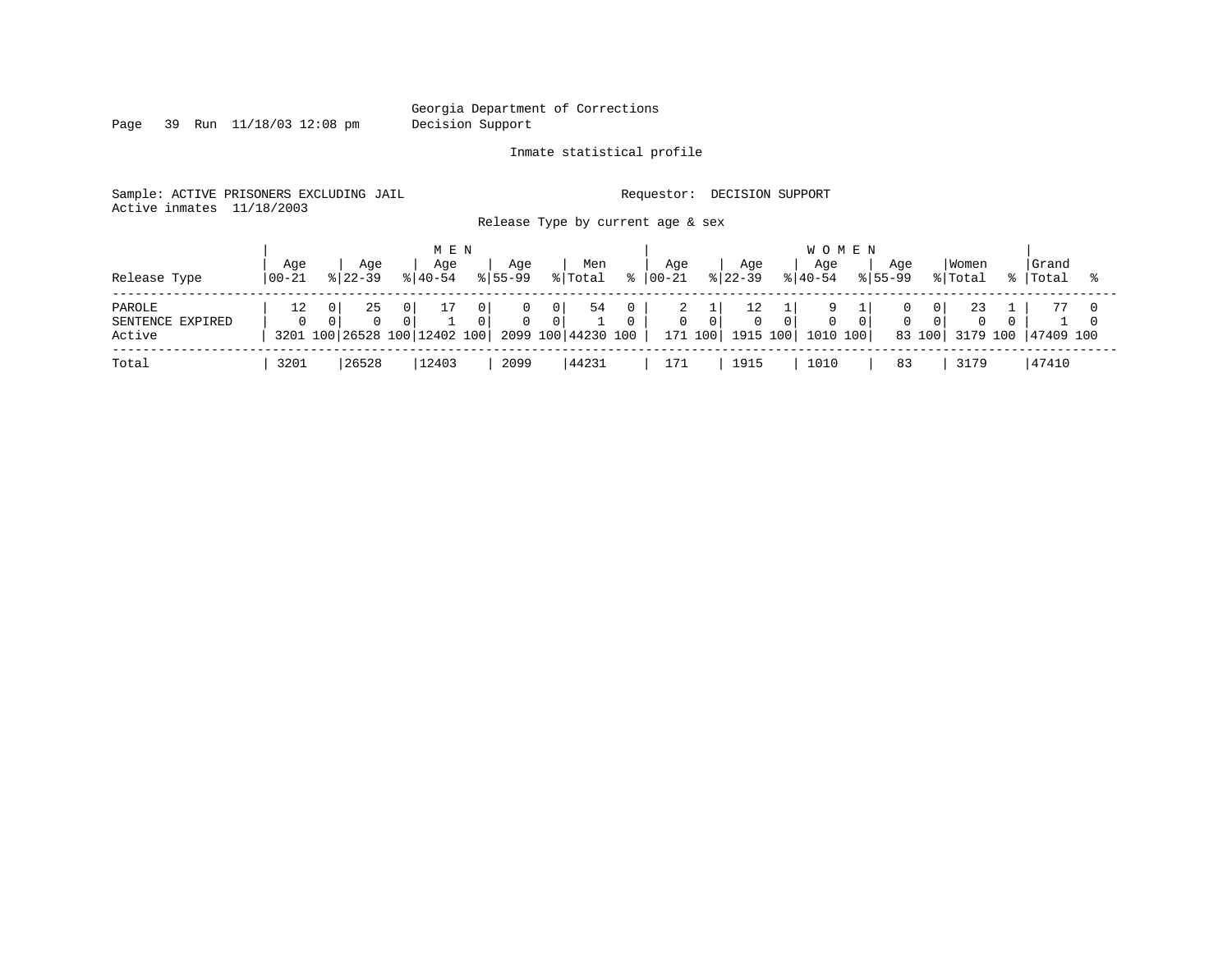Georgia Department of Corrections
Decision Support

Inmate statistical profile

Sample: ACTIVE PRISONERS EXCLUDING JAIL                    Requestor: DECISION SUPPORT
Active inmates 11/18/2003

Release Type by current age & sex

| | MEN | | | | | | | | | | WOMEN | | | | | | | | | | | |
|---|---|---|---|---|---|---|---|---|---|---|---|---|---|---|---|---|---|---|---|---|---|---|
| Release Type | Age 00-21 | % | Age 22-39 | % | Age 40-54 | % | Age 55-99 | % | Men Total | % | Age 00-21 | % | Age 22-39 | % | Age 40-54 | % | Age 55-99 | % | Women Total | % | Grand Total | % |
| PAROLE | 12 | 0 | 25 | 0 | 17 | 0 | 0 | 0 | 54 | 0 | 2 | 1 | 12 | 1 | 9 | 1 | 0 | 0 | 23 | 1 | 77 | 0 |
| SENTENCE EXPIRED | 0 | 0 | 0 | 0 | 1 | 0 | 0 | 0 | 1 | 0 | 0 | 0 | 0 | 0 | 0 | 0 | 0 | 0 | 0 | 0 | 1 | 0 |
| Active | 3201 | 100 | 26528 | 100 | 12402 | 100 | 2099 | 100 | 44230 | 100 | 171 | 100 | 1915 | 100 | 1010 | 100 | 83 | 100 | 3179 | 100 | 47409 | 100 |
| Total | 3201 | | 26528 | | 12403 | | 2099 | | 44231 | | 171 | | 1915 | | 1010 | | 83 | | 3179 | | 47410 | |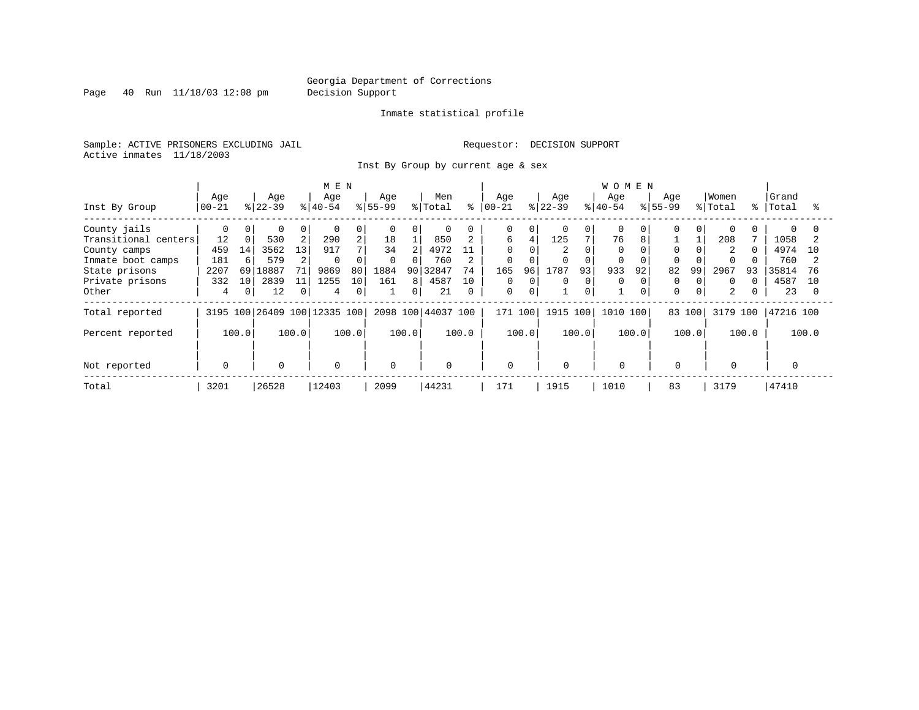Georgia Department of Corrections
Decision Support

Inmate statistical profile

Sample: ACTIVE PRISONERS EXCLUDING JAIL

Requestor: DECISION SUPPORT

Active inmates 11/18/2003

Inst By Group by current age & sex

| Inst By Group | MEN Age 00-21 | % | Age 22-39 | % | Age 40-54 | % | Age 55-99 | % | Men Total | % | WOMEN Age 00-21 | % | Age 22-39 | % | Age 40-54 | % | Age 55-99 | % | Women Total | % | Grand Total | % |
|---|---|---|---|---|---|---|---|---|---|---|---|---|---|---|---|---|---|---|---|---|---|---|
| County jails | 0 | 0 | 0 | 0 | 0 | 0 | 0 | 0 | 0 | 0 | 0 | 0 | 0 | 0 | 0 | 0 | 0 | 0 | 0 | 0 | 0 | 0 |
| Transitional centers | 12 | 0 | 530 | 2 | 290 | 2 | 18 | 1 | 850 | 2 | 6 | 4 | 125 | 7 | 76 | 8 | 1 | 1 | 208 | 7 | 1058 | 2 |
| County camps | 459 | 14 | 3562 | 13 | 917 | 7 | 34 | 2 | 4972 | 11 | 0 | 0 | 2 | 0 | 0 | 0 | 0 | 0 | 2 | 0 | 4974 | 10 |
| Inmate boot camps | 181 | 6 | 579 | 2 | 0 | 0 | 0 | 0 | 760 | 2 | 0 | 0 | 0 | 0 | 0 | 0 | 0 | 0 | 0 | 0 | 760 | 2 |
| State prisons | 2207 | 69 | 18887 | 71 | 9869 | 80 | 1884 | 90 | 32847 | 74 | 165 | 96 | 1787 | 93 | 933 | 92 | 82 | 99 | 2967 | 93 | 35814 | 76 |
| Private prisons | 332 | 10 | 2839 | 11 | 1255 | 10 | 161 | 8 | 4587 | 10 | 0 | 0 | 0 | 0 | 0 | 0 | 0 | 0 | 0 | 0 | 4587 | 10 |
| Other | 4 | 0 | 12 | 0 | 4 | 0 | 1 | 0 | 21 | 0 | 0 | 0 | 1 | 0 | 1 | 0 | 0 | 0 | 2 | 0 | 23 | 0 |
| Total reported | 3195 | 100 | 26409 | 100 | 12335 | 100 | 2098 | 100 | 44037 | 100 | 171 | 100 | 1915 | 100 | 1010 | 100 | 83 | 100 | 3179 | 100 | 47216 | 100 |
| Percent reported | 100.0 | | 100.0 | | 100.0 | | 100.0 | | 100.0 | | 100.0 | | 100.0 | | 100.0 | | 100.0 | | 100.0 | | 100.0 | |
| Not reported | 0 | | 0 | | 0 | | 0 | | 0 | | 0 | | 0 | | 0 | | 0 | | 0 | | 0 | |
| Total | 3201 | | 26528 | | 12403 | | 2099 | | 44231 | | 171 | | 1915 | | 1010 | | 83 | | 3179 | | 47410 | |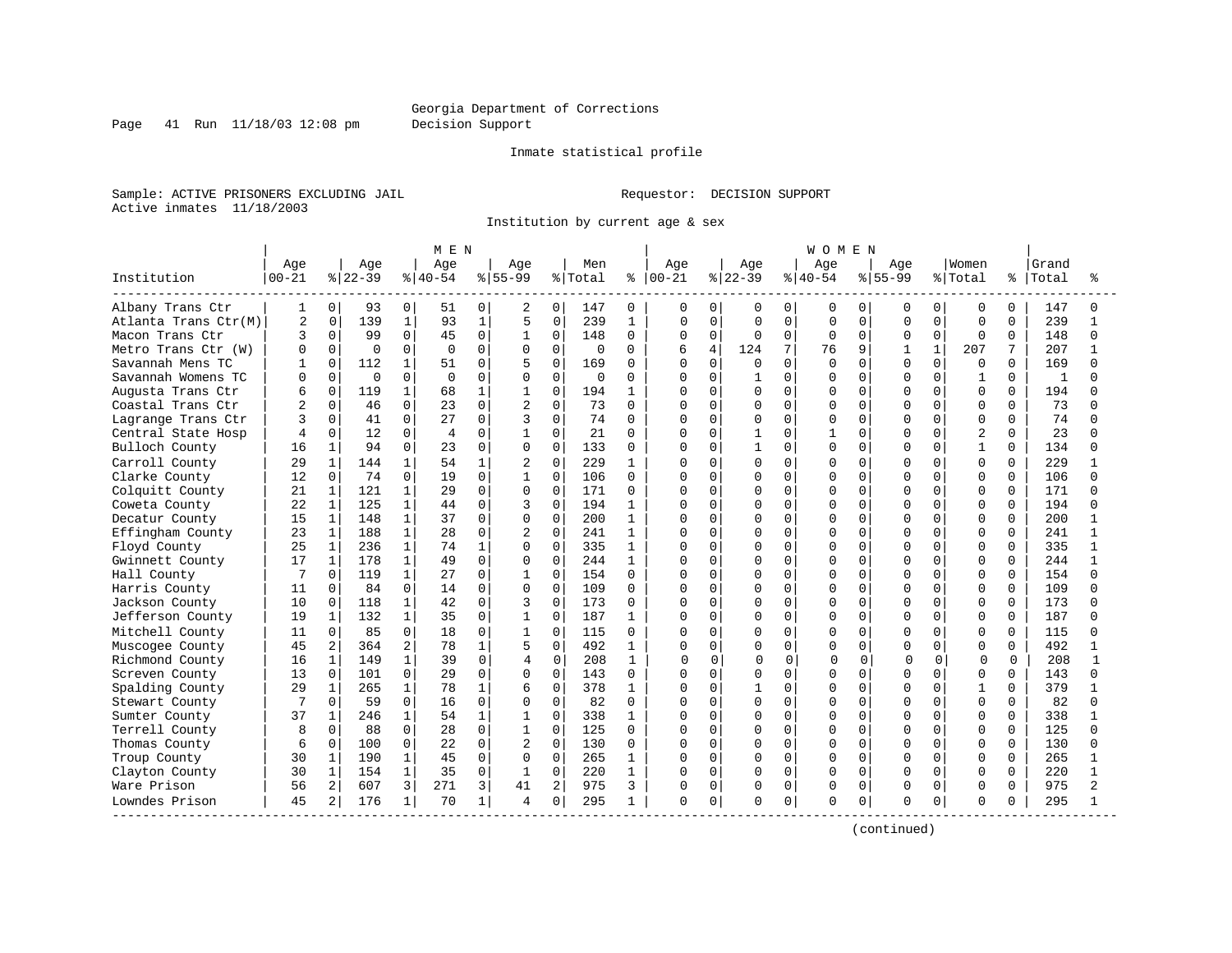Georgia Department of Corrections
Decision Support

Inmate statistical profile

Sample: ACTIVE PRISONERS EXCLUDING JAIL    Requestor: DECISION SUPPORT
Active inmates 11/18/2003

Institution by current age & sex

| Institution | MEN Age 00-21 | % | Age 22-39 | % | Age 40-54 | % | Age 55-99 | % | Men Total | % | WOMEN Age 00-21 | % | Age 22-39 | % | Age 40-54 | % | Age 55-99 | % | Women Total | % | Grand Total | % |
|---|---|---|---|---|---|---|---|---|---|---|---|---|---|---|---|---|---|---|---|---|---|---|
| Albany Trans Ctr | 1 | 0 | 93 | 0 | 51 | 0 | 2 | 0 | 147 | 0 | 0 | 0 | 0 | 0 | 0 | 0 | 0 | 0 | 0 | 0 | 147 | 0 |
| Atlanta Trans Ctr(M) | 2 | 0 | 139 | 1 | 93 | 1 | 5 | 0 | 239 | 1 | 0 | 0 | 0 | 0 | 0 | 0 | 0 | 0 | 0 | 0 | 239 | 1 |
| Macon Trans Ctr | 3 | 0 | 99 | 0 | 45 | 0 | 1 | 0 | 148 | 0 | 0 | 0 | 0 | 0 | 0 | 0 | 0 | 0 | 0 | 0 | 148 | 0 |
| Metro Trans Ctr (W) | 0 | 0 | 0 | 0 | 0 | 0 | 0 | 0 | 0 | 0 | 6 | 4 | 124 | 7 | 76 | 9 | 1 | 1 | 207 | 7 | 207 | 1 |
| Savannah Mens TC | 1 | 0 | 112 | 1 | 51 | 0 | 5 | 0 | 169 | 0 | 0 | 0 | 0 | 0 | 0 | 0 | 0 | 0 | 0 | 0 | 169 | 0 |
| Savannah Womens TC | 0 | 0 | 0 | 0 | 0 | 0 | 0 | 0 | 0 | 0 | 0 | 0 | 1 | 0 | 0 | 0 | 0 | 0 | 1 | 0 | 1 | 0 |
| Augusta Trans Ctr | 6 | 0 | 119 | 1 | 68 | 1 | 1 | 0 | 194 | 1 | 0 | 0 | 0 | 0 | 0 | 0 | 0 | 0 | 0 | 0 | 194 | 0 |
| Coastal Trans Ctr | 2 | 0 | 46 | 0 | 23 | 0 | 2 | 0 | 73 | 0 | 0 | 0 | 0 | 0 | 0 | 0 | 0 | 0 | 0 | 0 | 73 | 0 |
| Lagrange Trans Ctr | 3 | 0 | 41 | 0 | 27 | 0 | 3 | 0 | 74 | 0 | 0 | 0 | 0 | 0 | 0 | 0 | 0 | 0 | 0 | 0 | 74 | 0 |
| Central State Hosp | 4 | 0 | 12 | 0 | 4 | 0 | 1 | 0 | 21 | 0 | 0 | 0 | 1 | 0 | 1 | 0 | 0 | 0 | 2 | 0 | 23 | 0 |
| Bulloch County | 16 | 1 | 94 | 0 | 23 | 0 | 0 | 0 | 133 | 0 | 0 | 0 | 1 | 0 | 0 | 0 | 0 | 0 | 1 | 0 | 134 | 0 |
| Carroll County | 29 | 1 | 144 | 1 | 54 | 1 | 2 | 0 | 229 | 1 | 0 | 0 | 0 | 0 | 0 | 0 | 0 | 0 | 0 | 0 | 229 | 1 |
| Clarke County | 12 | 0 | 74 | 0 | 19 | 0 | 1 | 0 | 106 | 0 | 0 | 0 | 0 | 0 | 0 | 0 | 0 | 0 | 0 | 0 | 106 | 0 |
| Colquitt County | 21 | 1 | 121 | 1 | 29 | 0 | 0 | 0 | 171 | 0 | 0 | 0 | 0 | 0 | 0 | 0 | 0 | 0 | 0 | 0 | 171 | 0 |
| Coweta County | 22 | 1 | 125 | 1 | 44 | 0 | 3 | 0 | 194 | 1 | 0 | 0 | 0 | 0 | 0 | 0 | 0 | 0 | 0 | 0 | 194 | 0 |
| Decatur County | 15 | 1 | 148 | 1 | 37 | 0 | 0 | 0 | 200 | 1 | 0 | 0 | 0 | 0 | 0 | 0 | 0 | 0 | 0 | 0 | 200 | 1 |
| Effingham County | 23 | 1 | 188 | 1 | 28 | 0 | 2 | 0 | 241 | 1 | 0 | 0 | 0 | 0 | 0 | 0 | 0 | 0 | 0 | 0 | 241 | 1 |
| Floyd County | 25 | 1 | 236 | 1 | 74 | 1 | 0 | 0 | 335 | 1 | 0 | 0 | 0 | 0 | 0 | 0 | 0 | 0 | 0 | 0 | 335 | 1 |
| Gwinnett County | 17 | 1 | 178 | 1 | 49 | 0 | 0 | 0 | 244 | 1 | 0 | 0 | 0 | 0 | 0 | 0 | 0 | 0 | 0 | 0 | 244 | 1 |
| Hall County | 7 | 0 | 119 | 1 | 27 | 0 | 1 | 0 | 154 | 0 | 0 | 0 | 0 | 0 | 0 | 0 | 0 | 0 | 0 | 0 | 154 | 0 |
| Harris County | 11 | 0 | 84 | 0 | 14 | 0 | 0 | 0 | 109 | 0 | 0 | 0 | 0 | 0 | 0 | 0 | 0 | 0 | 0 | 0 | 109 | 0 |
| Jackson County | 10 | 0 | 118 | 1 | 42 | 0 | 3 | 0 | 173 | 0 | 0 | 0 | 0 | 0 | 0 | 0 | 0 | 0 | 0 | 0 | 173 | 0 |
| Jefferson County | 19 | 1 | 132 | 1 | 35 | 0 | 1 | 0 | 187 | 1 | 0 | 0 | 0 | 0 | 0 | 0 | 0 | 0 | 0 | 0 | 187 | 0 |
| Mitchell County | 11 | 0 | 85 | 0 | 18 | 0 | 1 | 0 | 115 | 0 | 0 | 0 | 0 | 0 | 0 | 0 | 0 | 0 | 0 | 0 | 115 | 0 |
| Muscogee County | 45 | 2 | 364 | 2 | 78 | 1 | 5 | 0 | 492 | 1 | 0 | 0 | 0 | 0 | 0 | 0 | 0 | 0 | 0 | 0 | 492 | 1 |
| Richmond County | 16 | 1 | 149 | 1 | 39 | 0 | 4 | 0 | 208 | 1 | 0 | 0 | 0 | 0 | 0 | 0 | 0 | 0 | 0 | 0 | 208 | 1 |
| Screven County | 13 | 0 | 101 | 0 | 29 | 0 | 0 | 0 | 143 | 0 | 0 | 0 | 0 | 0 | 0 | 0 | 0 | 0 | 0 | 0 | 143 | 0 |
| Spalding County | 29 | 1 | 265 | 1 | 78 | 1 | 6 | 0 | 378 | 1 | 0 | 0 | 1 | 0 | 0 | 0 | 0 | 0 | 1 | 0 | 379 | 1 |
| Stewart County | 7 | 0 | 59 | 0 | 16 | 0 | 0 | 0 | 82 | 0 | 0 | 0 | 0 | 0 | 0 | 0 | 0 | 0 | 0 | 0 | 82 | 0 |
| Sumter County | 37 | 1 | 246 | 1 | 54 | 1 | 1 | 0 | 338 | 1 | 0 | 0 | 0 | 0 | 0 | 0 | 0 | 0 | 0 | 0 | 338 | 1 |
| Terrell County | 8 | 0 | 88 | 0 | 28 | 0 | 1 | 0 | 125 | 0 | 0 | 0 | 0 | 0 | 0 | 0 | 0 | 0 | 0 | 0 | 125 | 0 |
| Thomas County | 6 | 0 | 100 | 0 | 22 | 0 | 2 | 0 | 130 | 0 | 0 | 0 | 0 | 0 | 0 | 0 | 0 | 0 | 0 | 0 | 130 | 0 |
| Troup County | 30 | 1 | 190 | 1 | 45 | 0 | 0 | 0 | 265 | 1 | 0 | 0 | 0 | 0 | 0 | 0 | 0 | 0 | 0 | 0 | 265 | 1 |
| Clayton County | 30 | 1 | 154 | 1 | 35 | 0 | 1 | 0 | 220 | 1 | 0 | 0 | 0 | 0 | 0 | 0 | 0 | 0 | 0 | 0 | 220 | 1 |
| Ware Prison | 56 | 2 | 607 | 3 | 271 | 3 | 41 | 2 | 975 | 3 | 0 | 0 | 0 | 0 | 0 | 0 | 0 | 0 | 0 | 0 | 975 | 2 |
| Lowndes Prison | 45 | 2 | 176 | 1 | 70 | 1 | 4 | 0 | 295 | 1 | 0 | 0 | 0 | 0 | 0 | 0 | 0 | 0 | 0 | 0 | 295 | 1 |

(continued)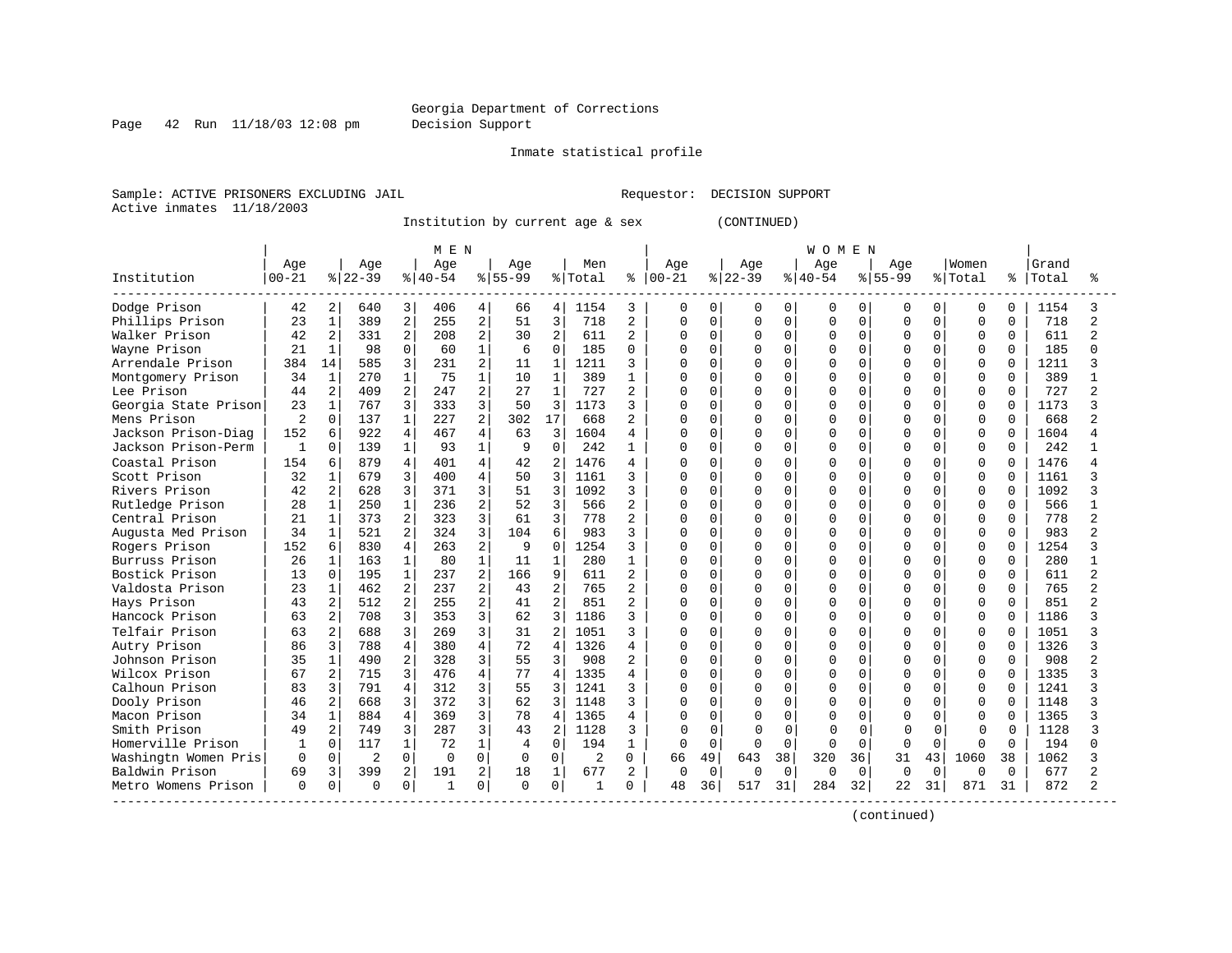Georgia Department of Corrections
Decision Support

Inmate statistical profile

Sample: ACTIVE PRISONERS EXCLUDING JAIL    Requestor: DECISION SUPPORT
Active inmates 11/18/2003

Institution by current age & sex (CONTINUED)

| Institution | MEN Age 00-21 | % | Age 22-39 | % | Age 40-54 | % | Age 55-99 | % | Men Total | % | WOMEN Age 00-21 | % | Age 22-39 | % | Age 40-54 | % | Age 55-99 | % | Women Total | % | Grand Total | % |
|---|---|---|---|---|---|---|---|---|---|---|---|---|---|---|---|---|---|---|---|---|---|---|
| Dodge Prison | 42 | 2 | 640 | 3 | 406 | 4 | 66 | 4 | 1154 | 3 | 0 | 0 | 0 | 0 | 0 | 0 | 0 | 0 | 0 | 0 | 1154 | 3 |
| Phillips Prison | 23 | 1 | 389 | 2 | 255 | 2 | 51 | 3 | 718 | 2 | 0 | 0 | 0 | 0 | 0 | 0 | 0 | 0 | 0 | 0 | 718 | 2 |
| Walker Prison | 42 | 2 | 331 | 2 | 208 | 2 | 30 | 2 | 611 | 2 | 0 | 0 | 0 | 0 | 0 | 0 | 0 | 0 | 0 | 0 | 611 | 2 |
| Wayne Prison | 21 | 1 | 98 | 0 | 60 | 1 | 6 | 0 | 185 | 0 | 0 | 0 | 0 | 0 | 0 | 0 | 0 | 0 | 0 | 0 | 185 | 0 |
| Arrendale Prison | 384 | 14 | 585 | 3 | 231 | 2 | 11 | 1 | 1211 | 3 | 0 | 0 | 0 | 0 | 0 | 0 | 0 | 0 | 0 | 0 | 1211 | 3 |
| Montgomery Prison | 34 | 1 | 270 | 1 | 75 | 1 | 10 | 1 | 389 | 1 | 0 | 0 | 0 | 0 | 0 | 0 | 0 | 0 | 0 | 0 | 389 | 1 |
| Lee Prison | 44 | 2 | 409 | 2 | 247 | 2 | 27 | 1 | 727 | 2 | 0 | 0 | 0 | 0 | 0 | 0 | 0 | 0 | 0 | 0 | 727 | 2 |
| Georgia State Prison | 23 | 1 | 767 | 3 | 333 | 3 | 50 | 3 | 1173 | 3 | 0 | 0 | 0 | 0 | 0 | 0 | 0 | 0 | 0 | 0 | 1173 | 3 |
| Mens Prison | 2 | 0 | 137 | 1 | 227 | 2 | 302 | 17 | 668 | 2 | 0 | 0 | 0 | 0 | 0 | 0 | 0 | 0 | 0 | 0 | 668 | 2 |
| Jackson Prison-Diag | 152 | 6 | 922 | 4 | 467 | 4 | 63 | 3 | 1604 | 4 | 0 | 0 | 0 | 0 | 0 | 0 | 0 | 0 | 0 | 0 | 1604 | 4 |
| Jackson Prison-Perm | 1 | 0 | 139 | 1 | 93 | 1 | 9 | 0 | 242 | 1 | 0 | 0 | 0 | 0 | 0 | 0 | 0 | 0 | 0 | 0 | 242 | 1 |
| Coastal Prison | 154 | 6 | 879 | 4 | 401 | 4 | 42 | 2 | 1476 | 4 | 0 | 0 | 0 | 0 | 0 | 0 | 0 | 0 | 0 | 0 | 1476 | 4 |
| Scott Prison | 32 | 1 | 679 | 3 | 400 | 4 | 50 | 3 | 1161 | 3 | 0 | 0 | 0 | 0 | 0 | 0 | 0 | 0 | 0 | 0 | 1161 | 3 |
| Rivers Prison | 42 | 2 | 628 | 3 | 371 | 3 | 51 | 3 | 1092 | 3 | 0 | 0 | 0 | 0 | 0 | 0 | 0 | 0 | 0 | 0 | 1092 | 3 |
| Rutledge Prison | 28 | 1 | 250 | 1 | 236 | 2 | 52 | 3 | 566 | 2 | 0 | 0 | 0 | 0 | 0 | 0 | 0 | 0 | 0 | 0 | 566 | 1 |
| Central Prison | 21 | 1 | 373 | 2 | 323 | 3 | 61 | 3 | 778 | 2 | 0 | 0 | 0 | 0 | 0 | 0 | 0 | 0 | 0 | 0 | 778 | 2 |
| Augusta Med Prison | 34 | 1 | 521 | 2 | 324 | 3 | 104 | 6 | 983 | 3 | 0 | 0 | 0 | 0 | 0 | 0 | 0 | 0 | 0 | 0 | 983 | 2 |
| Rogers Prison | 152 | 6 | 830 | 4 | 263 | 2 | 9 | 0 | 1254 | 3 | 0 | 0 | 0 | 0 | 0 | 0 | 0 | 0 | 0 | 0 | 1254 | 3 |
| Burruss Prison | 26 | 1 | 163 | 1 | 80 | 1 | 11 | 1 | 280 | 1 | 0 | 0 | 0 | 0 | 0 | 0 | 0 | 0 | 0 | 0 | 280 | 1 |
| Bostick Prison | 13 | 0 | 195 | 1 | 237 | 2 | 166 | 9 | 611 | 2 | 0 | 0 | 0 | 0 | 0 | 0 | 0 | 0 | 0 | 0 | 611 | 2 |
| Valdosta Prison | 23 | 1 | 462 | 2 | 237 | 2 | 43 | 2 | 765 | 2 | 0 | 0 | 0 | 0 | 0 | 0 | 0 | 0 | 0 | 0 | 765 | 2 |
| Hays Prison | 43 | 2 | 512 | 2 | 255 | 2 | 41 | 2 | 851 | 2 | 0 | 0 | 0 | 0 | 0 | 0 | 0 | 0 | 0 | 0 | 851 | 2 |
| Hancock Prison | 63 | 2 | 708 | 3 | 353 | 3 | 62 | 3 | 1186 | 3 | 0 | 0 | 0 | 0 | 0 | 0 | 0 | 0 | 0 | 0 | 1186 | 3 |
| Telfair Prison | 63 | 2 | 688 | 3 | 269 | 3 | 31 | 2 | 1051 | 3 | 0 | 0 | 0 | 0 | 0 | 0 | 0 | 0 | 0 | 0 | 1051 | 3 |
| Autry Prison | 86 | 3 | 788 | 4 | 380 | 4 | 72 | 4 | 1326 | 4 | 0 | 0 | 0 | 0 | 0 | 0 | 0 | 0 | 0 | 0 | 1326 | 3 |
| Johnson Prison | 35 | 1 | 490 | 2 | 328 | 3 | 55 | 3 | 908 | 2 | 0 | 0 | 0 | 0 | 0 | 0 | 0 | 0 | 0 | 0 | 908 | 2 |
| Wilcox Prison | 67 | 2 | 715 | 3 | 476 | 4 | 77 | 4 | 1335 | 4 | 0 | 0 | 0 | 0 | 0 | 0 | 0 | 0 | 0 | 0 | 1335 | 3 |
| Calhoun Prison | 83 | 3 | 791 | 4 | 312 | 3 | 55 | 3 | 1241 | 3 | 0 | 0 | 0 | 0 | 0 | 0 | 0 | 0 | 0 | 0 | 1241 | 3 |
| Dooly Prison | 46 | 2 | 668 | 3 | 372 | 3 | 62 | 3 | 1148 | 3 | 0 | 0 | 0 | 0 | 0 | 0 | 0 | 0 | 0 | 0 | 1148 | 3 |
| Macon Prison | 34 | 1 | 884 | 4 | 369 | 3 | 78 | 4 | 1365 | 4 | 0 | 0 | 0 | 0 | 0 | 0 | 0 | 0 | 0 | 0 | 1365 | 3 |
| Smith Prison | 49 | 2 | 749 | 3 | 287 | 3 | 43 | 2 | 1128 | 3 | 0 | 0 | 0 | 0 | 0 | 0 | 0 | 0 | 0 | 0 | 1128 | 3 |
| Homerville Prison | 1 | 0 | 117 | 1 | 72 | 1 | 4 | 0 | 194 | 1 | 0 | 0 | 0 | 0 | 0 | 0 | 0 | 0 | 0 | 0 | 194 | 0 |
| Washingtn Women Pris | 0 | 0 | 2 | 0 | 0 | 0 | 0 | 0 | 2 | 0 | 66 | 49 | 643 | 38 | 320 | 36 | 31 | 43 | 1060 | 38 | 1062 | 3 |
| Baldwin Prison | 69 | 3 | 399 | 2 | 191 | 2 | 18 | 1 | 677 | 2 | 0 | 0 | 0 | 0 | 0 | 0 | 0 | 0 | 0 | 0 | 677 | 2 |
| Metro Womens Prison | 0 | 0 | 0 | 0 | 1 | 0 | 0 | 0 | 1 | 0 | 48 | 36 | 517 | 31 | 284 | 32 | 22 | 31 | 871 | 31 | 872 | 2 |

(continued)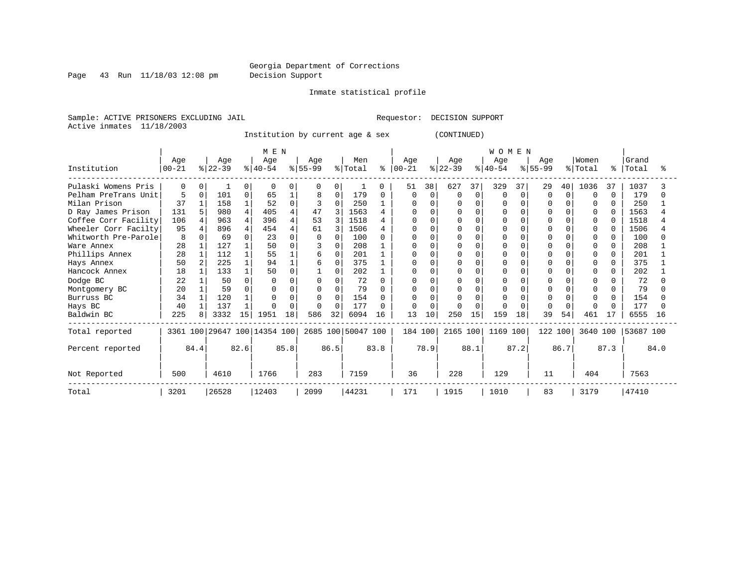Georgia Department of Corrections
Decision Support

Inmate statistical profile

Sample: ACTIVE PRISONERS EXCLUDING JAIL                Requestor: DECISION SUPPORT
Active inmates 11/18/2003

Institution by current age & sex (CONTINUED)

| Institution | MEN Age 00-21 | % | Age 22-39 | % | Age 40-54 | % | Age 55-99 | % | Men Total | % | WOMEN Age 00-21 | % | Age 22-39 | % | Age 40-54 | % | Age 55-99 | % | Women Total | % | Grand Total | % |
|---|---|---|---|---|---|---|---|---|---|---|---|---|---|---|---|---|---|---|---|---|---|---|
| Pulaski Womens Pris | 0 | 0 | 1 | 0 | 0 | 0 | 0 | 0 | 1 | 0 | 51 | 38 | 627 | 37 | 329 | 37 | 29 | 40 | 1036 | 37 | 1037 | 3 |
| Pelham PreTrans Unit | 5 | 0 | 101 | 0 | 65 | 1 | 8 | 0 | 179 | 0 | 0 | 0 | 0 | 0 | 0 | 0 | 0 | 0 | 0 | 0 | 179 | 0 |
| Milan Prison | 37 | 1 | 158 | 1 | 52 | 0 | 3 | 0 | 250 | 1 | 0 | 0 | 0 | 0 | 0 | 0 | 0 | 0 | 0 | 0 | 250 | 1 |
| D Ray James Prison | 131 | 5 | 980 | 4 | 405 | 4 | 47 | 3 | 1563 | 4 | 0 | 0 | 0 | 0 | 0 | 0 | 0 | 0 | 0 | 0 | 1563 | 4 |
| Coffee Corr Facility | 106 | 4 | 963 | 4 | 396 | 4 | 53 | 3 | 1518 | 4 | 0 | 0 | 0 | 0 | 0 | 0 | 0 | 0 | 0 | 0 | 1518 | 4 |
| Wheeler Corr Facilty | 95 | 4 | 896 | 4 | 454 | 4 | 61 | 3 | 1506 | 4 | 0 | 0 | 0 | 0 | 0 | 0 | 0 | 0 | 0 | 0 | 1506 | 4 |
| Whitworth Pre-Parole | 8 | 0 | 69 | 0 | 23 | 0 | 0 | 0 | 100 | 0 | 0 | 0 | 0 | 0 | 0 | 0 | 0 | 0 | 0 | 0 | 100 | 0 |
| Ware Annex | 28 | 1 | 127 | 1 | 50 | 0 | 3 | 0 | 208 | 1 | 0 | 0 | 0 | 0 | 0 | 0 | 0 | 0 | 0 | 0 | 208 | 1 |
| Phillips Annex | 28 | 1 | 112 | 1 | 55 | 1 | 6 | 0 | 201 | 1 | 0 | 0 | 0 | 0 | 0 | 0 | 0 | 0 | 0 | 0 | 201 | 1 |
| Hays Annex | 50 | 2 | 225 | 1 | 94 | 1 | 6 | 0 | 375 | 1 | 0 | 0 | 0 | 0 | 0 | 0 | 0 | 0 | 0 | 0 | 375 | 1 |
| Hancock Annex | 18 | 1 | 133 | 1 | 50 | 0 | 1 | 0 | 202 | 1 | 0 | 0 | 0 | 0 | 0 | 0 | 0 | 0 | 0 | 0 | 202 | 1 |
| Dodge BC | 22 | 1 | 50 | 0 | 0 | 0 | 0 | 0 | 72 | 0 | 0 | 0 | 0 | 0 | 0 | 0 | 0 | 0 | 0 | 0 | 72 | 0 |
| Montgomery BC | 20 | 1 | 59 | 0 | 0 | 0 | 0 | 0 | 79 | 0 | 0 | 0 | 0 | 0 | 0 | 0 | 0 | 0 | 0 | 0 | 79 | 0 |
| Burruss BC | 34 | 1 | 120 | 1 | 0 | 0 | 0 | 0 | 154 | 0 | 0 | 0 | 0 | 0 | 0 | 0 | 0 | 0 | 0 | 0 | 154 | 0 |
| Hays BC | 40 | 1 | 137 | 1 | 0 | 0 | 0 | 0 | 177 | 0 | 0 | 0 | 0 | 0 | 0 | 0 | 0 | 0 | 0 | 0 | 177 | 0 |
| Baldwin BC | 225 | 8 | 3332 | 15 | 1951 | 18 | 586 | 32 | 6094 | 16 | 13 | 10 | 250 | 15 | 159 | 18 | 39 | 54 | 461 | 17 | 6555 | 16 |
| Total reported | 3361 | 100 | 29647 | 100 | 14354 | 100 | 2685 | 100 | 50047 | 100 | 184 | 100 | 2165 | 100 | 1169 | 100 | 122 | 100 | 3640 | 100 | 53687 | 100 |
| Percent reported | | 84.4 | | 82.6 | | 85.8 | | 86.5 | | 83.8 | | 78.9 | | 88.1 | | 87.2 | | 86.7 | | 87.3 | | 84.0 |
| Not Reported | 500 | | 4610 | | 1766 | | 283 | | 7159 | | 36 | | 228 | | 129 | | 11 | | 404 | | 7563 | |
| Total | 3201 | | 26528 | | 12403 | | 2099 | | 44231 | | 171 | | 1915 | | 1010 | | 83 | | 3179 | | 47410 | |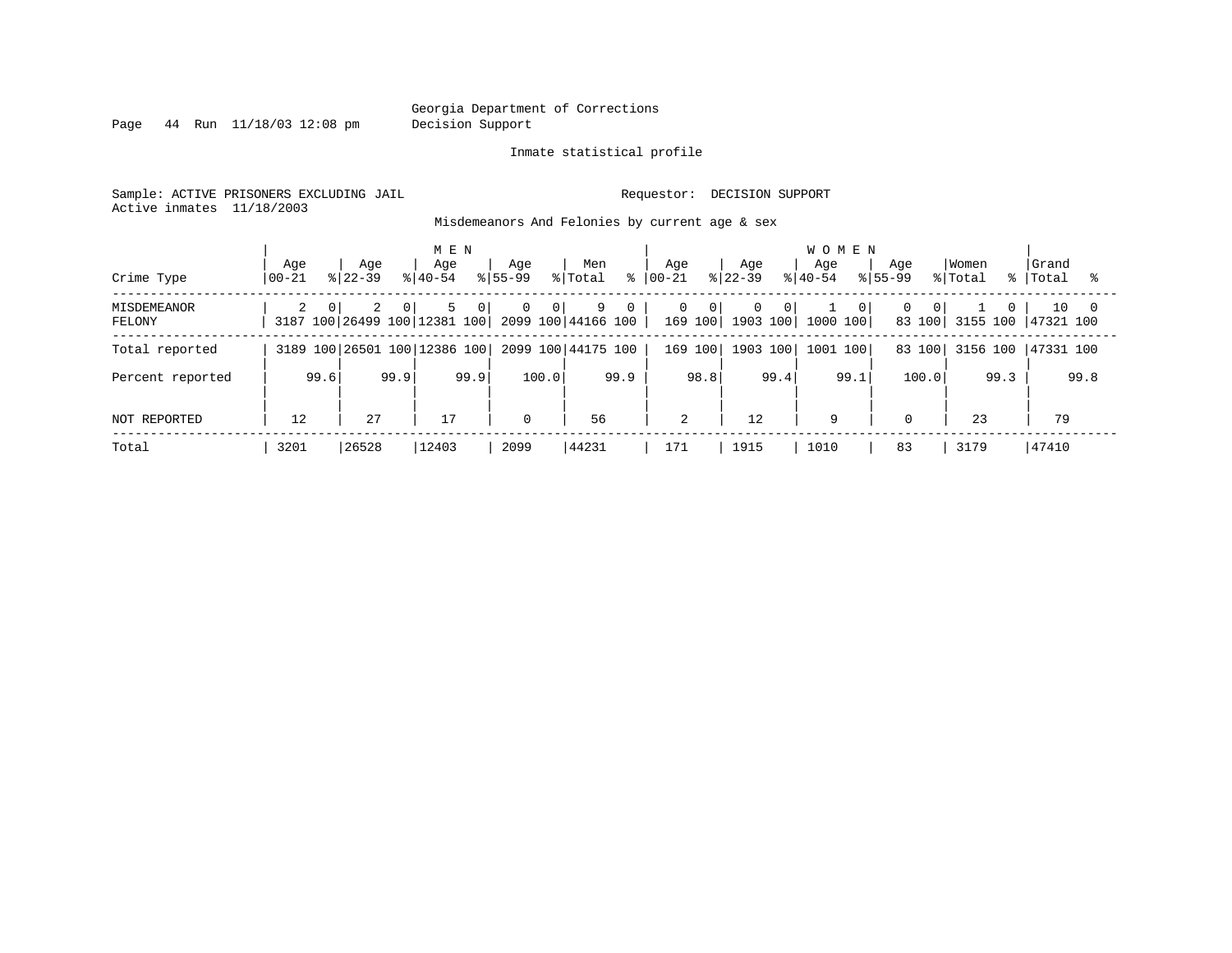Georgia Department of Corrections
Decision Support

Inmate statistical profile

Sample: ACTIVE PRISONERS EXCLUDING JAIL

Requestor: DECISION SUPPORT

Active inmates 11/18/2003

Misdemeanors And Felonies by current age & sex

| Crime Type | MEN Age 00-21 | % | MEN Age 22-39 | % | MEN Age 40-54 | % | MEN Age 55-99 | % | Men Total | % | WOMEN Age 00-21 | % | WOMEN Age 22-39 | % | WOMEN Age 40-54 | % | WOMEN Age 55-99 | % | Women Total | % | Grand Total | % |
|---|---|---|---|---|---|---|---|---|---|---|---|---|---|---|---|---|---|---|---|---|---|---|
| MISDEMEANOR | 2 | 0 | 2 | 0 | 5 | 0 | 0 | 0 | 9 | 0 | 0 | 0 | 0 | 0 | 1 | 0 | 0 | 0 | 1 | 0 | 10 | 0 |
| FELONY | 3187 | 100 | 26499 | 100 | 12381 | 100 | 2099 | 100 | 44166 | 100 | 169 | 100 | 1903 | 100 | 1000 | 100 | 83 | 100 | 3155 | 100 | 47321 | 100 |
| Total reported | 3189 | 100 | 26501 | 100 | 12386 | 100 | 2099 | 100 | 44175 | 100 | 169 | 100 | 1903 | 100 | 1001 | 100 | 83 | 100 | 3156 | 100 | 47331 | 100 |
| Percent reported | | 99.6 | | 99.9 | | 99.9 | | 100.0 | | 99.9 | | 98.8 | | 99.4 | | 99.1 | | 100.0 | | 99.3 | | 99.8 |
| NOT REPORTED | 12 | | 27 | | 17 | | 0 | | 56 | | 2 | | 12 | | 9 | | 0 | | 23 | | 79 | |
| Total | 3201 | | 26528 | | 12403 | | 2099 | | 44231 | | 171 | | 1915 | | 1010 | | 83 | | 3179 | | 47410 | |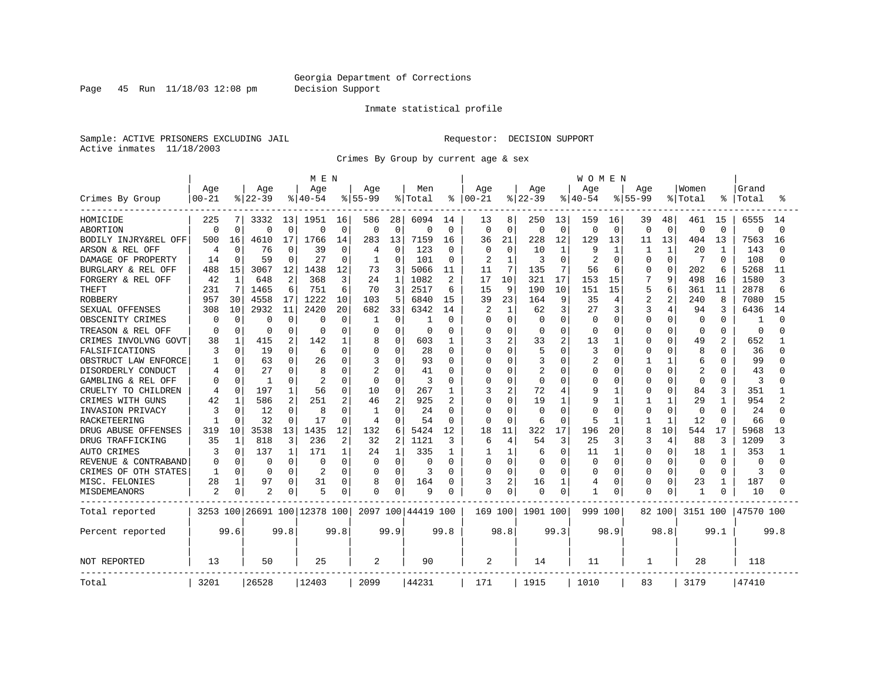Georgia Department of Corrections
Decision Support

Inmate statistical profile

Sample: ACTIVE PRISONERS EXCLUDING JAIL
Active inmates 11/18/2003

Requestor: DECISION SUPPORT

Crimes By Group by current age & sex

| Crimes By Group | MEN Age 00-21 | % | Age 22-39 | % | Age 40-54 | % | Age 55-99 | % | Men Total | % | WOMEN Age 00-21 | % | Age 22-39 | % | Age 40-54 | % | Age 55-99 | % | Women Total | % | Grand Total | % |
|---|---|---|---|---|---|---|---|---|---|---|---|---|---|---|---|---|---|---|---|---|---|---|
| HOMICIDE | 225 | 7 | 3332 | 13 | 1951 | 16 | 586 | 28 | 6094 | 14 | 13 | 8 | 250 | 13 | 159 | 16 | 39 | 48 | 461 | 15 | 6555 | 14 |
| ABORTION | 0 | 0 | 0 | 0 | 0 | 0 | 0 | 0 | 0 | 0 | 0 | 0 | 0 | 0 | 0 | 0 | 0 | 0 | 0 | 0 | 0 | 0 |
| BODILY INJRY&REL OFF | 500 | 16 | 4610 | 17 | 1766 | 14 | 283 | 13 | 7159 | 16 | 36 | 21 | 228 | 12 | 129 | 13 | 11 | 13 | 404 | 13 | 7563 | 16 |
| ARSON & REL OFF | 4 | 0 | 76 | 0 | 39 | 0 | 4 | 0 | 123 | 0 | 0 | 0 | 10 | 1 | 9 | 1 | 1 | 1 | 20 | 1 | 143 | 0 |
| DAMAGE OF PROPERTY | 14 | 0 | 59 | 0 | 27 | 0 | 1 | 0 | 101 | 0 | 2 | 1 | 3 | 0 | 2 | 0 | 0 | 0 | 7 | 0 | 108 | 0 |
| BURGLARY & REL OFF | 488 | 15 | 3067 | 12 | 1438 | 12 | 73 | 3 | 5066 | 11 | 11 | 7 | 135 | 7 | 56 | 6 | 0 | 0 | 202 | 6 | 5268 | 11 |
| FORGERY & REL OFF | 42 | 1 | 648 | 2 | 368 | 3 | 24 | 1 | 1082 | 2 | 17 | 10 | 321 | 17 | 153 | 15 | 7 | 9 | 498 | 16 | 1580 | 3 |
| THEFT | 231 | 7 | 1465 | 6 | 751 | 6 | 70 | 3 | 2517 | 6 | 15 | 9 | 190 | 10 | 151 | 15 | 5 | 6 | 361 | 11 | 2878 | 6 |
| ROBBERY | 957 | 30 | 4558 | 17 | 1222 | 10 | 103 | 5 | 6840 | 15 | 39 | 23 | 164 | 9 | 35 | 4 | 2 | 2 | 240 | 8 | 7080 | 15 |
| SEXUAL OFFENSES | 308 | 10 | 2932 | 11 | 2420 | 20 | 682 | 33 | 6342 | 14 | 2 | 1 | 62 | 3 | 27 | 3 | 3 | 4 | 94 | 3 | 6436 | 14 |
| OBSCENITY CRIMES | 0 | 0 | 0 | 0 | 0 | 0 | 1 | 0 | 1 | 0 | 0 | 0 | 0 | 0 | 0 | 0 | 0 | 0 | 0 | 0 | 1 | 0 |
| TREASON & REL OFF | 0 | 0 | 0 | 0 | 0 | 0 | 0 | 0 | 0 | 0 | 0 | 0 | 0 | 0 | 0 | 0 | 0 | 0 | 0 | 0 | 0 | 0 |
| CRIMES INVOLVNG GOVT | 38 | 1 | 415 | 2 | 142 | 1 | 8 | 0 | 603 | 1 | 3 | 2 | 33 | 2 | 13 | 1 | 0 | 0 | 49 | 2 | 652 | 1 |
| FALSIFICATIONS | 3 | 0 | 19 | 0 | 6 | 0 | 0 | 0 | 28 | 0 | 0 | 0 | 5 | 0 | 3 | 0 | 0 | 0 | 8 | 0 | 36 | 0 |
| OBSTRUCT LAW ENFORCE | 1 | 0 | 63 | 0 | 26 | 0 | 3 | 0 | 93 | 0 | 0 | 0 | 3 | 0 | 2 | 0 | 1 | 1 | 6 | 0 | 99 | 0 |
| DISORDERLY CONDUCT | 4 | 0 | 27 | 0 | 8 | 0 | 2 | 0 | 41 | 0 | 0 | 0 | 2 | 0 | 0 | 0 | 0 | 0 | 2 | 0 | 43 | 0 |
| GAMBLING & REL OFF | 0 | 0 | 1 | 0 | 2 | 0 | 0 | 0 | 3 | 0 | 0 | 0 | 0 | 0 | 0 | 0 | 0 | 0 | 0 | 0 | 3 | 0 |
| CRUELTY TO CHILDREN | 4 | 0 | 197 | 1 | 56 | 0 | 10 | 0 | 267 | 1 | 3 | 2 | 72 | 4 | 9 | 1 | 0 | 0 | 84 | 3 | 351 | 1 |
| CRIMES WITH GUNS | 42 | 1 | 586 | 2 | 251 | 2 | 46 | 2 | 925 | 2 | 0 | 0 | 19 | 1 | 9 | 1 | 1 | 1 | 29 | 1 | 954 | 2 |
| INVASION PRIVACY | 3 | 0 | 12 | 0 | 8 | 0 | 1 | 0 | 24 | 0 | 0 | 0 | 0 | 0 | 0 | 0 | 0 | 0 | 0 | 0 | 24 | 0 |
| RACKETEERING | 1 | 0 | 32 | 0 | 17 | 0 | 4 | 0 | 54 | 0 | 0 | 0 | 6 | 0 | 5 | 1 | 1 | 1 | 12 | 0 | 66 | 0 |
| DRUG ABUSE OFFENSES | 319 | 10 | 3538 | 13 | 1435 | 12 | 132 | 6 | 5424 | 12 | 18 | 11 | 322 | 17 | 196 | 20 | 8 | 10 | 544 | 17 | 5968 | 13 |
| DRUG TRAFFICKING | 35 | 1 | 818 | 3 | 236 | 2 | 32 | 2 | 1121 | 3 | 6 | 4 | 54 | 3 | 25 | 3 | 3 | 4 | 88 | 3 | 1209 | 3 |
| AUTO CRIMES | 3 | 0 | 137 | 1 | 171 | 1 | 24 | 1 | 335 | 1 | 1 | 1 | 6 | 0 | 11 | 1 | 0 | 0 | 18 | 1 | 353 | 1 |
| REVENUE & CONTRABAND | 0 | 0 | 0 | 0 | 0 | 0 | 0 | 0 | 0 | 0 | 0 | 0 | 0 | 0 | 0 | 0 | 0 | 0 | 0 | 0 | 0 | 0 |
| CRIMES OF OTH STATES | 1 | 0 | 0 | 0 | 2 | 0 | 0 | 0 | 3 | 0 | 0 | 0 | 0 | 0 | 0 | 0 | 0 | 0 | 0 | 0 | 3 | 0 |
| MISC. FELONIES | 28 | 1 | 97 | 0 | 31 | 0 | 8 | 0 | 164 | 0 | 3 | 2 | 16 | 1 | 4 | 0 | 0 | 0 | 23 | 1 | 187 | 0 |
| MISDEMEANORS | 2 | 0 | 2 | 0 | 5 | 0 | 0 | 0 | 9 | 0 | 0 | 0 | 0 | 0 | 1 | 0 | 0 | 0 | 1 | 0 | 10 | 0 |
| Total reported | 3253 | 100 | 26691 | 100 | 12378 | 100 | 2097 | 100 | 44419 | 100 | 169 | 100 | 1901 | 100 | 999 | 100 | 82 | 100 | 3151 | 100 | 47570 | 100 |
| Percent reported | | 99.6 | | 99.8 | | 99.8 | | 99.9 | | 99.8 | | 98.8 | | 99.3 | | 98.9 | | 98.8 | | 99.1 | | 99.8 |
| NOT REPORTED | 13 | | 50 | | 25 | | 2 | | 90 | | 2 | | 14 | | 11 | | 1 | | 28 | | 118 | |
| Total | 3201 | | 26528 | | 12403 | | 2099 | | 44231 | | 171 | | 1915 | | 1010 | | 83 | | 3179 | | 47410 | |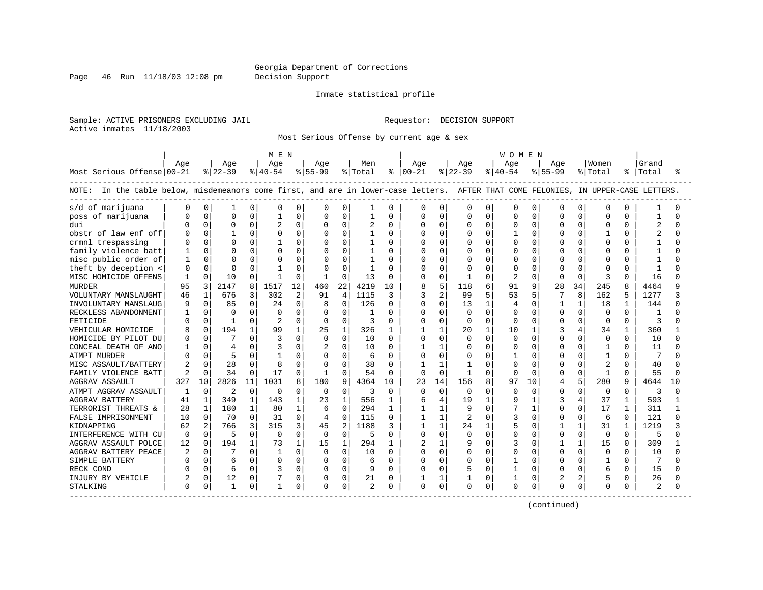Georgia Department of Corrections
Decision Support

Inmate statistical profile

Sample: ACTIVE PRISONERS EXCLUDING JAIL    Requestor: DECISION SUPPORT
Active inmates 11/18/2003

Most Serious Offense by current age & sex

NOTE: In the table below, misdemeanors come first, and are in lower-case letters. AFTER THAT COME FELONIES, IN UPPER-CASE LETTERS.

| Most Serious Offense | MEN Age 00-21 | % | Age 22-39 | % | Age 40-54 | % | Age 55-99 | % | Men Total | % | WOMEN Age 00-21 | % | Age 22-39 | % | Age 40-54 | % | Age 55-99 | % | Women Total | % | Grand Total | % |
|---|---|---|---|---|---|---|---|---|---|---|---|---|---|---|---|---|---|---|---|---|---|---|
| s/d of marijuana | 0 | 0 | 1 | 0 | 0 | 0 | 0 | 0 | 1 | 0 | 0 | 0 | 0 | 0 | 0 | 0 | 0 | 0 | 0 | 0 | 1 | 0 |
| poss of marijuana | 0 | 0 | 0 | 0 | 1 | 0 | 0 | 0 | 1 | 0 | 0 | 0 | 0 | 0 | 0 | 0 | 0 | 0 | 0 | 0 | 1 | 0 |
| dui | 0 | 0 | 0 | 0 | 2 | 0 | 0 | 0 | 2 | 0 | 0 | 0 | 0 | 0 | 0 | 0 | 0 | 0 | 0 | 0 | 2 | 0 |
| obstr of law enf off | 0 | 0 | 1 | 0 | 0 | 0 | 0 | 0 | 1 | 0 | 0 | 0 | 0 | 0 | 1 | 0 | 0 | 0 | 1 | 0 | 2 | 0 |
| crmnl trespassing | 0 | 0 | 0 | 0 | 1 | 0 | 0 | 0 | 1 | 0 | 0 | 0 | 0 | 0 | 0 | 0 | 0 | 0 | 0 | 0 | 1 | 0 |
| family violence batt | 1 | 0 | 0 | 0 | 0 | 0 | 0 | 0 | 1 | 0 | 0 | 0 | 0 | 0 | 0 | 0 | 0 | 0 | 0 | 0 | 1 | 0 |
| misc public order of | 1 | 0 | 0 | 0 | 0 | 0 | 0 | 0 | 1 | 0 | 0 | 0 | 0 | 0 | 0 | 0 | 0 | 0 | 0 | 0 | 1 | 0 |
| theft by deception < | 0 | 0 | 0 | 0 | 1 | 0 | 0 | 0 | 1 | 0 | 0 | 0 | 0 | 0 | 0 | 0 | 0 | 0 | 0 | 0 | 1 | 0 |
| MISC HOMICIDE OFFENS | 1 | 0 | 10 | 0 | 1 | 0 | 1 | 0 | 13 | 0 | 0 | 0 | 1 | 0 | 2 | 0 | 0 | 0 | 3 | 0 | 16 | 0 |
| MURDER | 95 | 3 | 2147 | 8 | 1517 | 12 | 460 | 22 | 4219 | 10 | 8 | 5 | 118 | 6 | 91 | 9 | 28 | 34 | 245 | 8 | 4464 | 9 |
| VOLUNTARY MANSLAUGHT | 46 | 1 | 676 | 3 | 302 | 2 | 91 | 4 | 1115 | 3 | 3 | 2 | 99 | 5 | 53 | 5 | 7 | 8 | 162 | 5 | 1277 | 3 |
| INVOLUNTARY MANSLAUG | 9 | 0 | 85 | 0 | 24 | 0 | 8 | 0 | 126 | 0 | 0 | 0 | 13 | 1 | 4 | 0 | 1 | 1 | 18 | 1 | 144 | 0 |
| RECKLESS ABANDONMENT | 1 | 0 | 0 | 0 | 0 | 0 | 0 | 0 | 1 | 0 | 0 | 0 | 0 | 0 | 0 | 0 | 0 | 0 | 0 | 0 | 1 | 0 |
| FETICIDE | 0 | 0 | 1 | 0 | 2 | 0 | 0 | 0 | 3 | 0 | 0 | 0 | 0 | 0 | 0 | 0 | 0 | 0 | 0 | 0 | 3 | 0 |
| VEHICULAR HOMICIDE | 8 | 0 | 194 | 1 | 99 | 1 | 25 | 1 | 326 | 1 | 1 | 1 | 20 | 1 | 10 | 1 | 3 | 4 | 34 | 1 | 360 | 1 |
| HOMICIDE BY PILOT DU | 0 | 0 | 7 | 0 | 3 | 0 | 0 | 0 | 10 | 0 | 0 | 0 | 0 | 0 | 0 | 0 | 0 | 0 | 0 | 0 | 10 | 0 |
| CONCEAL DEATH OF ANO | 1 | 0 | 4 | 0 | 3 | 0 | 2 | 0 | 10 | 0 | 1 | 1 | 0 | 0 | 0 | 0 | 0 | 0 | 1 | 0 | 11 | 0 |
| ATMPT MURDER | 0 | 0 | 5 | 0 | 1 | 0 | 0 | 0 | 6 | 0 | 0 | 0 | 0 | 0 | 1 | 0 | 0 | 0 | 1 | 0 | 7 | 0 |
| MISC ASSAULT/BATTERY | 2 | 0 | 28 | 0 | 8 | 0 | 0 | 0 | 38 | 0 | 1 | 1 | 1 | 0 | 0 | 0 | 0 | 0 | 2 | 0 | 40 | 0 |
| FAMILY VIOLENCE BATT | 2 | 0 | 34 | 0 | 17 | 0 | 1 | 0 | 54 | 0 | 0 | 0 | 1 | 0 | 0 | 0 | 0 | 0 | 1 | 0 | 55 | 0 |
| AGGRAV ASSAULT | 327 | 10 | 2826 | 11 | 1031 | 8 | 180 | 9 | 4364 | 10 | 23 | 14 | 156 | 8 | 97 | 10 | 4 | 5 | 280 | 9 | 4644 | 10 |
| ATMPT AGGRAV ASSAULT | 1 | 0 | 2 | 0 | 0 | 0 | 0 | 0 | 3 | 0 | 0 | 0 | 0 | 0 | 0 | 0 | 0 | 0 | 0 | 0 | 3 | 0 |
| AGGRAV BATTERY | 41 | 1 | 349 | 1 | 143 | 1 | 23 | 1 | 556 | 1 | 6 | 4 | 19 | 1 | 9 | 1 | 3 | 4 | 37 | 1 | 593 | 1 |
| TERRORIST THREATS & | 28 | 1 | 180 | 1 | 80 | 1 | 6 | 0 | 294 | 1 | 1 | 1 | 9 | 0 | 7 | 1 | 0 | 0 | 17 | 1 | 311 | 1 |
| FALSE IMPRISONMENT | 10 | 0 | 70 | 0 | 31 | 0 | 4 | 0 | 115 | 0 | 1 | 1 | 2 | 0 | 3 | 0 | 0 | 0 | 6 | 0 | 121 | 0 |
| KIDNAPPING | 62 | 2 | 766 | 3 | 315 | 3 | 45 | 2 | 1188 | 3 | 1 | 1 | 24 | 1 | 5 | 0 | 1 | 1 | 31 | 1 | 1219 | 3 |
| INTERFERENCE WITH CU | 0 | 0 | 5 | 0 | 0 | 0 | 0 | 0 | 5 | 0 | 0 | 0 | 0 | 0 | 0 | 0 | 0 | 0 | 0 | 0 | 5 | 0 |
| AGGRAV ASSAULT POLCE | 12 | 0 | 194 | 1 | 73 | 1 | 15 | 1 | 294 | 1 | 2 | 1 | 9 | 0 | 3 | 0 | 1 | 1 | 15 | 0 | 309 | 1 |
| AGGRAV BATTERY PEACE | 2 | 0 | 7 | 0 | 1 | 0 | 0 | 0 | 10 | 0 | 0 | 0 | 0 | 0 | 0 | 0 | 0 | 0 | 0 | 0 | 10 | 0 |
| SIMPLE BATTERY | 0 | 0 | 6 | 0 | 0 | 0 | 0 | 0 | 6 | 0 | 0 | 0 | 0 | 0 | 1 | 0 | 0 | 0 | 1 | 0 | 7 | 0 |
| RECK COND | 0 | 0 | 6 | 0 | 3 | 0 | 0 | 0 | 9 | 0 | 0 | 0 | 5 | 0 | 1 | 0 | 0 | 0 | 6 | 0 | 15 | 0 |
| INJURY BY VEHICLE | 2 | 0 | 12 | 0 | 7 | 0 | 0 | 0 | 21 | 0 | 1 | 1 | 1 | 0 | 1 | 0 | 2 | 2 | 5 | 0 | 26 | 0 |
| STALKING | 0 | 0 | 1 | 0 | 1 | 0 | 0 | 0 | 2 | 0 | 0 | 0 | 0 | 0 | 0 | 0 | 0 | 0 | 0 | 0 | 2 | 0 |

(continued)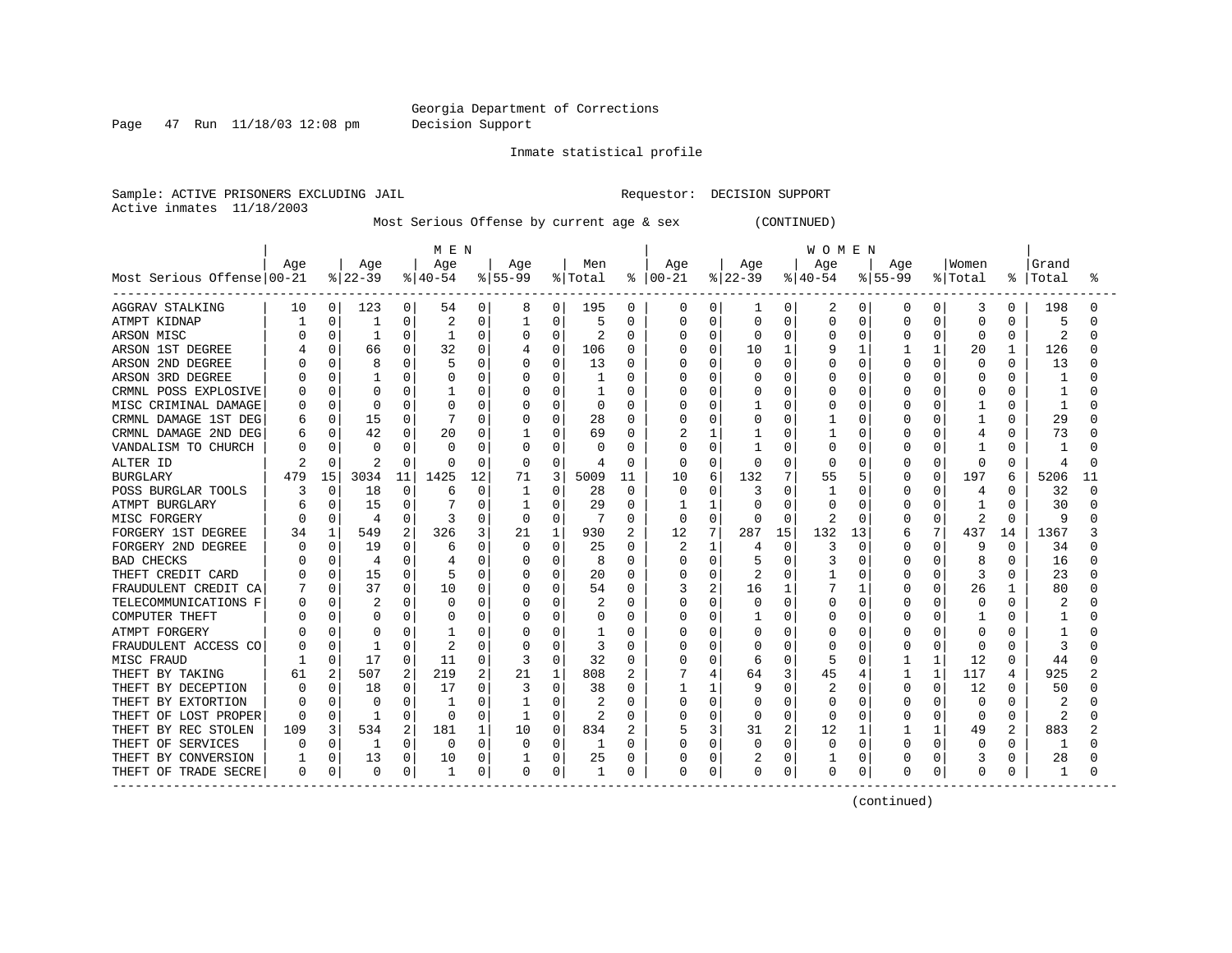Georgia Department of Corrections
Decision Support

Inmate statistical profile

Sample: ACTIVE PRISONERS EXCLUDING JAIL    Requestor: DECISION SUPPORT
Active inmates 11/18/2003

Most Serious Offense by current age & sex (CONTINUED)

| Most Serious Offense | MEN Age 00-21 | % | Age 22-39 | % | Age 40-54 | % | Age 55-99 | % | Men Total | % | WOMEN Age 00-21 | % | Age 22-39 | % | Age 40-54 | % | Age 55-99 | % | Women Total | % | Grand Total | % |
|---|---|---|---|---|---|---|---|---|---|---|---|---|---|---|---|---|---|---|---|---|---|---|
| AGGRAV STALKING | 10 | 0 | 123 | 0 | 54 | 0 | 8 | 0 | 195 | 0 | 0 | 0 | 1 | 0 | 2 | 0 | 0 | 0 | 3 | 0 | 198 | 0 |
| ATMPT KIDNAP | 1 | 0 | 1 | 0 | 2 | 0 | 1 | 0 | 5 | 0 | 0 | 0 | 0 | 0 | 0 | 0 | 0 | 0 | 0 | 0 | 5 | 0 |
| ARSON MISC | 0 | 0 | 1 | 0 | 1 | 0 | 0 | 0 | 2 | 0 | 0 | 0 | 0 | 0 | 0 | 0 | 0 | 0 | 0 | 0 | 2 | 0 |
| ARSON 1ST DEGREE | 4 | 0 | 66 | 0 | 32 | 0 | 4 | 0 | 106 | 0 | 0 | 0 | 10 | 1 | 9 | 1 | 1 | 1 | 20 | 1 | 126 | 0 |
| ARSON 2ND DEGREE | 0 | 0 | 8 | 0 | 5 | 0 | 0 | 0 | 13 | 0 | 0 | 0 | 0 | 0 | 0 | 0 | 0 | 0 | 0 | 0 | 13 | 0 |
| ARSON 3RD DEGREE | 0 | 0 | 1 | 0 | 0 | 0 | 0 | 0 | 1 | 0 | 0 | 0 | 0 | 0 | 0 | 0 | 0 | 0 | 0 | 0 | 1 | 0 |
| CRMNL POSS EXPLOSIVE | 0 | 0 | 0 | 0 | 1 | 0 | 0 | 0 | 1 | 0 | 0 | 0 | 0 | 0 | 0 | 0 | 0 | 0 | 0 | 0 | 1 | 0 |
| MISC CRIMINAL DAMAGE | 0 | 0 | 0 | 0 | 0 | 0 | 0 | 0 | 0 | 0 | 0 | 0 | 1 | 0 | 0 | 0 | 0 | 0 | 1 | 0 | 1 | 0 |
| CRMNL DAMAGE 1ST DEG | 6 | 0 | 15 | 0 | 7 | 0 | 0 | 0 | 28 | 0 | 0 | 0 | 0 | 0 | 1 | 0 | 0 | 0 | 1 | 0 | 29 | 0 |
| CRMNL DAMAGE 2ND DEG | 6 | 0 | 42 | 0 | 20 | 0 | 1 | 0 | 69 | 0 | 2 | 1 | 1 | 0 | 1 | 0 | 0 | 0 | 4 | 0 | 73 | 0 |
| VANDALISM TO CHURCH | 0 | 0 | 0 | 0 | 0 | 0 | 0 | 0 | 0 | 0 | 0 | 0 | 1 | 0 | 0 | 0 | 0 | 0 | 1 | 0 | 1 | 0 |
| ALTER ID | 2 | 0 | 2 | 0 | 0 | 0 | 0 | 0 | 4 | 0 | 0 | 0 | 0 | 0 | 0 | 0 | 0 | 0 | 0 | 0 | 4 | 0 |
| BURGLARY | 479 | 15 | 3034 | 11 | 1425 | 12 | 71 | 3 | 5009 | 11 | 10 | 6 | 132 | 7 | 55 | 5 | 0 | 0 | 197 | 6 | 5206 | 11 |
| POSS BURGLAR TOOLS | 3 | 0 | 18 | 0 | 6 | 0 | 1 | 0 | 28 | 0 | 0 | 0 | 3 | 0 | 1 | 0 | 0 | 0 | 4 | 0 | 32 | 0 |
| ATMPT BURGLARY | 6 | 0 | 15 | 0 | 7 | 0 | 1 | 0 | 29 | 0 | 1 | 1 | 0 | 0 | 0 | 0 | 0 | 0 | 1 | 0 | 30 | 0 |
| MISC FORGERY | 0 | 0 | 4 | 0 | 3 | 0 | 0 | 0 | 7 | 0 | 0 | 0 | 0 | 0 | 2 | 0 | 0 | 0 | 2 | 0 | 9 | 0 |
| FORGERY 1ST DEGREE | 34 | 1 | 549 | 2 | 326 | 3 | 21 | 1 | 930 | 2 | 12 | 7 | 287 | 15 | 132 | 13 | 6 | 7 | 437 | 14 | 1367 | 3 |
| FORGERY 2ND DEGREE | 0 | 0 | 19 | 0 | 6 | 0 | 0 | 0 | 25 | 0 | 2 | 1 | 4 | 0 | 3 | 0 | 0 | 0 | 9 | 0 | 34 | 0 |
| BAD CHECKS | 0 | 0 | 4 | 0 | 4 | 0 | 0 | 0 | 8 | 0 | 0 | 0 | 5 | 0 | 3 | 0 | 0 | 0 | 8 | 0 | 16 | 0 |
| THEFT CREDIT CARD | 0 | 0 | 15 | 0 | 5 | 0 | 0 | 0 | 20 | 0 | 0 | 0 | 2 | 0 | 1 | 0 | 0 | 0 | 3 | 0 | 23 | 0 |
| FRAUDULENT CREDIT CA | 7 | 0 | 37 | 0 | 10 | 0 | 0 | 0 | 54 | 0 | 3 | 2 | 16 | 1 | 7 | 1 | 0 | 0 | 26 | 1 | 80 | 0 |
| TELECOMMUNICATIONS F | 0 | 0 | 2 | 0 | 0 | 0 | 0 | 0 | 2 | 0 | 0 | 0 | 0 | 0 | 0 | 0 | 0 | 0 | 0 | 0 | 2 | 0 |
| COMPUTER THEFT | 0 | 0 | 0 | 0 | 0 | 0 | 0 | 0 | 0 | 0 | 0 | 0 | 1 | 0 | 0 | 0 | 0 | 0 | 1 | 0 | 1 | 0 |
| ATMPT FORGERY | 0 | 0 | 0 | 0 | 1 | 0 | 0 | 0 | 1 | 0 | 0 | 0 | 0 | 0 | 0 | 0 | 0 | 0 | 0 | 0 | 1 | 0 |
| FRAUDULENT ACCESS CO | 0 | 0 | 1 | 0 | 2 | 0 | 0 | 0 | 3 | 0 | 0 | 0 | 0 | 0 | 0 | 0 | 0 | 0 | 0 | 0 | 3 | 0 |
| MISC FRAUD | 1 | 0 | 17 | 0 | 11 | 0 | 3 | 0 | 32 | 0 | 0 | 0 | 6 | 0 | 5 | 0 | 1 | 1 | 12 | 0 | 44 | 0 |
| THEFT BY TAKING | 61 | 2 | 507 | 2 | 219 | 2 | 21 | 1 | 808 | 2 | 7 | 4 | 64 | 3 | 45 | 4 | 1 | 1 | 117 | 4 | 925 | 2 |
| THEFT BY DECEPTION | 0 | 0 | 18 | 0 | 17 | 0 | 3 | 0 | 38 | 0 | 1 | 1 | 9 | 0 | 2 | 0 | 0 | 0 | 12 | 0 | 50 | 0 |
| THEFT BY EXTORTION | 0 | 0 | 0 | 0 | 1 | 0 | 1 | 0 | 2 | 0 | 0 | 0 | 0 | 0 | 0 | 0 | 0 | 0 | 0 | 0 | 2 | 0 |
| THEFT OF LOST PROPER | 0 | 0 | 1 | 0 | 0 | 0 | 1 | 0 | 2 | 0 | 0 | 0 | 0 | 0 | 0 | 0 | 0 | 0 | 0 | 0 | 2 | 0 |
| THEFT BY REC STOLEN | 109 | 3 | 534 | 2 | 181 | 1 | 10 | 0 | 834 | 2 | 5 | 3 | 31 | 2 | 12 | 1 | 1 | 1 | 49 | 2 | 883 | 2 |
| THEFT OF SERVICES | 0 | 0 | 1 | 0 | 0 | 0 | 0 | 0 | 1 | 0 | 0 | 0 | 0 | 0 | 0 | 0 | 0 | 0 | 0 | 0 | 1 | 0 |
| THEFT BY CONVERSION | 1 | 0 | 13 | 0 | 10 | 0 | 1 | 0 | 25 | 0 | 0 | 0 | 2 | 0 | 1 | 0 | 0 | 0 | 3 | 0 | 28 | 0 |
| THEFT OF TRADE SECRE | 0 | 0 | 0 | 0 | 1 | 0 | 0 | 0 | 1 | 0 | 0 | 0 | 0 | 0 | 0 | 0 | 0 | 0 | 0 | 0 | 1 | 0 |

(continued)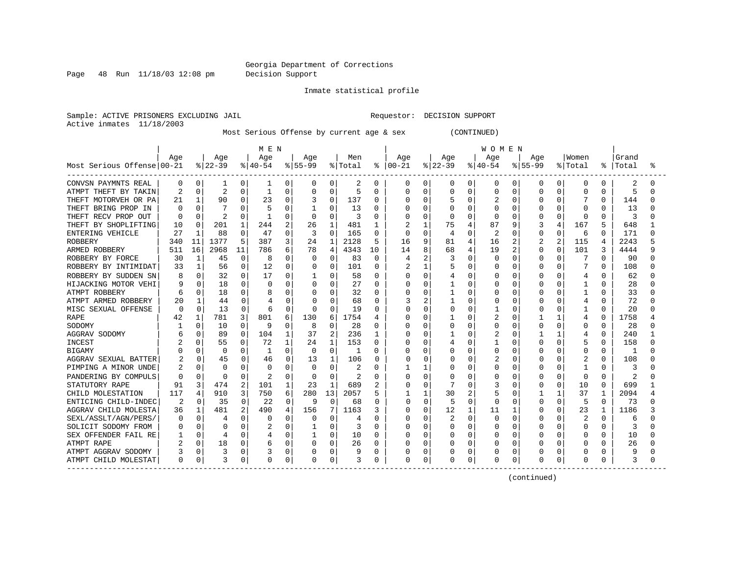Georgia Department of Corrections
Decision Support

Inmate statistical profile

Sample: ACTIVE PRISONERS EXCLUDING JAIL                    Requestor: DECISION SUPPORT
Active inmates 11/18/2003

Most Serious Offense by current age & sex (CONTINUED)

| Most Serious Offense | MEN Age 00-21 | % | Age 22-39 | % | Age 40-54 | % | Age 55-99 | % | Men Total | % | WOMEN Age 00-21 | % | Age 22-39 | % | Age 40-54 | % | Age 55-99 | % | Women Total | % | Grand Total | % |
|---|---|---|---|---|---|---|---|---|---|---|---|---|---|---|---|---|---|---|---|---|---|---|
| CONVSN PAYMNTS REAL | 0 | 0 | 1 | 0 | 1 | 0 | 0 | 0 | 2 | 0 | 0 | 0 | 0 | 0 | 0 | 0 | 0 | 0 | 0 | 0 | 2 | 0 |
| ATMPT THEFT BY TAKIN | 2 | 0 | 2 | 0 | 1 | 0 | 0 | 0 | 5 | 0 | 0 | 0 | 0 | 0 | 0 | 0 | 0 | 0 | 0 | 0 | 5 | 0 |
| THEFT MOTORVEH OR PA | 21 | 1 | 90 | 0 | 23 | 0 | 3 | 0 | 137 | 0 | 0 | 0 | 5 | 0 | 2 | 0 | 0 | 0 | 7 | 0 | 144 | 0 |
| THEFT BRING PROP IN | 0 | 0 | 7 | 0 | 5 | 0 | 1 | 0 | 13 | 0 | 0 | 0 | 0 | 0 | 0 | 0 | 0 | 0 | 0 | 0 | 13 | 0 |
| THEFT RECV PROP OUT | 0 | 0 | 2 | 0 | 1 | 0 | 0 | 0 | 3 | 0 | 0 | 0 | 0 | 0 | 0 | 0 | 0 | 0 | 0 | 0 | 3 | 0 |
| THEFT BY SHOPLIFTING | 10 | 0 | 201 | 1 | 244 | 2 | 26 | 1 | 481 | 1 | 2 | 1 | 75 | 4 | 87 | 9 | 3 | 4 | 167 | 5 | 648 | 1 |
| ENTERING VEHICLE | 27 | 1 | 88 | 0 | 47 | 0 | 3 | 0 | 165 | 0 | 0 | 0 | 4 | 0 | 2 | 0 | 0 | 0 | 6 | 0 | 171 | 0 |
| ROBBERY | 340 | 11 | 1377 | 5 | 387 | 3 | 24 | 1 | 2128 | 5 | 16 | 9 | 81 | 4 | 16 | 2 | 2 | 2 | 115 | 4 | 2243 | 5 |
| ARMED ROBBERY | 511 | 16 | 2968 | 11 | 786 | 6 | 78 | 4 | 4343 | 10 | 14 | 8 | 68 | 4 | 19 | 2 | 0 | 0 | 101 | 3 | 4444 | 9 |
| ROBBERY BY FORCE | 30 | 1 | 45 | 0 | 8 | 0 | 0 | 0 | 83 | 0 | 4 | 2 | 3 | 0 | 0 | 0 | 0 | 0 | 7 | 0 | 90 | 0 |
| ROBBERY BY INTIMIDAT | 33 | 1 | 56 | 0 | 12 | 0 | 0 | 0 | 101 | 0 | 2 | 1 | 5 | 0 | 0 | 0 | 0 | 0 | 7 | 0 | 108 | 0 |
| ROBBERY BY SUDDEN SN | 8 | 0 | 32 | 0 | 17 | 0 | 1 | 0 | 58 | 0 | 0 | 0 | 4 | 0 | 0 | 0 | 0 | 0 | 4 | 0 | 62 | 0 |
| HIJACKING MOTOR VEHI | 9 | 0 | 18 | 0 | 0 | 0 | 0 | 0 | 27 | 0 | 0 | 0 | 1 | 0 | 0 | 0 | 0 | 0 | 1 | 0 | 28 | 0 |
| ATMPT ROBBERY | 6 | 0 | 18 | 0 | 8 | 0 | 0 | 0 | 32 | 0 | 0 | 0 | 1 | 0 | 0 | 0 | 0 | 0 | 1 | 0 | 33 | 0 |
| ATMPT ARMED ROBBERY | 20 | 1 | 44 | 0 | 4 | 0 | 0 | 0 | 68 | 0 | 3 | 2 | 1 | 0 | 0 | 0 | 0 | 0 | 4 | 0 | 72 | 0 |
| MISC SEXUAL OFFENSE | 0 | 0 | 13 | 0 | 6 | 0 | 0 | 0 | 19 | 0 | 0 | 0 | 0 | 0 | 1 | 0 | 0 | 0 | 1 | 0 | 20 | 0 |
| RAPE | 42 | 1 | 781 | 3 | 801 | 6 | 130 | 6 | 1754 | 4 | 0 | 0 | 1 | 0 | 2 | 0 | 1 | 1 | 4 | 0 | 1758 | 4 |
| SODOMY | 1 | 0 | 10 | 0 | 9 | 0 | 8 | 0 | 28 | 0 | 0 | 0 | 0 | 0 | 0 | 0 | 0 | 0 | 0 | 0 | 28 | 0 |
| AGGRAV SODOMY | 6 | 0 | 89 | 0 | 104 | 1 | 37 | 2 | 236 | 1 | 0 | 0 | 1 | 0 | 2 | 0 | 1 | 1 | 4 | 0 | 240 | 1 |
| INCEST | 2 | 0 | 55 | 0 | 72 | 1 | 24 | 1 | 153 | 0 | 0 | 0 | 4 | 0 | 1 | 0 | 0 | 0 | 5 | 0 | 158 | 0 |
| BIGAMY | 0 | 0 | 0 | 0 | 1 | 0 | 0 | 0 | 1 | 0 | 0 | 0 | 0 | 0 | 0 | 0 | 0 | 0 | 0 | 0 | 1 | 0 |
| AGGRAV SEXUAL BATTER | 2 | 0 | 45 | 0 | 46 | 0 | 13 | 1 | 106 | 0 | 0 | 0 | 0 | 0 | 2 | 0 | 0 | 0 | 2 | 0 | 108 | 0 |
| PIMPING A MINOR UNDE | 2 | 0 | 0 | 0 | 0 | 0 | 0 | 0 | 2 | 0 | 1 | 1 | 0 | 0 | 0 | 0 | 0 | 0 | 1 | 0 | 3 | 0 |
| PANDERING BY COMPULS | 0 | 0 | 0 | 0 | 2 | 0 | 0 | 0 | 2 | 0 | 0 | 0 | 0 | 0 | 0 | 0 | 0 | 0 | 0 | 0 | 2 | 0 |
| STATUTORY RAPE | 91 | 3 | 474 | 2 | 101 | 1 | 23 | 1 | 689 | 2 | 0 | 0 | 7 | 0 | 3 | 0 | 0 | 0 | 10 | 0 | 699 | 1 |
| CHILD MOLESTATION | 117 | 4 | 910 | 3 | 750 | 6 | 280 | 13 | 2057 | 5 | 1 | 1 | 30 | 2 | 5 | 0 | 1 | 1 | 37 | 1 | 2094 | 4 |
| ENTICING CHILD-INDEC | 2 | 0 | 35 | 0 | 22 | 0 | 9 | 0 | 68 | 0 | 0 | 0 | 5 | 0 | 0 | 0 | 0 | 0 | 5 | 0 | 73 | 0 |
| AGGRAV CHILD MOLESTA | 36 | 1 | 481 | 2 | 490 | 4 | 156 | 7 | 1163 | 3 | 0 | 0 | 12 | 1 | 11 | 1 | 0 | 0 | 23 | 1 | 1186 | 3 |
| SEXL/ASSLT/AGN/PERS/ | 0 | 0 | 4 | 0 | 0 | 0 | 0 | 0 | 4 | 0 | 0 | 0 | 2 | 0 | 0 | 0 | 0 | 0 | 2 | 0 | 6 | 0 |
| SOLICIT SODOMY FROM | 0 | 0 | 0 | 0 | 2 | 0 | 1 | 0 | 3 | 0 | 0 | 0 | 0 | 0 | 0 | 0 | 0 | 0 | 0 | 0 | 3 | 0 |
| SEX OFFENDER FAIL RE | 1 | 0 | 4 | 0 | 4 | 0 | 1 | 0 | 10 | 0 | 0 | 0 | 0 | 0 | 0 | 0 | 0 | 0 | 0 | 0 | 10 | 0 |
| ATMPT RAPE | 2 | 0 | 18 | 0 | 6 | 0 | 0 | 0 | 26 | 0 | 0 | 0 | 0 | 0 | 0 | 0 | 0 | 0 | 0 | 0 | 26 | 0 |
| ATMPT AGGRAV SODOMY | 3 | 0 | 3 | 0 | 3 | 0 | 0 | 0 | 9 | 0 | 0 | 0 | 0 | 0 | 0 | 0 | 0 | 0 | 0 | 0 | 9 | 0 |
| ATMPT CHILD MOLESTAT | 0 | 0 | 3 | 0 | 0 | 0 | 0 | 0 | 3 | 0 | 0 | 0 | 0 | 0 | 0 | 0 | 0 | 0 | 0 | 0 | 3 | 0 |

(continued)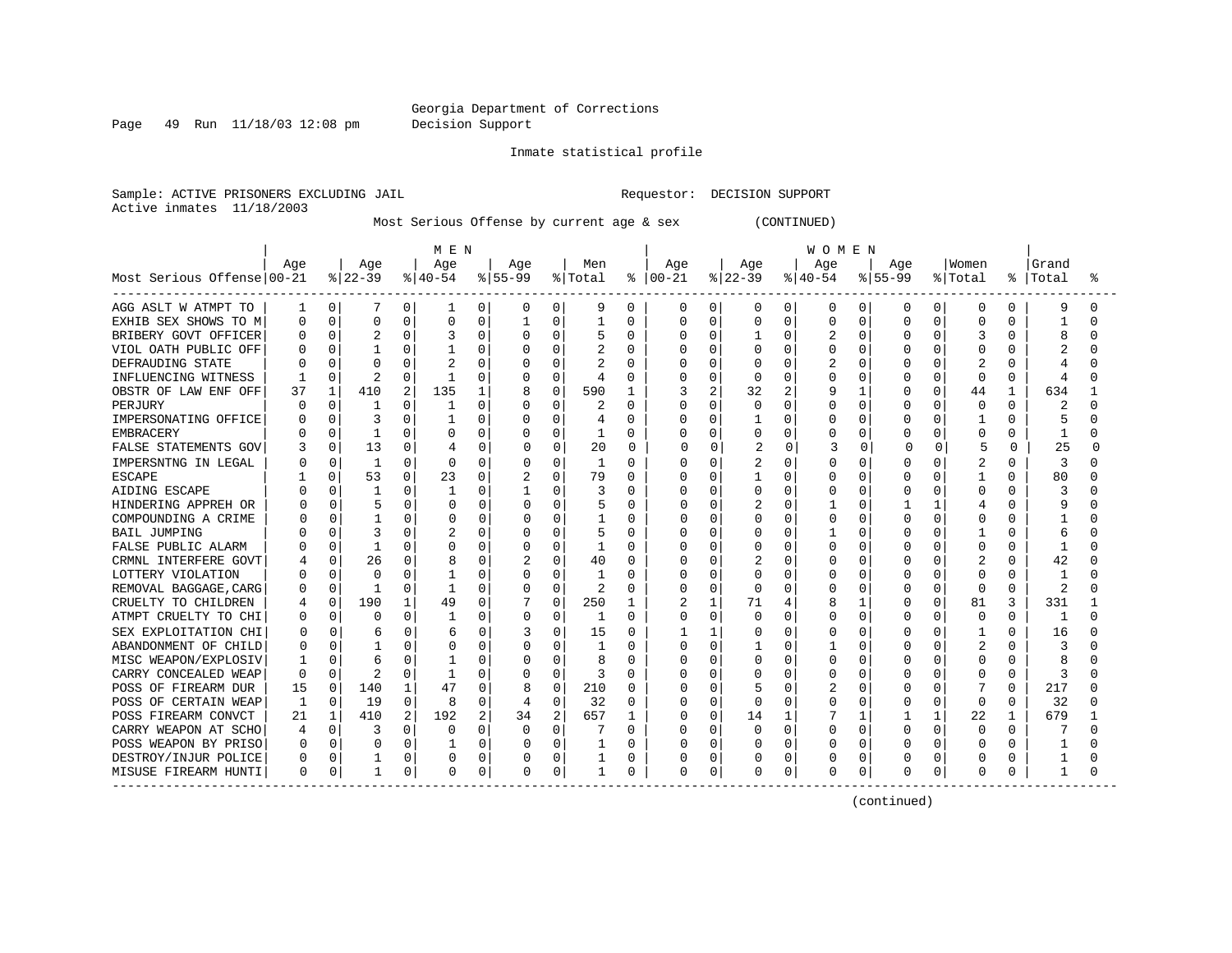Georgia Department of Corrections
Decision Support

Inmate statistical profile

Sample: ACTIVE PRISONERS EXCLUDING JAIL  Requestor: DECISION SUPPORT
Active inmates 11/18/2003

Most Serious Offense by current age & sex (CONTINUED)

| Most Serious Offense | MEN Age 00-21 | % | Age 22-39 | % | Age 40-54 | % | Age 55-99 | % | Men Total | % | WOMEN Age 00-21 | % | Age 22-39 | % | Age 40-54 | % | Age 55-99 | % | Women Total | % | Grand Total | % |
|---|---|---|---|---|---|---|---|---|---|---|---|---|---|---|---|---|---|---|---|---|---|---|
| AGG ASLT W ATMPT TO | 1 | 0 | 7 | 0 | 1 | 0 | 0 | 0 | 9 | 0 | 0 | 0 | 0 | 0 | 0 | 0 | 0 | 0 | 0 | 0 | 9 | 0 |
| EXHIB SEX SHOWS TO M | 0 | 0 | 0 | 0 | 0 | 0 | 1 | 0 | 1 | 0 | 0 | 0 | 0 | 0 | 0 | 0 | 0 | 0 | 0 | 0 | 1 | 0 |
| BRIBERY GOVT OFFICER | 0 | 0 | 2 | 0 | 3 | 0 | 0 | 0 | 5 | 0 | 0 | 0 | 1 | 0 | 2 | 0 | 0 | 0 | 3 | 0 | 8 | 0 |
| VIOL OATH PUBLIC OFF | 0 | 0 | 1 | 0 | 1 | 0 | 0 | 0 | 2 | 0 | 0 | 0 | 0 | 0 | 0 | 0 | 0 | 0 | 0 | 0 | 2 | 0 |
| DEFRAUDING STATE | 0 | 0 | 0 | 0 | 2 | 0 | 0 | 0 | 2 | 0 | 0 | 0 | 0 | 0 | 2 | 0 | 0 | 0 | 2 | 0 | 4 | 0 |
| INFLUENCING WITNESS | 1 | 0 | 2 | 0 | 1 | 0 | 0 | 0 | 4 | 0 | 0 | 0 | 0 | 0 | 0 | 0 | 0 | 0 | 0 | 0 | 4 | 0 |
| OBSTR OF LAW ENF OFF | 37 | 1 | 410 | 2 | 135 | 1 | 8 | 0 | 590 | 1 | 3 | 2 | 32 | 2 | 9 | 1 | 0 | 0 | 44 | 1 | 634 | 1 |
| PERJURY | 0 | 0 | 1 | 0 | 1 | 0 | 0 | 0 | 2 | 0 | 0 | 0 | 0 | 0 | 0 | 0 | 0 | 0 | 0 | 0 | 2 | 0 |
| IMPERSONATING OFFICE | 0 | 0 | 3 | 0 | 1 | 0 | 0 | 0 | 4 | 0 | 0 | 0 | 1 | 0 | 0 | 0 | 0 | 0 | 1 | 0 | 5 | 0 |
| EMBRACERY | 0 | 0 | 1 | 0 | 0 | 0 | 0 | 0 | 1 | 0 | 0 | 0 | 0 | 0 | 0 | 0 | 0 | 0 | 0 | 0 | 1 | 0 |
| FALSE STATEMENTS GOV | 3 | 0 | 13 | 0 | 4 | 0 | 0 | 0 | 20 | 0 | 0 | 0 | 2 | 0 | 3 | 0 | 0 | 0 | 5 | 0 | 25 | 0 |
| IMPERSNTNG IN LEGAL | 0 | 0 | 1 | 0 | 0 | 0 | 0 | 0 | 1 | 0 | 0 | 0 | 2 | 0 | 0 | 0 | 0 | 0 | 2 | 0 | 3 | 0 |
| ESCAPE | 1 | 0 | 53 | 0 | 23 | 0 | 2 | 0 | 79 | 0 | 0 | 0 | 1 | 0 | 0 | 0 | 0 | 0 | 1 | 0 | 80 | 0 |
| AIDING ESCAPE | 0 | 0 | 1 | 0 | 1 | 0 | 1 | 0 | 3 | 0 | 0 | 0 | 0 | 0 | 0 | 0 | 0 | 0 | 0 | 0 | 3 | 0 |
| HINDERING APPREH OR | 0 | 0 | 5 | 0 | 0 | 0 | 0 | 0 | 5 | 0 | 0 | 0 | 2 | 0 | 1 | 0 | 1 | 1 | 4 | 0 | 9 | 0 |
| COMPOUNDING A CRIME | 0 | 0 | 1 | 0 | 0 | 0 | 0 | 0 | 1 | 0 | 0 | 0 | 0 | 0 | 0 | 0 | 0 | 0 | 0 | 0 | 1 | 0 |
| BAIL JUMPING | 0 | 0 | 3 | 0 | 2 | 0 | 0 | 0 | 5 | 0 | 0 | 0 | 0 | 0 | 1 | 0 | 0 | 0 | 1 | 0 | 6 | 0 |
| FALSE PUBLIC ALARM | 0 | 0 | 1 | 0 | 0 | 0 | 0 | 0 | 1 | 0 | 0 | 0 | 0 | 0 | 0 | 0 | 0 | 0 | 0 | 0 | 1 | 0 |
| CRMNL INTERFERE GOVT | 4 | 0 | 26 | 0 | 8 | 0 | 2 | 0 | 40 | 0 | 0 | 0 | 2 | 0 | 0 | 0 | 0 | 0 | 2 | 0 | 42 | 0 |
| LOTTERY VIOLATION | 0 | 0 | 0 | 0 | 1 | 0 | 0 | 0 | 1 | 0 | 0 | 0 | 0 | 0 | 0 | 0 | 0 | 0 | 0 | 0 | 1 | 0 |
| REMOVAL BAGGAGE,CARG | 0 | 0 | 1 | 0 | 1 | 0 | 0 | 0 | 2 | 0 | 0 | 0 | 0 | 0 | 0 | 0 | 0 | 0 | 0 | 0 | 2 | 0 |
| CRUELTY TO CHILDREN | 4 | 0 | 190 | 1 | 49 | 0 | 7 | 0 | 250 | 1 | 2 | 1 | 71 | 4 | 8 | 1 | 0 | 0 | 81 | 3 | 331 | 1 |
| ATMPT CRUELTY TO CHI | 0 | 0 | 0 | 0 | 1 | 0 | 0 | 0 | 1 | 0 | 0 | 0 | 0 | 0 | 0 | 0 | 0 | 0 | 0 | 0 | 1 | 0 |
| SEX EXPLOITATION CHI | 0 | 0 | 6 | 0 | 6 | 0 | 3 | 0 | 15 | 0 | 1 | 1 | 0 | 0 | 0 | 0 | 0 | 0 | 1 | 0 | 16 | 0 |
| ABANDONMENT OF CHILD | 0 | 0 | 1 | 0 | 0 | 0 | 0 | 0 | 1 | 0 | 0 | 0 | 1 | 0 | 1 | 0 | 0 | 0 | 2 | 0 | 3 | 0 |
| MISC WEAPON/EXPLOSIV | 1 | 0 | 6 | 0 | 1 | 0 | 0 | 0 | 8 | 0 | 0 | 0 | 0 | 0 | 0 | 0 | 0 | 0 | 0 | 0 | 8 | 0 |
| CARRY CONCEALED WEAP | 0 | 0 | 2 | 0 | 1 | 0 | 0 | 0 | 3 | 0 | 0 | 0 | 0 | 0 | 0 | 0 | 0 | 0 | 0 | 0 | 3 | 0 |
| POSS OF FIREARM DUR | 15 | 0 | 140 | 1 | 47 | 0 | 8 | 0 | 210 | 0 | 0 | 0 | 5 | 0 | 2 | 0 | 0 | 0 | 7 | 0 | 217 | 0 |
| POSS OF CERTAIN WEAP | 1 | 0 | 19 | 0 | 8 | 0 | 4 | 0 | 32 | 0 | 0 | 0 | 0 | 0 | 0 | 0 | 0 | 0 | 0 | 0 | 32 | 0 |
| POSS FIREARM CONVCT | 21 | 1 | 410 | 2 | 192 | 2 | 34 | 2 | 657 | 1 | 0 | 0 | 14 | 1 | 7 | 1 | 1 | 1 | 22 | 1 | 679 | 1 |
| CARRY WEAPON AT SCHO | 4 | 0 | 3 | 0 | 0 | 0 | 0 | 0 | 7 | 0 | 0 | 0 | 0 | 0 | 0 | 0 | 0 | 0 | 0 | 0 | 7 | 0 |
| POSS WEAPON BY PRISO | 0 | 0 | 0 | 0 | 1 | 0 | 0 | 0 | 1 | 0 | 0 | 0 | 0 | 0 | 0 | 0 | 0 | 0 | 0 | 0 | 1 | 0 |
| DESTROY/INJUR POLICE | 0 | 0 | 1 | 0 | 0 | 0 | 0 | 0 | 1 | 0 | 0 | 0 | 0 | 0 | 0 | 0 | 0 | 0 | 0 | 0 | 1 | 0 |
| MISUSE FIREARM HUNTI | 0 | 0 | 1 | 0 | 0 | 0 | 0 | 0 | 1 | 0 | 0 | 0 | 0 | 0 | 0 | 0 | 0 | 0 | 0 | 0 | 1 | 0 |

(continued)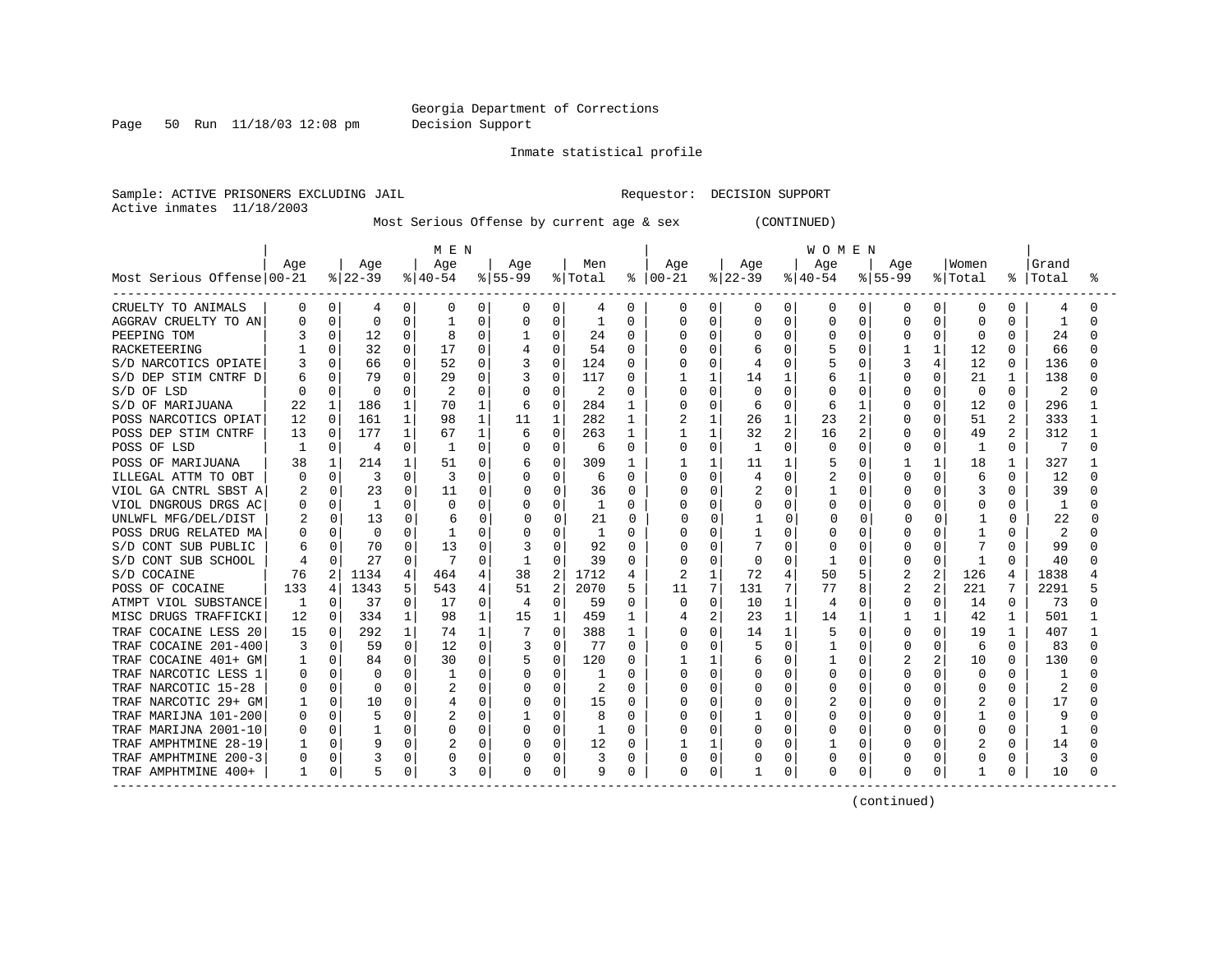Georgia Department of Corrections
Decision Support

Inmate statistical profile

Sample: ACTIVE PRISONERS EXCLUDING JAIL
Active inmates 11/18/2003

Requestor: DECISION SUPPORT

Most Serious Offense by current age & sex (CONTINUED)

| Most Serious Offense | MEN Age 00-21 | % | Age 22-39 | % | Age 40-54 | % | Age 55-99 | % | Men Total | % | WOMEN Age 00-21 | % | Age 22-39 | % | Age 40-54 | % | Age 55-99 | % | Women Total | % | Grand Total | % |
|---|---|---|---|---|---|---|---|---|---|---|---|---|---|---|---|---|---|---|---|---|---|---|
| CRUELTY TO ANIMALS | 0 | 0 | 4 | 0 | 0 | 0 | 0 | 0 | 4 | 0 | 0 | 0 | 0 | 0 | 0 | 0 | 0 | 0 | 0 | 0 | 4 | 0 |
| AGGRAV CRUELTY TO AN | 0 | 0 | 0 | 0 | 1 | 0 | 0 | 0 | 1 | 0 | 0 | 0 | 0 | 0 | 0 | 0 | 0 | 0 | 0 | 0 | 1 | 0 |
| PEEPING TOM | 3 | 0 | 12 | 0 | 8 | 0 | 1 | 0 | 24 | 0 | 0 | 0 | 0 | 0 | 0 | 0 | 0 | 0 | 0 | 0 | 24 | 0 |
| RACKETEERING | 1 | 0 | 32 | 0 | 17 | 0 | 4 | 0 | 54 | 0 | 0 | 0 | 6 | 0 | 5 | 0 | 1 | 1 | 12 | 0 | 66 | 0 |
| S/D NARCOTICS OPIATE | 3 | 0 | 66 | 0 | 52 | 0 | 3 | 0 | 124 | 0 | 0 | 0 | 4 | 0 | 5 | 0 | 3 | 4 | 12 | 0 | 136 | 0 |
| S/D DEP STIM CNTRF D | 6 | 0 | 79 | 0 | 29 | 0 | 3 | 0 | 117 | 0 | 1 | 1 | 14 | 1 | 6 | 1 | 0 | 0 | 21 | 1 | 138 | 0 |
| S/D OF LSD | 0 | 0 | 0 | 0 | 2 | 0 | 0 | 0 | 2 | 0 | 0 | 0 | 0 | 0 | 0 | 0 | 0 | 0 | 0 | 0 | 2 | 0 |
| S/D OF MARIJUANA | 22 | 1 | 186 | 1 | 70 | 1 | 6 | 0 | 284 | 1 | 0 | 0 | 6 | 0 | 6 | 1 | 0 | 0 | 12 | 0 | 296 | 1 |
| POSS NARCOTICS OPIAT | 12 | 0 | 161 | 1 | 98 | 1 | 11 | 1 | 282 | 1 | 2 | 1 | 26 | 1 | 23 | 2 | 0 | 0 | 51 | 2 | 333 | 1 |
| POSS DEP STIM CNTRF | 13 | 0 | 177 | 1 | 67 | 1 | 6 | 0 | 263 | 1 | 1 | 1 | 32 | 2 | 16 | 2 | 0 | 0 | 49 | 2 | 312 | 1 |
| POSS OF LSD | 1 | 0 | 4 | 0 | 1 | 0 | 0 | 0 | 6 | 0 | 0 | 0 | 1 | 0 | 0 | 0 | 0 | 0 | 1 | 0 | 7 | 0 |
| POSS OF MARIJUANA | 38 | 1 | 214 | 1 | 51 | 0 | 6 | 0 | 309 | 1 | 1 | 1 | 11 | 1 | 5 | 0 | 1 | 1 | 18 | 1 | 327 | 1 |
| ILLEGAL ATTM TO OBT | 0 | 0 | 3 | 0 | 3 | 0 | 0 | 0 | 6 | 0 | 0 | 0 | 4 | 0 | 2 | 0 | 0 | 0 | 6 | 0 | 12 | 0 |
| VIOL GA CNTRL SBST A | 2 | 0 | 23 | 0 | 11 | 0 | 0 | 0 | 36 | 0 | 0 | 0 | 2 | 0 | 1 | 0 | 0 | 0 | 3 | 0 | 39 | 0 |
| VIOL DNGROUS DRGS AC | 0 | 0 | 1 | 0 | 0 | 0 | 0 | 0 | 1 | 0 | 0 | 0 | 0 | 0 | 0 | 0 | 0 | 0 | 0 | 0 | 1 | 0 |
| UNLWFL MFG/DEL/DIST | 2 | 0 | 13 | 0 | 6 | 0 | 0 | 0 | 21 | 0 | 0 | 0 | 1 | 0 | 0 | 0 | 0 | 0 | 1 | 0 | 22 | 0 |
| POSS DRUG RELATED MA | 0 | 0 | 0 | 0 | 1 | 0 | 0 | 0 | 1 | 0 | 0 | 0 | 1 | 0 | 0 | 0 | 0 | 0 | 1 | 0 | 2 | 0 |
| S/D CONT SUB PUBLIC | 6 | 0 | 70 | 0 | 13 | 0 | 3 | 0 | 92 | 0 | 0 | 0 | 7 | 0 | 0 | 0 | 0 | 0 | 7 | 0 | 99 | 0 |
| S/D CONT SUB SCHOOL | 4 | 0 | 27 | 0 | 7 | 0 | 1 | 0 | 39 | 0 | 0 | 0 | 0 | 0 | 1 | 0 | 0 | 0 | 1 | 0 | 40 | 0 |
| S/D COCAINE | 76 | 2 | 1134 | 4 | 464 | 4 | 38 | 2 | 1712 | 4 | 2 | 1 | 72 | 4 | 50 | 5 | 2 | 2 | 126 | 4 | 1838 | 4 |
| POSS OF COCAINE | 133 | 4 | 1343 | 5 | 543 | 4 | 51 | 2 | 2070 | 5 | 11 | 7 | 131 | 7 | 77 | 8 | 2 | 2 | 221 | 7 | 2291 | 5 |
| ATMPT VIOL SUBSTANCE | 1 | 0 | 37 | 0 | 17 | 0 | 4 | 0 | 59 | 0 | 0 | 0 | 10 | 1 | 4 | 0 | 0 | 0 | 14 | 0 | 73 | 0 |
| MISC DRUGS TRAFFICKI | 12 | 0 | 334 | 1 | 98 | 1 | 15 | 1 | 459 | 1 | 4 | 2 | 23 | 1 | 14 | 1 | 1 | 1 | 42 | 1 | 501 | 1 |
| TRAF COCAINE LESS 20 | 15 | 0 | 292 | 1 | 74 | 1 | 7 | 0 | 388 | 1 | 0 | 0 | 14 | 1 | 5 | 0 | 0 | 0 | 19 | 1 | 407 | 1 |
| TRAF COCAINE 201-400 | 3 | 0 | 59 | 0 | 12 | 0 | 3 | 0 | 77 | 0 | 0 | 0 | 5 | 0 | 1 | 0 | 0 | 0 | 6 | 0 | 83 | 0 |
| TRAF COCAINE 401+ GM | 1 | 0 | 84 | 0 | 30 | 0 | 5 | 0 | 120 | 0 | 1 | 1 | 6 | 0 | 1 | 0 | 2 | 2 | 10 | 0 | 130 | 0 |
| TRAF NARCOTIC LESS 1 | 0 | 0 | 0 | 0 | 1 | 0 | 0 | 0 | 1 | 0 | 0 | 0 | 0 | 0 | 0 | 0 | 0 | 0 | 0 | 0 | 1 | 0 |
| TRAF NARCOTIC 15-28 | 0 | 0 | 0 | 0 | 2 | 0 | 0 | 0 | 2 | 0 | 0 | 0 | 0 | 0 | 0 | 0 | 0 | 0 | 0 | 0 | 2 | 0 |
| TRAF NARCOTIC 29+ GM | 1 | 0 | 10 | 0 | 4 | 0 | 0 | 0 | 15 | 0 | 0 | 0 | 0 | 0 | 2 | 0 | 0 | 0 | 2 | 0 | 17 | 0 |
| TRAF MARIJNA 101-200 | 0 | 0 | 5 | 0 | 2 | 0 | 1 | 0 | 8 | 0 | 0 | 0 | 1 | 0 | 0 | 0 | 0 | 0 | 1 | 0 | 9 | 0 |
| TRAF MARIJNA 2001-10 | 0 | 0 | 1 | 0 | 0 | 0 | 0 | 0 | 1 | 0 | 0 | 0 | 0 | 0 | 0 | 0 | 0 | 0 | 0 | 0 | 1 | 0 |
| TRAF AMPHTMINE 28-19 | 1 | 0 | 9 | 0 | 2 | 0 | 0 | 0 | 12 | 0 | 1 | 1 | 0 | 0 | 1 | 0 | 0 | 0 | 2 | 0 | 14 | 0 |
| TRAF AMPHTMINE 200-3 | 0 | 0 | 3 | 0 | 0 | 0 | 0 | 0 | 3 | 0 | 0 | 0 | 0 | 0 | 0 | 0 | 0 | 0 | 0 | 0 | 3 | 0 |
| TRAF AMPHTMINE 400+ | 1 | 0 | 5 | 0 | 3 | 0 | 0 | 0 | 9 | 0 | 0 | 0 | 1 | 0 | 0 | 0 | 0 | 0 | 1 | 0 | 10 | 0 |

(continued)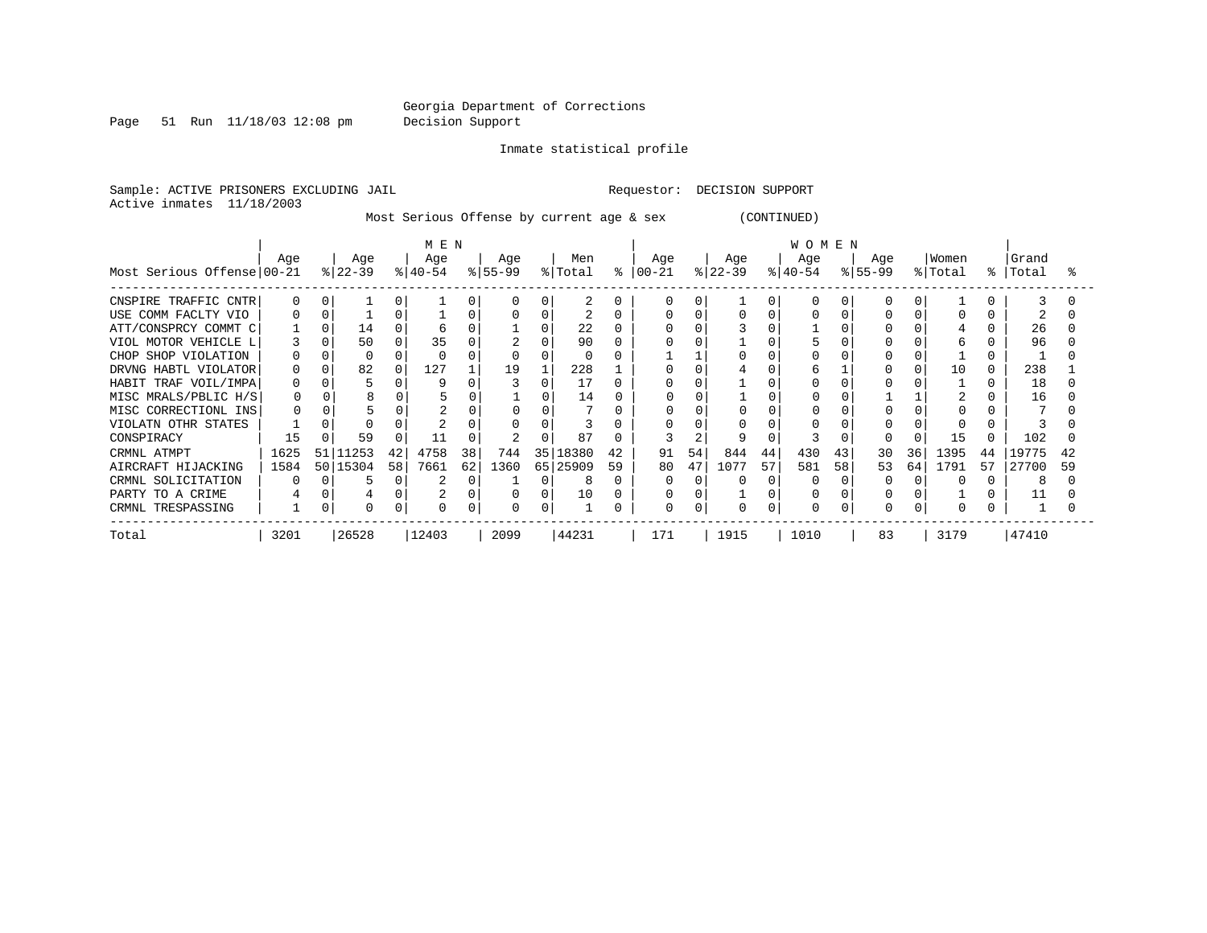Georgia Department of Corrections
Decision Support

Inmate statistical profile

Sample: ACTIVE PRISONERS EXCLUDING JAIL                Requestor: DECISION SUPPORT
Active inmates 11/18/2003

Most Serious Offense by current age & sex (CONTINUED)

| | MEN | | | | | | | | | | | | WOMEN | | | | | | | | | | | | | |
|---|---|---|---|---|---|---|---|---|---|---|---|---|---|---|---|---|---|---|---|---|---|---|---|---|---|---|
| Most Serious Offense | Age 00-21 | % | Age 22-39 | % | Age 40-54 | % | Age 55-99 | % | Men Total | % | Age 00-21 | % | Age 22-39 | % | Age 40-54 | % | Age 55-99 | % | Women Total | % | Grand Total | % |
| CNSPIRE TRAFFIC CNTR | 0 | 0 | 1 | 0 | 1 | 0 | 0 | 0 | 2 | 0 | 0 | 0 | 1 | 0 | 0 | 0 | 0 | 0 | 1 | 0 | 3 | 0 |
| USE COMM FACLTY VIO | 0 | 0 | 1 | 0 | 1 | 0 | 0 | 0 | 2 | 0 | 0 | 0 | 0 | 0 | 0 | 0 | 0 | 0 | 0 | 0 | 2 | 0 |
| ATT/CONSPRCY COMMT C | 1 | 0 | 14 | 0 | 6 | 0 | 1 | 0 | 22 | 0 | 0 | 0 | 3 | 0 | 1 | 0 | 0 | 0 | 4 | 0 | 26 | 0 |
| VIOL MOTOR VEHICLE L | 3 | 0 | 50 | 0 | 35 | 0 | 2 | 0 | 90 | 0 | 0 | 0 | 1 | 0 | 5 | 0 | 0 | 0 | 6 | 0 | 96 | 0 |
| CHOP SHOP VIOLATION | 0 | 0 | 0 | 0 | 0 | 0 | 0 | 0 | 0 | 0 | 1 | 1 | 0 | 0 | 0 | 0 | 0 | 0 | 1 | 0 | 1 | 0 |
| DRVNG HABTL VIOLATOR | 0 | 0 | 82 | 0 | 127 | 1 | 19 | 1 | 228 | 1 | 0 | 0 | 4 | 0 | 6 | 1 | 0 | 0 | 10 | 0 | 238 | 1 |
| HABIT TRAF VOIL/IMPA | 0 | 0 | 5 | 0 | 9 | 0 | 3 | 0 | 17 | 0 | 0 | 0 | 1 | 0 | 0 | 0 | 0 | 0 | 1 | 0 | 18 | 0 |
| MISC MRALS/PBLIC H/S | 0 | 0 | 8 | 0 | 5 | 0 | 1 | 0 | 14 | 0 | 0 | 0 | 1 | 0 | 0 | 0 | 1 | 1 | 2 | 0 | 16 | 0 |
| MISC CORRECTIONL INS | 0 | 0 | 5 | 0 | 2 | 0 | 0 | 0 | 7 | 0 | 0 | 0 | 0 | 0 | 0 | 0 | 0 | 0 | 0 | 0 | 7 | 0 |
| VIOLATN OTHR STATES | 1 | 0 | 0 | 0 | 2 | 0 | 0 | 0 | 3 | 0 | 0 | 0 | 0 | 0 | 0 | 0 | 0 | 0 | 0 | 0 | 3 | 0 |
| CONSPIRACY | 15 | 0 | 59 | 0 | 11 | 0 | 2 | 0 | 87 | 0 | 3 | 2 | 9 | 0 | 3 | 0 | 0 | 0 | 15 | 0 | 102 | 0 |
| CRMNL ATMPT | 1625 | 51 | 11253 | 42 | 4758 | 38 | 744 | 35 | 18380 | 42 | 91 | 54 | 844 | 44 | 430 | 43 | 30 | 36 | 1395 | 44 | 19775 | 42 |
| AIRCRAFT HIJACKING | 1584 | 50 | 15304 | 58 | 7661 | 62 | 1360 | 65 | 25909 | 59 | 80 | 47 | 1077 | 57 | 581 | 58 | 53 | 64 | 1791 | 57 | 27700 | 59 |
| CRMNL SOLICITATION | 0 | 0 | 5 | 0 | 2 | 0 | 1 | 0 | 8 | 0 | 0 | 0 | 0 | 0 | 0 | 0 | 0 | 0 | 0 | 0 | 8 | 0 |
| PARTY TO A CRIME | 4 | 0 | 4 | 0 | 2 | 0 | 0 | 0 | 10 | 0 | 0 | 0 | 1 | 0 | 0 | 0 | 0 | 0 | 1 | 0 | 11 | 0 |
| CRMNL TRESPASSING | 1 | 0 | 0 | 0 | 0 | 0 | 0 | 0 | 1 | 0 | 0 | 0 | 0 | 0 | 0 | 0 | 0 | 0 | 0 | 0 | 1 | 0 |
| Total | 3201 | | 26528 | | 12403 | | 2099 | | 44231 | | 171 | | 1915 | | 1010 | | 83 | | 3179 | | 47410 | |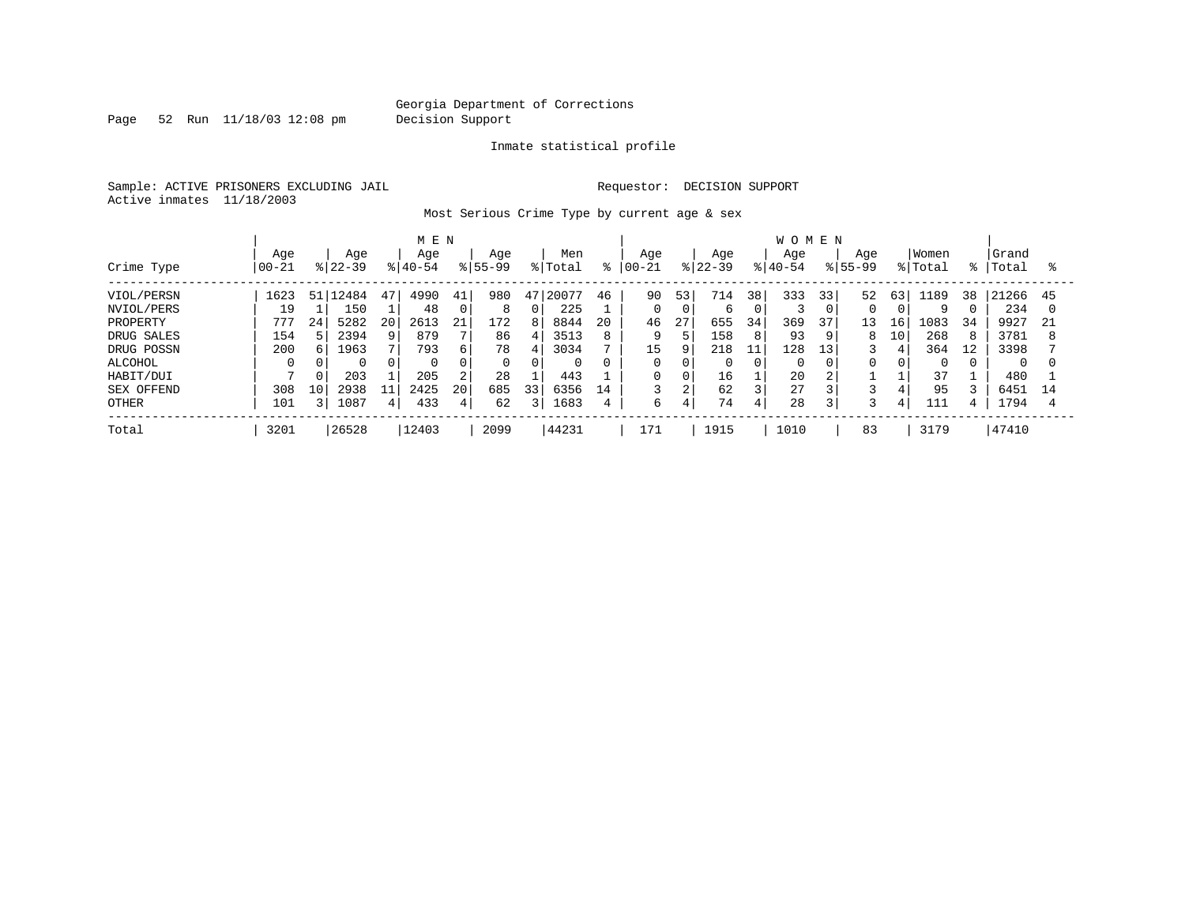Georgia Department of Corrections
Decision Support

Inmate statistical profile

Sample: ACTIVE PRISONERS EXCLUDING JAIL                Requestor: DECISION SUPPORT
Active inmates 11/18/2003

Most Serious Crime Type by current age & sex

| | MEN | | | | | | | | | | WOMEN | | | | | | | | | | | |
|---|---|---|---|---|---|---|---|---|---|---|---|---|---|---|---|---|---|---|---|---|---|---|
| Crime Type | Age 00-21 | % | Age 22-39 | % | Age 40-54 | % | Age 55-99 | % | Men Total | % | Age 00-21 | % | Age 22-39 | % | Age 40-54 | % | Age 55-99 | % | Women Total | % | Grand Total | % |
| VIOL/PERSN | 1623 | 51 | 12484 | 47 | 4990 | 41 | 980 | 47 | 20077 | 46 | 90 | 53 | 714 | 38 | 333 | 33 | 52 | 63 | 1189 | 38 | 21266 | 45 |
| NVIOL/PERS | 19 | 1 | 150 | 1 | 48 | 0 | 8 | 0 | 225 | 1 | 0 | 0 | 6 | 0 | 3 | 0 | 0 | 0 | 9 | 0 | 234 | 0 |
| PROPERTY | 777 | 24 | 5282 | 20 | 2613 | 21 | 172 | 8 | 8844 | 20 | 46 | 27 | 655 | 34 | 369 | 37 | 13 | 16 | 1083 | 34 | 9927 | 21 |
| DRUG SALES | 154 | 5 | 2394 | 9 | 879 | 7 | 86 | 4 | 3513 | 8 | 9 | 5 | 158 | 8 | 93 | 9 | 8 | 10 | 268 | 8 | 3781 | 8 |
| DRUG POSSN | 200 | 6 | 1963 | 7 | 793 | 6 | 78 | 4 | 3034 | 7 | 15 | 9 | 218 | 11 | 128 | 13 | 3 | 4 | 364 | 12 | 3398 | 7 |
| ALCOHOL | 0 | 0 | 0 | 0 | 0 | 0 | 0 | 0 | 0 | 0 | 0 | 0 | 0 | 0 | 0 | 0 | 0 | 0 | 0 | 0 | 0 | 0 |
| HABIT/DUI | 7 | 0 | 203 | 1 | 205 | 2 | 28 | 1 | 443 | 1 | 0 | 0 | 16 | 1 | 20 | 2 | 1 | 1 | 37 | 1 | 480 | 1 |
| SEX OFFEND | 308 | 10 | 2938 | 11 | 2425 | 20 | 685 | 33 | 6356 | 14 | 3 | 2 | 62 | 3 | 27 | 3 | 3 | 4 | 95 | 3 | 6451 | 14 |
| OTHER | 101 | 3 | 1087 | 4 | 433 | 4 | 62 | 3 | 1683 | 4 | 6 | 4 | 74 | 4 | 28 | 3 | 3 | 4 | 111 | 4 | 1794 | 4 |
| Total | 3201 | | 26528 | | 12403 | | 2099 | | 44231 | | 171 | | 1915 | | 1010 | | 83 | | 3179 | | 47410 | |